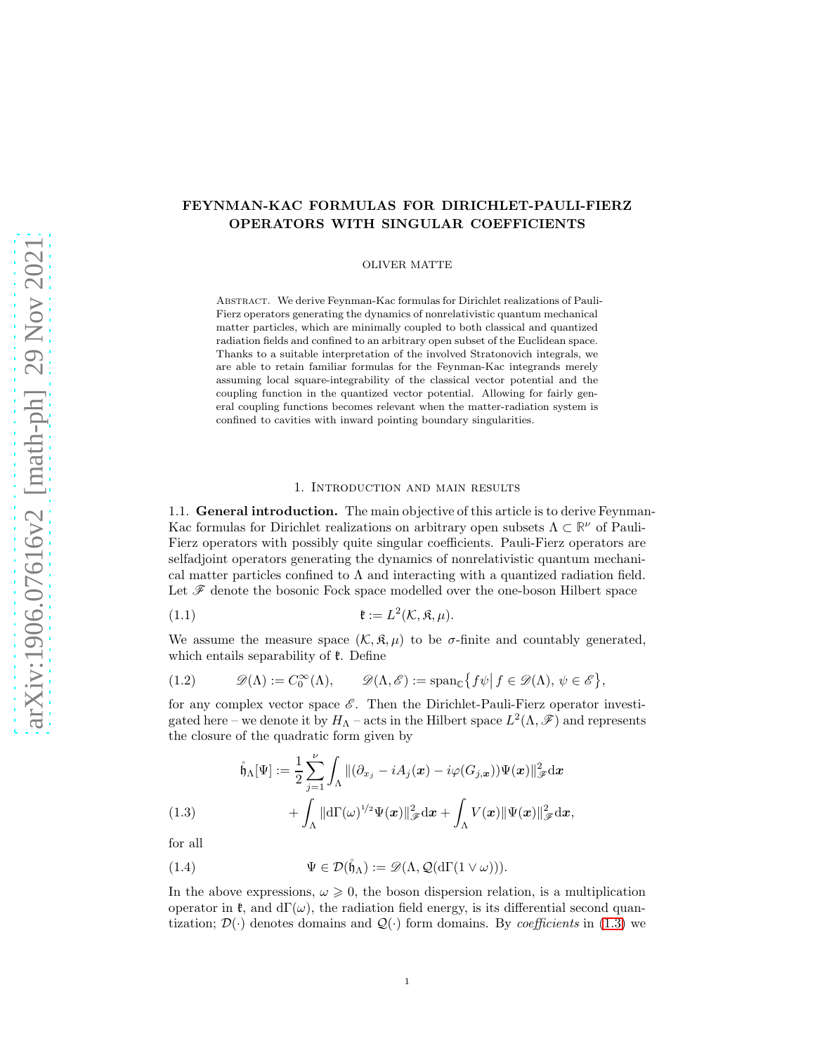# FEYNMAN-KAC FORMULAS FOR DIRICHLET-PAULI-FIERZ OPERATORS WITH SINGULAR COEFFICIENTS

OLIVER MATTE

Abstract. We derive Feynman-Kac formulas for Dirichlet realizations of Pauli-Fierz operators generating the dynamics of nonrelativistic quantum mechanical matter particles, which are minimally coupled to both classical and quantized radiation fields and confined to an arbitrary open subset of the Euclidean space. Thanks to a suitable interpretation of the involved Stratonovich integrals, we are able to retain familiar formulas for the Feynman-Kac integrands merely assuming local square-integrability of the classical vector potential and the coupling function in the quantized vector potential. Allowing for fairly general coupling functions becomes relevant when the matter-radiation system is confined to cavities with inward pointing boundary singularities.

## 1. Introduction and main results

**1.1. General introduction.** The main objective of this article is to derive Feynman-Kac formulas for Dirichlet realizations on arbitrary open subsets $\Lambda \subset \mathbb{R}^\nu$ of Pauli-Fierz operators with possibly quite singular coefficients. Pauli-Fierz operators are selfadjoint operators generating the dynamics of nonrelativistic quantum mechanical matter particles confined to $\Lambda$ and interacting with a quantized radiation field. Let $\mathscr{F}$ denote the bosonic Fock space modelled over the one-boson Hilbert space

$$\mathfrak{k} := L^2(\mathcal{K}, \mathfrak{K}, \mu). \tag{1.1}$$

We assume the measure space $(\mathcal{K}, \mathfrak{K}, \mu)$ to be $\sigma$-finite and countably generated, which entails separability of $\mathfrak{k}$. Define

$$\mathscr{D}(\Lambda) := C_0^\infty(\Lambda), \qquad \mathscr{D}(\Lambda, \mathscr{E}) := \mathrm{span}_{\mathbb{C}}\big\{ f\psi \big| \, f \in \mathscr{D}(\Lambda), \, \psi \in \mathscr{E} \big\}, \tag{1.2}$$

for any complex vector space $\mathscr{E}$. Then the Dirichlet-Pauli-Fierz operator investigated here – we denote it by $H_\Lambda$ – acts in the Hilbert space $L^2(\Lambda, \mathscr{F})$ and represents the closure of the quadratic form given by

$$\begin{aligned} \mathring{\mathfrak{h}}_\Lambda[\Psi] := \frac{1}{2} \sum_{j=1}^{\nu} \int_\Lambda \| (\partial_{x_j} - iA_j(\boldsymbol{x}) - i\varphi(G_{j,\boldsymbol{x}}))\Psi(\boldsymbol{x}) \|_{\mathscr{F}}^2 \mathrm{d}\boldsymbol{x} \\ + \int_\Lambda \| \mathrm{d}\Gamma(\omega)^{1/2} \Psi(\boldsymbol{x}) \|_{\mathscr{F}}^2 \mathrm{d}\boldsymbol{x} + \int_\Lambda V(\boldsymbol{x}) \| \Psi(\boldsymbol{x}) \|_{\mathscr{F}}^2 \mathrm{d}\boldsymbol{x}, \end{aligned} \tag{1.3}$$

for all

$$\Psi \in \mathcal{D}(\mathring{\mathfrak{h}}_\Lambda) := \mathscr{D}(\Lambda, \mathcal{Q}(\mathrm{d}\Gamma(1 \vee \omega))). \tag{1.4}$$

In the above expressions, $\omega \geqslant 0$, the boson dispersion relation, is a multiplication operator in $\mathfrak{k}$, and $\mathrm{d}\Gamma(\omega)$, the radiation field energy, is its differential second quantization; $\mathcal{D}(\cdot)$ denotes domains and $\mathcal{Q}(\cdot)$ form domains. By *coefficients* in (1.3) we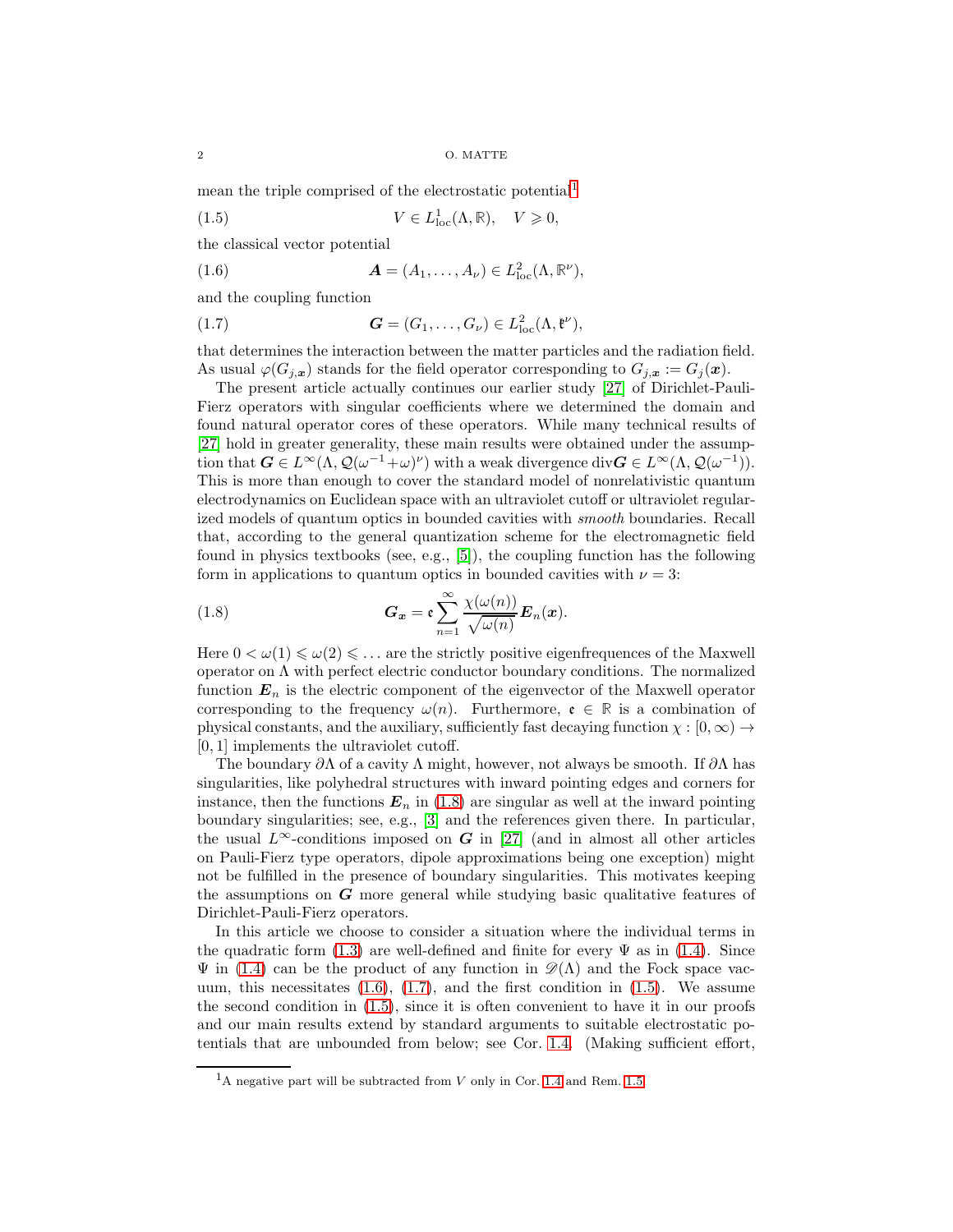mean the triple comprised of the electrostatic potential[1]

$$V \in L^1_{\mathrm{loc}}(\Lambda, \mathbb{R}), \quad V \geqslant 0, \tag{1.5}$$

the classical vector potential

$$\boldsymbol{A} = (A_1, \ldots, A_\nu) \in L^2_{\mathrm{loc}}(\Lambda, \mathbb{R}^\nu), \tag{1.6}$$

and the coupling function

$$\boldsymbol{G} = (G_1, \ldots, G_\nu) \in L^2_{\mathrm{loc}}(\Lambda, \mathfrak{k}^\nu), \tag{1.7}$$

that determines the interaction between the matter particles and the radiation field. As usual $\varphi(G_{j,\boldsymbol{x}})$ stands for the field operator corresponding to $G_{j,\boldsymbol{x}} := G_j(\boldsymbol{x})$.

The present article actually continues our earlier study [27] of Dirichlet-Pauli-Fierz operators with singular coefficients where we determined the domain and found natural operator cores of these operators. While many technical results of [27] hold in greater generality, these main results were obtained under the assumption that $\boldsymbol{G} \in L^\infty(\Lambda, \mathcal{Q}(\omega^{-1} + \omega)^\nu)$ with a weak divergence $\mathrm{div}\boldsymbol{G} \in L^\infty(\Lambda, \mathcal{Q}(\omega^{-1}))$. This is more than enough to cover the standard model of nonrelativistic quantum electrodynamics on Euclidean space with an ultraviolet cutoff or ultraviolet regularized models of quantum optics in bounded cavities with *smooth* boundaries. Recall that, according to the general quantization scheme for the electromagnetic field found in physics textbooks (see, e.g., [5]), the coupling function has the following form in applications to quantum optics in bounded cavities with $\nu = 3$:

$$\boldsymbol{G}_{\boldsymbol{x}} = \mathfrak{e} \sum_{n=1}^{\infty} \frac{\chi(\omega(n))}{\sqrt{\omega(n)}} \boldsymbol{E}_n(\boldsymbol{x}). \tag{1.8}$$

Here $0 < \omega(1) \leqslant \omega(2) \leqslant \ldots$ are the strictly positive eigenfrequences of the Maxwell operator on $\Lambda$ with perfect electric conductor boundary conditions. The normalized function $\boldsymbol{E}_n$ is the electric component of the eigenvector of the Maxwell operator corresponding to the frequency $\omega(n)$. Furthermore, $\mathfrak{e} \in \mathbb{R}$ is a combination of physical constants, and the auxiliary, sufficiently fast decaying function $\chi : [0, \infty) \to [0, 1]$ implements the ultraviolet cutoff.

The boundary $\partial\Lambda$ of a cavity $\Lambda$ might, however, not always be smooth. If $\partial\Lambda$ has singularities, like polyhedral structures with inward pointing edges and corners for instance, then the functions $\boldsymbol{E}_n$ in (1.8) are singular as well at the inward pointing boundary singularities; see, e.g., [3] and the references given there. In particular, the usual $L^\infty$-conditions imposed on $\boldsymbol{G}$ in [27] (and in almost all other articles on Pauli-Fierz type operators, dipole approximations being one exception) might not be fulfilled in the presence of boundary singularities. This motivates keeping the assumptions on $\boldsymbol{G}$ more general while studying basic qualitative features of Dirichlet-Pauli-Fierz operators.

In this article we choose to consider a situation where the individual terms in the quadratic form (1.3) are well-defined and finite for every $\Psi$ as in (1.4). Since $\Psi$ in (1.4) can be the product of any function in $\mathscr{D}(\Lambda)$ and the Fock space vacuum, this necessitates (1.6), (1.7), and the first condition in (1.5). We assume the second condition in (1.5), since it is often convenient to have it in our proofs and our main results extend by standard arguments to suitable electrostatic potentials that are unbounded from below; see Cor. 1.4. (Making sufficient effort,

[1] A negative part will be subtracted from $V$ only in Cor. 1.4 and Rem. 1.5.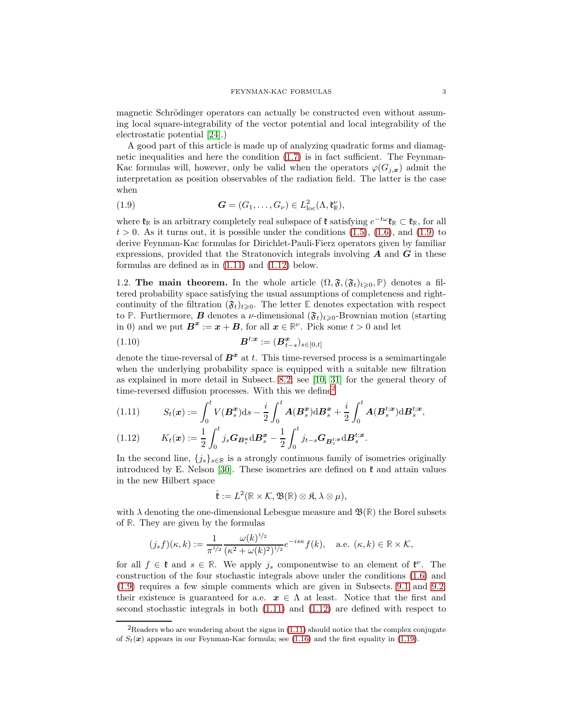magnetic Schrödinger operators can actually be constructed even without assuming local square-integrability of the vector potential and local integrability of the electrostatic potential [24].)

A good part of this article is made up of analyzing quadratic forms and diamagnetic inequalities and here the condition (1.7) is in fact sufficient. The Feynman-Kac formulas will, however, only be valid when the operators $\varphi(G_{j,\boldsymbol{x}})$ admit the interpretation as position observables of the radiation field. The latter is the case when

$$\boldsymbol{G} = (G_1, \ldots, G_\nu) \in L^2_{\mathrm{loc}}(\Lambda, \mathfrak{k}^\nu_{\mathbb{R}}), \tag{1.9}$$

where $\mathfrak{k}_{\mathbb{R}}$ is an arbitrary completely real subspace of $\mathfrak{k}$ satisfying $e^{-t\omega}\mathfrak{k}_{\mathbb{R}} \subset \mathfrak{k}_{\mathbb{R}}$, for all $t > 0$. As it turns out, it is possible under the conditions (1.5), (1.6), and (1.9) to derive Feynman-Kac formulas for Dirichlet-Pauli-Fierz operators given by familiar expressions, provided that the Stratonovich integrals involving $\boldsymbol{A}$ and $\boldsymbol{G}$ in these formulas are defined as in (1.11) and (1.12) below.

## 1.2. The main theorem.

In the whole article $(\Omega, \mathfrak{F}, (\mathfrak{F}_t)_{t\geqslant 0}, \mathbb{P})$ denotes a filtered probability space satisfying the usual assumptions of completeness and right-continuity of the filtration $(\mathfrak{F}_t)_{t\geqslant 0}$. The letter $\mathbb{E}$ denotes expectation with respect to $\mathbb{P}$. Furthermore, $\boldsymbol{B}$ denotes a $\nu$-dimensional $(\mathfrak{F}_t)_{t\geqslant 0}$-Brownian motion (starting in 0) and we put $\boldsymbol{B}^{\boldsymbol{x}} := \boldsymbol{x} + \boldsymbol{B}$, for all $\boldsymbol{x} \in \mathbb{R}^\nu$. Pick some $t > 0$ and let

$$\boldsymbol{B}^{t;\boldsymbol{x}} := (\boldsymbol{B}^{\boldsymbol{x}}_{t-s})_{s\in[0,t]} \tag{1.10}$$

denote the time-reversal of $\boldsymbol{B}^{\boldsymbol{x}}$ at $t$. This time-reversed process is a semimartingale when the underlying probability space is equipped with a suitable new filtration as explained in more detail in Subsect. 8.2; see [10, 31] for the general theory of time-reversed diffusion processes. With this we define[2]

$$S_t(\boldsymbol{x}) := \int_0^t V(\boldsymbol{B}^{\boldsymbol{x}}_s)\mathrm{d}s - \frac{i}{2}\int_0^t \boldsymbol{A}(\boldsymbol{B}^{\boldsymbol{x}}_s)\mathrm{d}\boldsymbol{B}^{\boldsymbol{x}}_s + \frac{i}{2}\int_0^t \boldsymbol{A}(\boldsymbol{B}^{t;\boldsymbol{x}}_s)\mathrm{d}\boldsymbol{B}^{t;\boldsymbol{x}}_s, \tag{1.11}$$

$$K_t(\boldsymbol{x}) := \frac{1}{2}\int_0^t j_s \boldsymbol{G}_{\boldsymbol{B}^{\boldsymbol{x}}_s}\mathrm{d}\boldsymbol{B}^{\boldsymbol{x}}_s - \frac{1}{2}\int_0^t j_{t-s}\boldsymbol{G}_{\boldsymbol{B}^{t;\boldsymbol{x}}_s}\mathrm{d}\boldsymbol{B}^{t;\boldsymbol{x}}_s. \tag{1.12}$$

In the second line, $\{j_s\}_{s\in\mathbb{R}}$ is a strongly continuous family of isometries originally introduced by E. Nelson [30]. These isometries are defined on $\mathfrak{k}$ and attain values in the new Hilbert space

$$\hat{\mathfrak{k}} := L^2(\mathbb{R}\times\mathcal{K}, \mathfrak{B}(\mathbb{R})\otimes\mathfrak{K}, \lambda\otimes\mu),$$

with $\lambda$ denoting the one-dimensional Lebesgue measure and $\mathfrak{B}(\mathbb{R})$ the Borel subsets of $\mathbb{R}$. They are given by the formulas

$$(j_s f)(\kappa, k) := \frac{1}{\pi^{1/2}}\frac{\omega(k)^{1/2}}{(\kappa^2 + \omega(k)^2)^{1/2}}e^{-is\kappa}f(k), \quad \text{a.e. } (\kappa, k) \in \mathbb{R}\times\mathcal{K},$$

for all $f \in \mathfrak{k}$ and $s \in \mathbb{R}$. We apply $j_s$ componentwise to an element of $\mathfrak{k}^\nu$. The construction of the four stochastic integrals above under the conditions (1.6) and (1.9) requires a few simple comments which are given in Subsects. 9.1 and 9.2; their existence is guaranteed for a.e. $\boldsymbol{x} \in \Lambda$ at least. Notice that the first and second stochastic integrals in both (1.11) and (1.12) are defined with respect to

---

[2] Readers who are wondering about the signs in (1.11) should notice that the complex conjugate of $S_t(\boldsymbol{x})$ appears in our Feynman-Kac formula; see (1.16) and the first equality in (1.19).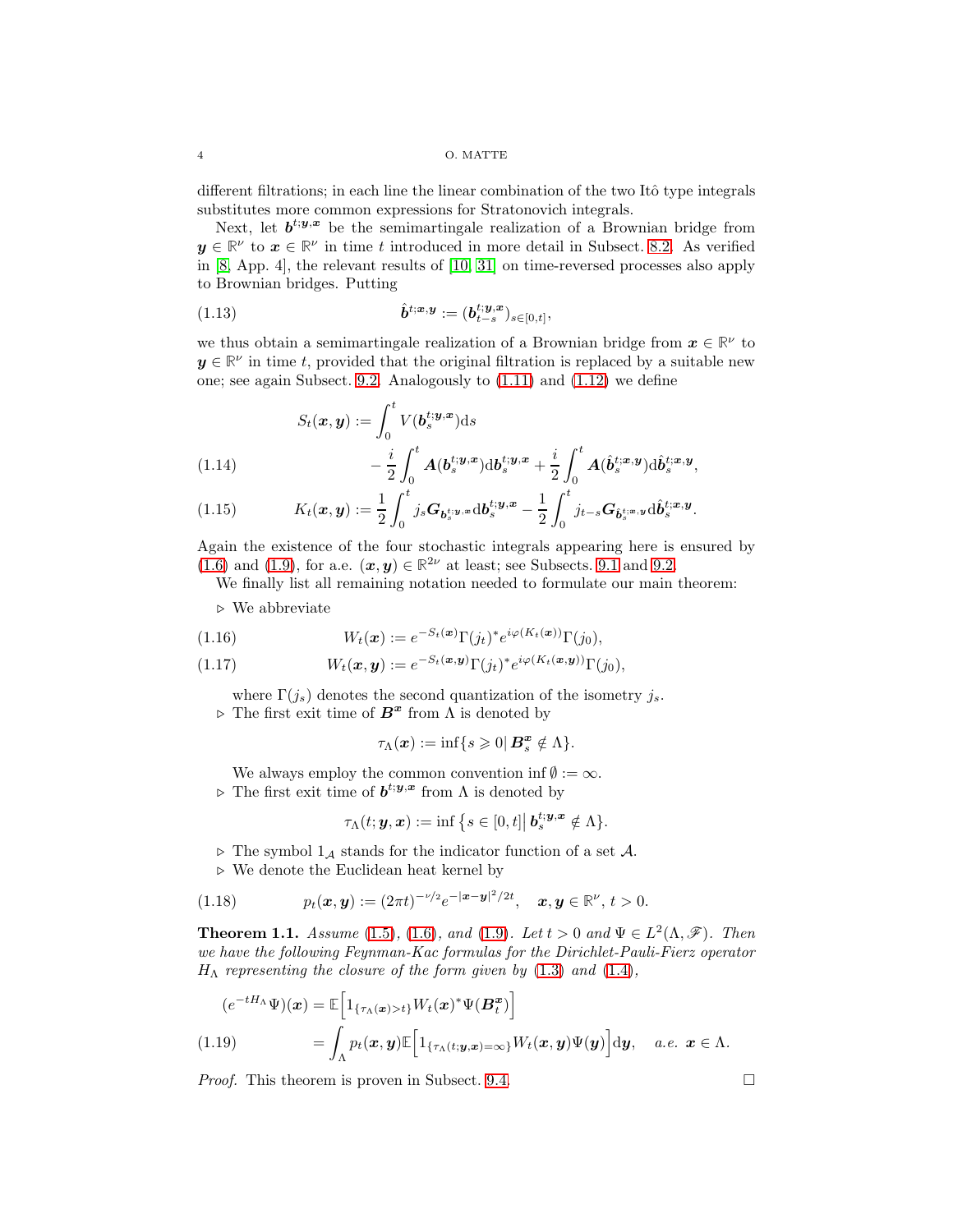different filtrations; in each line the linear combination of the two Itô type integrals substitutes more common expressions for Stratonovich integrals.

Next, let $\boldsymbol{b}^{t;\boldsymbol{y},\boldsymbol{x}}$ be the semimartingale realization of a Brownian bridge from $\boldsymbol{y} \in \mathbb{R}^\nu$ to $\boldsymbol{x} \in \mathbb{R}^\nu$ in time $t$ introduced in more detail in Subsect. 8.2. As verified in [8, App. 4], the relevant results of [10, 31] on time-reversed processes also apply to Brownian bridges. Putting

$$\hat{\boldsymbol{b}}^{t;\boldsymbol{x},\boldsymbol{y}} := (\boldsymbol{b}^{t;\boldsymbol{y},\boldsymbol{x}}_{t-s})_{s\in[0,t]}, \tag{1.13}$$

we thus obtain a semimartingale realization of a Brownian bridge from $\boldsymbol{x} \in \mathbb{R}^\nu$ to $\boldsymbol{y} \in \mathbb{R}^\nu$ in time $t$, provided that the original filtration is replaced by a suitable new one; see again Subsect. 9.2. Analogously to (1.11) and (1.12) we define

$$\begin{aligned} S_t(\boldsymbol{x},\boldsymbol{y}) &:= \int_0^t V(\boldsymbol{b}^{t;\boldsymbol{y},\boldsymbol{x}}_s)\mathrm{d}s \\ &\quad - \frac{i}{2}\int_0^t \boldsymbol{A}(\boldsymbol{b}^{t;\boldsymbol{y},\boldsymbol{x}}_s)\mathrm{d}\boldsymbol{b}^{t;\boldsymbol{y},\boldsymbol{x}}_s + \frac{i}{2}\int_0^t \boldsymbol{A}(\hat{\boldsymbol{b}}^{t;\boldsymbol{x},\boldsymbol{y}}_s)\mathrm{d}\hat{\boldsymbol{b}}^{t;\boldsymbol{x},\boldsymbol{y}}_s, \end{aligned} \tag{1.14}$$

$$K_t(\boldsymbol{x},\boldsymbol{y}) := \frac{1}{2}\int_0^t j_s \boldsymbol{G}_{\boldsymbol{b}^{t;\boldsymbol{y},\boldsymbol{x}}_s}\mathrm{d}\boldsymbol{b}^{t;\boldsymbol{y},\boldsymbol{x}}_s - \frac{1}{2}\int_0^t j_{t-s}\boldsymbol{G}_{\hat{\boldsymbol{b}}^{t;\boldsymbol{x},\boldsymbol{y}}_s}\mathrm{d}\hat{\boldsymbol{b}}^{t;\boldsymbol{x},\boldsymbol{y}}_s. \tag{1.15}$$

Again the existence of the four stochastic integrals appearing here is ensured by (1.6) and (1.9), for a.e. $(\boldsymbol{x},\boldsymbol{y}) \in \mathbb{R}^{2\nu}$ at least; see Subsects. 9.1 and 9.2.

We finally list all remaining notation needed to formulate our main theorem:

- ▷ We abbreviate

$$W_t(\boldsymbol{x}) := e^{-S_t(\boldsymbol{x})}\Gamma(j_t)^* e^{i\varphi(K_t(\boldsymbol{x}))}\Gamma(j_0), \tag{1.16}$$

$$W_t(\boldsymbol{x},\boldsymbol{y}) := e^{-S_t(\boldsymbol{x},\boldsymbol{y})}\Gamma(j_t)^* e^{i\varphi(K_t(\boldsymbol{x},\boldsymbol{y}))}\Gamma(j_0), \tag{1.17}$$

  where $\Gamma(j_s)$ denotes the second quantization of the isometry $j_s$.
- ▷ The first exit time of $\boldsymbol{B}^{\boldsymbol{x}}$ from $\Lambda$ is denoted by

$$\tau_\Lambda(\boldsymbol{x}) := \inf\{s \geqslant 0 \,|\, \boldsymbol{B}^{\boldsymbol{x}}_s \notin \Lambda\}.$$

  We always employ the common convention $\inf\emptyset := \infty$.
- ▷ The first exit time of $\boldsymbol{b}^{t;\boldsymbol{y},\boldsymbol{x}}$ from $\Lambda$ is denoted by

$$\tau_\Lambda(t;\boldsymbol{y},\boldsymbol{x}) := \inf\big\{s \in [0,t] \,\big|\, \boldsymbol{b}^{t;\boldsymbol{y},\boldsymbol{x}}_s \notin \Lambda\big\}.$$

- ▷ The symbol $1_{\mathcal{A}}$ stands for the indicator function of a set $\mathcal{A}$.
- ▷ We denote the Euclidean heat kernel by

$$p_t(\boldsymbol{x},\boldsymbol{y}) := (2\pi t)^{-\nu/2}e^{-|\boldsymbol{x}-\boldsymbol{y}|^2/2t}, \quad \boldsymbol{x},\boldsymbol{y} \in \mathbb{R}^\nu,\ t > 0. \tag{1.18}$$

**Theorem 1.1.** *Assume (1.5), (1.6), and (1.9). Let $t > 0$ and $\Psi \in L^2(\Lambda,\mathscr{F})$. Then we have the following Feynman-Kac formulas for the Dirichlet-Pauli-Fierz operator $H_\Lambda$ representing the closure of the form given by (1.3) and (1.4),*

$$\begin{aligned} (e^{-tH_\Lambda}\Psi)(\boldsymbol{x}) &= \mathbb{E}\Big[1_{\{\tau_\Lambda(\boldsymbol{x})>t\}}W_t(\boldsymbol{x})^*\Psi(\boldsymbol{B}^{\boldsymbol{x}}_t)\Big] \\ &= \int_\Lambda p_t(\boldsymbol{x},\boldsymbol{y})\mathbb{E}\Big[1_{\{\tau_\Lambda(t;\boldsymbol{y},\boldsymbol{x})=\infty\}}W_t(\boldsymbol{x},\boldsymbol{y})\Psi(\boldsymbol{y})\Big]\mathrm{d}\boldsymbol{y}, \quad \text{a.e. } \boldsymbol{x} \in \Lambda. \end{aligned} \tag{1.19}$$

*Proof.* This theorem is proven in Subsect. 9.4. □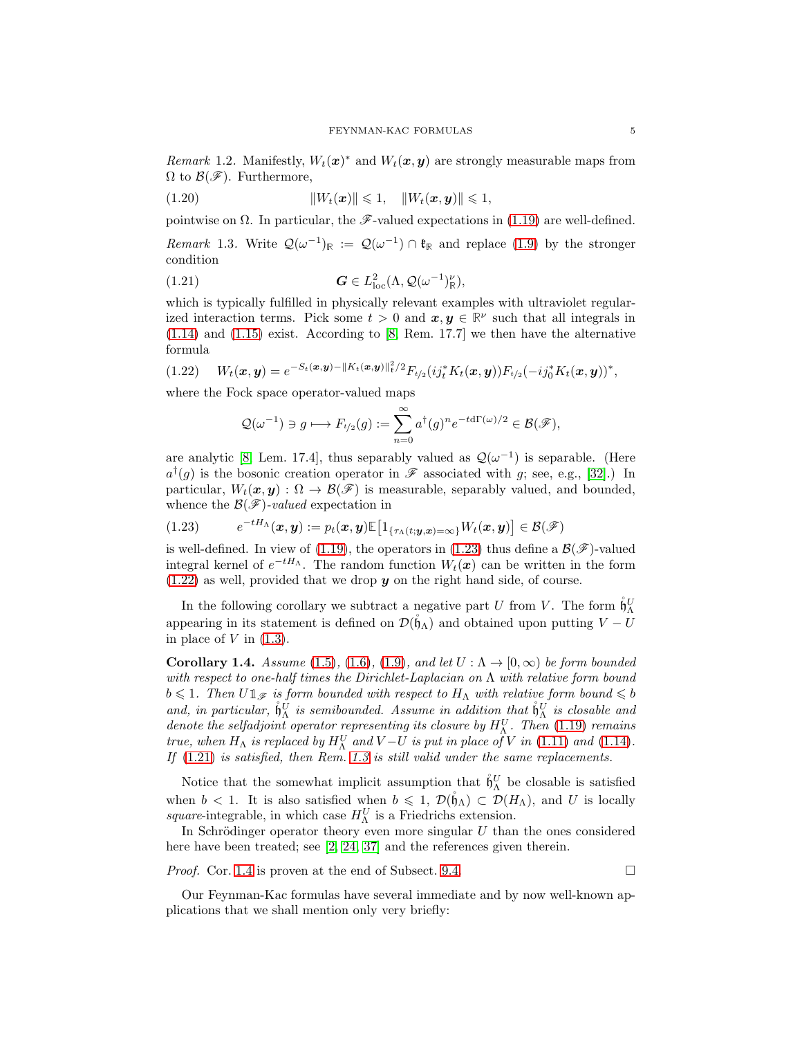*Remark* 1.2. Manifestly, $W_t(\boldsymbol{x})^*$ and $W_t(\boldsymbol{x},\boldsymbol{y})$ are strongly measurable maps from $\Omega$ to $\mathcal{B}(\mathscr{F})$. Furthermore,

$$\|W_t(\boldsymbol{x})\| \leqslant 1, \quad \|W_t(\boldsymbol{x},\boldsymbol{y})\| \leqslant 1, \tag{1.20}$$

pointwise on $\Omega$. In particular, the $\mathscr{F}$-valued expectations in (1.19) are well-defined.

*Remark* 1.3. Write $\mathcal{Q}(\omega^{-1})_{\mathbb{R}} := \mathcal{Q}(\omega^{-1}) \cap \mathfrak{k}_{\mathbb{R}}$ and replace (1.9) by the stronger condition

$$\boldsymbol{G} \in L^2_{\mathrm{loc}}(\Lambda, \mathcal{Q}(\omega^{-1})^\nu_{\mathbb{R}}), \tag{1.21}$$

which is typically fulfilled in physically relevant examples with ultraviolet regularized interaction terms. Pick some $t > 0$ and $\boldsymbol{x},\boldsymbol{y} \in \mathbb{R}^\nu$ such that all integrals in (1.14) and (1.15) exist. According to [8, Rem. 17.7] we then have the alternative formula

$$W_t(\boldsymbol{x},\boldsymbol{y}) = e^{-S_t(\boldsymbol{x},\boldsymbol{y}) - \|K_t(\boldsymbol{x},\boldsymbol{y})\|^2_{\mathfrak{k}}/2} F_{t/2}(ij_t^* K_t(\boldsymbol{x},\boldsymbol{y})) F_{t/2}(-ij_0^* K_t(\boldsymbol{x},\boldsymbol{y}))^*, \tag{1.22}$$

where the Fock space operator-valued maps

$$\mathcal{Q}(\omega^{-1}) \ni g \longmapsto F_{t/2}(g) := \sum_{n=0}^\infty a^\dagger(g)^n e^{-t\mathrm{d}\Gamma(\omega)/2} \in \mathcal{B}(\mathscr{F}),$$

are analytic [8, Lem. 17.4], thus separably valued as $\mathcal{Q}(\omega^{-1})$ is separable. (Here $a^\dagger(g)$ is the bosonic creation operator in $\mathscr{F}$ associated with $g$; see, e.g., [32].) In particular, $W_t(\boldsymbol{x},\boldsymbol{y}) : \Omega \to \mathcal{B}(\mathscr{F})$ is measurable, separably valued, and bounded, whence the $\mathcal{B}(\mathscr{F})$*-valued* expectation in

$$e^{-tH_\Lambda}(\boldsymbol{x},\boldsymbol{y}) := p_t(\boldsymbol{x},\boldsymbol{y}) \mathbb{E}\big[1_{\{\tau_\Lambda(t;\boldsymbol{y},\boldsymbol{x})=\infty\}} W_t(\boldsymbol{x},\boldsymbol{y})\big] \in \mathcal{B}(\mathscr{F}) \tag{1.23}$$

is well-defined. In view of (1.19), the operators in (1.23) thus define a $\mathcal{B}(\mathscr{F})$-valued integral kernel of $e^{-tH_\Lambda}$. The random function $W_t(\boldsymbol{x})$ can be written in the form (1.22) as well, provided that we drop $\boldsymbol{y}$ on the right hand side, of course.

In the following corollary we subtract a negative part $U$ from $V$. The form $\mathring{\mathfrak{h}}^U_\Lambda$ appearing in its statement is defined on $\mathcal{D}(\mathring{\mathfrak{h}}_\Lambda)$ and obtained upon putting $V - U$ in place of $V$ in (1.3).

**Corollary 1.4.** *Assume (1.5), (1.6), (1.9), and let $U : \Lambda \to [0,\infty)$ be form bounded with respect to one-half times the Dirichlet-Laplacian on $\Lambda$ with relative form bound $b \leqslant 1$. Then $U\mathbb{1}_{\mathscr{F}}$ is form bounded with respect to $H_\Lambda$ with relative form bound $\leqslant b$ and, in particular, $\mathring{\mathfrak{h}}^U_\Lambda$ is semibounded. Assume in addition that $\mathring{\mathfrak{h}}^U_\Lambda$ is closable and denote the selfadjoint operator representing its closure by $H^U_\Lambda$. Then (1.19) remains true, when $H_\Lambda$ is replaced by $H^U_\Lambda$ and $V - U$ is put in place of $V$ in (1.11) and (1.14). If (1.21) is satisfied, then Rem. 1.3 is still valid under the same replacements.*

Notice that the somewhat implicit assumption that $\mathring{\mathfrak{h}}^U_\Lambda$ be closable is satisfied when $b < 1$. It is also satisfied when $b \leqslant 1$, $\mathcal{D}(\mathring{\mathfrak{h}}_\Lambda) \subset \mathcal{D}(H_\Lambda)$, and $U$ is locally *square*-integrable, in which case $H^U_\Lambda$ is a Friedrichs extension.

In Schrödinger operator theory even more singular $U$ than the ones considered here have been treated; see [2, 24, 37] and the references given therein.

*Proof.* Cor. 1.4 is proven at the end of Subsect. 9.4. □

Our Feynman-Kac formulas have several immediate and by now well-known applications that we shall mention only very briefly: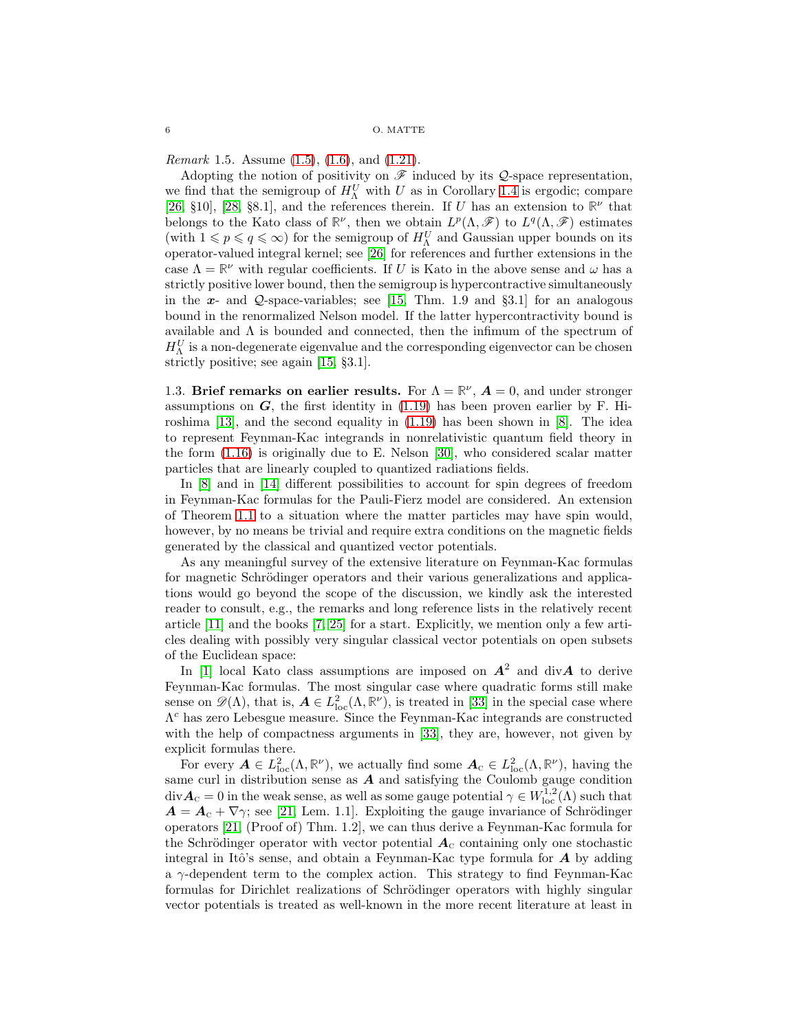*Remark* 1.5. Assume (1.5), (1.6), and (1.21).

Adopting the notion of positivity on $\mathscr{F}$ induced by its $\mathcal{Q}$-space representation, we find that the semigroup of $H_\Lambda^U$ with $U$ as in Corollary 1.4 is ergodic; compare [26, §10], [28, §8.1], and the references therein. If $U$ has an extension to $\mathbb{R}^\nu$ that belongs to the Kato class of $\mathbb{R}^\nu$, then we obtain $L^p(\Lambda,\mathscr{F})$ to $L^q(\Lambda,\mathscr{F})$ estimates (with $1 \leqslant p \leqslant q \leqslant \infty$) for the semigroup of $H_\Lambda^U$ and Gaussian upper bounds on its operator-valued integral kernel; see [26] for references and further extensions in the case $\Lambda = \mathbb{R}^\nu$ with regular coefficients. If $U$ is Kato in the above sense and $\omega$ has a strictly positive lower bound, then the semigroup is hypercontractive simultaneously in the $\boldsymbol{x}$- and $\mathcal{Q}$-space-variables; see [15, Thm. 1.9 and §3.1] for an analogous bound in the renormalized Nelson model. If the latter hypercontractivity bound is available and $\Lambda$ is bounded and connected, then the infimum of the spectrum of $H_\Lambda^U$ is a non-degenerate eigenvalue and the corresponding eigenvector can be chosen strictly positive; see again [15, §3.1].

1.3. **Brief remarks on earlier results.** For $\Lambda = \mathbb{R}^\nu$, $\boldsymbol{A} = 0$, and under stronger assumptions on $\boldsymbol{G}$, the first identity in (1.19) has been proven earlier by F. Hiroshima [13], and the second equality in (1.19) has been shown in [8]. The idea to represent Feynman-Kac integrands in nonrelativistic quantum field theory in the form (1.16) is originally due to E. Nelson [30], who considered scalar matter particles that are linearly coupled to quantized radiations fields.

In [8] and in [14] different possibilities to account for spin degrees of freedom in Feynman-Kac formulas for the Pauli-Fierz model are considered. An extension of Theorem 1.1 to a situation where the matter particles may have spin would, however, by no means be trivial and require extra conditions on the magnetic fields generated by the classical and quantized vector potentials.

As any meaningful survey of the extensive literature on Feynman-Kac formulas for magnetic Schrödinger operators and their various generalizations and applications would go beyond the scope of the discussion, we kindly ask the interested reader to consult, e.g., the remarks and long reference lists in the relatively recent article [11] and the books [7, 25] for a start. Explicitly, we mention only a few articles dealing with possibly very singular classical vector potentials on open subsets of the Euclidean space:

In [1] local Kato class assumptions are imposed on $\boldsymbol{A}^2$ and $\mathrm{div}\boldsymbol{A}$ to derive Feynman-Kac formulas. The most singular case where quadratic forms still make sense on $\mathscr{D}(\Lambda)$, that is, $\boldsymbol{A} \in L^2_{\mathrm{loc}}(\Lambda,\mathbb{R}^\nu)$, is treated in [33] in the special case where $\Lambda^c$ has zero Lebesgue measure. Since the Feynman-Kac integrands are constructed with the help of compactness arguments in [33], they are, however, not given by explicit formulas there.

For every $\boldsymbol{A} \in L^2_{\mathrm{loc}}(\Lambda,\mathbb{R}^\nu)$, we actually find some $\boldsymbol{A}_{\mathrm{C}} \in L^2_{\mathrm{loc}}(\Lambda,\mathbb{R}^\nu)$, having the same curl in distribution sense as $\boldsymbol{A}$ and satisfying the Coulomb gauge condition $\mathrm{div}\boldsymbol{A}_{\mathrm{C}} = 0$ in the weak sense, as well as some gauge potential $\gamma \in W^{1,2}_{\mathrm{loc}}(\Lambda)$ such that $\boldsymbol{A} = \boldsymbol{A}_{\mathrm{C}} + \nabla\gamma$; see [21, Lem. 1.1]. Exploiting the gauge invariance of Schrödinger operators [21, (Proof of) Thm. 1.2], we can thus derive a Feynman-Kac formula for the Schrödinger operator with vector potential $\boldsymbol{A}_{\mathrm{C}}$ containing only one stochastic integral in Itô's sense, and obtain a Feynman-Kac type formula for $\boldsymbol{A}$ by adding a $\gamma$-dependent term to the complex action. This strategy to find Feynman-Kac formulas for Dirichlet realizations of Schrödinger operators with highly singular vector potentials is treated as well-known in the more recent literature at least in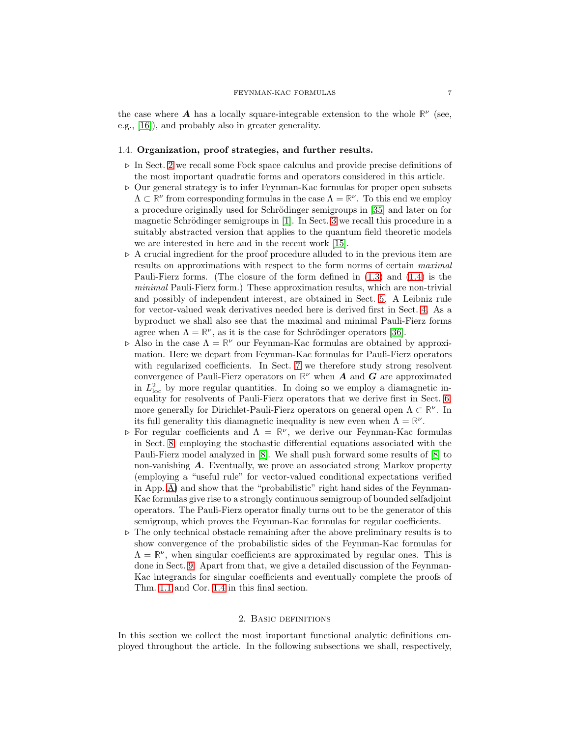the case where $\boldsymbol{A}$ has a locally square-integrable extension to the whole $\mathbb{R}^\nu$ (see, e.g., [16]), and probably also in greater generality.

### 1.4. Organization, proof strategies, and further results.

- ▷ In Sect. 2 we recall some Fock space calculus and provide precise definitions of the most important quadratic forms and operators considered in this article.
- ▷ Our general strategy is to infer Feynman-Kac formulas for proper open subsets $\Lambda \subset \mathbb{R}^\nu$ from corresponding formulas in the case $\Lambda = \mathbb{R}^\nu$. To this end we employ a procedure originally used for Schrödinger semigroups in [35] and later on for magnetic Schrödinger semigroups in [1]. In Sect. 3 we recall this procedure in a suitably abstracted version that applies to the quantum field theoretic models we are interested in here and in the recent work [15].
- ▷ A crucial ingredient for the proof procedure alluded to in the previous item are results on approximations with respect to the form norms of certain *maximal* Pauli-Fierz forms. (The closure of the form defined in (1.3) and (1.4) is the *minimal* Pauli-Fierz form.) These approximation results, which are non-trivial and possibly of independent interest, are obtained in Sect. 5. A Leibniz rule for vector-valued weak derivatives needed here is derived first in Sect. 4. As a byproduct we shall also see that the maximal and minimal Pauli-Fierz forms agree when $\Lambda = \mathbb{R}^\nu$, as it is the case for Schrödinger operators [36].
- ▷ Also in the case $\Lambda = \mathbb{R}^\nu$ our Feynman-Kac formulas are obtained by approximation. Here we depart from Feynman-Kac formulas for Pauli-Fierz operators with regularized coefficients. In Sect. 7 we therefore study strong resolvent convergence of Pauli-Fierz operators on $\mathbb{R}^\nu$ when $\boldsymbol{A}$ and $\boldsymbol{G}$ are approximated in $L^2_{\mathrm{loc}}$ by more regular quantities. In doing so we employ a diamagnetic inequality for resolvents of Pauli-Fierz operators that we derive first in Sect. 6, more generally for Dirichlet-Pauli-Fierz operators on general open $\Lambda \subset \mathbb{R}^\nu$. In its full generality this diamagnetic inequality is new even when $\Lambda = \mathbb{R}^\nu$.
- ▷ For regular coefficients and $\Lambda = \mathbb{R}^\nu$, we derive our Feynman-Kac formulas in Sect. 8 employing the stochastic differential equations associated with the Pauli-Fierz model analyzed in [8]. We shall push forward some results of [8] to non-vanishing $\boldsymbol{A}$. Eventually, we prove an associated strong Markov property (employing a "useful rule" for vector-valued conditional expectations verified in App. A) and show that the "probabilistic" right hand sides of the Feynman-Kac formulas give rise to a strongly continuous semigroup of bounded selfadjoint operators. The Pauli-Fierz operator finally turns out to be the generator of this semigroup, which proves the Feynman-Kac formulas for regular coefficients.
- ▷ The only technical obstacle remaining after the above preliminary results is to show convergence of the probabilistic sides of the Feynman-Kac formulas for $\Lambda = \mathbb{R}^\nu$, when singular coefficients are approximated by regular ones. This is done in Sect. 9. Apart from that, we give a detailed discussion of the Feynman-Kac integrands for singular coefficients and eventually complete the proofs of Thm. 1.1 and Cor. 1.4 in this final section.

## 2. Basic definitions

In this section we collect the most important functional analytic definitions employed throughout the article. In the following subsections we shall, respectively,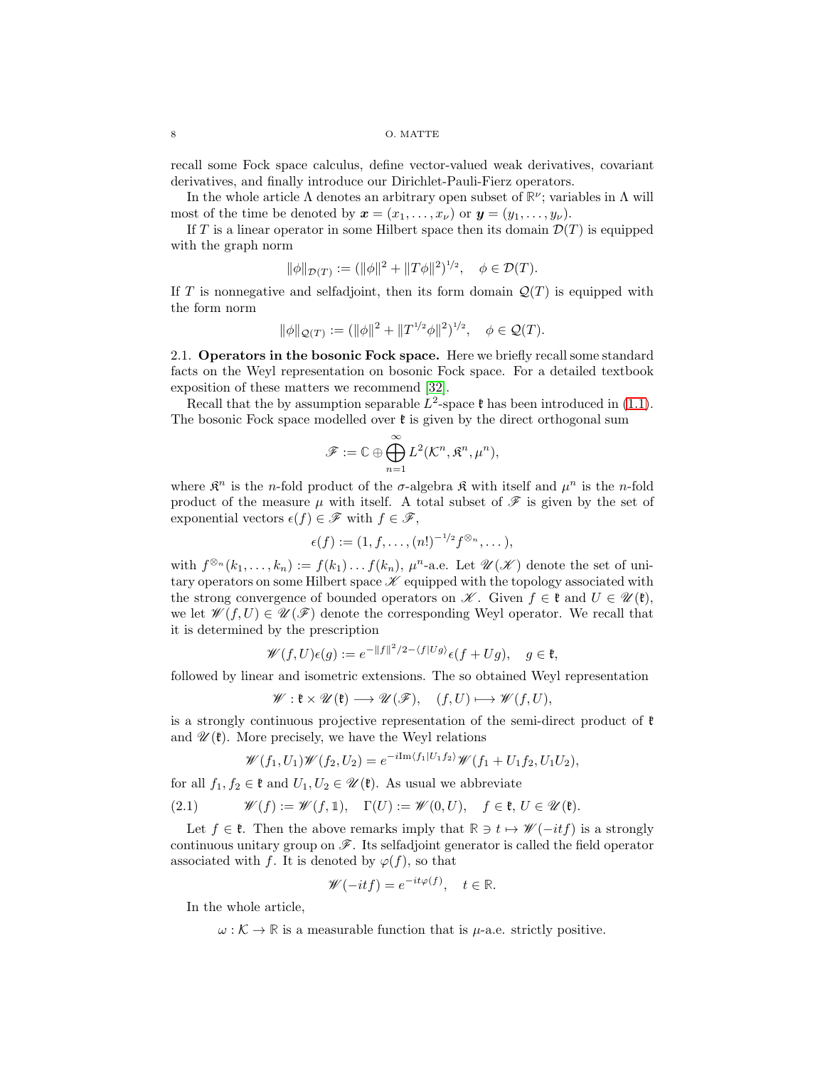recall some Fock space calculus, define vector-valued weak derivatives, covariant derivatives, and finally introduce our Dirichlet-Pauli-Fierz operators.

In the whole article $\Lambda$ denotes an arbitrary open subset of $\mathbb{R}^\nu$; variables in $\Lambda$ will most of the time be denoted by $\boldsymbol{x} = (x_1, \ldots, x_\nu)$ or $\boldsymbol{y} = (y_1, \ldots, y_\nu)$.

If $T$ is a linear operator in some Hilbert space then its domain $\mathcal{D}(T)$ is equipped with the graph norm

$$\|\phi\|_{\mathcal{D}(T)} := (\|\phi\|^2 + \|T\phi\|^2)^{1/2}, \quad \phi \in \mathcal{D}(T).$$

If $T$ is nonnegative and selfadjoint, then its form domain $\mathcal{Q}(T)$ is equipped with the form norm

$$\|\phi\|_{\mathcal{Q}(T)} := (\|\phi\|^2 + \|T^{1/2}\phi\|^2)^{1/2}, \quad \phi \in \mathcal{Q}(T).$$

2.1. **Operators in the bosonic Fock space.** Here we briefly recall some standard facts on the Weyl representation on bosonic Fock space. For a detailed textbook exposition of these matters we recommend [32].

Recall that the by assumption separable $L^2$-space $\mathfrak{k}$ has been introduced in (1.1). The bosonic Fock space modelled over $\mathfrak{k}$ is given by the direct orthogonal sum

$$\mathscr{F} := \mathbb{C} \oplus \bigoplus_{n=1}^{\infty} L^2(\mathcal{K}^n, \mathfrak{K}^n, \mu^n),$$

where $\mathfrak{K}^n$ is the $n$-fold product of the $\sigma$-algebra $\mathfrak{K}$ with itself and $\mu^n$ is the $n$-fold product of the measure $\mu$ with itself. A total subset of $\mathscr{F}$ is given by the set of exponential vectors $\epsilon(f) \in \mathscr{F}$ with $f \in \mathscr{F}$,

$$\epsilon(f) := (1, f, \ldots, (n!)^{-1/2} f^{\otimes_n}, \ldots),$$

with $f^{\otimes_n}(k_1, \ldots, k_n) := f(k_1) \ldots f(k_n)$, $\mu^n$-a.e. Let $\mathscr{U}(\mathscr{K})$ denote the set of unitary operators on some Hilbert space $\mathscr{K}$ equipped with the topology associated with the strong convergence of bounded operators on $\mathscr{K}$. Given $f \in \mathfrak{k}$ and $U \in \mathscr{U}(\mathfrak{k})$, we let $\mathscr{W}(f, U) \in \mathscr{U}(\mathscr{F})$ denote the corresponding Weyl operator. We recall that it is determined by the prescription

$$\mathscr{W}(f, U)\epsilon(g) := e^{-\|f\|^2/2 - \langle f|Ug\rangle} \epsilon(f + Ug), \quad g \in \mathfrak{k},$$

followed by linear and isometric extensions. The so obtained Weyl representation

$$\mathscr{W} : \mathfrak{k} \times \mathscr{U}(\mathfrak{k}) \longrightarrow \mathscr{U}(\mathscr{F}), \quad (f, U) \longmapsto \mathscr{W}(f, U),$$

is a strongly continuous projective representation of the semi-direct product of $\mathfrak{k}$ and $\mathscr{U}(\mathfrak{k})$. More precisely, we have the Weyl relations

$$\mathscr{W}(f_1, U_1)\mathscr{W}(f_2, U_2) = e^{-i\mathrm{Im}\langle f_1|U_1 f_2\rangle} \mathscr{W}(f_1 + U_1 f_2, U_1 U_2),$$

for all $f_1, f_2 \in \mathfrak{k}$ and $U_1, U_2 \in \mathscr{U}(\mathfrak{k})$. As usual we abbreviate

$$\mathscr{W}(f) := \mathscr{W}(f, \mathbb{1}), \quad \Gamma(U) := \mathscr{W}(0, U), \quad f \in \mathfrak{k}, \, U \in \mathscr{U}(\mathfrak{k}). \tag{2.1}$$

Let $f \in \mathfrak{k}$. Then the above remarks imply that $\mathbb{R} \ni t \mapsto \mathscr{W}(-itf)$ is a strongly continuous unitary group on $\mathscr{F}$. Its selfadjoint generator is called the field operator associated with $f$. It is denoted by $\varphi(f)$, so that

$$\mathscr{W}(-itf) = e^{-it\varphi(f)}, \quad t \in \mathbb{R}.$$

In the whole article,

$\omega : \mathcal{K} \to \mathbb{R}$ is a measurable function that is $\mu$-a.e. strictly positive.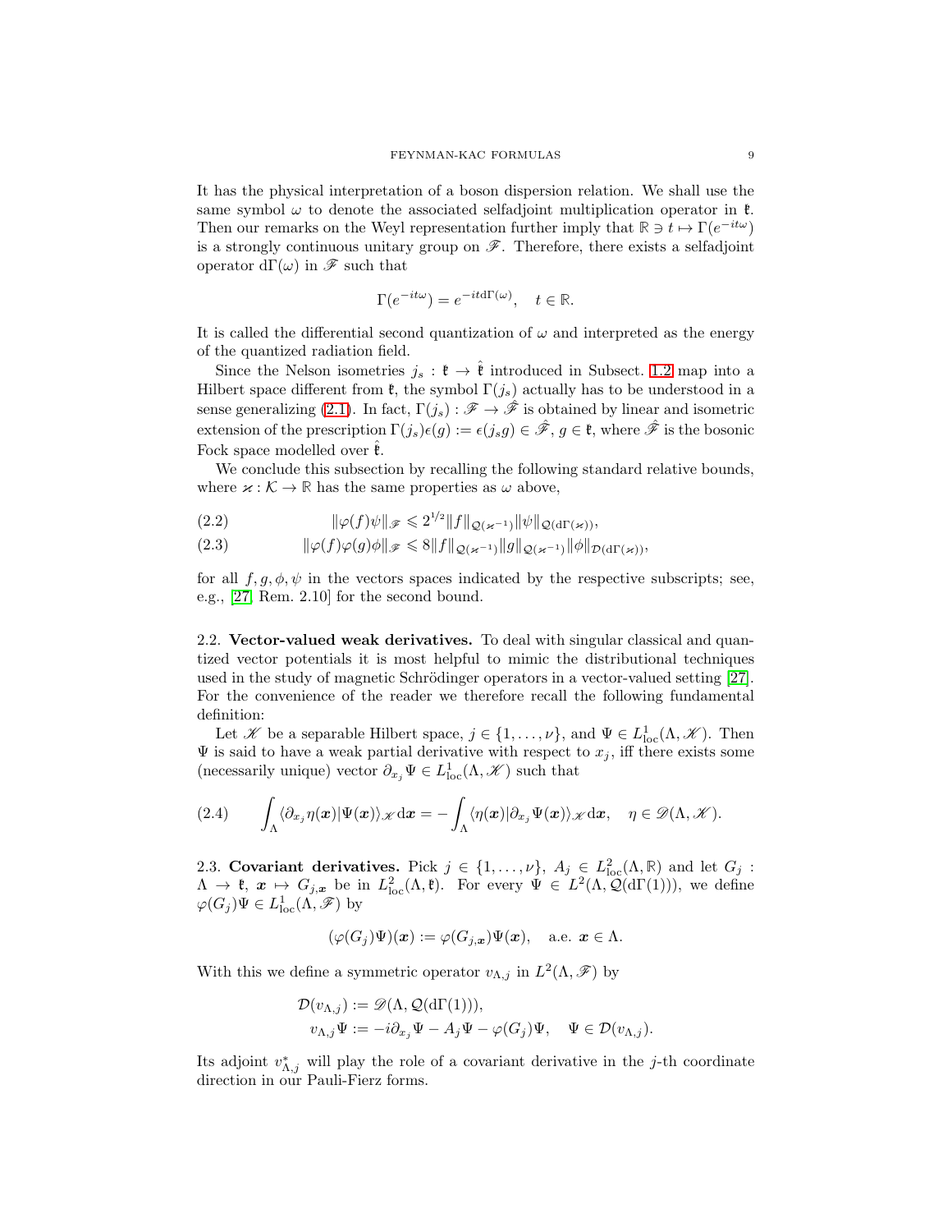It has the physical interpretation of a boson dispersion relation. We shall use the same symbol $\omega$ to denote the associated selfadjoint multiplication operator in $\mathfrak{k}$. Then our remarks on the Weyl representation further imply that $\mathbb{R} \ni t \mapsto \Gamma(e^{-it\omega})$ is a strongly continuous unitary group on $\mathscr{F}$. Therefore, there exists a selfadjoint operator $\mathrm{d}\Gamma(\omega)$ in $\mathscr{F}$ such that

$$\Gamma(e^{-it\omega}) = e^{-it\mathrm{d}\Gamma(\omega)}, \quad t \in \mathbb{R}.$$

It is called the differential second quantization of $\omega$ and interpreted as the energy of the quantized radiation field.

Since the Nelson isometries $j_s : \mathfrak{k} \to \hat{\mathfrak{k}}$ introduced in Subsect. 1.2 map into a Hilbert space different from $\mathfrak{k}$, the symbol $\Gamma(j_s)$ actually has to be understood in a sense generalizing (2.1). In fact, $\Gamma(j_s) : \mathscr{F} \to \hat{\mathscr{F}}$ is obtained by linear and isometric extension of the prescription $\Gamma(j_s)\epsilon(g) := \epsilon(j_s g) \in \hat{\mathscr{F}}$, $g \in \mathfrak{k}$, where $\hat{\mathscr{F}}$ is the bosonic Fock space modelled over $\hat{\mathfrak{k}}$.

We conclude this subsection by recalling the following standard relative bounds, where $\varkappa : \mathcal{K} \to \mathbb{R}$ has the same properties as $\omega$ above,

$$\|\varphi(f)\psi\|_{\mathscr{F}} \leqslant 2^{1/2}\|f\|_{\mathcal{Q}(\varkappa^{-1})}\|\psi\|_{\mathcal{Q}(\mathrm{d}\Gamma(\varkappa))}, \tag{2.2}$$

$$\|\varphi(f)\varphi(g)\phi\|_{\mathscr{F}} \leqslant 8\|f\|_{\mathcal{Q}(\varkappa^{-1})}\|g\|_{\mathcal{Q}(\varkappa^{-1})}\|\phi\|_{\mathcal{D}(\mathrm{d}\Gamma(\varkappa))}, \tag{2.3}$$

for all $f, g, \phi, \psi$ in the vectors spaces indicated by the respective subscripts; see, e.g., [27, Rem. 2.10] for the second bound.

**2.2. Vector-valued weak derivatives.** To deal with singular classical and quantized vector potentials it is most helpful to mimic the distributional techniques used in the study of magnetic Schrödinger operators in a vector-valued setting [27]. For the convenience of the reader we therefore recall the following fundamental definition:

Let $\mathscr{K}$ be a separable Hilbert space, $j \in \{1, \ldots, \nu\}$, and $\Psi \in L^1_{\mathrm{loc}}(\Lambda, \mathscr{K})$. Then $\Psi$ is said to have a weak partial derivative with respect to $x_j$, iff there exists some (necessarily unique) vector $\partial_{x_j}\Psi \in L^1_{\mathrm{loc}}(\Lambda, \mathscr{K})$ such that

$$\int_\Lambda \langle \partial_{x_j}\eta(\boldsymbol{x})|\Psi(\boldsymbol{x})\rangle_{\mathscr{K}} \mathrm{d}\boldsymbol{x} = -\int_\Lambda \langle \eta(\boldsymbol{x})|\partial_{x_j}\Psi(\boldsymbol{x})\rangle_{\mathscr{K}} \mathrm{d}\boldsymbol{x}, \quad \eta \in \mathscr{D}(\Lambda, \mathscr{K}). \tag{2.4}$$

**2.3. Covariant derivatives.** Pick $j \in \{1, \ldots, \nu\}$, $A_j \in L^2_{\mathrm{loc}}(\Lambda, \mathbb{R})$ and let $G_j : \Lambda \to \mathfrak{k}$, $\boldsymbol{x} \mapsto G_{j,\boldsymbol{x}}$ be in $L^2_{\mathrm{loc}}(\Lambda, \mathfrak{k})$. For every $\Psi \in L^2(\Lambda, \mathcal{Q}(\mathrm{d}\Gamma(1)))$, we define $\varphi(G_j)\Psi \in L^1_{\mathrm{loc}}(\Lambda, \mathscr{F})$ by

$$(\varphi(G_j)\Psi)(\boldsymbol{x}) := \varphi(G_{j,\boldsymbol{x}})\Psi(\boldsymbol{x}), \quad \text{a.e. } \boldsymbol{x} \in \Lambda.$$

With this we define a symmetric operator $v_{\Lambda,j}$ in $L^2(\Lambda, \mathscr{F})$ by

$$\begin{aligned}
\mathcal{D}(v_{\Lambda,j}) &:= \mathscr{D}(\Lambda, \mathcal{Q}(\mathrm{d}\Gamma(1))), \\
v_{\Lambda,j}\Psi &:= -i\partial_{x_j}\Psi - A_j\Psi - \varphi(G_j)\Psi, \quad \Psi \in \mathcal{D}(v_{\Lambda,j}).
\end{aligned}$$

Its adjoint $v^*_{\Lambda,j}$ will play the role of a covariant derivative in the $j$-th coordinate direction in our Pauli-Fierz forms.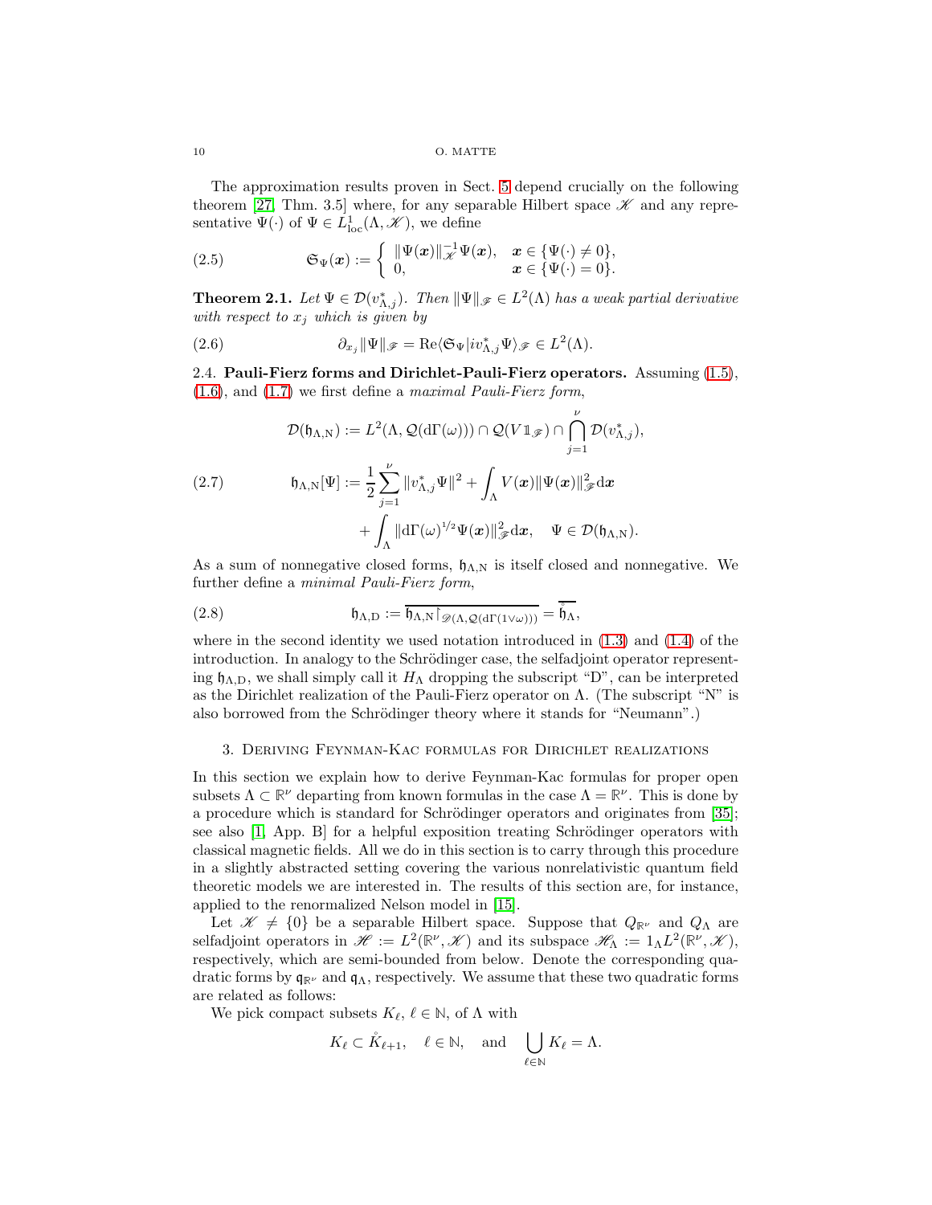The approximation results proven in Sect. 5 depend crucially on the following theorem [27, Thm. 3.5] where, for any separable Hilbert space $\mathscr{K}$ and any representative $\Psi(\cdot)$ of $\Psi \in L^1_{\mathrm{loc}}(\Lambda, \mathscr{K})$, we define

$$
\mathfrak{S}_\Psi(\boldsymbol{x}) := \begin{cases} \|\Psi(\boldsymbol{x})\|_{\mathscr{K}}^{-1}\Psi(\boldsymbol{x}), & \boldsymbol{x} \in \{\Psi(\cdot) \neq 0\}, \\ 0, & \boldsymbol{x} \in \{\Psi(\cdot) = 0\}. \end{cases} \tag{2.5}
$$

**Theorem 2.1.** *Let $\Psi \in \mathcal{D}(v^*_{\Lambda,j})$. Then $\|\Psi\|_{\mathscr{F}} \in L^2(\Lambda)$ has a weak partial derivative with respect to $x_j$ which is given by*

$$
\partial_{x_j}\|\Psi\|_{\mathscr{F}} = \mathrm{Re}\langle \mathfrak{S}_\Psi | i v^*_{\Lambda,j}\Psi\rangle_{\mathscr{F}} \in L^2(\Lambda). \tag{2.6}
$$

### 2.4. Pauli-Fierz forms and Dirichlet-Pauli-Fierz operators.

Assuming (1.5), (1.6), and (1.7) we first define a *maximal Pauli-Fierz form*,

$$
\begin{aligned}
\mathcal{D}(\mathfrak{h}_{\Lambda,\mathrm{N}}) &:= L^2(\Lambda, \mathcal{Q}(\mathrm{d}\Gamma(\omega))) \cap \mathcal{Q}(V\mathbb{1}_{\mathscr{F}}) \cap \bigcap_{j=1}^{\nu} \mathcal{D}(v^*_{\Lambda,j}), \\
\mathfrak{h}_{\Lambda,\mathrm{N}}[\Psi] &:= \frac{1}{2}\sum_{j=1}^{\nu}\|v^*_{\Lambda,j}\Psi\|^2 + \int_\Lambda V(\boldsymbol{x})\|\Psi(\boldsymbol{x})\|^2_{\mathscr{F}}\mathrm{d}\boldsymbol{x} \\
&\quad + \int_\Lambda \|\mathrm{d}\Gamma(\omega)^{1/2}\Psi(\boldsymbol{x})\|^2_{\mathscr{F}}\mathrm{d}\boldsymbol{x}, \quad \Psi \in \mathcal{D}(\mathfrak{h}_{\Lambda,\mathrm{N}}).
\end{aligned} \tag{2.7}
$$

As a sum of nonnegative closed forms, $\mathfrak{h}_{\Lambda,\mathrm{N}}$ is itself closed and nonnegative. We further define a *minimal Pauli-Fierz form*,

$$
\mathfrak{h}_{\Lambda,\mathrm{D}} := \overline{\mathfrak{h}_{\Lambda,\mathrm{N}}\restriction_{\mathscr{D}(\Lambda,\mathcal{Q}(\mathrm{d}\Gamma(1\vee\omega)))}} = \overline{\mathring{\mathfrak{h}}_\Lambda}, \tag{2.8}
$$

where in the second identity we used notation introduced in (1.3) and (1.4) of the introduction. In analogy to the Schrödinger case, the selfadjoint operator representing $\mathfrak{h}_{\Lambda,\mathrm{D}}$, we shall simply call it $H_\Lambda$ dropping the subscript "D", can be interpreted as the Dirichlet realization of the Pauli-Fierz operator on $\Lambda$. (The subscript "N" is also borrowed from the Schrödinger theory where it stands for "Neumann".)

## 3. Deriving Feynman-Kac formulas for Dirichlet realizations

In this section we explain how to derive Feynman-Kac formulas for proper open subsets $\Lambda \subset \mathbb{R}^\nu$ departing from known formulas in the case $\Lambda = \mathbb{R}^\nu$. This is done by a procedure which is standard for Schrödinger operators and originates from [35]; see also [1, App. B] for a helpful exposition treating Schrödinger operators with classical magnetic fields. All we do in this section is to carry through this procedure in a slightly abstracted setting covering the various nonrelativistic quantum field theoretic models we are interested in. The results of this section are, for instance, applied to the renormalized Nelson model in [15].

Let $\mathscr{K} \neq \{0\}$ be a separable Hilbert space. Suppose that $Q_{\mathbb{R}^\nu}$ and $Q_\Lambda$ are selfadjoint operators in $\mathscr{H} := L^2(\mathbb{R}^\nu, \mathscr{K})$ and its subspace $\mathscr{H}_\Lambda := 1_\Lambda L^2(\mathbb{R}^\nu, \mathscr{K})$, respectively, which are semi-bounded from below. Denote the corresponding quadratic forms by $\mathfrak{q}_{\mathbb{R}^\nu}$ and $\mathfrak{q}_\Lambda$, respectively. We assume that these two quadratic forms are related as follows:

We pick compact subsets $K_\ell$, $\ell \in \mathbb{N}$, of $\Lambda$ with

$$
K_\ell \subset \mathring{K}_{\ell+1}, \quad \ell \in \mathbb{N}, \quad \text{and} \quad \bigcup_{\ell\in\mathbb{N}} K_\ell = \Lambda.
$$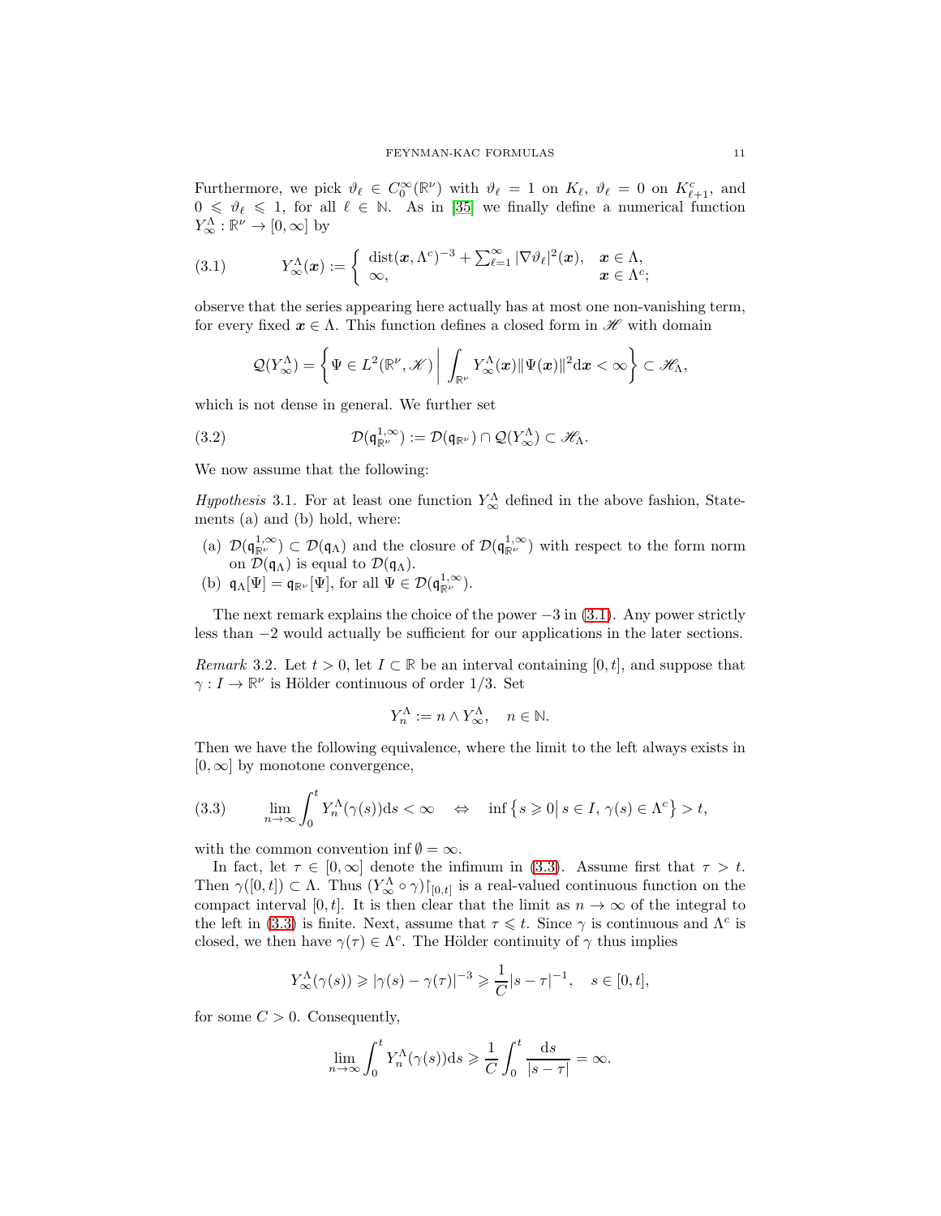Furthermore, we pick $\vartheta_\ell \in C_0^\infty(\mathbb{R}^\nu)$ with $\vartheta_\ell = 1$ on $K_\ell$, $\vartheta_\ell = 0$ on $K_{\ell+1}^c$, and $0 \leqslant \vartheta_\ell \leqslant 1$, for all $\ell \in \mathbb{N}$. As in [35] we finally define a numerical function $Y_\infty^\Lambda : \mathbb{R}^\nu \to [0, \infty]$ by

$$
Y_\infty^\Lambda(\boldsymbol{x}) := \begin{cases} \operatorname{dist}(\boldsymbol{x}, \Lambda^c)^{-3} + \sum_{\ell=1}^\infty |\nabla \vartheta_\ell|^2(\boldsymbol{x}), & \boldsymbol{x} \in \Lambda, \\ \infty, & \boldsymbol{x} \in \Lambda^c; \end{cases} \tag{3.1}
$$

observe that the series appearing here actually has at most one non-vanishing term, for every fixed $\boldsymbol{x} \in \Lambda$. This function defines a closed form in $\mathscr{H}$ with domain

$$
\mathcal{Q}(Y_\infty^\Lambda) = \left\{ \Psi \in L^2(\mathbb{R}^\nu, \mathscr{K}) \,\middle|\, \int_{\mathbb{R}^\nu} Y_\infty^\Lambda(\boldsymbol{x}) \|\Psi(\boldsymbol{x})\|^2 \mathrm{d}\boldsymbol{x} < \infty \right\} \subset \mathscr{H}_\Lambda,
$$

which is not dense in general. We further set

$$
\mathcal{D}(\mathfrak{q}_{\mathbb{R}^\nu}^{1,\infty}) := \mathcal{D}(\mathfrak{q}_{\mathbb{R}^\nu}) \cap \mathcal{Q}(Y_\infty^\Lambda) \subset \mathscr{H}_\Lambda. \tag{3.2}
$$

We now assume that the following:

*Hypothesis* 3.1. For at least one function $Y_\infty^\Lambda$ defined in the above fashion, Statements (a) and (b) hold, where:

(a) $\mathcal{D}(\mathfrak{q}_{\mathbb{R}^\nu}^{1,\infty}) \subset \mathcal{D}(\mathfrak{q}_\Lambda)$ and the closure of $\mathcal{D}(\mathfrak{q}_{\mathbb{R}^\nu}^{1,\infty})$ with respect to the form norm on $\mathcal{D}(\mathfrak{q}_\Lambda)$ is equal to $\mathcal{D}(\mathfrak{q}_\Lambda)$.

(b) $\mathfrak{q}_\Lambda[\Psi] = \mathfrak{q}_{\mathbb{R}^\nu}[\Psi]$, for all $\Psi \in \mathcal{D}(\mathfrak{q}_{\mathbb{R}^\nu}^{1,\infty})$.

The next remark explains the choice of the power $-3$ in (3.1). Any power strictly less than $-2$ would actually be sufficient for our applications in the later sections.

*Remark* 3.2. Let $t > 0$, let $I \subset \mathbb{R}$ be an interval containing $[0, t]$, and suppose that $\gamma : I \to \mathbb{R}^\nu$ is Hölder continuous of order $1/3$. Set

$$
Y_n^\Lambda := n \wedge Y_\infty^\Lambda, \quad n \in \mathbb{N}.
$$

Then we have the following equivalence, where the limit to the left always exists in $[0, \infty]$ by monotone convergence,

$$
\lim_{n\to\infty} \int_0^t Y_n^\Lambda(\gamma(s)) \mathrm{d}s < \infty \quad \Leftrightarrow \quad \inf\left\{ s \geqslant 0 \,\middle|\, s \in I,\, \gamma(s) \in \Lambda^c \right\} > t, \tag{3.3}
$$

with the common convention $\inf \emptyset = \infty$.

In fact, let $\tau \in [0, \infty]$ denote the infimum in (3.3). Assume first that $\tau > t$. Then $\gamma([0, t]) \subset \Lambda$. Thus $(Y_\infty^\Lambda \circ \gamma)\restriction_{[0,t]}$ is a real-valued continuous function on the compact interval $[0, t]$. It is then clear that the limit as $n \to \infty$ of the integral to the left in (3.3) is finite. Next, assume that $\tau \leqslant t$. Since $\gamma$ is continuous and $\Lambda^c$ is closed, we then have $\gamma(\tau) \in \Lambda^c$. The Hölder continuity of $\gamma$ thus implies

$$
Y_\infty^\Lambda(\gamma(s)) \geqslant |\gamma(s) - \gamma(\tau)|^{-3} \geqslant \frac{1}{C} |s - \tau|^{-1}, \quad s \in [0, t],
$$

for some $C > 0$. Consequently,

$$
\lim_{n\to\infty} \int_0^t Y_n^\Lambda(\gamma(s)) \mathrm{d}s \geqslant \frac{1}{C} \int_0^t \frac{\mathrm{d}s}{|s - \tau|} = \infty.
$$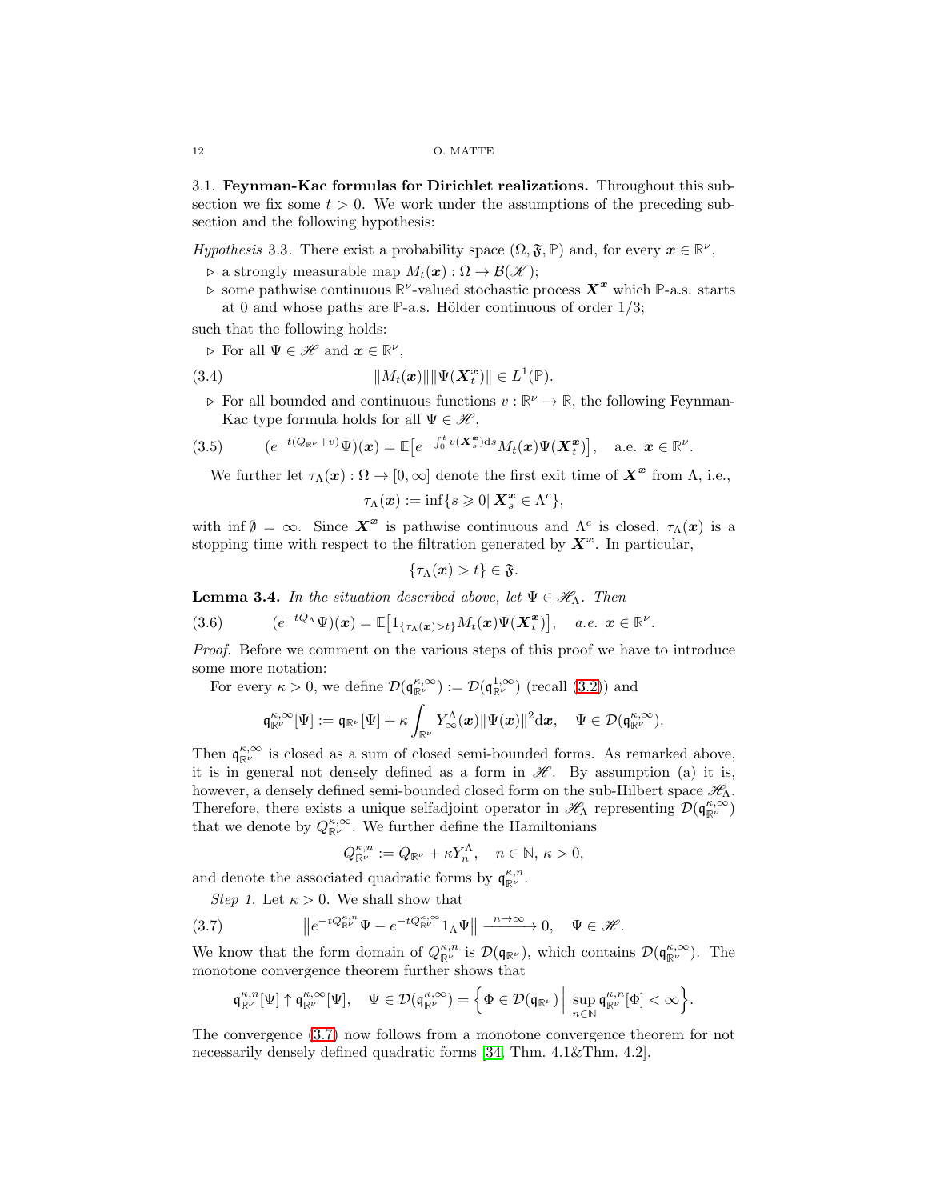### 3.1. Feynman-Kac formulas for Dirichlet realizations.

Throughout this subsection we fix some $t > 0$. We work under the assumptions of the preceding subsection and the following hypothesis:

*Hypothesis* 3.3. There exist a probability space $(\Omega, \mathfrak{F}, \mathbb{P})$ and, for every $\boldsymbol{x} \in \mathbb{R}^\nu$,

- ▷ a strongly measurable map $M_t(\boldsymbol{x}) : \Omega \to \mathcal{B}(\mathscr{K})$;
- ▷ some pathwise continuous $\mathbb{R}^\nu$-valued stochastic process $\boldsymbol{X}^{\boldsymbol{x}}$ which $\mathbb{P}$-a.s. starts at 0 and whose paths are $\mathbb{P}$-a.s. Hölder continuous of order $1/3$;

such that the following holds:

- ▷ For all $\Psi \in \mathscr{H}$ and $\boldsymbol{x} \in \mathbb{R}^\nu$,

$$\|M_t(\boldsymbol{x})\| \|\Psi(\boldsymbol{X}_t^{\boldsymbol{x}})\| \in L^1(\mathbb{P}). \tag{3.4}$$

- ▷ For all bounded and continuous functions $v : \mathbb{R}^\nu \to \mathbb{R}$, the following Feynman-Kac type formula holds for all $\Psi \in \mathscr{H}$,

$$(e^{-t(Q_{\mathbb{R}^\nu}+v)}\Psi)(\boldsymbol{x}) = \mathbb{E}\big[e^{-\int_0^t v(\boldsymbol{X}_s^{\boldsymbol{x}})\mathrm{d}s} M_t(\boldsymbol{x})\Psi(\boldsymbol{X}_t^{\boldsymbol{x}})\big], \quad \text{a.e. } \boldsymbol{x} \in \mathbb{R}^\nu. \tag{3.5}$$

We further let $\tau_\Lambda(\boldsymbol{x}) : \Omega \to [0, \infty]$ denote the first exit time of $\boldsymbol{X}^{\boldsymbol{x}}$ from $\Lambda$, i.e.,

$$\tau_\Lambda(\boldsymbol{x}) := \inf\{s \geqslant 0 | \, \boldsymbol{X}_s^{\boldsymbol{x}} \in \Lambda^c\},$$

with $\inf \emptyset = \infty$. Since $\boldsymbol{X}^{\boldsymbol{x}}$ is pathwise continuous and $\Lambda^c$ is closed, $\tau_\Lambda(\boldsymbol{x})$ is a stopping time with respect to the filtration generated by $\boldsymbol{X}^{\boldsymbol{x}}$. In particular,

$$\{\tau_\Lambda(\boldsymbol{x}) > t\} \in \mathfrak{F}.$$

**Lemma 3.4.** *In the situation described above, let $\Psi \in \mathscr{H}_\Lambda$. Then*

$$(e^{-tQ_\Lambda}\Psi)(\boldsymbol{x}) = \mathbb{E}\big[1_{\{\tau_\Lambda(\boldsymbol{x})>t\}} M_t(\boldsymbol{x})\Psi(\boldsymbol{X}_t^{\boldsymbol{x}})\big], \quad \textit{a.e. } \boldsymbol{x} \in \mathbb{R}^\nu. \tag{3.6}$$

*Proof.* Before we comment on the various steps of this proof we have to introduce some more notation:

For every $\kappa > 0$, we define $\mathcal{D}(\mathfrak{q}_{\mathbb{R}^\nu}^{\kappa,\infty}) := \mathcal{D}(\mathfrak{q}_{\mathbb{R}^\nu}^{1,\infty})$ (recall (3.2)) and

$$\mathfrak{q}_{\mathbb{R}^\nu}^{\kappa,\infty}[\Psi] := \mathfrak{q}_{\mathbb{R}^\nu}[\Psi] + \kappa \int_{\mathbb{R}^\nu} Y_\infty^\Lambda(\boldsymbol{x}) \|\Psi(\boldsymbol{x})\|^2 \mathrm{d}\boldsymbol{x}, \quad \Psi \in \mathcal{D}(\mathfrak{q}_{\mathbb{R}^\nu}^{\kappa,\infty}).$$

Then $\mathfrak{q}_{\mathbb{R}^\nu}^{\kappa,\infty}$ is closed as a sum of closed semi-bounded forms. As remarked above, it is in general not densely defined as a form in $\mathscr{H}$. By assumption (a) it is, however, a densely defined semi-bounded closed form on the sub-Hilbert space $\mathscr{H}_\Lambda$. Therefore, there exists a unique selfadjoint operator in $\mathscr{H}_\Lambda$ representing $\mathcal{D}(\mathfrak{q}_{\mathbb{R}^\nu}^{\kappa,\infty})$ that we denote by $Q_{\mathbb{R}^\nu}^{\kappa,\infty}$. We further define the Hamiltonians

$$Q_{\mathbb{R}^\nu}^{\kappa,n} := Q_{\mathbb{R}^\nu} + \kappa Y_n^\Lambda, \quad n \in \mathbb{N}, \ \kappa > 0,$$

and denote the associated quadratic forms by $\mathfrak{q}_{\mathbb{R}^\nu}^{\kappa,n}$.

*Step 1.* Let $\kappa > 0$. We shall show that

$$\big\|e^{-tQ_{\mathbb{R}^\nu}^{\kappa,n}}\Psi - e^{-tQ_{\mathbb{R}^\nu}^{\kappa,\infty}}1_\Lambda\Psi\big\| \xrightarrow{n\to\infty} 0, \quad \Psi \in \mathscr{H}. \tag{3.7}$$

We know that the form domain of $Q_{\mathbb{R}^\nu}^{\kappa,n}$ is $\mathcal{D}(\mathfrak{q}_{\mathbb{R}^\nu})$, which contains $\mathcal{D}(\mathfrak{q}_{\mathbb{R}^\nu}^{\kappa,\infty})$. The monotone convergence theorem further shows that

$$\mathfrak{q}_{\mathbb{R}^\nu}^{\kappa,n}[\Psi] \uparrow \mathfrak{q}_{\mathbb{R}^\nu}^{\kappa,\infty}[\Psi], \quad \Psi \in \mathcal{D}(\mathfrak{q}_{\mathbb{R}^\nu}^{\kappa,\infty}) = \Big\{\Phi \in \mathcal{D}(\mathfrak{q}_{\mathbb{R}^\nu}) \,\Big|\, \sup_{n\in\mathbb{N}} \mathfrak{q}_{\mathbb{R}^\nu}^{\kappa,n}[\Phi] < \infty\Big\}.$$

The convergence (3.7) now follows from a monotone convergence theorem for not necessarily densely defined quadratic forms [34, Thm. 4.1&Thm. 4.2].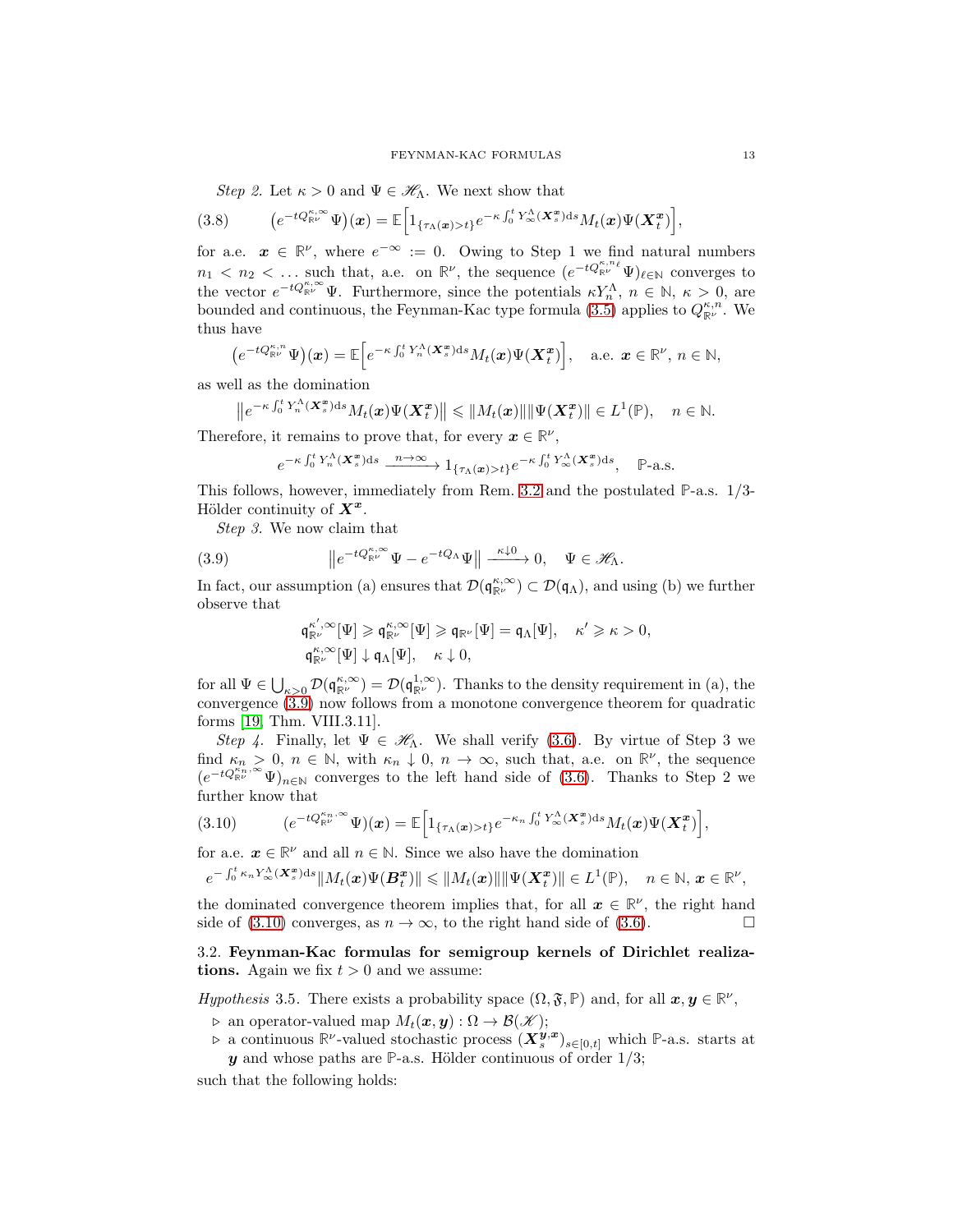*Step 2.* Let $\kappa > 0$ and $\Psi \in \mathscr{H}_\Lambda$. We next show that

$$
\big(e^{-tQ_{\mathbb{R}^\nu}^{\kappa,\infty}}\Psi\big)(\boldsymbol{x}) = \mathbb{E}\Big[1_{\{\tau_\Lambda(\boldsymbol{x})>t\}}e^{-\kappa\int_0^t Y_\infty^\Lambda(\boldsymbol{X}_s^{\boldsymbol{x}})\mathrm{d}s}M_t(\boldsymbol{x})\Psi(\boldsymbol{X}_t^{\boldsymbol{x}})\Big], \tag{3.8}
$$

for a.e. $\boldsymbol{x} \in \mathbb{R}^\nu$, where $e^{-\infty} := 0$. Owing to Step 1 we find natural numbers $n_1 < n_2 < \dots$ such that, a.e. on $\mathbb{R}^\nu$, the sequence $(e^{-tQ_{\mathbb{R}^\nu}^{\kappa,n_\ell}}\Psi)_{\ell\in\mathbb{N}}$ converges to the vector $e^{-tQ_{\mathbb{R}^\nu}^{\kappa,\infty}}\Psi$. Furthermore, since the potentials $\kappa Y_n^\Lambda$, $n \in \mathbb{N}$, $\kappa > 0$, are bounded and continuous, the Feynman-Kac type formula (3.5) applies to $Q_{\mathbb{R}^\nu}^{\kappa,n}$. We thus have

$$
\big(e^{-tQ_{\mathbb{R}^\nu}^{\kappa,n}}\Psi\big)(\boldsymbol{x}) = \mathbb{E}\Big[e^{-\kappa\int_0^t Y_n^\Lambda(\boldsymbol{X}_s^{\boldsymbol{x}})\mathrm{d}s}M_t(\boldsymbol{x})\Psi(\boldsymbol{X}_t^{\boldsymbol{x}})\Big], \quad \text{a.e. } \boldsymbol{x} \in \mathbb{R}^\nu,\ n \in \mathbb{N},
$$

as well as the domination

$$
\big\|e^{-\kappa\int_0^t Y_n^\Lambda(\boldsymbol{X}_s^{\boldsymbol{x}})\mathrm{d}s}M_t(\boldsymbol{x})\Psi(\boldsymbol{X}_t^{\boldsymbol{x}})\big\| \leqslant \|M_t(\boldsymbol{x})\|\|\Psi(\boldsymbol{X}_t^{\boldsymbol{x}})\| \in L^1(\mathbb{P}), \quad n \in \mathbb{N}.
$$

Therefore, it remains to prove that, for every $\boldsymbol{x} \in \mathbb{R}^\nu$,

$$
e^{-\kappa\int_0^t Y_n^\Lambda(\boldsymbol{X}_s^{\boldsymbol{x}})\mathrm{d}s} \xrightarrow{n\to\infty} 1_{\{\tau_\Lambda(\boldsymbol{x})>t\}}e^{-\kappa\int_0^t Y_\infty^\Lambda(\boldsymbol{X}_s^{\boldsymbol{x}})\mathrm{d}s}, \quad \mathbb{P}\text{-a.s.}
$$

This follows, however, immediately from Rem. 3.2 and the postulated $\mathbb{P}$-a.s. 1/3-Hölder continuity of $\boldsymbol{X}^{\boldsymbol{x}}$.

*Step 3.* We now claim that

$$
\big\|e^{-tQ_{\mathbb{R}^\nu}^{\kappa,\infty}}\Psi - e^{-tQ_\Lambda}\Psi\big\| \xrightarrow{\kappa\downarrow 0} 0, \quad \Psi \in \mathscr{H}_\Lambda. \tag{3.9}
$$

In fact, our assumption (a) ensures that $\mathcal{D}(\mathfrak{q}_{\mathbb{R}^\nu}^{\kappa,\infty}) \subset \mathcal{D}(\mathfrak{q}_\Lambda)$, and using (b) we further observe that

$$
\begin{aligned}
&\mathfrak{q}_{\mathbb{R}^\nu}^{\kappa',\infty}[\Psi] \geqslant \mathfrak{q}_{\mathbb{R}^\nu}^{\kappa,\infty}[\Psi] \geqslant \mathfrak{q}_{\mathbb{R}^\nu}[\Psi] = \mathfrak{q}_\Lambda[\Psi], \quad \kappa' \geqslant \kappa > 0,\\
&\mathfrak{q}_{\mathbb{R}^\nu}^{\kappa,\infty}[\Psi] \downarrow \mathfrak{q}_\Lambda[\Psi], \quad \kappa \downarrow 0,
\end{aligned}
$$

for all $\Psi \in \bigcup_{\kappa>0}\mathcal{D}(\mathfrak{q}_{\mathbb{R}^\nu}^{\kappa,\infty}) = \mathcal{D}(\mathfrak{q}_{\mathbb{R}^\nu}^{1,\infty})$. Thanks to the density requirement in (a), the convergence (3.9) now follows from a monotone convergence theorem for quadratic forms [19, Thm. VIII.3.11].

*Step 4.* Finally, let $\Psi \in \mathscr{H}_\Lambda$. We shall verify (3.6). By virtue of Step 3 we find $\kappa_n > 0$, $n \in \mathbb{N}$, with $\kappa_n \downarrow 0$, $n \to \infty$, such that, a.e. on $\mathbb{R}^\nu$, the sequence $(e^{-tQ_{\mathbb{R}^\nu}^{\kappa_n,\infty}}\Psi)_{n\in\mathbb{N}}$ converges to the left hand side of (3.6). Thanks to Step 2 we further know that

$$
(e^{-tQ_{\mathbb{R}^\nu}^{\kappa_n,\infty}}\Psi)(\boldsymbol{x}) = \mathbb{E}\Big[1_{\{\tau_\Lambda(\boldsymbol{x})>t\}}e^{-\kappa_n\int_0^t Y_\infty^\Lambda(\boldsymbol{X}_s^{\boldsymbol{x}})\mathrm{d}s}M_t(\boldsymbol{x})\Psi(\boldsymbol{X}_t^{\boldsymbol{x}})\Big], \tag{3.10}
$$

for a.e. $\boldsymbol{x} \in \mathbb{R}^\nu$ and all $n \in \mathbb{N}$. Since we also have the domination

$$
e^{-\int_0^t \kappa_n Y_\infty^\Lambda(\boldsymbol{X}_s^{\boldsymbol{x}})\mathrm{d}s}\|M_t(\boldsymbol{x})\Psi(\boldsymbol{B}_t^{\boldsymbol{x}})\| \leqslant \|M_t(\boldsymbol{x})\|\|\Psi(\boldsymbol{X}_t^{\boldsymbol{x}})\| \in L^1(\mathbb{P}), \quad n \in \mathbb{N},\ \boldsymbol{x} \in \mathbb{R}^\nu,
$$

the dominated convergence theorem implies that, for all $\boldsymbol{x} \in \mathbb{R}^\nu$, the right hand side of (3.10) converges, as $n \to \infty$, to the right hand side of (3.6). $\square$

### 3.2. **Feynman-Kac formulas for semigroup kernels of Dirichlet realizations.**

Again we fix $t > 0$ and we assume:

*Hypothesis* 3.5. There exists a probability space $(\Omega, \mathfrak{F}, \mathbb{P})$ and, for all $\boldsymbol{x}, \boldsymbol{y} \in \mathbb{R}^\nu$,

- ▷ an operator-valued map $M_t(\boldsymbol{x}, \boldsymbol{y}) : \Omega \to \mathcal{B}(\mathscr{K})$;
- ▷ a continuous $\mathbb{R}^\nu$-valued stochastic process $(\boldsymbol{X}_s^{\boldsymbol{y},\boldsymbol{x}})_{s\in[0,t]}$ which $\mathbb{P}$-a.s. starts at $\boldsymbol{y}$ and whose paths are $\mathbb{P}$-a.s. Hölder continuous of order 1/3;

such that the following holds: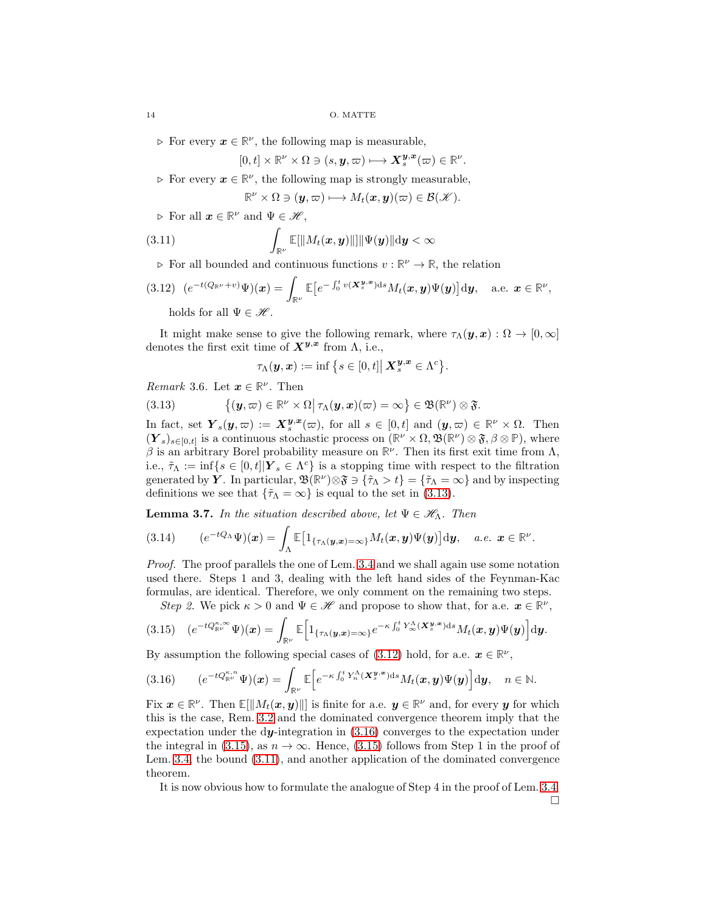▹ For every $\boldsymbol{x} \in \mathbb{R}^\nu$, the following map is measurable,

$$[0,t] \times \mathbb{R}^\nu \times \Omega \ni (s, \boldsymbol{y}, \varpi) \longmapsto \boldsymbol{X}_s^{\boldsymbol{y},\boldsymbol{x}}(\varpi) \in \mathbb{R}^\nu.$$

▹ For every $\boldsymbol{x} \in \mathbb{R}^\nu$, the following map is strongly measurable,

$$\mathbb{R}^\nu \times \Omega \ni (\boldsymbol{y}, \varpi) \longmapsto M_t(\boldsymbol{x}, \boldsymbol{y})(\varpi) \in \mathcal{B}(\mathscr{K}).$$

▹ For all $\boldsymbol{x} \in \mathbb{R}^\nu$ and $\Psi \in \mathscr{H}$,

$$\int_{\mathbb{R}^\nu} \mathbb{E}[\|M_t(\boldsymbol{x}, \boldsymbol{y})\|] \|\Psi(\boldsymbol{y})\| \mathrm{d}\boldsymbol{y} < \infty \tag{3.11}$$

▹ For all bounded and continuous functions $v : \mathbb{R}^\nu \to \mathbb{R}$, the relation

$$(e^{-t(Q_{\mathbb{R}^\nu} + v)}\Psi)(\boldsymbol{x}) = \int_{\mathbb{R}^\nu} \mathbb{E}\big[e^{-\int_0^t v(\boldsymbol{X}_s^{\boldsymbol{y},\boldsymbol{x}})\mathrm{d}s} M_t(\boldsymbol{x}, \boldsymbol{y})\Psi(\boldsymbol{y})\big] \mathrm{d}\boldsymbol{y}, \quad \text{a.e. } \boldsymbol{x} \in \mathbb{R}^\nu, \tag{3.12}$$

holds for all $\Psi \in \mathscr{H}$.

It might make sense to give the following remark, where $\tau_\Lambda(\boldsymbol{y}, \boldsymbol{x}) : \Omega \to [0, \infty]$ denotes the first exit time of $\boldsymbol{X}^{\boldsymbol{y},\boldsymbol{x}}$ from $\Lambda$, i.e.,

$$\tau_\Lambda(\boldsymbol{y}, \boldsymbol{x}) := \inf\big\{s \in [0,t] \big| \, \boldsymbol{X}_s^{\boldsymbol{y},\boldsymbol{x}} \in \Lambda^c\big\}.$$

*Remark* 3.6. Let $\boldsymbol{x} \in \mathbb{R}^\nu$. Then

$$\big\{(\boldsymbol{y}, \varpi) \in \mathbb{R}^\nu \times \Omega \big| \, \tau_\Lambda(\boldsymbol{y}, \boldsymbol{x})(\varpi) = \infty\big\} \in \mathfrak{B}(\mathbb{R}^\nu) \otimes \mathfrak{F}. \tag{3.13}$$

In fact, set $\boldsymbol{Y}_s(\boldsymbol{y}, \varpi) := \boldsymbol{X}_s^{\boldsymbol{y},\boldsymbol{x}}(\varpi)$, for all $s \in [0,t]$ and $(\boldsymbol{y}, \varpi) \in \mathbb{R}^\nu \times \Omega$. Then $(\boldsymbol{Y}_s)_{s \in [0,t]}$ is a continuous stochastic process on $(\mathbb{R}^\nu \times \Omega, \mathfrak{B}(\mathbb{R}^\nu) \otimes \mathfrak{F}, \beta \otimes \mathbb{P})$, where $\beta$ is an arbitrary Borel probability measure on $\mathbb{R}^\nu$. Then its first exit time from $\Lambda$, i.e., $\tilde{\tau}_\Lambda := \inf\{s \in [0,t] | \boldsymbol{Y}_s \in \Lambda^c\}$ is a stopping time with respect to the filtration generated by $\boldsymbol{Y}$. In particular, $\mathfrak{B}(\mathbb{R}^\nu) \otimes \mathfrak{F} \ni \{\tilde{\tau}_\Lambda > t\} = \{\tilde{\tau}_\Lambda = \infty\}$ and by inspecting definitions we see that $\{\tilde{\tau}_\Lambda = \infty\}$ is equal to the set in (3.13).

**Lemma 3.7.** *In the situation described above, let $\Psi \in \mathscr{H}_\Lambda$. Then*

$$(e^{-tQ_\Lambda}\Psi)(\boldsymbol{x}) = \int_\Lambda \mathbb{E}\big[1_{\{\tau_\Lambda(\boldsymbol{y},\boldsymbol{x}) = \infty\}} M_t(\boldsymbol{x}, \boldsymbol{y})\Psi(\boldsymbol{y})\big] \mathrm{d}\boldsymbol{y}, \quad \textit{a.e. } \boldsymbol{x} \in \mathbb{R}^\nu. \tag{3.14}$$

*Proof.* The proof parallels the one of Lem. 3.4 and we shall again use some notation used there. Steps 1 and 3, dealing with the left hand sides of the Feynman-Kac formulas, are identical. Therefore, we only comment on the remaining two steps.

*Step 2.* We pick $\kappa > 0$ and $\Psi \in \mathscr{H}$ and propose to show that, for a.e. $\boldsymbol{x} \in \mathbb{R}^\nu$,

$$(e^{-tQ_{\mathbb{R}^\nu}^{\kappa,\infty}}\Psi)(\boldsymbol{x}) = \int_{\mathbb{R}^\nu} \mathbb{E}\Big[1_{\{\tau_\Lambda(\boldsymbol{y},\boldsymbol{x}) = \infty\}} e^{-\kappa \int_0^t Y_\infty^\Lambda(\boldsymbol{X}_s^{\boldsymbol{y},\boldsymbol{x}})\mathrm{d}s} M_t(\boldsymbol{x}, \boldsymbol{y})\Psi(\boldsymbol{y})\Big] \mathrm{d}\boldsymbol{y}. \tag{3.15}$$

By assumption the following special cases of (3.12) hold, for a.e. $\boldsymbol{x} \in \mathbb{R}^\nu$,

$$(e^{-tQ_{\mathbb{R}^\nu}^{\kappa,n}}\Psi)(\boldsymbol{x}) = \int_{\mathbb{R}^\nu} \mathbb{E}\Big[e^{-\kappa \int_0^t Y_n^\Lambda(\boldsymbol{X}_s^{\boldsymbol{y},\boldsymbol{x}})\mathrm{d}s} M_t(\boldsymbol{x}, \boldsymbol{y})\Psi(\boldsymbol{y})\Big] \mathrm{d}\boldsymbol{y}, \quad n \in \mathbb{N}. \tag{3.16}$$

Fix $\boldsymbol{x} \in \mathbb{R}^\nu$. Then $\mathbb{E}[\|M_t(\boldsymbol{x}, \boldsymbol{y})\|]$ is finite for a.e. $\boldsymbol{y} \in \mathbb{R}^\nu$ and, for every $\boldsymbol{y}$ for which this is the case, Rem. 3.2 and the dominated convergence theorem imply that the expectation under the $\mathrm{d}\boldsymbol{y}$-integration in (3.16) converges to the expectation under the integral in (3.15), as $n \to \infty$. Hence, (3.15) follows from Step 1 in the proof of Lem. 3.4, the bound (3.11), and another application of the dominated convergence theorem.

It is now obvious how to formulate the analogue of Step 4 in the proof of Lem. 3.4. □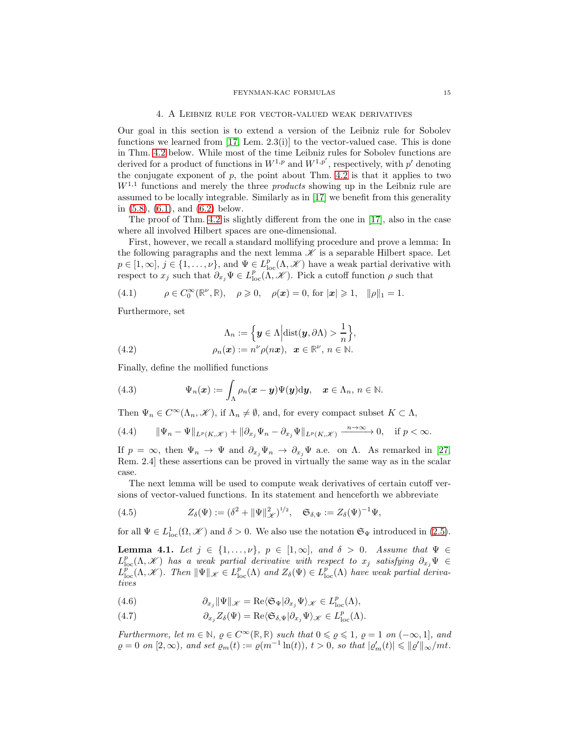## 4. A Leibniz rule for vector-valued weak derivatives

Our goal in this section is to extend a version of the Leibniz rule for Sobolev functions we learned from [17, Lem. 2.3(i)] to the vector-valued case. This is done in Thm. 4.2 below. While most of the time Leibniz rules for Sobolev functions are derived for a product of functions in $W^{1,p}$ and $W^{1,p'}$, respectively, with $p'$ denoting the conjugate exponent of $p$, the point about Thm. 4.2 is that it applies to two $W^{1,1}$ functions and merely the three *products* showing up in the Leibniz rule are assumed to be locally integrable. Similarly as in [17] we benefit from this generality in (5.8), (6.1), and (6.2) below.

The proof of Thm. 4.2 is slightly different from the one in [17], also in the case where all involved Hilbert spaces are one-dimensional.

First, however, we recall a standard mollifying procedure and prove a lemma: In the following paragraphs and the next lemma $\mathscr{K}$ is a separable Hilbert space. Let $p \in [1, \infty]$, $j \in \{1, \ldots, \nu\}$, and $\Psi \in L^p_{\mathrm{loc}}(\Lambda, \mathscr{K})$ have a weak partial derivative with respect to $x_j$ such that $\partial_{x_j}\Psi \in L^p_{\mathrm{loc}}(\Lambda, \mathscr{K})$. Pick a cutoff function $\rho$ such that

$$\rho \in C_0^\infty(\mathbb{R}^\nu, \mathbb{R}), \quad \rho \geqslant 0, \quad \rho(\boldsymbol{x}) = 0, \text{ for } |\boldsymbol{x}| \geqslant 1, \quad \|\rho\|_1 = 1. \tag{4.1}$$

Furthermore, set

$$\Lambda_n := \Big\{ \boldsymbol{y} \in \Lambda \Big| \mathrm{dist}(\boldsymbol{y}, \partial\Lambda) > \frac{1}{n} \Big\},$$
$$\rho_n(\boldsymbol{x}) := n^\nu \rho(n\boldsymbol{x}), \;\; \boldsymbol{x} \in \mathbb{R}^\nu, \; n \in \mathbb{N}. \tag{4.2}$$

Finally, define the mollified functions

$$\Psi_n(\boldsymbol{x}) := \int_\Lambda \rho_n(\boldsymbol{x} - \boldsymbol{y}) \Psi(\boldsymbol{y}) \mathrm{d}\boldsymbol{y}, \quad \boldsymbol{x} \in \Lambda_n, \; n \in \mathbb{N}. \tag{4.3}$$

Then $\Psi_n \in C^\infty(\Lambda_n, \mathscr{K})$, if $\Lambda_n \neq \emptyset$, and, for every compact subset $K \subset \Lambda$,

$$\|\Psi_n - \Psi\|_{L^p(K,\mathscr{K})} + \|\partial_{x_j}\Psi_n - \partial_{x_j}\Psi\|_{L^p(K,\mathscr{K})} \xrightarrow{n\to\infty} 0, \quad \text{if } p < \infty. \tag{4.4}$$

If $p = \infty$, then $\Psi_n \to \Psi$ and $\partial_{x_j}\Psi_n \to \partial_{x_j}\Psi$ a.e. on $\Lambda$. As remarked in [27, Rem. 2.4] these assertions can be proved in virtually the same way as in the scalar case.

The next lemma will be used to compute weak derivatives of certain cutoff versions of vector-valued functions. In its statement and henceforth we abbreviate

$$Z_\delta(\Psi) := (\delta^2 + \|\Psi\|^2_{\mathscr{K}})^{1/2}, \quad \mathfrak{S}_{\delta,\Psi} := Z_\delta(\Psi)^{-1}\Psi, \tag{4.5}$$

for all $\Psi \in L^1_{\mathrm{loc}}(\Omega, \mathscr{K})$ and $\delta > 0$. We also use the notation $\mathfrak{S}_\Psi$ introduced in (2.5).

**Lemma 4.1.** *Let $j \in \{1, \ldots, \nu\}$, $p \in [1, \infty]$, and $\delta > 0$. Assume that $\Psi \in L^p_{\mathrm{loc}}(\Lambda, \mathscr{K})$ has a weak partial derivative with respect to $x_j$ satisfying $\partial_{x_j}\Psi \in L^p_{\mathrm{loc}}(\Lambda, \mathscr{K})$. Then $\|\Psi\|_{\mathscr{K}} \in L^p_{\mathrm{loc}}(\Lambda)$ and $Z_\delta(\Psi) \in L^p_{\mathrm{loc}}(\Lambda)$ have weak partial derivatives*

$$\partial_{x_j}\|\Psi\|_{\mathscr{K}} = \mathrm{Re}\langle \mathfrak{S}_\Psi | \partial_{x_j}\Psi \rangle_{\mathscr{K}} \in L^p_{\mathrm{loc}}(\Lambda), \tag{4.6}$$

$$\partial_{x_j} Z_\delta(\Psi) = \mathrm{Re}\langle \mathfrak{S}_{\delta,\Psi} | \partial_{x_j}\Psi \rangle_{\mathscr{K}} \in L^p_{\mathrm{loc}}(\Lambda). \tag{4.7}$$

*Furthermore, let $m \in \mathbb{N}$, $\varrho \in C^\infty(\mathbb{R}, \mathbb{R})$ such that $0 \leqslant \varrho \leqslant 1$, $\varrho = 1$ on $(-\infty, 1]$, and $\varrho = 0$ on $[2, \infty)$, and set $\varrho_m(t) := \varrho(m^{-1}\ln(t))$, $t > 0$, so that $|\varrho_m'(t)| \leqslant \|\varrho'\|_\infty / mt$.*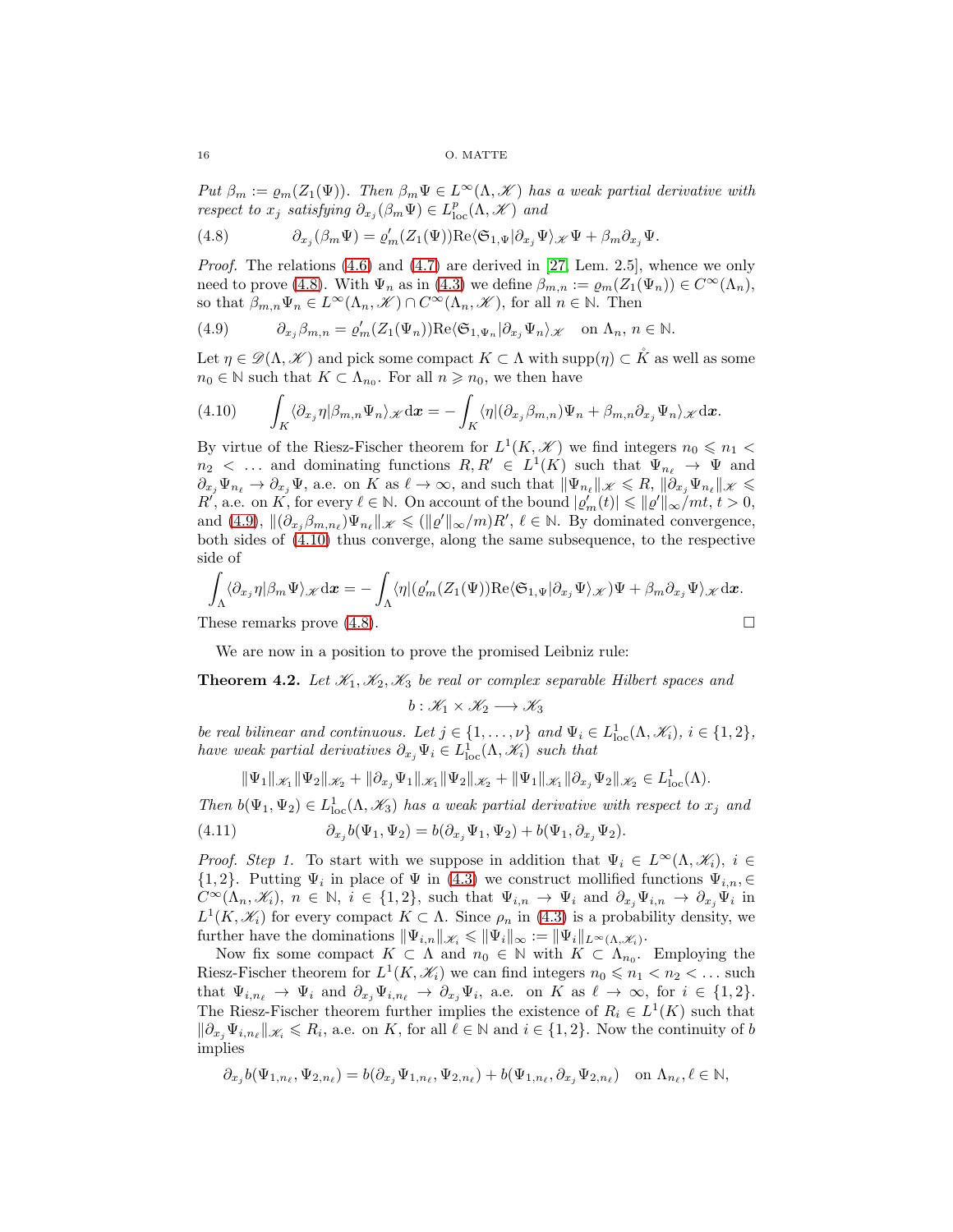*Put $\beta_m := \varrho_m(Z_1(\Psi))$. Then $\beta_m \Psi \in L^\infty(\Lambda, \mathscr{K})$ has a weak partial derivative with respect to $x_j$ satisfying $\partial_{x_j}(\beta_m \Psi) \in L^p_{\mathrm{loc}}(\Lambda, \mathscr{K})$ and*

$$\partial_{x_j}(\beta_m \Psi) = \varrho_m'(Z_1(\Psi)) \mathrm{Re}\langle \mathfrak{S}_{1,\Psi} | \partial_{x_j}\Psi\rangle_{\mathscr{K}} \Psi + \beta_m \partial_{x_j}\Psi. \tag{4.8}$$

*Proof.* The relations (4.6) and (4.7) are derived in [27, Lem. 2.5], whence we only need to prove (4.8). With $\Psi_n$ as in (4.3) we define $\beta_{m,n} := \varrho_m(Z_1(\Psi_n)) \in C^\infty(\Lambda_n)$, so that $\beta_{m,n}\Psi_n \in L^\infty(\Lambda_n, \mathscr{K}) \cap C^\infty(\Lambda_n, \mathscr{K})$, for all $n \in \mathbb{N}$. Then

$$\partial_{x_j}\beta_{m,n} = \varrho_m'(Z_1(\Psi_n)) \mathrm{Re}\langle \mathfrak{S}_{1,\Psi_n} | \partial_{x_j}\Psi_n\rangle_{\mathscr{K}} \quad \text{on } \Lambda_n,\ n \in \mathbb{N}. \tag{4.9}$$

Let $\eta \in \mathscr{D}(\Lambda, \mathscr{K})$ and pick some compact $K \subset \Lambda$ with $\mathrm{supp}(\eta) \subset \mathring{K}$ as well as some $n_0 \in \mathbb{N}$ such that $K \subset \Lambda_{n_0}$. For all $n \geqslant n_0$, we then have

$$\int_K \langle \partial_{x_j}\eta | \beta_{m,n}\Psi_n\rangle_{\mathscr{K}} \mathrm{d}\boldsymbol{x} = -\int_K \langle \eta | (\partial_{x_j}\beta_{m,n})\Psi_n + \beta_{m,n}\partial_{x_j}\Psi_n\rangle_{\mathscr{K}} \mathrm{d}\boldsymbol{x}. \tag{4.10}$$

By virtue of the Riesz-Fischer theorem for $L^1(K, \mathscr{K})$ we find integers $n_0 \leqslant n_1 < n_2 < \ldots$ and dominating functions $R, R' \in L^1(K)$ such that $\Psi_{n_\ell} \to \Psi$ and $\partial_{x_j}\Psi_{n_\ell} \to \partial_{x_j}\Psi$, a.e. on $K$ as $\ell \to \infty$, and such that $\|\Psi_{n_\ell}\|_{\mathscr{K}} \leqslant R$, $\|\partial_{x_j}\Psi_{n_\ell}\|_{\mathscr{K}} \leqslant R'$, a.e. on $K$, for every $\ell \in \mathbb{N}$. On account of the bound $|\varrho_m'(t)| \leqslant \|\varrho'\|_\infty / mt$, $t > 0$, and (4.9), $\|(\partial_{x_j}\beta_{m,n_\ell})\Psi_{n_\ell}\|_{\mathscr{K}} \leqslant (\|\varrho'\|_\infty / m)R'$, $\ell \in \mathbb{N}$. By dominated convergence, both sides of (4.10) thus converge, along the same subsequence, to the respective side of

$$\int_\Lambda \langle \partial_{x_j}\eta | \beta_m \Psi\rangle_{\mathscr{K}} \mathrm{d}\boldsymbol{x} = -\int_\Lambda \langle \eta | (\varrho_m'(Z_1(\Psi)) \mathrm{Re}\langle \mathfrak{S}_{1,\Psi} | \partial_{x_j}\Psi\rangle_{\mathscr{K}})\Psi + \beta_m \partial_{x_j}\Psi\rangle_{\mathscr{K}} \mathrm{d}\boldsymbol{x}.$$

These remarks prove (4.8). $\square$

We are now in a position to prove the promised Leibniz rule:

**Theorem 4.2.** *Let $\mathscr{K}_1, \mathscr{K}_2, \mathscr{K}_3$ be real or complex separable Hilbert spaces and*

$$b : \mathscr{K}_1 \times \mathscr{K}_2 \longrightarrow \mathscr{K}_3$$

*be real bilinear and continuous. Let $j \in \{1, \ldots, \nu\}$ and $\Psi_i \in L^1_{\mathrm{loc}}(\Lambda, \mathscr{K}_i)$, $i \in \{1, 2\}$, have weak partial derivatives $\partial_{x_j}\Psi_i \in L^1_{\mathrm{loc}}(\Lambda, \mathscr{K}_i)$ such that*

$$\|\Psi_1\|_{\mathscr{K}_1}\|\Psi_2\|_{\mathscr{K}_2} + \|\partial_{x_j}\Psi_1\|_{\mathscr{K}_1}\|\Psi_2\|_{\mathscr{K}_2} + \|\Psi_1\|_{\mathscr{K}_1}\|\partial_{x_j}\Psi_2\|_{\mathscr{K}_2} \in L^1_{\mathrm{loc}}(\Lambda).$$

*Then $b(\Psi_1, \Psi_2) \in L^1_{\mathrm{loc}}(\Lambda, \mathscr{K}_3)$ has a weak partial derivative with respect to $x_j$ and*

$$\partial_{x_j} b(\Psi_1, \Psi_2) = b(\partial_{x_j}\Psi_1, \Psi_2) + b(\Psi_1, \partial_{x_j}\Psi_2). \tag{4.11}$$

*Proof. Step 1.* To start with we suppose in addition that $\Psi_i \in L^\infty(\Lambda, \mathscr{K}_i)$, $i \in \{1, 2\}$. Putting $\Psi_i$ in place of $\Psi$ in (4.3) we construct mollified functions $\Psi_{i,n} \in C^\infty(\Lambda_n, \mathscr{K}_i)$, $n \in \mathbb{N}$, $i \in \{1, 2\}$, such that $\Psi_{i,n} \to \Psi_i$ and $\partial_{x_j}\Psi_{i,n} \to \partial_{x_j}\Psi_i$ in $L^1(K, \mathscr{K}_i)$ for every compact $K \subset \Lambda$. Since $\rho_n$ in (4.3) is a probability density, we further have the dominations $\|\Psi_{i,n}\|_{\mathscr{K}_i} \leqslant \|\Psi_i\|_\infty := \|\Psi_i\|_{L^\infty(\Lambda, \mathscr{K}_i)}$.

Now fix some compact $K \subset \Lambda$ and $n_0 \in \mathbb{N}$ with $K \subset \Lambda_{n_0}$. Employing the Riesz-Fischer theorem for $L^1(K, \mathscr{K}_i)$ we can find integers $n_0 \leqslant n_1 < n_2 < \ldots$ such that $\Psi_{i,n_\ell} \to \Psi_i$ and $\partial_{x_j}\Psi_{i,n_\ell} \to \partial_{x_j}\Psi_i$, a.e. on $K$ as $\ell \to \infty$, for $i \in \{1, 2\}$. The Riesz-Fischer theorem further implies the existence of $R_i \in L^1(K)$ such that $\|\partial_{x_j}\Psi_{i,n_\ell}\|_{\mathscr{K}_i} \leqslant R_i$, a.e. on $K$, for all $\ell \in \mathbb{N}$ and $i \in \{1, 2\}$. Now the continuity of $b$ implies

$$\partial_{x_j} b(\Psi_{1,n_\ell}, \Psi_{2,n_\ell}) = b(\partial_{x_j}\Psi_{1,n_\ell}, \Psi_{2,n_\ell}) + b(\Psi_{1,n_\ell}, \partial_{x_j}\Psi_{2,n_\ell}) \quad \text{on } \Lambda_{n_\ell}, \ell \in \mathbb{N},$$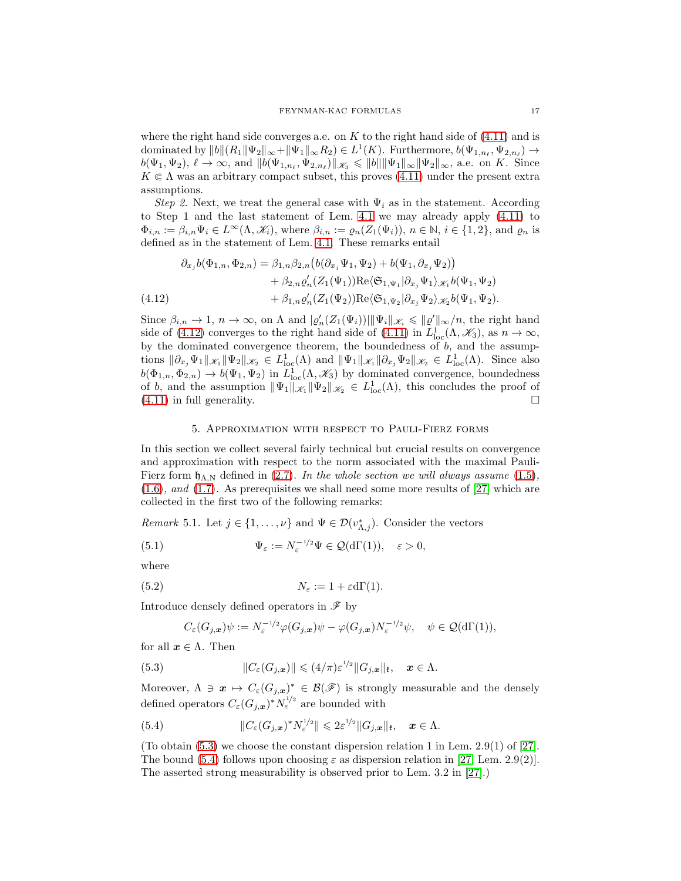where the right hand side converges a.e. on $K$ to the right hand side of (4.11) and is dominated by $\|b\|(R_1\|\Psi_2\|_\infty + \|\Psi_1\|_\infty R_2) \in L^1(K)$. Furthermore, $b(\Psi_{1,n_\ell}, \Psi_{2,n_\ell}) \to b(\Psi_1, \Psi_2)$, $\ell \to \infty$, and $\|b(\Psi_{1,n_\ell}, \Psi_{2,n_\ell})\|_{\mathscr{K}_3} \leqslant \|b\|\|\Psi_1\|_\infty\|\Psi_2\|_\infty$, a.e. on $K$. Since $K \Subset \Lambda$ was an arbitrary compact subset, this proves (4.11) under the present extra assumptions.

*Step 2.* Next, we treat the general case with $\Psi_i$ as in the statement. According to Step 1 and the last statement of Lem. 4.1 we may already apply (4.11) to $\Phi_{i,n} := \beta_{i,n}\Psi_i \in L^\infty(\Lambda, \mathscr{K}_i)$, where $\beta_{i,n} := \varrho_n(Z_1(\Psi_i))$, $n \in \mathbb{N}$, $i \in \{1, 2\}$, and $\varrho_n$ is defined as in the statement of Lem. 4.1. These remarks entail

$$
\begin{aligned}
\partial_{x_j} b(\Phi_{1,n}, \Phi_{2,n}) &= \beta_{1,n}\beta_{2,n}\big(b(\partial_{x_j}\Psi_1, \Psi_2) + b(\Psi_1, \partial_{x_j}\Psi_2)\big) \\
&\quad + \beta_{2,n}\varrho_n'(Z_1(\Psi_1))\mathrm{Re}\langle \mathfrak{S}_{1,\Psi_1}|\partial_{x_j}\Psi_1\rangle_{\mathscr{K}_1} b(\Psi_1, \Psi_2) \\
&\quad + \beta_{1,n}\varrho_n'(Z_1(\Psi_2))\mathrm{Re}\langle \mathfrak{S}_{1,\Psi_2}|\partial_{x_j}\Psi_2\rangle_{\mathscr{K}_2} b(\Psi_1, \Psi_2).
\end{aligned} \tag{4.12}
$$

Since $\beta_{i,n} \to 1$, $n \to \infty$, on $\Lambda$ and $|\varrho_n'(Z_1(\Psi_i))|\|\Psi_i\|_{\mathscr{K}_i} \leqslant \|\varrho'\|_\infty/n$, the right hand side of (4.12) converges to the right hand side of (4.11) in $L^1_{\mathrm{loc}}(\Lambda, \mathscr{K}_3)$, as $n \to \infty$, by the dominated convergence theorem, the boundedness of $b$, and the assumptions $\|\partial_{x_j}\Psi_1\|_{\mathscr{K}_1}\|\Psi_2\|_{\mathscr{K}_2} \in L^1_{\mathrm{loc}}(\Lambda)$ and $\|\Psi_1\|_{\mathscr{K}_1}\|\partial_{x_j}\Psi_2\|_{\mathscr{K}_2} \in L^1_{\mathrm{loc}}(\Lambda)$. Since also $b(\Phi_{1,n}, \Phi_{2,n}) \to b(\Psi_1, \Psi_2)$ in $L^1_{\mathrm{loc}}(\Lambda, \mathscr{K}_3)$ by dominated convergence, boundedness of $b$, and the assumption $\|\Psi_1\|_{\mathscr{K}_1}\|\Psi_2\|_{\mathscr{K}_2} \in L^1_{\mathrm{loc}}(\Lambda)$, this concludes the proof of (4.11) in full generality. $\square$

## 5. Approximation with respect to Pauli-Fierz forms

In this section we collect several fairly technical but crucial results on convergence and approximation with respect to the norm associated with the maximal Pauli-Fierz form $\mathfrak{h}_{\Lambda,\mathrm{N}}$ defined in (2.7). *In the whole section we will always assume* (1.5), (1.6), *and* (1.7). As prerequisites we shall need some more results of [27] which are collected in the first two of the following remarks:

*Remark* 5.1. Let $j \in \{1, \ldots, \nu\}$ and $\Psi \in \mathcal{D}(v^*_{\Lambda,j})$. Consider the vectors

$$
\Psi_\varepsilon := N_\varepsilon^{-1/2}\Psi \in \mathcal{Q}(\mathrm{d}\Gamma(1)), \quad \varepsilon > 0, \tag{5.1}
$$

where

$$
N_\varepsilon := 1 + \varepsilon\mathrm{d}\Gamma(1). \tag{5.2}
$$

Introduce densely defined operators in $\mathscr{F}$ by

$$
C_\varepsilon(G_{j,\boldsymbol{x}})\psi := N_\varepsilon^{-1/2}\varphi(G_{j,\boldsymbol{x}})\psi - \varphi(G_{j,\boldsymbol{x}})N_\varepsilon^{-1/2}\psi, \quad \psi \in \mathcal{Q}(\mathrm{d}\Gamma(1)),
$$

for all $\boldsymbol{x} \in \Lambda$. Then

$$
\|C_\varepsilon(G_{j,\boldsymbol{x}})\| \leqslant (4/\pi)\varepsilon^{1/2}\|G_{j,\boldsymbol{x}}\|_{\mathfrak{k}}, \quad \boldsymbol{x} \in \Lambda. \tag{5.3}
$$

Moreover, $\Lambda \ni \boldsymbol{x} \mapsto C_\varepsilon(G_{j,\boldsymbol{x}})^* \in \mathcal{B}(\mathscr{F})$ is strongly measurable and the densely defined operators $C_\varepsilon(G_{j,\boldsymbol{x}})^*N_\varepsilon^{1/2}$ are bounded with

$$
\|C_\varepsilon(G_{j,\boldsymbol{x}})^*N_\varepsilon^{1/2}\| \leqslant 2\varepsilon^{1/2}\|G_{j,\boldsymbol{x}}\|_{\mathfrak{k}}, \quad \boldsymbol{x} \in \Lambda. \tag{5.4}
$$

(To obtain (5.3) we choose the constant dispersion relation 1 in Lem. 2.9(1) of [27]. The bound (5.4) follows upon choosing $\varepsilon$ as dispersion relation in [27, Lem. 2.9(2)]. The asserted strong measurability is observed prior to Lem. 3.2 in [27].)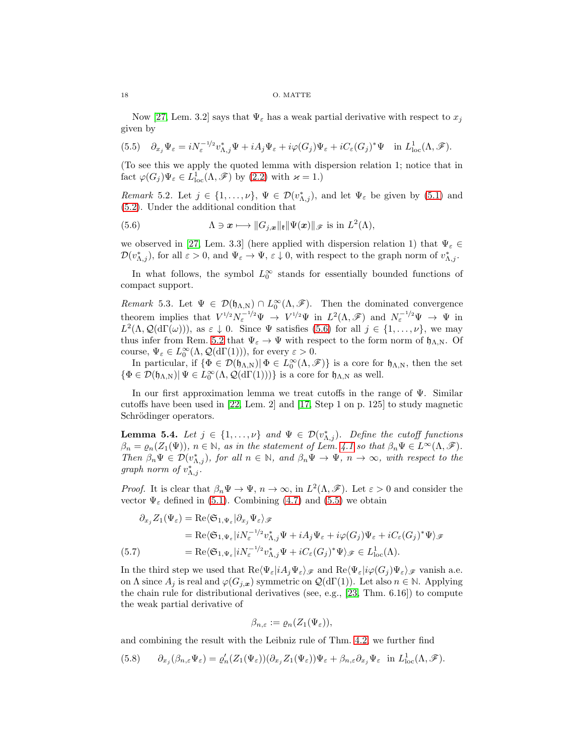Now [27, Lem. 3.2] says that $\Psi_\varepsilon$ has a weak partial derivative with respect to $x_j$ given by

$$\partial_{x_j}\Psi_\varepsilon = iN_\varepsilon^{-1/2}v_{\Lambda,j}^*\Psi + iA_j\Psi_\varepsilon + i\varphi(G_j)\Psi_\varepsilon + iC_\varepsilon(G_j)^*\Psi \quad \text{in } L^1_{\mathrm{loc}}(\Lambda,\mathscr{F}). \tag{5.5}$$

(To see this we apply the quoted lemma with dispersion relation 1; notice that in fact $\varphi(G_j)\Psi_\varepsilon \in L^1_{\mathrm{loc}}(\Lambda,\mathscr{F})$ by (2.2) with $\varkappa = 1$.)

*Remark* 5.2. Let $j \in \{1,\dots,\nu\}$, $\Psi \in \mathcal{D}(v_{\Lambda,j}^*)$, and let $\Psi_\varepsilon$ be given by (5.1) and (5.2). Under the additional condition that

$$\Lambda \ni \boldsymbol{x} \longmapsto \|G_{j,\boldsymbol{x}}\|_{\mathfrak{k}}\|\Psi(\boldsymbol{x})\|_{\mathscr{F}} \text{ is in } L^2(\Lambda), \tag{5.6}$$

we observed in [27, Lem. 3.3] (here applied with dispersion relation 1) that $\Psi_\varepsilon \in \mathcal{D}(v_{\Lambda,j}^*)$, for all $\varepsilon > 0$, and $\Psi_\varepsilon \to \Psi$, $\varepsilon \downarrow 0$, with respect to the graph norm of $v_{\Lambda,j}^*$.

In what follows, the symbol $L_0^\infty$ stands for essentially bounded functions of compact support.

*Remark* 5.3. Let $\Psi \in \mathcal{D}(\mathfrak{h}_{\Lambda,\mathrm{N}}) \cap L_0^\infty(\Lambda,\mathscr{F})$. Then the dominated convergence theorem implies that $V^{1/2}N_\varepsilon^{-1/2}\Psi \to V^{1/2}\Psi$ in $L^2(\Lambda,\mathscr{F})$ and $N_\varepsilon^{-1/2}\Psi \to \Psi$ in $L^2(\Lambda,\mathcal{Q}(\mathrm{d}\Gamma(\omega)))$, as $\varepsilon \downarrow 0$. Since $\Psi$ satisfies (5.6) for all $j \in \{1,\dots,\nu\}$, we may thus infer from Rem. 5.2 that $\Psi_\varepsilon \to \Psi$ with respect to the form norm of $\mathfrak{h}_{\Lambda,\mathrm{N}}$. Of course, $\Psi_\varepsilon \in L_0^\infty(\Lambda,\mathcal{Q}(\mathrm{d}\Gamma(1)))$, for every $\varepsilon > 0$.

In particular, if $\{\Phi \in \mathcal{D}(\mathfrak{h}_{\Lambda,\mathrm{N}}) \,|\, \Phi \in L_0^\infty(\Lambda,\mathscr{F})\}$ is a core for $\mathfrak{h}_{\Lambda,\mathrm{N}}$, then the set $\{\Phi \in \mathcal{D}(\mathfrak{h}_{\Lambda,\mathrm{N}}) \,|\, \Psi \in L_0^\infty(\Lambda,\mathcal{Q}(\mathrm{d}\Gamma(1)))\}$ is a core for $\mathfrak{h}_{\Lambda,\mathrm{N}}$ as well.

In our first approximation lemma we treat cutoffs in the range of $\Psi$. Similar cutoffs have been used in [22, Lem. 2] and [17, Step 1 on p. 125] to study magnetic Schrödinger operators.

**Lemma 5.4.** *Let $j \in \{1,\dots,\nu\}$ and $\Psi \in \mathcal{D}(v_{\Lambda,j}^*)$. Define the cutoff functions $\beta_n = \varrho_n(Z_1(\Psi))$, $n \in \mathbb{N}$, as in the statement of Lem. 4.1 so that $\beta_n\Psi \in L^\infty(\Lambda,\mathscr{F})$. Then $\beta_n\Psi \in \mathcal{D}(v_{\Lambda,j}^*)$, for all $n \in \mathbb{N}$, and $\beta_n\Psi \to \Psi$, $n \to \infty$, with respect to the graph norm of $v_{\Lambda,j}^*$.*

*Proof.* It is clear that $\beta_n\Psi \to \Psi$, $n \to \infty$, in $L^2(\Lambda,\mathscr{F})$. Let $\varepsilon > 0$ and consider the vector $\Psi_\varepsilon$ defined in (5.1). Combining (4.7) and (5.5) we obtain

$$\begin{aligned}
\partial_{x_j}Z_1(\Psi_\varepsilon) &= \mathrm{Re}\langle\mathfrak{S}_{1,\Psi_\varepsilon}|\partial_{x_j}\Psi_\varepsilon\rangle_{\mathscr{F}} \\
&= \mathrm{Re}\langle\mathfrak{S}_{1,\Psi_\varepsilon}|iN_\varepsilon^{-1/2}v_{\Lambda,j}^*\Psi + iA_j\Psi_\varepsilon + i\varphi(G_j)\Psi_\varepsilon + iC_\varepsilon(G_j)^*\Psi\rangle_{\mathscr{F}} \\
&= \mathrm{Re}\langle\mathfrak{S}_{1,\Psi_\varepsilon}|iN_\varepsilon^{-1/2}v_{\Lambda,j}^*\Psi + iC_\varepsilon(G_j)^*\Psi\rangle_{\mathscr{F}} \in L^1_{\mathrm{loc}}(\Lambda).
\end{aligned} \tag{5.7}$$

In the third step we used that $\mathrm{Re}\langle\Psi_\varepsilon|iA_j\Psi_\varepsilon\rangle_{\mathscr{F}}$ and $\mathrm{Re}\langle\Psi_\varepsilon|i\varphi(G_j)\Psi_\varepsilon\rangle_{\mathscr{F}}$ vanish a.e. on $\Lambda$ since $A_j$ is real and $\varphi(G_{j,\boldsymbol{x}})$ symmetric on $\mathcal{Q}(\mathrm{d}\Gamma(1))$. Let also $n \in \mathbb{N}$. Applying the chain rule for distributional derivatives (see, e.g., [23, Thm. 6.16]) to compute the weak partial derivative of

$$\beta_{n,\varepsilon} := \varrho_n(Z_1(\Psi_\varepsilon)),$$

and combining the result with the Leibniz rule of Thm. 4.2, we further find

$$\partial_{x_j}(\beta_{n,\varepsilon}\Psi_\varepsilon) = \varrho_n'(Z_1(\Psi_\varepsilon))(\partial_{x_j}Z_1(\Psi_\varepsilon))\Psi_\varepsilon + \beta_{n,\varepsilon}\partial_{x_j}\Psi_\varepsilon \quad \text{in } L^1_{\mathrm{loc}}(\Lambda,\mathscr{F}). \tag{5.8}$$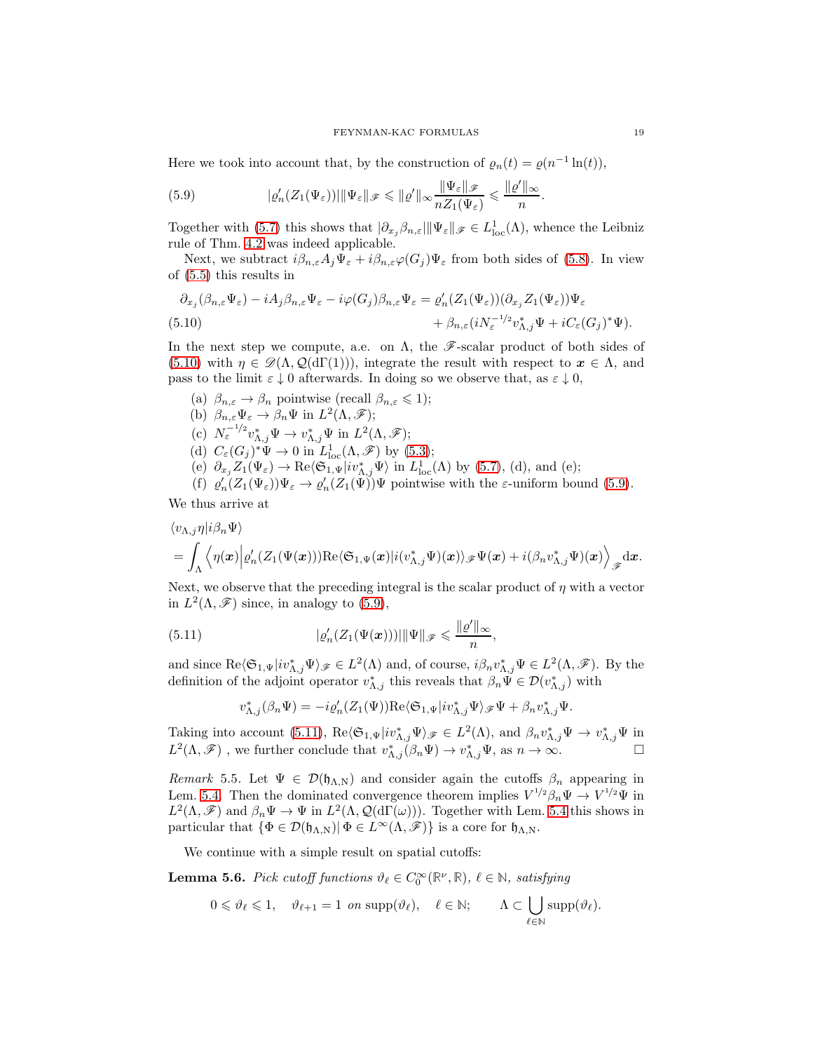Here we took into account that, by the construction of $\varrho_n(t) = \varrho(n^{-1}\ln(t))$,

$$|\varrho_n'(Z_1(\Psi_\varepsilon))|\|\Psi_\varepsilon\|_{\mathscr{F}} \leqslant \|\varrho'\|_\infty \frac{\|\Psi_\varepsilon\|_{\mathscr{F}}}{nZ_1(\Psi_\varepsilon)} \leqslant \frac{\|\varrho'\|_\infty}{n}. \tag{5.9}$$

Together with (5.7) this shows that $|\partial_{x_j}\beta_{n,\varepsilon}|\|\Psi_\varepsilon\|_{\mathscr{F}} \in L^1_{\mathrm{loc}}(\Lambda)$, whence the Leibniz rule of Thm. 4.2 was indeed applicable.

Next, we subtract $i\beta_{n,\varepsilon}A_j\Psi_\varepsilon + i\beta_{n,\varepsilon}\varphi(G_j)\Psi_\varepsilon$ from both sides of (5.8). In view of (5.5) this results in

$$\begin{aligned}\partial_{x_j}(\beta_{n,\varepsilon}\Psi_\varepsilon) - iA_j\beta_{n,\varepsilon}\Psi_\varepsilon - i\varphi(G_j)\beta_{n,\varepsilon}\Psi_\varepsilon &= \varrho_n'(Z_1(\Psi_\varepsilon))(\partial_{x_j}Z_1(\Psi_\varepsilon))\Psi_\varepsilon \\ &\quad + \beta_{n,\varepsilon}(iN_\varepsilon^{-1/2}v_{\Lambda,j}^*\Psi + iC_\varepsilon(G_j)^*\Psi).\end{aligned} \tag{5.10}$$

In the next step we compute, a.e. on $\Lambda$, the $\mathscr{F}$-scalar product of both sides of (5.10) with $\eta \in \mathscr{D}(\Lambda, \mathcal{Q}(\mathrm{d}\Gamma(1)))$, integrate the result with respect to $\boldsymbol{x} \in \Lambda$, and pass to the limit $\varepsilon \downarrow 0$ afterwards. In doing so we observe that, as $\varepsilon \downarrow 0$,

(a) $\beta_{n,\varepsilon} \to \beta_n$ pointwise (recall $\beta_{n,\varepsilon} \leqslant 1$);
(b) $\beta_{n,\varepsilon}\Psi_\varepsilon \to \beta_n\Psi$ in $L^2(\Lambda, \mathscr{F})$;
(c) $N_\varepsilon^{-1/2}v_{\Lambda,j}^*\Psi \to v_{\Lambda,j}^*\Psi$ in $L^2(\Lambda, \mathscr{F})$;
(d) $C_\varepsilon(G_j)^*\Psi \to 0$ in $L^1_{\mathrm{loc}}(\Lambda, \mathscr{F})$ by (5.3);
(e) $\partial_{x_j}Z_1(\Psi_\varepsilon) \to \mathrm{Re}\langle\mathfrak{S}_{1,\Psi}|iv_{\Lambda,j}^*\Psi\rangle$ in $L^1_{\mathrm{loc}}(\Lambda)$ by (5.7), (d), and (e);
(f) $\varrho_n'(Z_1(\Psi_\varepsilon))\Psi_\varepsilon \to \varrho_n'(Z_1(\Psi))\Psi$ pointwise with the $\varepsilon$-uniform bound (5.9).

We thus arrive at

$$\begin{aligned}&\langle v_{\Lambda,j}\eta|i\beta_n\Psi\rangle \\ &= \int_\Lambda \Big\langle \eta(\boldsymbol{x})\Big|\varrho_n'(Z_1(\Psi(\boldsymbol{x})))\mathrm{Re}\langle\mathfrak{S}_{1,\Psi}(\boldsymbol{x})|i(v_{\Lambda,j}^*\Psi)(\boldsymbol{x})\rangle_{\mathscr{F}}\Psi(\boldsymbol{x}) + i(\beta_n v_{\Lambda,j}^*\Psi)(\boldsymbol{x})\Big\rangle_{\mathscr{F}}\mathrm{d}\boldsymbol{x}.\end{aligned}$$

Next, we observe that the preceding integral is the scalar product of $\eta$ with a vector in $L^2(\Lambda, \mathscr{F})$ since, in analogy to (5.9),

$$|\varrho_n'(Z_1(\Psi(\boldsymbol{x})))|\|\Psi\|_{\mathscr{F}} \leqslant \frac{\|\varrho'\|_\infty}{n}, \tag{5.11}$$

and since $\mathrm{Re}\langle\mathfrak{S}_{1,\Psi}|iv_{\Lambda,j}^*\Psi\rangle_{\mathscr{F}} \in L^2(\Lambda)$ and, of course, $i\beta_n v_{\Lambda,j}^*\Psi \in L^2(\Lambda, \mathscr{F})$. By the definition of the adjoint operator $v_{\Lambda,j}^*$ this reveals that $\beta_n\Psi \in \mathcal{D}(v_{\Lambda,j}^*)$ with

$$v_{\Lambda,j}^*(\beta_n\Psi) = -i\varrho_n'(Z_1(\Psi))\mathrm{Re}\langle\mathfrak{S}_{1,\Psi}|iv_{\Lambda,j}^*\Psi\rangle_{\mathscr{F}}\Psi + \beta_n v_{\Lambda,j}^*\Psi.$$

Taking into account (5.11), $\mathrm{Re}\langle\mathfrak{S}_{1,\Psi}|iv_{\Lambda,j}^*\Psi\rangle_{\mathscr{F}} \in L^2(\Lambda)$, and $\beta_n v_{\Lambda,j}^*\Psi \to v_{\Lambda,j}^*\Psi$ in $L^2(\Lambda, \mathscr{F})$ , we further conclude that $v_{\Lambda,j}^*(\beta_n\Psi) \to v_{\Lambda,j}^*\Psi$, as $n \to \infty$. $\square$

*Remark* 5.5. Let $\Psi \in \mathcal{D}(\mathfrak{h}_{\Lambda,\mathrm{N}})$ and consider again the cutoffs $\beta_n$ appearing in Lem. 5.4. Then the dominated convergence theorem implies $V^{1/2}\beta_n\Psi \to V^{1/2}\Psi$ in $L^2(\Lambda, \mathscr{F})$ and $\beta_n\Psi \to \Psi$ in $L^2(\Lambda, \mathcal{Q}(\mathrm{d}\Gamma(\omega)))$. Together with Lem. 5.4 this shows in particular that $\{\Phi \in \mathcal{D}(\mathfrak{h}_{\Lambda,\mathrm{N}})|\, \Phi \in L^\infty(\Lambda, \mathscr{F})\}$ is a core for $\mathfrak{h}_{\Lambda,\mathrm{N}}$.

We continue with a simple result on spatial cutoffs:

**Lemma 5.6.** *Pick cutoff functions $\vartheta_\ell \in C_0^\infty(\mathbb{R}^\nu, \mathbb{R})$, $\ell \in \mathbb{N}$, satisfying*

$$0 \leqslant \vartheta_\ell \leqslant 1, \quad \vartheta_{\ell+1} = 1 \text{ on } \mathrm{supp}(\vartheta_\ell), \quad \ell \in \mathbb{N}; \qquad \Lambda \subset \bigcup_{\ell\in\mathbb{N}} \mathrm{supp}(\vartheta_\ell).$$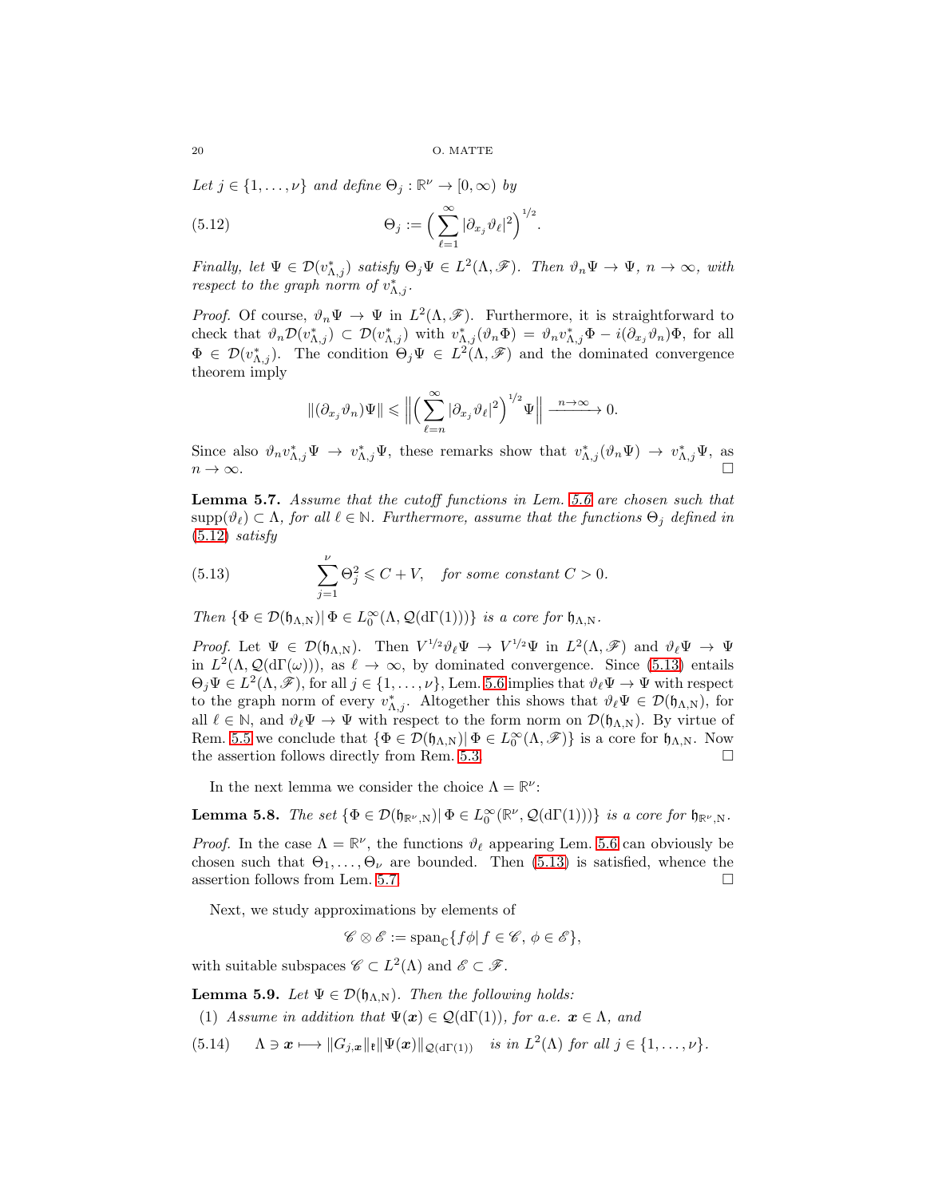*Let $j \in \{1, \dots, \nu\}$ and define $\Theta_j : \mathbb{R}^\nu \to [0, \infty)$ by*

$$\Theta_j := \Big( \sum_{\ell=1}^{\infty} |\partial_{x_j} \vartheta_\ell|^2 \Big)^{1/2}. \tag{5.12}$$

*Finally, let $\Psi \in \mathcal{D}(v_{\Lambda,j}^*)$ satisfy $\Theta_j \Psi \in L^2(\Lambda, \mathscr{F})$. Then $\vartheta_n \Psi \to \Psi$, $n \to \infty$, with respect to the graph norm of $v_{\Lambda,j}^*$.*

*Proof.* Of course, $\vartheta_n \Psi \to \Psi$ in $L^2(\Lambda, \mathscr{F})$. Furthermore, it is straightforward to check that $\vartheta_n \mathcal{D}(v_{\Lambda,j}^*) \subset \mathcal{D}(v_{\Lambda,j}^*)$ with $v_{\Lambda,j}^*(\vartheta_n \Phi) = \vartheta_n v_{\Lambda,j}^* \Phi - i(\partial_{x_j} \vartheta_n)\Phi$, for all $\Phi \in \mathcal{D}(v_{\Lambda,j}^*)$. The condition $\Theta_j \Psi \in L^2(\Lambda, \mathscr{F})$ and the dominated convergence theorem imply

$$\|(\partial_{x_j} \vartheta_n)\Psi\| \leqslant \Big\| \Big( \sum_{\ell=n}^{\infty} |\partial_{x_j} \vartheta_\ell|^2 \Big)^{1/2} \Psi \Big\| \xrightarrow{n\to\infty} 0.$$

Since also $\vartheta_n v_{\Lambda,j}^* \Psi \to v_{\Lambda,j}^* \Psi$, these remarks show that $v_{\Lambda,j}^*(\vartheta_n \Psi) \to v_{\Lambda,j}^* \Psi$, as $n \to \infty$. $\square$

**Lemma 5.7.** *Assume that the cutoff functions in Lem. 5.6 are chosen such that $\mathrm{supp}(\vartheta_\ell) \subset \Lambda$, for all $\ell \in \mathbb{N}$. Furthermore, assume that the functions $\Theta_j$ defined in (5.12) satisfy*

$$\sum_{j=1}^{\nu} \Theta_j^2 \leqslant C + V, \quad \textit{for some constant } C > 0. \tag{5.13}$$

*Then $\{\Phi \in \mathcal{D}(\mathfrak{h}_{\Lambda,\mathrm{N}}) | \, \Phi \in L_0^\infty(\Lambda, \mathcal{Q}(\mathrm{d}\Gamma(1)))\}$ is a core for $\mathfrak{h}_{\Lambda,\mathrm{N}}$.*

*Proof.* Let $\Psi \in \mathcal{D}(\mathfrak{h}_{\Lambda,\mathrm{N}})$. Then $V^{1/2}\vartheta_\ell \Psi \to V^{1/2}\Psi$ in $L^2(\Lambda, \mathscr{F})$ and $\vartheta_\ell \Psi \to \Psi$ in $L^2(\Lambda, \mathcal{Q}(\mathrm{d}\Gamma(\omega)))$, as $\ell \to \infty$, by dominated convergence. Since (5.13) entails $\Theta_j \Psi \in L^2(\Lambda, \mathscr{F})$, for all $j \in \{1, \dots, \nu\}$, Lem. 5.6 implies that $\vartheta_\ell \Psi \to \Psi$ with respect to the graph norm of every $v_{\Lambda,j}^*$. Altogether this shows that $\vartheta_\ell \Psi \in \mathcal{D}(\mathfrak{h}_{\Lambda,\mathrm{N}})$, for all $\ell \in \mathbb{N}$, and $\vartheta_\ell \Psi \to \Psi$ with respect to the form norm on $\mathcal{D}(\mathfrak{h}_{\Lambda,\mathrm{N}})$. By virtue of Rem. 5.5 we conclude that $\{\Phi \in \mathcal{D}(\mathfrak{h}_{\Lambda,\mathrm{N}}) | \, \Phi \in L_0^\infty(\Lambda, \mathscr{F})\}$ is a core for $\mathfrak{h}_{\Lambda,\mathrm{N}}$. Now the assertion follows directly from Rem. 5.3. $\square$

In the next lemma we consider the choice $\Lambda = \mathbb{R}^\nu$:

**Lemma 5.8.** *The set $\{\Phi \in \mathcal{D}(\mathfrak{h}_{\mathbb{R}^\nu,\mathrm{N}}) | \, \Phi \in L_0^\infty(\mathbb{R}^\nu, \mathcal{Q}(\mathrm{d}\Gamma(1)))\}$ is a core for $\mathfrak{h}_{\mathbb{R}^\nu,\mathrm{N}}$.*

*Proof.* In the case $\Lambda = \mathbb{R}^\nu$, the functions $\vartheta_\ell$ appearing Lem. 5.6 can obviously be chosen such that $\Theta_1, \dots, \Theta_\nu$ are bounded. Then (5.13) is satisfied, whence the assertion follows from Lem. 5.7. $\square$

Next, we study approximations by elements of

$$\mathscr{C} \otimes \mathscr{E} := \mathrm{span}_{\mathbb{C}}\{f\phi | \, f \in \mathscr{C}, \, \phi \in \mathscr{E}\},$$

with suitable subspaces $\mathscr{C} \subset L^2(\Lambda)$ and $\mathscr{E} \subset \mathscr{F}$.

**Lemma 5.9.** *Let $\Psi \in \mathcal{D}(\mathfrak{h}_{\Lambda,\mathrm{N}})$. Then the following holds:*

(1) *Assume in addition that $\Psi(\boldsymbol{x}) \in \mathcal{Q}(\mathrm{d}\Gamma(1))$, for a.e. $\boldsymbol{x} \in \Lambda$, and*

$$\Lambda \ni \boldsymbol{x} \longmapsto \|G_{j,\boldsymbol{x}}\|_{\mathfrak{k}} \|\Psi(\boldsymbol{x})\|_{\mathcal{Q}(\mathrm{d}\Gamma(1))} \quad \textit{is in } L^2(\Lambda) \textit{ for all } j \in \{1, \dots, \nu\}. \tag{5.14}$$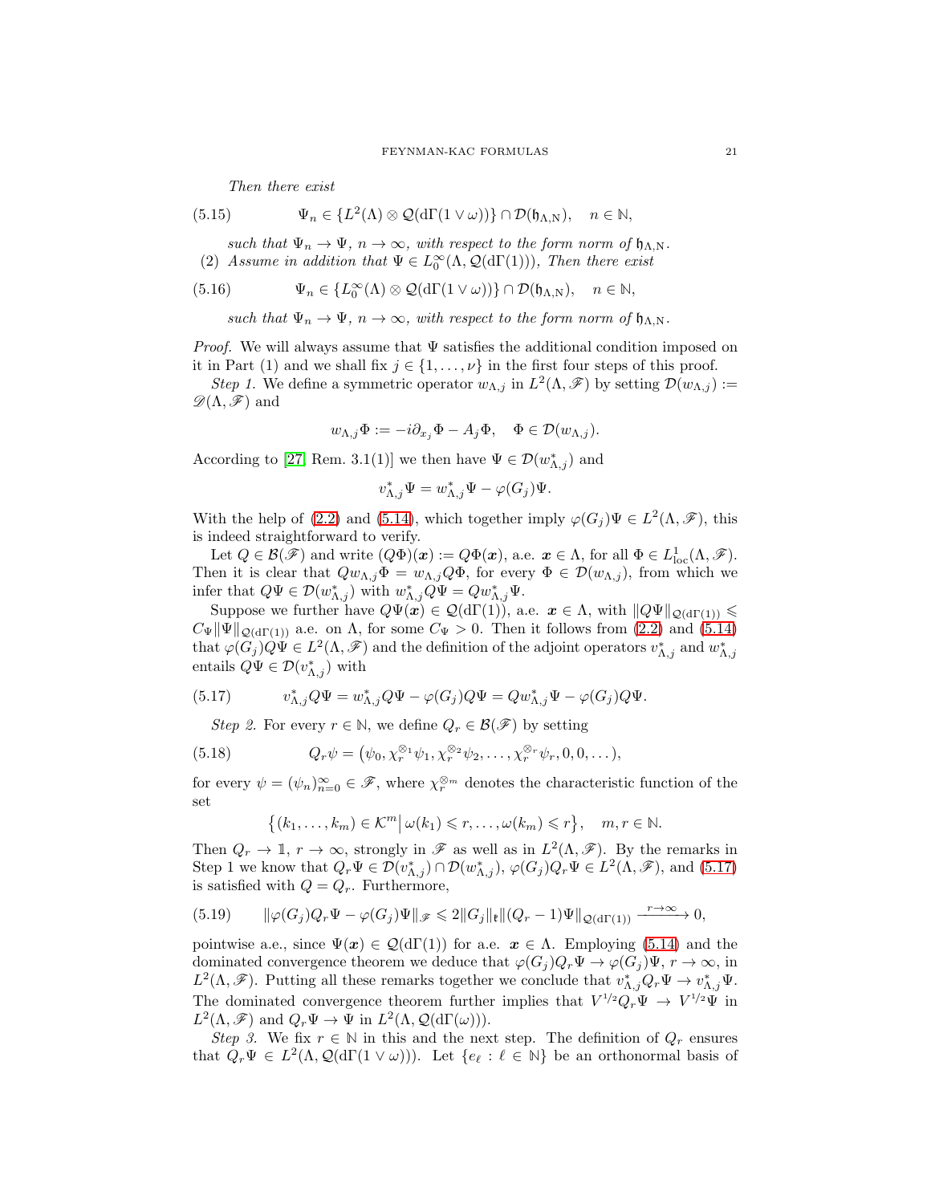*Then there exist*

$$\Psi_n \in \{L^2(\Lambda) \otimes \mathcal{Q}(\mathrm{d}\Gamma(1 \vee \omega))\} \cap \mathcal{D}(\mathfrak{h}_{\Lambda,\mathrm{N}}), \quad n \in \mathbb{N}, \tag{5.15}$$

*such that* $\Psi_n \to \Psi$, $n \to \infty$, *with respect to the form norm of* $\mathfrak{h}_{\Lambda,\mathrm{N}}$.

(2) *Assume in addition that* $\Psi \in L_0^\infty(\Lambda, \mathcal{Q}(\mathrm{d}\Gamma(1)))$, *Then there exist*

$$\Psi_n \in \{L_0^\infty(\Lambda) \otimes \mathcal{Q}(\mathrm{d}\Gamma(1 \vee \omega))\} \cap \mathcal{D}(\mathfrak{h}_{\Lambda,\mathrm{N}}), \quad n \in \mathbb{N}, \tag{5.16}$$

*such that* $\Psi_n \to \Psi$, $n \to \infty$, *with respect to the form norm of* $\mathfrak{h}_{\Lambda,\mathrm{N}}$.

*Proof.* We will always assume that $\Psi$ satisfies the additional condition imposed on it in Part (1) and we shall fix $j \in \{1, \ldots, \nu\}$ in the first four steps of this proof.

*Step 1.* We define a symmetric operator $w_{\Lambda,j}$ in $L^2(\Lambda, \mathscr{F})$ by setting $\mathcal{D}(w_{\Lambda,j}) := \mathscr{D}(\Lambda, \mathscr{F})$ and

$$w_{\Lambda,j}\Phi := -i\partial_{x_j}\Phi - A_j\Phi, \quad \Phi \in \mathcal{D}(w_{\Lambda,j}).$$

According to [27, Rem. 3.1(1)] we then have $\Psi \in \mathcal{D}(w_{\Lambda,j}^*)$ and

$$v_{\Lambda,j}^*\Psi = w_{\Lambda,j}^*\Psi - \varphi(G_j)\Psi.$$

With the help of (2.2) and (5.14), which together imply $\varphi(G_j)\Psi \in L^2(\Lambda, \mathscr{F})$, this is indeed straightforward to verify.

Let $Q \in \mathcal{B}(\mathscr{F})$ and write $(Q\Phi)(\boldsymbol{x}) := Q\Phi(\boldsymbol{x})$, a.e. $\boldsymbol{x} \in \Lambda$, for all $\Phi \in L^1_{\mathrm{loc}}(\Lambda, \mathscr{F})$. Then it is clear that $Qw_{\Lambda,j}\Phi = w_{\Lambda,j}Q\Phi$, for every $\Phi \in \mathcal{D}(w_{\Lambda,j})$, from which we infer that $Q\Psi \in \mathcal{D}(w_{\Lambda,j}^*)$ with $w_{\Lambda,j}^*Q\Psi = Qw_{\Lambda,j}^*\Psi$.

Suppose we further have $Q\Psi(\boldsymbol{x}) \in \mathcal{Q}(\mathrm{d}\Gamma(1))$, a.e. $\boldsymbol{x} \in \Lambda$, with $\|Q\Psi\|_{\mathcal{Q}(\mathrm{d}\Gamma(1))} \leqslant C_\Psi\|\Psi\|_{\mathcal{Q}(\mathrm{d}\Gamma(1))}$ a.e. on $\Lambda$, for some $C_\Psi > 0$. Then it follows from (2.2) and (5.14) that $\varphi(G_j)Q\Psi \in L^2(\Lambda, \mathscr{F})$ and the definition of the adjoint operators $v_{\Lambda,j}^*$ and $w_{\Lambda,j}^*$ entails $Q\Psi \in \mathcal{D}(v_{\Lambda,j}^*)$ with

$$v_{\Lambda,j}^*Q\Psi = w_{\Lambda,j}^*Q\Psi - \varphi(G_j)Q\Psi = Qw_{\Lambda,j}^*\Psi - \varphi(G_j)Q\Psi. \tag{5.17}$$

*Step 2.* For every $r \in \mathbb{N}$, we define $Q_r \in \mathcal{B}(\mathscr{F})$ by setting

$$Q_r\psi = \big(\psi_0, \chi_r^{\otimes_1}\psi_1, \chi_r^{\otimes_2}\psi_2, \ldots, \chi_r^{\otimes_r}\psi_r, 0, 0, \ldots\big), \tag{5.18}$$

for every $\psi = (\psi_n)_{n=0}^\infty \in \mathscr{F}$, where $\chi_r^{\otimes_m}$ denotes the characteristic function of the set

$$\big\{(k_1, \ldots, k_m) \in \mathcal{K}^m \big|\, \omega(k_1) \leqslant r, \ldots, \omega(k_m) \leqslant r\big\}, \quad m, r \in \mathbb{N}.$$

Then $Q_r \to \mathbb{1}$, $r \to \infty$, strongly in $\mathscr{F}$ as well as in $L^2(\Lambda, \mathscr{F})$. By the remarks in Step 1 we know that $Q_r\Psi \in \mathcal{D}(v_{\Lambda,j}^*) \cap \mathcal{D}(w_{\Lambda,j}^*)$, $\varphi(G_j)Q_r\Psi \in L^2(\Lambda, \mathscr{F})$, and (5.17) is satisfied with $Q = Q_r$. Furthermore,

$$\|\varphi(G_j)Q_r\Psi - \varphi(G_j)\Psi\|_{\mathscr{F}} \leqslant 2\|G_j\|_{\mathfrak{k}}\|(Q_r - 1)\Psi\|_{\mathcal{Q}(\mathrm{d}\Gamma(1))} \xrightarrow{r\to\infty} 0, \tag{5.19}$$

pointwise a.e., since $\Psi(\boldsymbol{x}) \in \mathcal{Q}(\mathrm{d}\Gamma(1))$ for a.e. $\boldsymbol{x} \in \Lambda$. Employing (5.14) and the dominated convergence theorem we deduce that $\varphi(G_j)Q_r\Psi \to \varphi(G_j)\Psi$, $r \to \infty$, in $L^2(\Lambda, \mathscr{F})$. Putting all these remarks together we conclude that $v_{\Lambda,j}^*Q_r\Psi \to v_{\Lambda,j}^*\Psi$. The dominated convergence theorem further implies that $V^{1/2}Q_r\Psi \to V^{1/2}\Psi$ in $L^2(\Lambda, \mathscr{F})$ and $Q_r\Psi \to \Psi$ in $L^2(\Lambda, \mathcal{Q}(\mathrm{d}\Gamma(\omega)))$.

*Step 3.* We fix $r \in \mathbb{N}$ in this and the next step. The definition of $Q_r$ ensures that $Q_r\Psi \in L^2(\Lambda, \mathcal{Q}(\mathrm{d}\Gamma(1 \vee \omega)))$. Let $\{e_\ell : \ell \in \mathbb{N}\}$ be an orthonormal basis of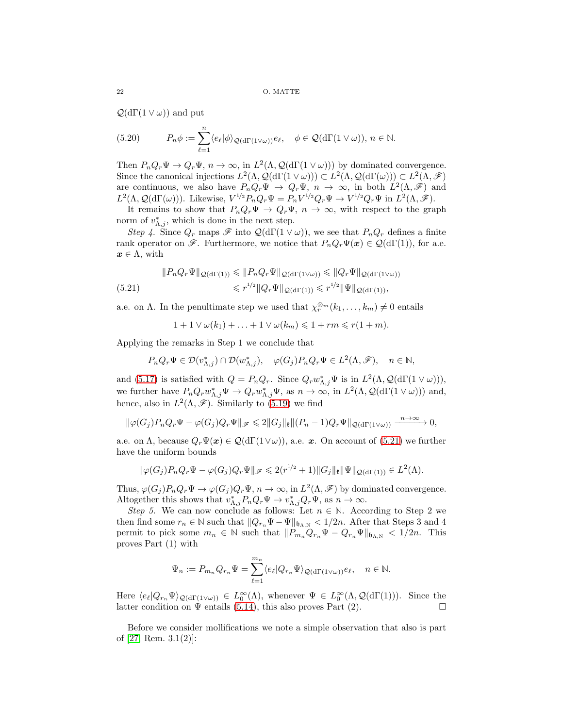$\mathcal{Q}(\mathrm{d}\Gamma(1 \vee \omega))$ and put

$$
P_n \phi := \sum_{\ell=1}^{n} \langle e_\ell | \phi \rangle_{\mathcal{Q}(\mathrm{d}\Gamma(1\vee\omega))} e_\ell, \quad \phi \in \mathcal{Q}(\mathrm{d}\Gamma(1 \vee \omega)), \, n \in \mathbb{N}. \tag{5.20}
$$

Then $P_n Q_r \Psi \to Q_r \Psi$, $n \to \infty$, in $L^2(\Lambda, \mathcal{Q}(\mathrm{d}\Gamma(1 \vee \omega)))$ by dominated convergence. Since the canonical injections $L^2(\Lambda, \mathcal{Q}(\mathrm{d}\Gamma(1 \vee \omega))) \subset L^2(\Lambda, \mathcal{Q}(\mathrm{d}\Gamma(\omega))) \subset L^2(\Lambda, \mathscr{F})$ are continuous, we also have $P_n Q_r \Psi \to Q_r \Psi$, $n \to \infty$, in both $L^2(\Lambda, \mathscr{F})$ and $L^2(\Lambda, \mathcal{Q}(\mathrm{d}\Gamma(\omega)))$. Likewise, $V^{1/2} P_n Q_r \Psi = P_n V^{1/2} Q_r \Psi \to V^{1/2} Q_r \Psi$ in $L^2(\Lambda, \mathscr{F})$.

It remains to show that $P_n Q_r \Psi \to Q_r \Psi$, $n \to \infty$, with respect to the graph norm of $v^*_{\Lambda,j}$, which is done in the next step.

*Step 4.* Since $Q_r$ maps $\mathscr{F}$ into $\mathcal{Q}(\mathrm{d}\Gamma(1 \vee \omega))$, we see that $P_n Q_r$ defines a finite rank operator on $\mathscr{F}$. Furthermore, we notice that $P_n Q_r \Psi(\boldsymbol{x}) \in \mathcal{Q}(\mathrm{d}\Gamma(1))$, for a.e. $\boldsymbol{x} \in \Lambda$, with

$$
\begin{aligned}
\|P_n Q_r \Psi\|_{\mathcal{Q}(\mathrm{d}\Gamma(1))} &\leqslant \|P_n Q_r \Psi\|_{\mathcal{Q}(\mathrm{d}\Gamma(1\vee\omega))} \leqslant \|Q_r \Psi\|_{\mathcal{Q}(\mathrm{d}\Gamma(1\vee\omega))} \\
&\leqslant r^{1/2} \|Q_r \Psi\|_{\mathcal{Q}(\mathrm{d}\Gamma(1))} \leqslant r^{1/2} \|\Psi\|_{\mathcal{Q}(\mathrm{d}\Gamma(1))},
\end{aligned} \tag{5.21}
$$

a.e. on $\Lambda$. In the penultimate step we used that $\chi_r^{\otimes m}(k_1, \ldots, k_m) \neq 0$ entails

$$
1 + 1 \vee \omega(k_1) + \ldots + 1 \vee \omega(k_m) \leqslant 1 + rm \leqslant r(1+m).
$$

Applying the remarks in Step 1 we conclude that

$$
P_n Q_r \Psi \in \mathcal{D}(v^*_{\Lambda,j}) \cap \mathcal{D}(w^*_{\Lambda,j}), \quad \varphi(G_j) P_n Q_r \Psi \in L^2(\Lambda, \mathscr{F}), \quad n \in \mathbb{N},
$$

and (5.17) is satisfied with $Q = P_n Q_r$. Since $Q_r w^*_{\Lambda,j} \Psi$ is in $L^2(\Lambda, \mathcal{Q}(\mathrm{d}\Gamma(1 \vee \omega)))$, we further have $P_n Q_r w^*_{\Lambda,j} \Psi \to Q_r w^*_{\Lambda,j} \Psi$, as $n \to \infty$, in $L^2(\Lambda, \mathcal{Q}(\mathrm{d}\Gamma(1 \vee \omega)))$ and, hence, also in $L^2(\Lambda, \mathscr{F})$. Similarly to (5.19) we find

$$
\|\varphi(G_j) P_n Q_r \Psi - \varphi(G_j) Q_r \Psi\|_{\mathscr{F}} \leqslant 2 \|G_j\|_{\mathfrak{k}} \|(P_n - 1) Q_r \Psi\|_{\mathcal{Q}(\mathrm{d}\Gamma(1\vee\omega))} \xrightarrow{n\to\infty} 0,
$$

a.e. on $\Lambda$, because $Q_r \Psi(\boldsymbol{x}) \in \mathcal{Q}(\mathrm{d}\Gamma(1 \vee \omega))$, a.e. $\boldsymbol{x}$. On account of (5.21) we further have the uniform bounds

$$
\|\varphi(G_j) P_n Q_r \Psi - \varphi(G_j) Q_r \Psi\|_{\mathscr{F}} \leqslant 2(r^{1/2} + 1) \|G_j\|_{\mathfrak{k}} \|\Psi\|_{\mathcal{Q}(\mathrm{d}\Gamma(1))} \in L^2(\Lambda).
$$

Thus, $\varphi(G_j) P_n Q_r \Psi \to \varphi(G_j) Q_r \Psi$, $n \to \infty$, in $L^2(\Lambda, \mathscr{F})$ by dominated convergence. Altogether this shows that $v^*_{\Lambda,j} P_n Q_r \Psi \to v^*_{\Lambda,j} Q_r \Psi$, as $n \to \infty$.

*Step 5.* We can now conclude as follows: Let $n \in \mathbb{N}$. According to Step 2 we then find some $r_n \in \mathbb{N}$ such that $\|Q_{r_n} \Psi - \Psi\|_{\mathfrak{h}_{\Lambda,\mathrm{N}}} < 1/2n$. After that Steps 3 and 4 permit to pick some $m_n \in \mathbb{N}$ such that $\|P_{m_n} Q_{r_n} \Psi - Q_{r_n} \Psi\|_{\mathfrak{h}_{\Lambda,\mathrm{N}}} < 1/2n$. This proves Part (1) with

$$
\Psi_n := P_{m_n} Q_{r_n} \Psi = \sum_{\ell=1}^{m_n} \langle e_\ell | Q_{r_n} \Psi \rangle_{\mathcal{Q}(\mathrm{d}\Gamma(1\vee\omega))} e_\ell, \quad n \in \mathbb{N}.
$$

Here $\langle e_\ell | Q_{r_n} \Psi \rangle_{\mathcal{Q}(\mathrm{d}\Gamma(1\vee\omega))} \in L_0^\infty(\Lambda)$, whenever $\Psi \in L_0^\infty(\Lambda, \mathcal{Q}(\mathrm{d}\Gamma(1)))$. Since the latter condition on $\Psi$ entails (5.14), this also proves Part (2). □

Before we consider mollifications we note a simple observation that also is part of [27, Rem. 3.1(2)]: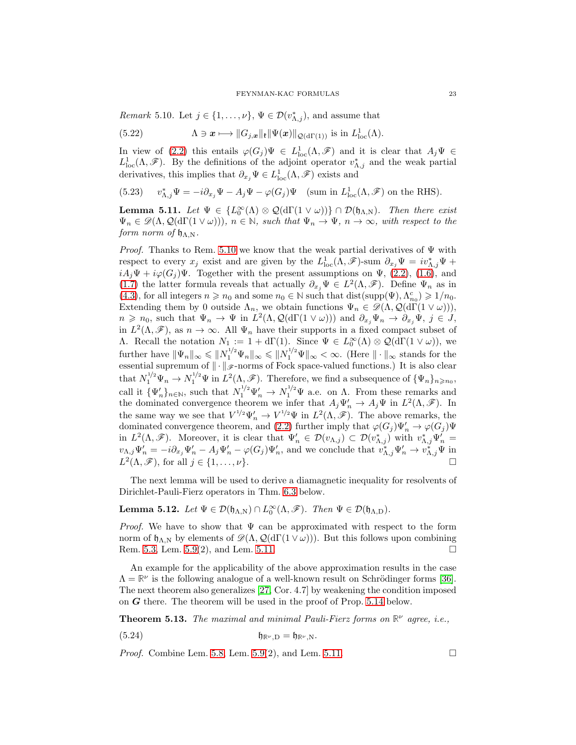*Remark* 5.10. Let $j \in \{1, \dots, \nu\}$, $\Psi \in \mathcal{D}(v^*_{\Lambda,j})$, and assume that

$$
\Lambda \ni \boldsymbol{x} \longmapsto \|G_{j,\boldsymbol{x}}\|_{\mathfrak{k}} \|\Psi(\boldsymbol{x})\|_{\mathcal{Q}(\mathrm{d}\Gamma(1))} \text{ is in } L^1_{\mathrm{loc}}(\Lambda). \tag{5.22}
$$

In view of (2.2) this entails $\varphi(G_j)\Psi \in L^1_{\mathrm{loc}}(\Lambda, \mathscr{F})$ and it is clear that $A_j\Psi \in L^1_{\mathrm{loc}}(\Lambda, \mathscr{F})$. By the definitions of the adjoint operator $v^*_{\Lambda,j}$ and the weak partial derivatives, this implies that $\partial_{x_j}\Psi \in L^1_{\mathrm{loc}}(\Lambda, \mathscr{F})$ exists and

$$
v^*_{\Lambda,j}\Psi = -i\partial_{x_j}\Psi - A_j\Psi - \varphi(G_j)\Psi \quad \text{(sum in } L^1_{\mathrm{loc}}(\Lambda, \mathscr{F}) \text{ on the RHS).} \tag{5.23}
$$

**Lemma 5.11.** *Let $\Psi \in \{L^\infty_0(\Lambda) \otimes \mathcal{Q}(\mathrm{d}\Gamma(1 \vee \omega))\} \cap \mathcal{D}(\mathfrak{h}_{\Lambda,\mathrm{N}})$. Then there exist $\Psi_n \in \mathscr{D}(\Lambda, \mathcal{Q}(\mathrm{d}\Gamma(1 \vee \omega)))$, $n \in \mathbb{N}$, such that $\Psi_n \to \Psi$, $n \to \infty$, with respect to the form norm of $\mathfrak{h}_{\Lambda,\mathrm{N}}$.*

*Proof.* Thanks to Rem. 5.10 we know that the weak partial derivatives of $\Psi$ with respect to every $x_j$ exist and are given by the $L^1_{\mathrm{loc}}(\Lambda, \mathscr{F})$-sum $\partial_{x_j}\Psi = iv^*_{\Lambda,j}\Psi + iA_j\Psi + i\varphi(G_j)\Psi$. Together with the present assumptions on $\Psi$, (2.2), (1.6), and (1.7) the latter formula reveals that actually $\partial_{x_j}\Psi \in L^2(\Lambda, \mathscr{F})$. Define $\Psi_n$ as in (4.3), for all integers $n \geqslant n_0$ and some $n_0 \in \mathbb{N}$ such that $\mathrm{dist}(\mathrm{supp}(\Psi), \Lambda^c_{n_0}) \geqslant 1/n_0$. Extending them by 0 outside $\Lambda_n$, we obtain functions $\Psi_n \in \mathscr{D}(\Lambda, \mathcal{Q}(\mathrm{d}\Gamma(1 \vee \omega)))$, $n \geqslant n_0$, such that $\Psi_n \to \Psi$ in $L^2(\Lambda, \mathcal{Q}(\mathrm{d}\Gamma(1 \vee \omega)))$ and $\partial_{x_j}\Psi_n \to \partial_{x_j}\Psi$, $j \in J$, in $L^2(\Lambda, \mathscr{F})$, as $n \to \infty$. All $\Psi_n$ have their supports in a fixed compact subset of $\Lambda$. Recall the notation $N_1 := 1 + \mathrm{d}\Gamma(1)$. Since $\Psi \in L^\infty_0(\Lambda) \otimes \mathcal{Q}(\mathrm{d}\Gamma(1 \vee \omega))$, we further have $\|\Psi_n\|_\infty \leqslant \|N_1^{1/2}\Psi_n\|_\infty \leqslant \|N_1^{1/2}\Psi\|_\infty < \infty$. (Here $\|\cdot\|_\infty$ stands for the essential supremum of $\|\cdot\|_{\mathscr{F}}$-norms of Fock space-valued functions.) It is also clear that $N_1^{1/2}\Psi_n \to N_1^{1/2}\Psi$ in $L^2(\Lambda, \mathscr{F})$. Therefore, we find a subsequence of $\{\Psi_n\}_{n \geqslant n_0}$, call it $\{\Psi'_n\}_{n \in \mathbb{N}}$, such that $N_1^{1/2}\Psi'_n \to N_1^{1/2}\Psi$ a.e. on $\Lambda$. From these remarks and the dominated convergence theorem we infer that $A_j\Psi'_n \to A_j\Psi$ in $L^2(\Lambda, \mathscr{F})$. In the same way we see that $V^{1/2}\Psi'_n \to V^{1/2}\Psi$ in $L^2(\Lambda, \mathscr{F})$. The above remarks, the dominated convergence theorem, and (2.2) further imply that $\varphi(G_j)\Psi'_n \to \varphi(G_j)\Psi$ in $L^2(\Lambda, \mathscr{F})$. Moreover, it is clear that $\Psi'_n \in \mathcal{D}(v_{\Lambda,j}) \subset \mathcal{D}(v^*_{\Lambda,j})$ with $v^*_{\Lambda,j}\Psi'_n = v_{\Lambda,j}\Psi'_n = -i\partial_{x_j}\Psi'_n - A_j\Psi'_n - \varphi(G_j)\Psi'_n$, and we conclude that $v^*_{\Lambda,j}\Psi'_n \to v^*_{\Lambda,j}\Psi$ in $L^2(\Lambda, \mathscr{F})$, for all $j \in \{1, \dots, \nu\}$. $\square$

The next lemma will be used to derive a diamagnetic inequality for resolvents of Dirichlet-Pauli-Fierz operators in Thm. 6.3 below.

**Lemma 5.12.** *Let $\Psi \in \mathcal{D}(\mathfrak{h}_{\Lambda,\mathrm{N}}) \cap L^\infty_0(\Lambda, \mathscr{F})$. Then $\Psi \in \mathcal{D}(\mathfrak{h}_{\Lambda,\mathrm{D}})$.*

*Proof.* We have to show that $\Psi$ can be approximated with respect to the form norm of $\mathfrak{h}_{\Lambda,\mathrm{N}}$ by elements of $\mathscr{D}(\Lambda, \mathcal{Q}(\mathrm{d}\Gamma(1 \vee \omega)))$. But this follows upon combining Rem. 5.3, Lem. 5.9(2), and Lem. 5.11. $\square$

An example for the applicability of the above approximation results in the case $\Lambda = \mathbb{R}^\nu$ is the following analogue of a well-known result on Schrödinger forms [36]. The next theorem also generalizes [27, Cor. 4.7] by weakening the condition imposed on $\boldsymbol{G}$ there. The theorem will be used in the proof of Prop. 5.14 below.

**Theorem 5.13.** *The maximal and minimal Pauli-Fierz forms on $\mathbb{R}^\nu$ agree, i.e.,*

$$
\mathfrak{h}_{\mathbb{R}^\nu,\mathrm{D}} = \mathfrak{h}_{\mathbb{R}^\nu,\mathrm{N}}. \tag{5.24}
$$

*Proof.* Combine Lem. 5.8, Lem. 5.9(2), and Lem. 5.11. $\square$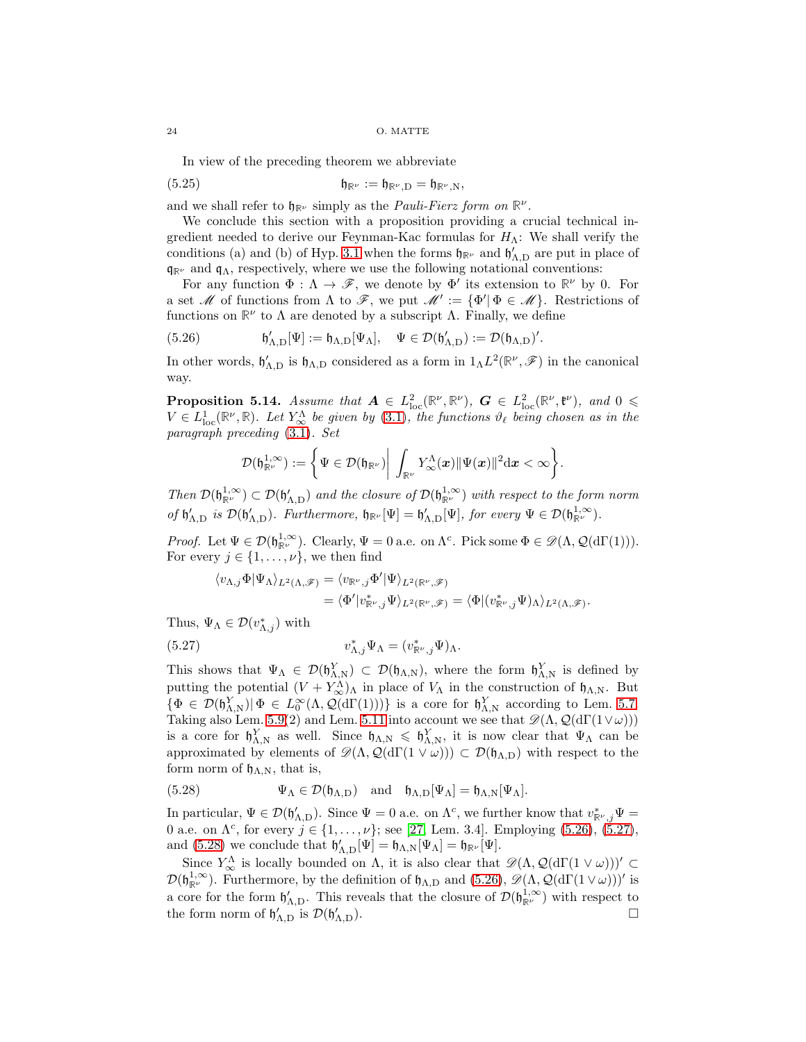In view of the preceding theorem we abbreviate

$$\mathfrak{h}_{\mathbb{R}^\nu} := \mathfrak{h}_{\mathbb{R}^\nu,\mathrm{D}} = \mathfrak{h}_{\mathbb{R}^\nu,\mathrm{N}}, \tag{5.25}$$

and we shall refer to $\mathfrak{h}_{\mathbb{R}^\nu}$ simply as the *Pauli-Fierz form on* $\mathbb{R}^\nu$.

We conclude this section with a proposition providing a crucial technical ingredient needed to derive our Feynman-Kac formulas for $H_\Lambda$: We shall verify the conditions (a) and (b) of Hyp. 3.1 when the forms $\mathfrak{h}_{\mathbb{R}^\nu}$ and $\mathfrak{h}'_{\Lambda,\mathrm{D}}$ are put in place of $\mathfrak{q}_{\mathbb{R}^\nu}$ and $\mathfrak{q}_\Lambda$, respectively, where we use the following notational conventions:

For any function $\Phi : \Lambda \to \mathscr{F}$, we denote by $\Phi'$ its extension to $\mathbb{R}^\nu$ by 0. For a set $\mathscr{M}$ of functions from $\Lambda$ to $\mathscr{F}$, we put $\mathscr{M}' := \{\Phi' | \, \Phi \in \mathscr{M}\}$. Restrictions of functions on $\mathbb{R}^\nu$ to $\Lambda$ are denoted by a subscript $\Lambda$. Finally, we define

$$\mathfrak{h}'_{\Lambda,\mathrm{D}}[\Psi] := \mathfrak{h}_{\Lambda,\mathrm{D}}[\Psi_\Lambda], \quad \Psi \in \mathcal{D}(\mathfrak{h}'_{\Lambda,\mathrm{D}}) := \mathcal{D}(\mathfrak{h}_{\Lambda,\mathrm{D}})'. \tag{5.26}$$

In other words, $\mathfrak{h}'_{\Lambda,\mathrm{D}}$ is $\mathfrak{h}_{\Lambda,\mathrm{D}}$ considered as a form in $1_\Lambda L^2(\mathbb{R}^\nu, \mathscr{F})$ in the canonical way.

**Proposition 5.14.** *Assume that* $\boldsymbol{A} \in L^2_{\mathrm{loc}}(\mathbb{R}^\nu, \mathbb{R}^\nu)$, $\boldsymbol{G} \in L^2_{\mathrm{loc}}(\mathbb{R}^\nu, \mathfrak{k}^\nu)$, *and* $0 \leqslant V \in L^1_{\mathrm{loc}}(\mathbb{R}^\nu, \mathbb{R})$. *Let* $Y^\Lambda_\infty$ *be given by* (3.1), *the functions* $\vartheta_\ell$ *being chosen as in the paragraph preceding* (3.1). *Set*

$$\mathcal{D}(\mathfrak{h}^{1,\infty}_{\mathbb{R}^\nu}) := \left\{ \Psi \in \mathcal{D}(\mathfrak{h}_{\mathbb{R}^\nu}) \middle| \int_{\mathbb{R}^\nu} Y^\Lambda_\infty(\boldsymbol{x}) \|\Psi(\boldsymbol{x})\|^2 \mathrm{d}\boldsymbol{x} < \infty \right\}.$$

*Then* $\mathcal{D}(\mathfrak{h}^{1,\infty}_{\mathbb{R}^\nu}) \subset \mathcal{D}(\mathfrak{h}'_{\Lambda,\mathrm{D}})$ *and the closure of* $\mathcal{D}(\mathfrak{h}^{1,\infty}_{\mathbb{R}^\nu})$ *with respect to the form norm of* $\mathfrak{h}'_{\Lambda,\mathrm{D}}$ *is* $\mathcal{D}(\mathfrak{h}'_{\Lambda,\mathrm{D}})$. *Furthermore,* $\mathfrak{h}_{\mathbb{R}^\nu}[\Psi] = \mathfrak{h}'_{\Lambda,\mathrm{D}}[\Psi]$, *for every* $\Psi \in \mathcal{D}(\mathfrak{h}^{1,\infty}_{\mathbb{R}^\nu})$.

*Proof.* Let $\Psi \in \mathcal{D}(\mathfrak{h}^{1,\infty}_{\mathbb{R}^\nu})$. Clearly, $\Psi = 0$ a.e. on $\Lambda^c$. Pick some $\Phi \in \mathscr{D}(\Lambda, \mathcal{Q}(\mathrm{d}\Gamma(1)))$. For every $j \in \{1, \dots, \nu\}$, we then find

$$\begin{aligned}
\langle v_{\Lambda,j}\Phi | \Psi_\Lambda \rangle_{L^2(\Lambda,\mathscr{F})} &= \langle v_{\mathbb{R}^\nu,j}\Phi' | \Psi \rangle_{L^2(\mathbb{R}^\nu,\mathscr{F})} \\
&= \langle \Phi' | v^*_{\mathbb{R}^\nu,j}\Psi \rangle_{L^2(\mathbb{R}^\nu,\mathscr{F})} = \langle \Phi | (v^*_{\mathbb{R}^\nu,j}\Psi)_\Lambda \rangle_{L^2(\Lambda,\mathscr{F})}.
\end{aligned}$$

Thus, $\Psi_\Lambda \in \mathcal{D}(v^*_{\Lambda,j})$ with

$$v^*_{\Lambda,j}\Psi_\Lambda = (v^*_{\mathbb{R}^\nu,j}\Psi)_\Lambda. \tag{5.27}$$

This shows that $\Psi_\Lambda \in \mathcal{D}(\mathfrak{h}^Y_{\Lambda,\mathrm{N}}) \subset \mathcal{D}(\mathfrak{h}_{\Lambda,\mathrm{N}})$, where the form $\mathfrak{h}^Y_{\Lambda,\mathrm{N}}$ is defined by putting the potential $(V + Y^\Lambda_\infty)_\Lambda$ in place of $V_\Lambda$ in the construction of $\mathfrak{h}_{\Lambda,\mathrm{N}}$. But $\{\Phi \in \mathcal{D}(\mathfrak{h}^Y_{\Lambda,\mathrm{N}}) | \, \Phi \in L^\infty_0(\Lambda, \mathcal{Q}(\mathrm{d}\Gamma(1)))\}$ is a core for $\mathfrak{h}^Y_{\Lambda,\mathrm{N}}$ according to Lem. 5.7. Taking also Lem. 5.9(2) and Lem. 5.11 into account we see that $\mathscr{D}(\Lambda, \mathcal{Q}(\mathrm{d}\Gamma(1 \vee \omega)))$ is a core for $\mathfrak{h}^Y_{\Lambda,\mathrm{N}}$ as well. Since $\mathfrak{h}_{\Lambda,\mathrm{N}} \leqslant \mathfrak{h}^Y_{\Lambda,\mathrm{N}}$, it is now clear that $\Psi_\Lambda$ can be approximated by elements of $\mathscr{D}(\Lambda, \mathcal{Q}(\mathrm{d}\Gamma(1 \vee \omega))) \subset \mathcal{D}(\mathfrak{h}_{\Lambda,\mathrm{D}})$ with respect to the form norm of $\mathfrak{h}_{\Lambda,\mathrm{N}}$, that is,

$$\Psi_\Lambda \in \mathcal{D}(\mathfrak{h}_{\Lambda,\mathrm{D}}) \quad \text{and} \quad \mathfrak{h}_{\Lambda,\mathrm{D}}[\Psi_\Lambda] = \mathfrak{h}_{\Lambda,\mathrm{N}}[\Psi_\Lambda]. \tag{5.28}$$

In particular, $\Psi \in \mathcal{D}(\mathfrak{h}'_{\Lambda,\mathrm{D}})$. Since $\Psi = 0$ a.e. on $\Lambda^c$, we further know that $v^*_{\mathbb{R}^\nu,j}\Psi = 0$ a.e. on $\Lambda^c$, for every $j \in \{1, \dots, \nu\}$; see [27, Lem. 3.4]. Employing (5.26), (5.27), and (5.28) we conclude that $\mathfrak{h}'_{\Lambda,\mathrm{D}}[\Psi] = \mathfrak{h}_{\Lambda,\mathrm{N}}[\Psi_\Lambda] = \mathfrak{h}_{\mathbb{R}^\nu}[\Psi]$.

Since $Y^\Lambda_\infty$ is locally bounded on $\Lambda$, it is also clear that $\mathscr{D}(\Lambda, \mathcal{Q}(\mathrm{d}\Gamma(1 \vee \omega)))' \subset \mathcal{D}(\mathfrak{h}^{1,\infty}_{\mathbb{R}^\nu})$. Furthermore, by the definition of $\mathfrak{h}_{\Lambda,\mathrm{D}}$ and (5.26), $\mathscr{D}(\Lambda, \mathcal{Q}(\mathrm{d}\Gamma(1 \vee \omega)))'$ is a core for the form $\mathfrak{h}'_{\Lambda,\mathrm{D}}$. This reveals that the closure of $\mathcal{D}(\mathfrak{h}^{1,\infty}_{\mathbb{R}^\nu})$ with respect to the form norm of $\mathfrak{h}'_{\Lambda,\mathrm{D}}$ is $\mathcal{D}(\mathfrak{h}'_{\Lambda,\mathrm{D}})$. $\square$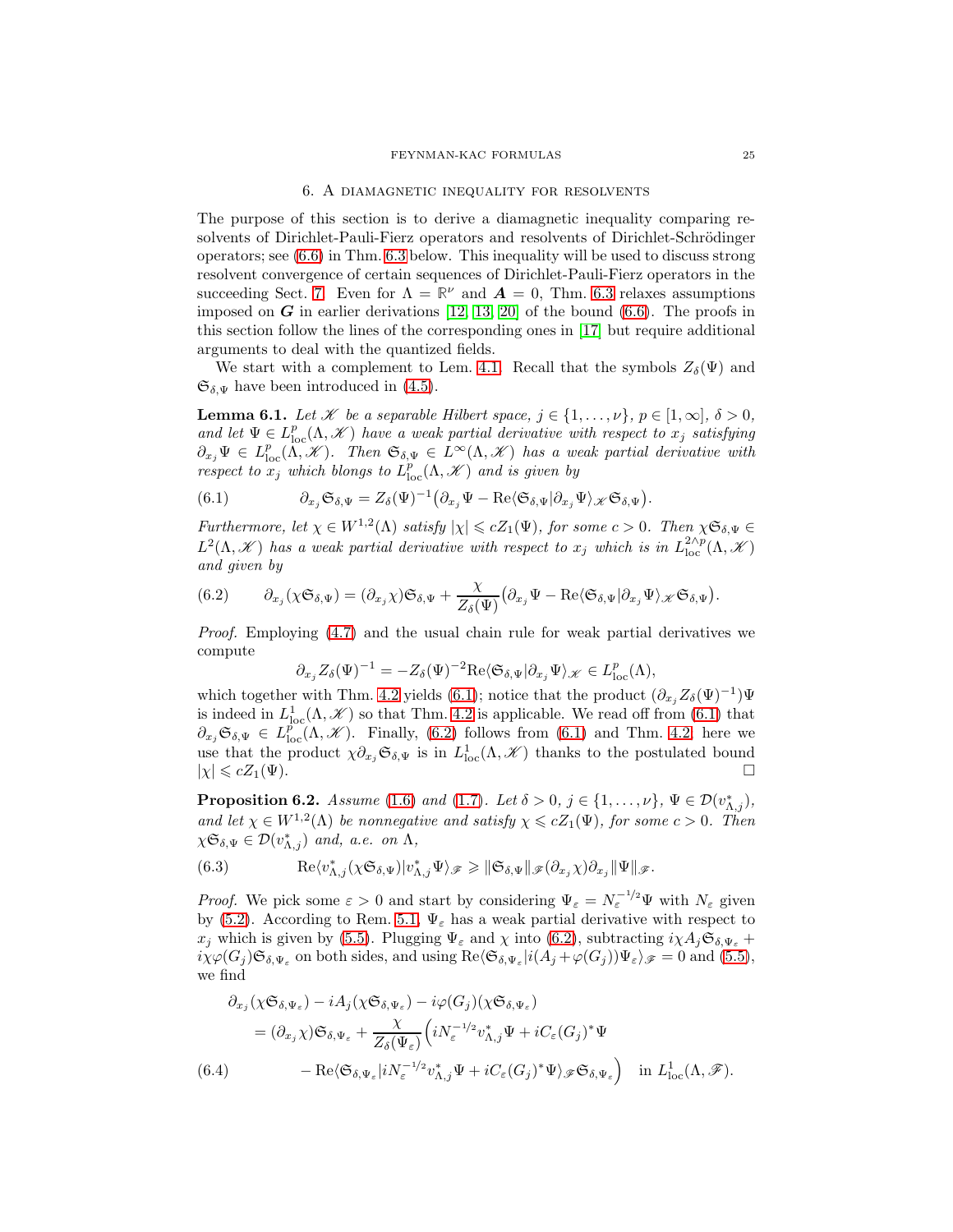## 6. A diamagnetic inequality for resolvents

The purpose of this section is to derive a diamagnetic inequality comparing resolvents of Dirichlet-Pauli-Fierz operators and resolvents of Dirichlet-Schrödinger operators; see (6.6) in Thm. 6.3 below. This inequality will be used to discuss strong resolvent convergence of certain sequences of Dirichlet-Pauli-Fierz operators in the succeeding Sect. 7. Even for $\Lambda = \mathbb{R}^\nu$ and $\boldsymbol{A} = 0$, Thm. 6.3 relaxes assumptions imposed on $\boldsymbol{G}$ in earlier derivations [12, 13, 20] of the bound (6.6). The proofs in this section follow the lines of the corresponding ones in [17] but require additional arguments to deal with the quantized fields.

We start with a complement to Lem. 4.1. Recall that the symbols $Z_\delta(\Psi)$ and $\mathfrak{S}_{\delta,\Psi}$ have been introduced in (4.5).

**Lemma 6.1.** *Let $\mathscr{K}$ be a separable Hilbert space, $j \in \{1,\dots,\nu\}$, $p \in [1,\infty]$, $\delta > 0$, and let $\Psi \in L^p_{\mathrm{loc}}(\Lambda,\mathscr{K})$ have a weak partial derivative with respect to $x_j$ satisfying $\partial_{x_j}\Psi \in L^p_{\mathrm{loc}}(\Lambda,\mathscr{K})$. Then $\mathfrak{S}_{\delta,\Psi} \in L^\infty(\Lambda,\mathscr{K})$ has a weak partial derivative with respect to $x_j$ which blongs to $L^p_{\mathrm{loc}}(\Lambda,\mathscr{K})$ and is given by*

$$
\partial_{x_j}\mathfrak{S}_{\delta,\Psi} = Z_\delta(\Psi)^{-1}\big(\partial_{x_j}\Psi - \mathrm{Re}\langle \mathfrak{S}_{\delta,\Psi}|\partial_{x_j}\Psi\rangle_{\mathscr{K}}\mathfrak{S}_{\delta,\Psi}\big). \tag{6.1}
$$

*Furthermore, let $\chi \in W^{1,2}(\Lambda)$ satisfy $|\chi| \leqslant cZ_1(\Psi)$, for some $c > 0$. Then $\chi\mathfrak{S}_{\delta,\Psi} \in L^2(\Lambda,\mathscr{K})$ has a weak partial derivative with respect to $x_j$ which is in $L^{2\wedge p}_{\mathrm{loc}}(\Lambda,\mathscr{K})$ and given by*

$$
\partial_{x_j}(\chi\mathfrak{S}_{\delta,\Psi}) = (\partial_{x_j}\chi)\mathfrak{S}_{\delta,\Psi} + \frac{\chi}{Z_\delta(\Psi)}\big(\partial_{x_j}\Psi - \mathrm{Re}\langle \mathfrak{S}_{\delta,\Psi}|\partial_{x_j}\Psi\rangle_{\mathscr{K}}\mathfrak{S}_{\delta,\Psi}\big). \tag{6.2}
$$

*Proof.* Employing (4.7) and the usual chain rule for weak partial derivatives we compute

$$
\partial_{x_j}Z_\delta(\Psi)^{-1} = -Z_\delta(\Psi)^{-2}\mathrm{Re}\langle \mathfrak{S}_{\delta,\Psi}|\partial_{x_j}\Psi\rangle_{\mathscr{K}} \in L^p_{\mathrm{loc}}(\Lambda),
$$

which together with Thm. 4.2 yields (6.1); notice that the product $(\partial_{x_j}Z_\delta(\Psi)^{-1})\Psi$ is indeed in $L^1_{\mathrm{loc}}(\Lambda,\mathscr{K})$ so that Thm. 4.2 is applicable. We read off from (6.1) that $\partial_{x_j}\mathfrak{S}_{\delta,\Psi} \in L^p_{\mathrm{loc}}(\Lambda,\mathscr{K})$. Finally, (6.2) follows from (6.1) and Thm. 4.2; here we use that the product $\chi\partial_{x_j}\mathfrak{S}_{\delta,\Psi}$ is in $L^1_{\mathrm{loc}}(\Lambda,\mathscr{K})$ thanks to the postulated bound $|\chi| \leqslant cZ_1(\Psi)$. $\square$

**Proposition 6.2.** *Assume (1.6) and (1.7). Let $\delta > 0$, $j \in \{1,\dots,\nu\}$, $\Psi \in \mathcal{D}(v^*_{\Lambda,j})$, and let $\chi \in W^{1,2}(\Lambda)$ be nonnegative and satisfy $\chi \leqslant cZ_1(\Psi)$, for some $c > 0$. Then $\chi\mathfrak{S}_{\delta,\Psi} \in \mathcal{D}(v^*_{\Lambda,j})$ and, a.e. on $\Lambda$,*

$$
\mathrm{Re}\langle v^*_{\Lambda,j}(\chi\mathfrak{S}_{\delta,\Psi})|v^*_{\Lambda,j}\Psi\rangle_{\mathscr{F}} \geqslant \|\mathfrak{S}_{\delta,\Psi}\|_{\mathscr{F}}(\partial_{x_j}\chi)\partial_{x_j}\|\Psi\|_{\mathscr{F}}. \tag{6.3}
$$

*Proof.* We pick some $\varepsilon > 0$ and start by considering $\Psi_\varepsilon = N_\varepsilon^{-1/2}\Psi$ with $N_\varepsilon$ given by (5.2). According to Rem. 5.1, $\Psi_\varepsilon$ has a weak partial derivative with respect to $x_j$ which is given by (5.5). Plugging $\Psi_\varepsilon$ and $\chi$ into (6.2), subtracting $i\chi A_j\mathfrak{S}_{\delta,\Psi_\varepsilon} + i\chi\varphi(G_j)\mathfrak{S}_{\delta,\Psi_\varepsilon}$ on both sides, and using $\mathrm{Re}\langle \mathfrak{S}_{\delta,\Psi_\varepsilon}|i(A_j+\varphi(G_j))\Psi_\varepsilon\rangle_{\mathscr{F}} = 0$ and (5.5), we find

$$
\begin{aligned}
&\partial_{x_j}(\chi\mathfrak{S}_{\delta,\Psi_\varepsilon}) - iA_j(\chi\mathfrak{S}_{\delta,\Psi_\varepsilon}) - i\varphi(G_j)(\chi\mathfrak{S}_{\delta,\Psi_\varepsilon})\\
&\quad= (\partial_{x_j}\chi)\mathfrak{S}_{\delta,\Psi_\varepsilon} + \frac{\chi}{Z_\delta(\Psi_\varepsilon)}\Big(iN_\varepsilon^{-1/2}v^*_{\Lambda,j}\Psi + iC_\varepsilon(G_j)^*\Psi\\
&\qquad - \mathrm{Re}\langle \mathfrak{S}_{\delta,\Psi_\varepsilon}|iN_\varepsilon^{-1/2}v^*_{\Lambda,j}\Psi + iC_\varepsilon(G_j)^*\Psi\rangle_{\mathscr{F}}\mathfrak{S}_{\delta,\Psi_\varepsilon}\Big) \quad \text{in } L^1_{\mathrm{loc}}(\Lambda,\mathscr{F}).
\end{aligned} \tag{6.4}
$$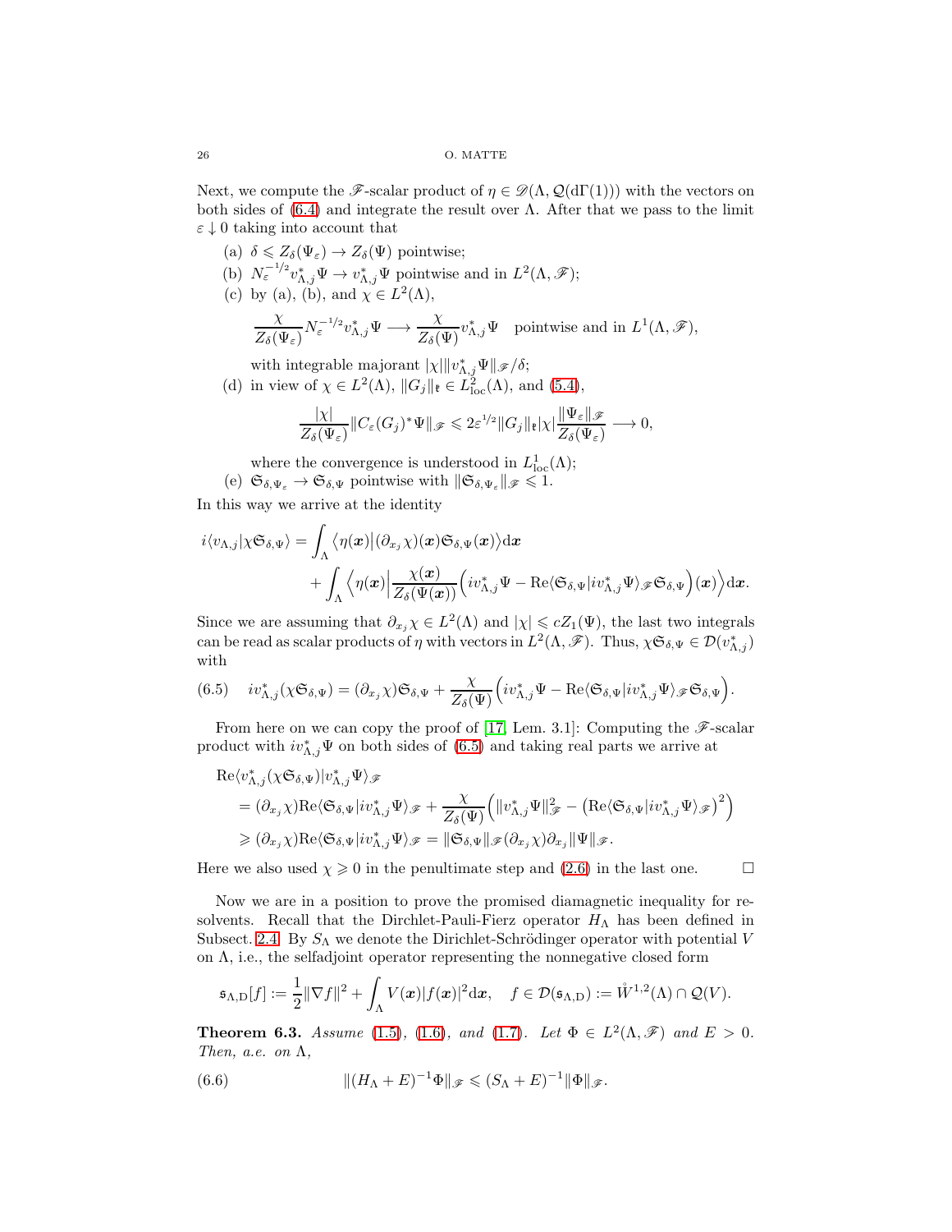Next, we compute the $\mathscr{F}$-scalar product of $\eta \in \mathscr{D}(\Lambda, \mathcal{Q}(\mathrm{d}\Gamma(1)))$ with the vectors on both sides of (6.4) and integrate the result over $\Lambda$. After that we pass to the limit $\varepsilon \downarrow 0$ taking into account that

(a) $\delta \leqslant Z_\delta(\Psi_\varepsilon) \to Z_\delta(\Psi)$ pointwise;

(b) $N_\varepsilon^{-1/2} v_{\Lambda,j}^* \Psi \to v_{\Lambda,j}^* \Psi$ pointwise and in $L^2(\Lambda, \mathscr{F})$;

(c) by (a), (b), and $\chi \in L^2(\Lambda)$,
$$\frac{\chi}{Z_\delta(\Psi_\varepsilon)} N_\varepsilon^{-1/2} v_{\Lambda,j}^* \Psi \longrightarrow \frac{\chi}{Z_\delta(\Psi)} v_{\Lambda,j}^* \Psi \quad \text{pointwise and in } L^1(\Lambda, \mathscr{F}),$$
with integrable majorant $|\chi| \|v_{\Lambda,j}^* \Psi\|_{\mathscr{F}}/\delta$;

(d) in view of $\chi \in L^2(\Lambda)$, $\|G_j\|_{\mathfrak{k}} \in L^2_{\mathrm{loc}}(\Lambda)$, and (5.4),
$$\frac{|\chi|}{Z_\delta(\Psi_\varepsilon)} \|C_\varepsilon(G_j)^* \Psi\|_{\mathscr{F}} \leqslant 2\varepsilon^{1/2} \|G_j\|_{\mathfrak{k}} |\chi| \frac{\|\Psi_\varepsilon\|_{\mathscr{F}}}{Z_\delta(\Psi_\varepsilon)} \longrightarrow 0,$$
where the convergence is understood in $L^1_{\mathrm{loc}}(\Lambda)$;

(e) $\mathfrak{S}_{\delta,\Psi_\varepsilon} \to \mathfrak{S}_{\delta,\Psi}$ pointwise with $\|\mathfrak{S}_{\delta,\Psi_\varepsilon}\|_{\mathscr{F}} \leqslant 1$.

In this way we arrive at the identity
$$\begin{aligned} i\langle v_{\Lambda,j} | \chi \mathfrak{S}_{\delta,\Psi} \rangle &= \int_\Lambda \big\langle \eta(\boldsymbol{x}) \big| (\partial_{x_j}\chi)(\boldsymbol{x}) \mathfrak{S}_{\delta,\Psi}(\boldsymbol{x}) \big\rangle \mathrm{d}\boldsymbol{x} \\ &\quad + \int_\Lambda \Big\langle \eta(\boldsymbol{x}) \Big| \frac{\chi(\boldsymbol{x})}{Z_\delta(\Psi(\boldsymbol{x}))} \Big( i v_{\Lambda,j}^* \Psi - \mathrm{Re}\langle \mathfrak{S}_{\delta,\Psi} | i v_{\Lambda,j}^* \Psi \rangle_{\mathscr{F}} \mathfrak{S}_{\delta,\Psi} \Big)(\boldsymbol{x}) \Big\rangle \mathrm{d}\boldsymbol{x}. \end{aligned}$$

Since we are assuming that $\partial_{x_j}\chi \in L^2(\Lambda)$ and $|\chi| \leqslant c Z_1(\Psi)$, the last two integrals can be read as scalar products of $\eta$ with vectors in $L^2(\Lambda, \mathscr{F})$. Thus, $\chi \mathfrak{S}_{\delta,\Psi} \in \mathcal{D}(v_{\Lambda,j}^*)$ with

$$i v_{\Lambda,j}^* (\chi \mathfrak{S}_{\delta,\Psi}) = (\partial_{x_j}\chi) \mathfrak{S}_{\delta,\Psi} + \frac{\chi}{Z_\delta(\Psi)} \Big( i v_{\Lambda,j}^* \Psi - \mathrm{Re}\langle \mathfrak{S}_{\delta,\Psi} | i v_{\Lambda,j}^* \Psi \rangle_{\mathscr{F}} \mathfrak{S}_{\delta,\Psi} \Big). \tag{6.5}$$

From here on we can copy the proof of [17, Lem. 3.1]: Computing the $\mathscr{F}$-scalar product with $i v_{\Lambda,j}^* \Psi$ on both sides of (6.5) and taking real parts we arrive at
$$\begin{aligned} &\mathrm{Re}\langle v_{\Lambda,j}^* (\chi \mathfrak{S}_{\delta,\Psi}) | v_{\Lambda,j}^* \Psi \rangle_{\mathscr{F}} \\ &= (\partial_{x_j}\chi) \mathrm{Re}\langle \mathfrak{S}_{\delta,\Psi} | i v_{\Lambda,j}^* \Psi \rangle_{\mathscr{F}} + \frac{\chi}{Z_\delta(\Psi)} \Big( \|v_{\Lambda,j}^* \Psi\|_{\mathscr{F}}^2 - \big( \mathrm{Re}\langle \mathfrak{S}_{\delta,\Psi} | i v_{\Lambda,j}^* \Psi \rangle_{\mathscr{F}} \big)^2 \Big) \\ &\geqslant (\partial_{x_j}\chi) \mathrm{Re}\langle \mathfrak{S}_{\delta,\Psi} | i v_{\Lambda,j}^* \Psi \rangle_{\mathscr{F}} = \|\mathfrak{S}_{\delta,\Psi}\|_{\mathscr{F}} (\partial_{x_j}\chi) \partial_{x_j} \|\Psi\|_{\mathscr{F}}. \end{aligned}$$

Here we also used $\chi \geqslant 0$ in the penultimate step and (2.6) in the last one. $\square$

Now we are in a position to prove the promised diamagnetic inequality for resolvents. Recall that the Dirchlet-Pauli-Fierz operator $H_\Lambda$ has been defined in Subsect. 2.4. By $S_\Lambda$ we denote the Dirichlet-Schrödinger operator with potential $V$ on $\Lambda$, i.e., the selfadjoint operator representing the nonnegative closed form
$$\mathfrak{s}_{\Lambda,\mathrm{D}}[f] := \frac{1}{2}\|\nabla f\|^2 + \int_\Lambda V(\boldsymbol{x}) |f(\boldsymbol{x})|^2 \mathrm{d}\boldsymbol{x}, \quad f \in \mathcal{D}(\mathfrak{s}_{\Lambda,\mathrm{D}}) := \mathring{W}^{1,2}(\Lambda) \cap \mathcal{Q}(V).$$

**Theorem 6.3.** *Assume (1.5), (1.6), and (1.7). Let $\Phi \in L^2(\Lambda, \mathscr{F})$ and $E > 0$. Then, a.e. on $\Lambda$,*

$$\|(H_\Lambda + E)^{-1} \Phi\|_{\mathscr{F}} \leqslant (S_\Lambda + E)^{-1} \|\Phi\|_{\mathscr{F}}. \tag{6.6}$$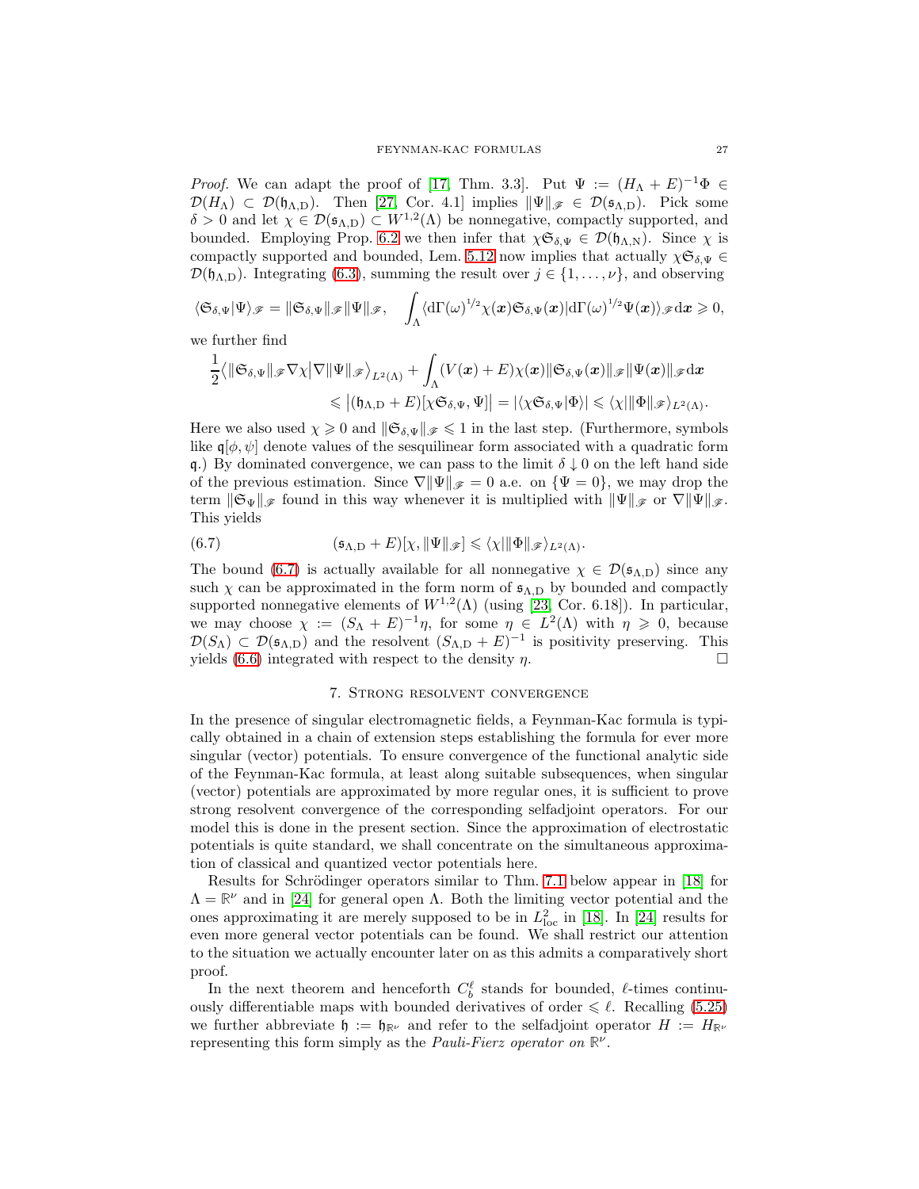*Proof.* We can adapt the proof of [17, Thm. 3.3]. Put $\Psi := (H_\Lambda + E)^{-1}\Phi \in \mathcal{D}(H_\Lambda) \subset \mathcal{D}(\mathfrak{h}_{\Lambda,\mathrm{D}})$. Then [27, Cor. 4.1] implies $\|\Psi\|_{\mathscr{F}} \in \mathcal{D}(\mathfrak{s}_{\Lambda,\mathrm{D}})$. Pick some $\delta > 0$ and let $\chi \in \mathcal{D}(\mathfrak{s}_{\Lambda,\mathrm{D}}) \subset W^{1,2}(\Lambda)$ be nonnegative, compactly supported, and bounded. Employing Prop. 6.2 we then infer that $\chi\mathfrak{S}_{\delta,\Psi} \in \mathcal{D}(\mathfrak{h}_{\Lambda,\mathrm{N}})$. Since $\chi$ is compactly supported and bounded, Lem. 5.12 now implies that actually $\chi\mathfrak{S}_{\delta,\Psi} \in \mathcal{D}(\mathfrak{h}_{\Lambda,\mathrm{D}})$. Integrating (6.3), summing the result over $j \in \{1,\ldots,\nu\}$, and observing

$$\langle \mathfrak{S}_{\delta,\Psi}|\Psi\rangle_{\mathscr{F}} = \|\mathfrak{S}_{\delta,\Psi}\|_{\mathscr{F}}\|\Psi\|_{\mathscr{F}}, \quad \int_\Lambda \langle \mathrm{d}\Gamma(\omega)^{1/2}\chi(\boldsymbol{x})\mathfrak{S}_{\delta,\Psi}(\boldsymbol{x})|\mathrm{d}\Gamma(\omega)^{1/2}\Psi(\boldsymbol{x})\rangle_{\mathscr{F}}\mathrm{d}\boldsymbol{x} \geqslant 0,$$

we further find

$$\begin{aligned}
\frac{1}{2}\big\langle \|\mathfrak{S}_{\delta,\Psi}\|_{\mathscr{F}}\nabla\chi\big|\nabla\|\Psi\|_{\mathscr{F}}\big\rangle_{L^2(\Lambda)} &+ \int_\Lambda (V(\boldsymbol{x})+E)\chi(\boldsymbol{x})\|\mathfrak{S}_{\delta,\Psi}(\boldsymbol{x})\|_{\mathscr{F}}\|\Psi(\boldsymbol{x})\|_{\mathscr{F}}\mathrm{d}\boldsymbol{x} \\
&\leqslant \big|(\mathfrak{h}_{\Lambda,\mathrm{D}}+E)[\chi\mathfrak{S}_{\delta,\Psi},\Psi]\big| = |\langle\chi\mathfrak{S}_{\delta,\Psi}|\Phi\rangle| \leqslant \langle\chi|\|\Phi\|_{\mathscr{F}}\rangle_{L^2(\Lambda)}.
\end{aligned}$$

Here we also used $\chi \geqslant 0$ and $\|\mathfrak{S}_{\delta,\Psi}\|_{\mathscr{F}} \leqslant 1$ in the last step. (Furthermore, symbols like $\mathfrak{q}[\phi,\psi]$ denote values of the sesquilinear form associated with a quadratic form $\mathfrak{q}$.) By dominated convergence, we can pass to the limit $\delta \downarrow 0$ on the left hand side of the previous estimation. Since $\nabla\|\Psi\|_{\mathscr{F}} = 0$ a.e. on $\{\Psi = 0\}$, we may drop the term $\|\mathfrak{S}_\Psi\|_{\mathscr{F}}$ found in this way whenever it is multiplied with $\|\Psi\|_{\mathscr{F}}$ or $\nabla\|\Psi\|_{\mathscr{F}}$. This yields

$$(\mathfrak{s}_{\Lambda,\mathrm{D}}+E)[\chi,\|\Psi\|_{\mathscr{F}}] \leqslant \langle\chi|\|\Phi\|_{\mathscr{F}}\rangle_{L^2(\Lambda)}. \tag{6.7}$$

The bound (6.7) is actually available for all nonnegative $\chi \in \mathcal{D}(\mathfrak{s}_{\Lambda,\mathrm{D}})$ since any such $\chi$ can be approximated in the form norm of $\mathfrak{s}_{\Lambda,\mathrm{D}}$ by bounded and compactly supported nonnegative elements of $W^{1,2}(\Lambda)$ (using [23, Cor. 6.18]). In particular, we may choose $\chi := (S_\Lambda + E)^{-1}\eta$, for some $\eta \in L^2(\Lambda)$ with $\eta \geqslant 0$, because $\mathcal{D}(S_\Lambda) \subset \mathcal{D}(\mathfrak{s}_{\Lambda,\mathrm{D}})$ and the resolvent $(S_{\Lambda,\mathrm{D}} + E)^{-1}$ is positivity preserving. This yields (6.6) integrated with respect to the density $\eta$. $\square$

## 7. Strong resolvent convergence

In the presence of singular electromagnetic fields, a Feynman-Kac formula is typically obtained in a chain of extension steps establishing the formula for ever more singular (vector) potentials. To ensure convergence of the functional analytic side of the Feynman-Kac formula, at least along suitable subsequences, when singular (vector) potentials are approximated by more regular ones, it is sufficient to prove strong resolvent convergence of the corresponding selfadjoint operators. For our model this is done in the present section. Since the approximation of electrostatic potentials is quite standard, we shall concentrate on the simultaneous approximation of classical and quantized vector potentials here.

Results for Schrödinger operators similar to Thm. 7.1 below appear in [18] for $\Lambda = \mathbb{R}^\nu$ and in [24] for general open $\Lambda$. Both the limiting vector potential and the ones approximating it are merely supposed to be in $L^2_{\mathrm{loc}}$ in [18]. In [24] results for even more general vector potentials can be found. We shall restrict our attention to the situation we actually encounter later on as this admits a comparatively short proof.

In the next theorem and henceforth $C_b^\ell$ stands for bounded, $\ell$-times continuously differentiable maps with bounded derivatives of order $\leqslant \ell$. Recalling (5.25) we further abbreviate $\mathfrak{h} := \mathfrak{h}_{\mathbb{R}^\nu}$ and refer to the selfadjoint operator $H := H_{\mathbb{R}^\nu}$ representing this form simply as the *Pauli-Fierz operator on* $\mathbb{R}^\nu$.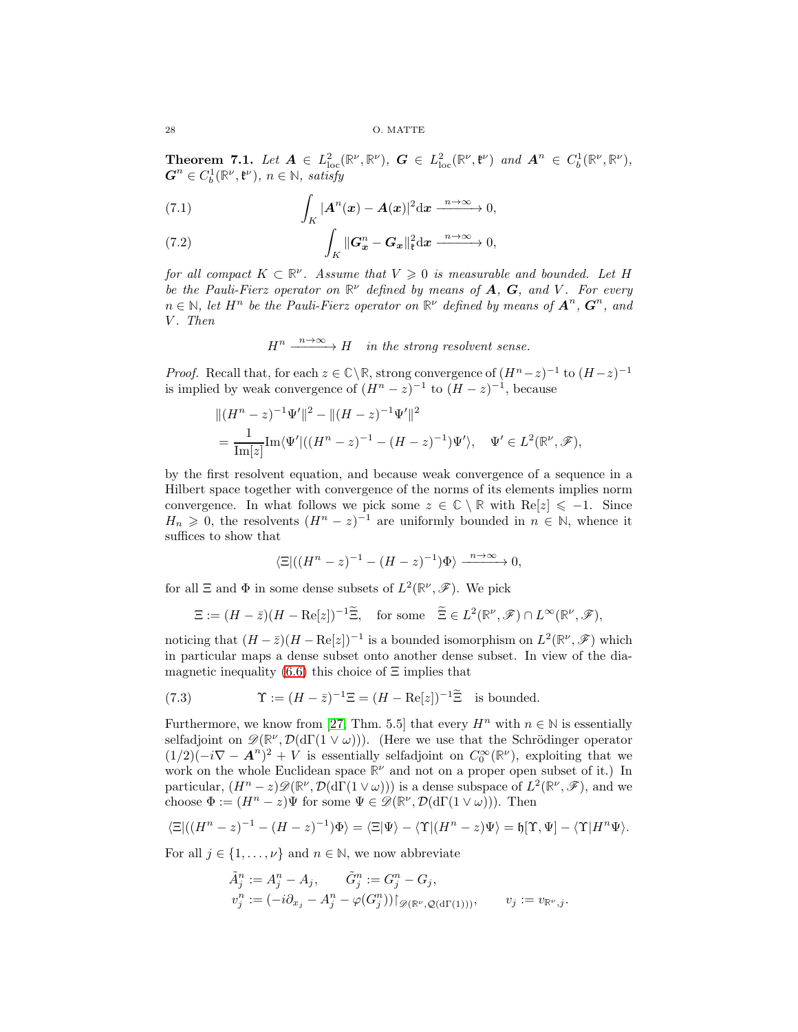**Theorem 7.1.** *Let $\boldsymbol{A} \in L^2_{\mathrm{loc}}(\mathbb{R}^\nu, \mathbb{R}^\nu)$, $\boldsymbol{G} \in L^2_{\mathrm{loc}}(\mathbb{R}^\nu, \mathfrak{k}^\nu)$ and $\boldsymbol{A}^n \in C^1_b(\mathbb{R}^\nu, \mathbb{R}^\nu)$, $\boldsymbol{G}^n \in C^1_b(\mathbb{R}^\nu, \mathfrak{k}^\nu)$, $n \in \mathbb{N}$, satisfy*

$$\int_K |\boldsymbol{A}^n(\boldsymbol{x}) - \boldsymbol{A}(\boldsymbol{x})|^2 \mathrm{d}\boldsymbol{x} \xrightarrow{n\to\infty} 0, \tag{7.1}$$

$$\int_K \|\boldsymbol{G}^n_{\boldsymbol{x}} - \boldsymbol{G}_{\boldsymbol{x}}\|^2_{\mathfrak{k}} \mathrm{d}\boldsymbol{x} \xrightarrow{n\to\infty} 0, \tag{7.2}$$

*for all compact $K \subset \mathbb{R}^\nu$. Assume that $V \geqslant 0$ is measurable and bounded. Let $H$ be the Pauli-Fierz operator on $\mathbb{R}^\nu$ defined by means of $\boldsymbol{A}$, $\boldsymbol{G}$, and $V$. For every $n \in \mathbb{N}$, let $H^n$ be the Pauli-Fierz operator on $\mathbb{R}^\nu$ defined by means of $\boldsymbol{A}^n$, $\boldsymbol{G}^n$, and $V$. Then*

$$H^n \xrightarrow{n\to\infty} H \quad \textit{in the strong resolvent sense.}$$

*Proof.* Recall that, for each $z \in \mathbb{C}\setminus\mathbb{R}$, strong convergence of $(H^n - z)^{-1}$ to $(H-z)^{-1}$ is implied by weak convergence of $(H^n - z)^{-1}$ to $(H-z)^{-1}$, because

$$\begin{aligned}
&\|(H^n - z)^{-1}\Psi'\|^2 - \|(H-z)^{-1}\Psi'\|^2 \\
&= \frac{1}{\mathrm{Im}[z]} \mathrm{Im}\langle \Psi' | ((H^n - z)^{-1} - (H-z)^{-1})\Psi'\rangle, \quad \Psi' \in L^2(\mathbb{R}^\nu, \mathscr{F}),
\end{aligned}$$

by the first resolvent equation, and because weak convergence of a sequence in a Hilbert space together with convergence of the norms of its elements implies norm convergence. In what follows we pick some $z \in \mathbb{C} \setminus \mathbb{R}$ with $\mathrm{Re}[z] \leqslant -1$. Since $H_n \geqslant 0$, the resolvents $(H^n - z)^{-1}$ are uniformly bounded in $n \in \mathbb{N}$, whence it suffices to show that

$$\langle \Xi | ((H^n - z)^{-1} - (H-z)^{-1})\Phi\rangle \xrightarrow{n\to\infty} 0,$$

for all $\Xi$ and $\Phi$ in some dense subsets of $L^2(\mathbb{R}^\nu, \mathscr{F})$. We pick

$$\Xi := (H - \bar{z})(H - \mathrm{Re}[z])^{-1}\widetilde{\Xi}, \quad \text{for some} \quad \widetilde{\Xi} \in L^2(\mathbb{R}^\nu, \mathscr{F}) \cap L^\infty(\mathbb{R}^\nu, \mathscr{F}),$$

noticing that $(H - \bar{z})(H - \mathrm{Re}[z])^{-1}$ is a bounded isomorphism on $L^2(\mathbb{R}^\nu, \mathscr{F})$ which in particular maps a dense subset onto another dense subset. In view of the diamagnetic inequality (6.6) this choice of $\Xi$ implies that

$$\Upsilon := (H - \bar{z})^{-1}\Xi = (H - \mathrm{Re}[z])^{-1}\widetilde{\Xi} \quad \text{is bounded.} \tag{7.3}$$

Furthermore, we know from [27, Thm. 5.5] that every $H^n$ with $n \in \mathbb{N}$ is essentially selfadjoint on $\mathscr{D}(\mathbb{R}^\nu, \mathcal{D}(\mathrm{d}\Gamma(1 \vee \omega)))$. (Here we use that the Schrödinger operator $(1/2)(-i\nabla - \boldsymbol{A}^n)^2 + V$ is essentially selfadjoint on $C_0^\infty(\mathbb{R}^\nu)$, exploiting that we work on the whole Euclidean space $\mathbb{R}^\nu$ and not on a proper open subset of it.) In particular, $(H^n - z)\mathscr{D}(\mathbb{R}^\nu, \mathcal{D}(\mathrm{d}\Gamma(1 \vee \omega)))$ is a dense subspace of $L^2(\mathbb{R}^\nu, \mathscr{F})$, and we choose $\Phi := (H^n - z)\Psi$ for some $\Psi \in \mathscr{D}(\mathbb{R}^\nu, \mathcal{D}(\mathrm{d}\Gamma(1 \vee \omega)))$. Then

$$\langle \Xi | ((H^n - z)^{-1} - (H-z)^{-1})\Phi\rangle = \langle \Xi | \Psi\rangle - \langle \Upsilon | (H^n - z)\Psi\rangle = \mathfrak{h}[\Upsilon, \Psi] - \langle \Upsilon | H^n \Psi\rangle.$$

For all $j \in \{1, \ldots, \nu\}$ and $n \in \mathbb{N}$, we now abbreviate

$$\begin{aligned}
&\tilde{A}^n_j := A^n_j - A_j, \qquad \tilde{G}^n_j := G^n_j - G_j, \\
&v^n_j := (-i\partial_{x_j} - A^n_j - \varphi(G^n_j))\restriction_{\mathscr{D}(\mathbb{R}^\nu, \mathcal{Q}(\mathrm{d}\Gamma(1)))}, \qquad v_j := v_{\mathbb{R}^\nu, j}.
\end{aligned}$$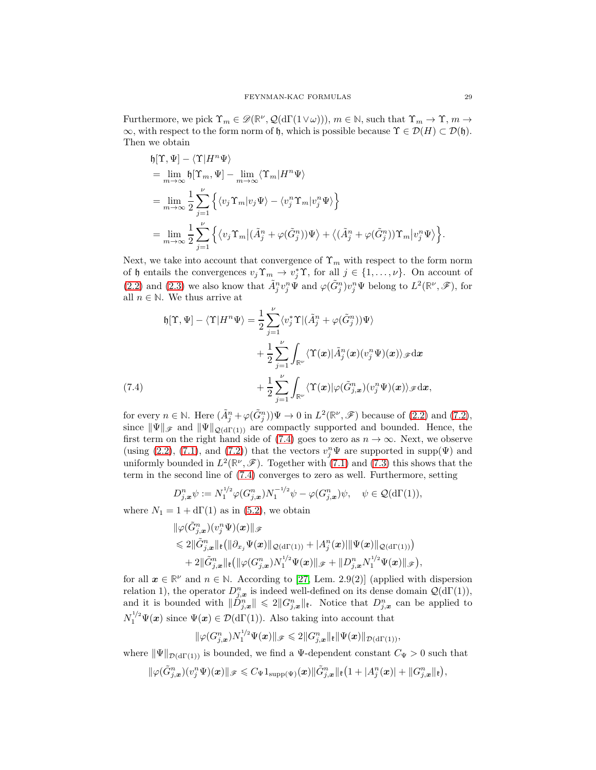Furthermore, we pick $\Upsilon_m \in \mathscr{D}(\mathbb{R}^\nu, \mathcal{Q}(\mathrm{d}\Gamma(1\vee\omega)))$, $m\in\mathbb{N}$, such that $\Upsilon_m \to \Upsilon$, $m\to\infty$, with respect to the form norm of $\mathfrak{h}$, which is possible because $\Upsilon \in \mathcal{D}(H) \subset \mathcal{D}(\mathfrak{h})$. Then we obtain

$$
\begin{aligned}
&\mathfrak{h}[\Upsilon,\Psi] - \langle \Upsilon | H^n \Psi\rangle \\
&= \lim_{m\to\infty} \mathfrak{h}[\Upsilon_m,\Psi] - \lim_{m\to\infty}\langle \Upsilon_m | H^n\Psi\rangle \\
&= \lim_{m\to\infty} \frac{1}{2}\sum_{j=1}^{\nu}\Big\{ \langle v_j\Upsilon_m | v_j\Psi\rangle - \langle v_j^n \Upsilon_m | v_j^n\Psi\rangle \Big\} \\
&= \lim_{m\to\infty} \frac{1}{2}\sum_{j=1}^{\nu}\Big\{ \big\langle v_j\Upsilon_m \big| (\tilde{A}_j^n + \varphi(\tilde{G}_j^n))\Psi\big\rangle + \big\langle (\tilde{A}_j^n + \varphi(\tilde{G}_j^n))\Upsilon_m \big| v_j^n\Psi\big\rangle \Big\}.
\end{aligned}
$$

Next, we take into account that convergence of $\Upsilon_m$ with respect to the form norm of $\mathfrak{h}$ entails the convergences $v_j\Upsilon_m \to v_j^*\Upsilon$, for all $j\in\{1,\dots,\nu\}$. On account of (2.2) and (2.3) we also know that $\tilde{A}_j^n v_j^n\Psi$ and $\varphi(\tilde{G}_j^n)v_j^n\Psi$ belong to $L^2(\mathbb{R}^\nu,\mathscr{F})$, for all $n\in\mathbb{N}$. We thus arrive at

$$
\begin{aligned}
\mathfrak{h}[\Upsilon,\Psi] - \langle\Upsilon|H^n\Psi\rangle &= \frac{1}{2}\sum_{j=1}^{\nu}\langle v_j^*\Upsilon | (\tilde{A}_j^n + \varphi(\tilde{G}_j^n))\Psi\rangle \\
&\quad + \frac{1}{2}\sum_{j=1}^{\nu}\int_{\mathbb{R}^\nu}\langle \Upsilon(\boldsymbol{x}) | \tilde{A}_j^n(\boldsymbol{x})(v_j^n\Psi)(\boldsymbol{x})\rangle_{\mathscr{F}}\mathrm{d}\boldsymbol{x} \\
&\quad + \frac{1}{2}\sum_{j=1}^{\nu}\int_{\mathbb{R}^\nu}\langle \Upsilon(\boldsymbol{x}) | \varphi(\tilde{G}_{j,\boldsymbol{x}}^n)(v_j^n\Psi)(\boldsymbol{x})\rangle_{\mathscr{F}}\mathrm{d}\boldsymbol{x},
\end{aligned}
\tag{7.4}
$$

for every $n\in\mathbb{N}$. Here $(\tilde{A}_j^n + \varphi(\tilde{G}_j^n))\Psi \to 0$ in $L^2(\mathbb{R}^\nu,\mathscr{F})$ because of (2.2) and (7.2), since $\|\Psi\|_{\mathscr{F}}$ and $\|\Psi\|_{\mathcal{Q}(\mathrm{d}\Gamma(1))}$ are compactly supported and bounded. Hence, the first term on the right hand side of (7.4) goes to zero as $n\to\infty$. Next, we observe (using (2.2), (7.1), and (7.2)) that the vectors $v_j^n\Psi$ are supported in $\mathrm{supp}(\Psi)$ and uniformly bounded in $L^2(\mathbb{R}^\nu,\mathscr{F})$. Together with (7.1) and (7.3) this shows that the term in the second line of (7.4) converges to zero as well. Furthermore, setting

$$
D_{j,\boldsymbol{x}}^n\psi := N_1^{1/2}\varphi(G_{j,\boldsymbol{x}}^n)N_1^{-1/2}\psi - \varphi(G_{j,\boldsymbol{x}}^n)\psi, \quad \psi\in\mathcal{Q}(\mathrm{d}\Gamma(1)),
$$

where $N_1 = 1+\mathrm{d}\Gamma(1)$ as in (5.2), we obtain

$$
\begin{aligned}
&\|\varphi(\tilde{G}_{j,\boldsymbol{x}}^n)(v_j^n\Psi)(\boldsymbol{x})\|_{\mathscr{F}} \\
&\leqslant 2\|\tilde{G}_{j,\boldsymbol{x}}^n\|_{\mathfrak{k}}\big(\|\partial_{x_j}\Psi(\boldsymbol{x})\|_{\mathcal{Q}(\mathrm{d}\Gamma(1))} + |A_j^n(\boldsymbol{x})|\|\Psi(\boldsymbol{x})\|_{\mathcal{Q}(\mathrm{d}\Gamma(1))}\big) \\
&\quad + 2\|\tilde{G}_{j,\boldsymbol{x}}^n\|_{\mathfrak{k}}\big(\|\varphi(G_{j,\boldsymbol{x}}^n)N_1^{1/2}\Psi(\boldsymbol{x})\|_{\mathscr{F}} + \|D_{j,\boldsymbol{x}}^n N_1^{1/2}\Psi(\boldsymbol{x})\|_{\mathscr{F}}\big),
\end{aligned}
$$

for all $\boldsymbol{x}\in\mathbb{R}^\nu$ and $n\in\mathbb{N}$. According to [27, Lem. 2.9(2)] (applied with dispersion relation 1), the operator $D_{j,\boldsymbol{x}}^n$ is indeed well-defined on its dense domain $\mathcal{Q}(\mathrm{d}\Gamma(1))$, and it is bounded with $\|D_{j,\boldsymbol{x}}^n\| \leqslant 2\|G_{j,\boldsymbol{x}}^n\|_{\mathfrak{k}}$. Notice that $D_{j,\boldsymbol{x}}^n$ can be applied to $N_1^{1/2}\Psi(\boldsymbol{x})$ since $\Psi(\boldsymbol{x})\in\mathcal{D}(\mathrm{d}\Gamma(1))$. Also taking into account that

$$
\|\varphi(G_{j,\boldsymbol{x}}^n)N_1^{1/2}\Psi(\boldsymbol{x})\|_{\mathscr{F}} \leqslant 2\|G_{j,\boldsymbol{x}}^n\|_{\mathfrak{k}}\|\Psi(\boldsymbol{x})\|_{\mathcal{D}(\mathrm{d}\Gamma(1))},
$$

where $\|\Psi\|_{\mathcal{D}(\mathrm{d}\Gamma(1))}$ is bounded, we find a $\Psi$-dependent constant $C_\Psi>0$ such that

$$
\|\varphi(\tilde{G}_{j,\boldsymbol{x}}^n)(v_j^n\Psi)(\boldsymbol{x})\|_{\mathscr{F}} \leqslant C_\Psi 1_{\mathrm{supp}(\Psi)}(\boldsymbol{x})\|\tilde{G}_{j,\boldsymbol{x}}^n\|_{\mathfrak{k}}\big(1+|A_j^n(\boldsymbol{x})| + \|G_{j,\boldsymbol{x}}^n\|_{\mathfrak{k}}\big),
$$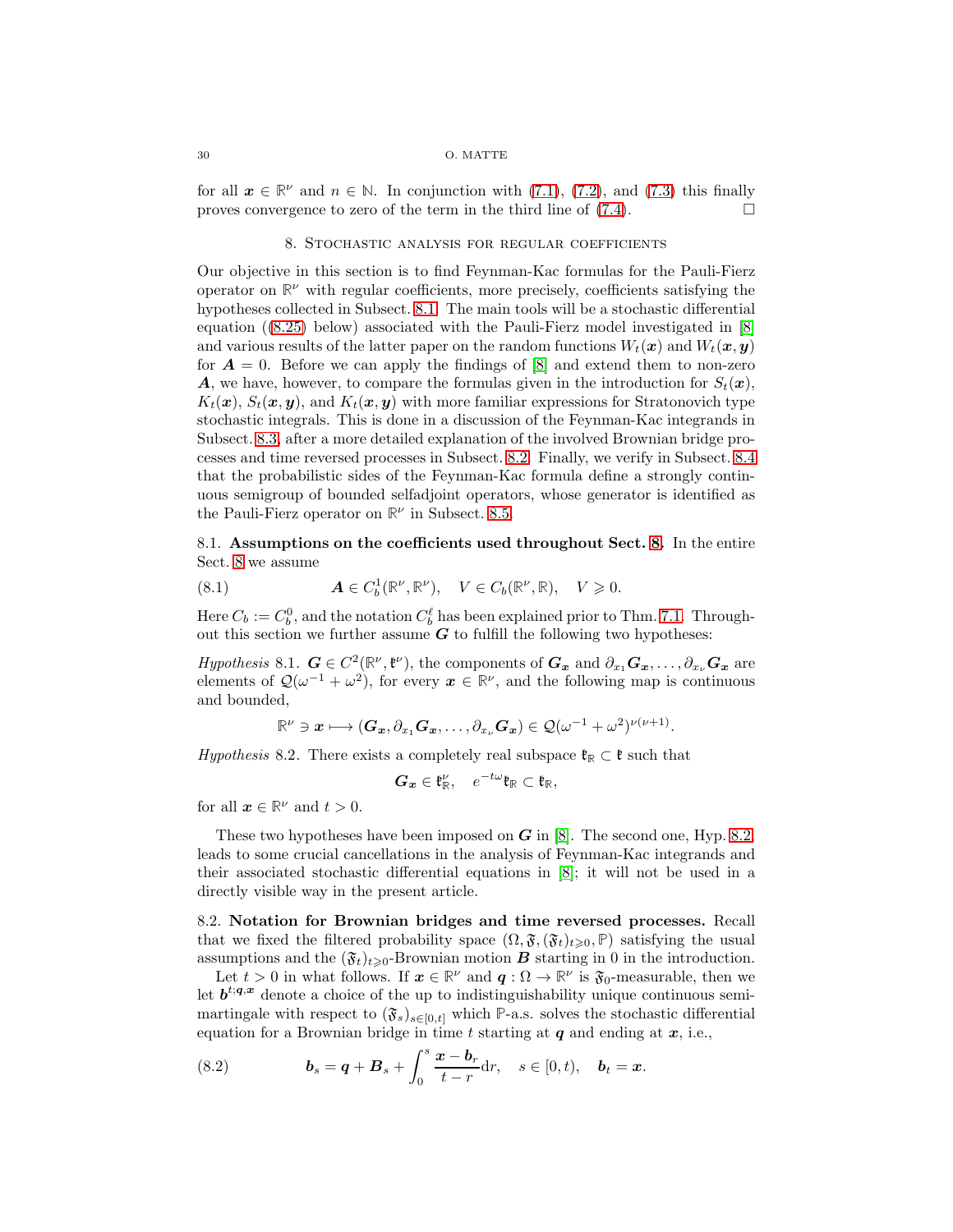for all $\boldsymbol{x} \in \mathbb{R}^\nu$ and $n \in \mathbb{N}$. In conjunction with (7.1), (7.2), and (7.3) this finally proves convergence to zero of the term in the third line of (7.4). $\square$

## 8. Stochastic analysis for regular coefficients

Our objective in this section is to find Feynman-Kac formulas for the Pauli-Fierz operator on $\mathbb{R}^\nu$ with regular coefficients, more precisely, coefficients satisfying the hypotheses collected in Subsect. 8.1. The main tools will be a stochastic differential equation ((8.25) below) associated with the Pauli-Fierz model investigated in [8] and various results of the latter paper on the random functions $W_t(\boldsymbol{x})$ and $W_t(\boldsymbol{x}, \boldsymbol{y})$ for $\boldsymbol{A} = 0$. Before we can apply the findings of [8] and extend them to non-zero $\boldsymbol{A}$, we have, however, to compare the formulas given in the introduction for $S_t(\boldsymbol{x})$, $K_t(\boldsymbol{x})$, $S_t(\boldsymbol{x}, \boldsymbol{y})$, and $K_t(\boldsymbol{x}, \boldsymbol{y})$ with more familiar expressions for Stratonovich type stochastic integrals. This is done in a discussion of the Feynman-Kac integrands in Subsect. 8.3, after a more detailed explanation of the involved Brownian bridge processes and time reversed processes in Subsect. 8.2. Finally, we verify in Subsect. 8.4 that the probabilistic sides of the Feynman-Kac formula define a strongly continuous semigroup of bounded selfadjoint operators, whose generator is identified as the Pauli-Fierz operator on $\mathbb{R}^\nu$ in Subsect. 8.5.

8.1. **Assumptions on the coefficients used throughout Sect. 8.** In the entire Sect. 8 we assume

$$
\boldsymbol{A} \in C_b^1(\mathbb{R}^\nu, \mathbb{R}^\nu), \quad V \in C_b(\mathbb{R}^\nu, \mathbb{R}), \quad V \geqslant 0. \tag{8.1}
$$

Here $C_b := C_b^0$, and the notation $C_b^\ell$ has been explained prior to Thm. 7.1. Throughout this section we further assume $\boldsymbol{G}$ to fulfill the following two hypotheses:

*Hypothesis* 8.1. $\boldsymbol{G} \in C^2(\mathbb{R}^\nu, \mathfrak{k}^\nu)$, the components of $\boldsymbol{G}_{\boldsymbol{x}}$ and $\partial_{x_1}\boldsymbol{G}_{\boldsymbol{x}}, \ldots, \partial_{x_\nu}\boldsymbol{G}_{\boldsymbol{x}}$ are elements of $\mathcal{Q}(\omega^{-1} + \omega^2)$, for every $\boldsymbol{x} \in \mathbb{R}^\nu$, and the following map is continuous and bounded,

$$
\mathbb{R}^\nu \ni \boldsymbol{x} \longmapsto (\boldsymbol{G}_{\boldsymbol{x}}, \partial_{x_1}\boldsymbol{G}_{\boldsymbol{x}}, \ldots, \partial_{x_\nu}\boldsymbol{G}_{\boldsymbol{x}}) \in \mathcal{Q}(\omega^{-1} + \omega^2)^{\nu(\nu+1)}.
$$

*Hypothesis* 8.2. There exists a completely real subspace $\mathfrak{k}_\mathbb{R} \subset \mathfrak{k}$ such that

$$
\boldsymbol{G}_{\boldsymbol{x}} \in \mathfrak{k}_\mathbb{R}^\nu, \quad e^{-t\omega}\mathfrak{k}_\mathbb{R} \subset \mathfrak{k}_\mathbb{R},
$$

for all $\boldsymbol{x} \in \mathbb{R}^\nu$ and $t > 0$.

These two hypotheses have been imposed on $\boldsymbol{G}$ in [8]. The second one, Hyp. 8.2, leads to some crucial cancellations in the analysis of Feynman-Kac integrands and their associated stochastic differential equations in [8]; it will not be used in a directly visible way in the present article.

8.2. **Notation for Brownian bridges and time reversed processes.** Recall that we fixed the filtered probability space $(\Omega, \mathfrak{F}, (\mathfrak{F}_t)_{t\geqslant 0}, \mathbb{P})$ satisfying the usual assumptions and the $(\mathfrak{F}_t)_{t\geqslant 0}$-Brownian motion $\boldsymbol{B}$ starting in 0 in the introduction.

Let $t > 0$ in what follows. If $\boldsymbol{x} \in \mathbb{R}^\nu$ and $\boldsymbol{q} : \Omega \to \mathbb{R}^\nu$ is $\mathfrak{F}_0$-measurable, then we let $\boldsymbol{b}^{t;\boldsymbol{q},\boldsymbol{x}}$ denote a choice of the up to indistinguishability unique continuous semimartingale with respect to $(\mathfrak{F}_s)_{s\in[0,t]}$ which $\mathbb{P}$-a.s. solves the stochastic differential equation for a Brownian bridge in time $t$ starting at $\boldsymbol{q}$ and ending at $\boldsymbol{x}$, i.e.,

$$
\boldsymbol{b}_s = \boldsymbol{q} + \boldsymbol{B}_s + \int_0^s \frac{\boldsymbol{x} - \boldsymbol{b}_r}{t - r} \mathrm{d}r, \quad s \in [0, t), \quad \boldsymbol{b}_t = \boldsymbol{x}. \tag{8.2}
$$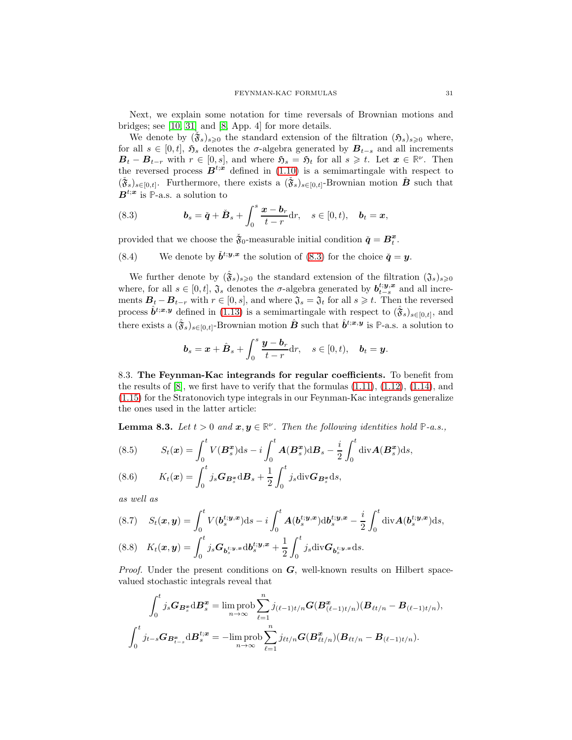Next, we explain some notation for time reversals of Brownian motions and bridges; see [10, 31] and [8, App. 4] for more details.

We denote by $(\check{\mathfrak{F}}_s)_{s\geqslant 0}$ the standard extension of the filtration $(\mathfrak{H}_s)_{s\geqslant 0}$ where, for all $s \in [0,t]$, $\mathfrak{H}_s$ denotes the $\sigma$-algebra generated by $\boldsymbol{B}_{t-s}$ and all increments $\boldsymbol{B}_t - \boldsymbol{B}_{t-r}$ with $r \in [0,s]$, and where $\mathfrak{H}_s = \mathfrak{H}_t$ for all $s \geqslant t$. Let $\boldsymbol{x} \in \mathbb{R}^\nu$. Then the reversed process $\boldsymbol{B}^{t;\boldsymbol{x}}$ defined in (1.10) is a semimartingale with respect to $(\check{\mathfrak{F}}_s)_{s\in[0,t]}$. Furthermore, there exists a $(\check{\mathfrak{F}}_s)_{s\in[0,t]}$-Brownian motion $\check{\boldsymbol{B}}$ such that $\boldsymbol{B}^{t;\boldsymbol{x}}$ is $\mathbb{P}$-a.s. a solution to

$$
\boldsymbol{b}_s = \check{\boldsymbol{q}} + \check{\boldsymbol{B}}_s + \int_0^s \frac{\boldsymbol{x} - \boldsymbol{b}_r}{t-r}\mathrm{d}r, \quad s \in [0,t), \quad \boldsymbol{b}_t = \boldsymbol{x}, \tag{8.3}
$$

provided that we choose the $\check{\mathfrak{F}}_0$-measurable initial condition $\check{\boldsymbol{q}} = \boldsymbol{B}_t^{\boldsymbol{x}}$.

(8.4) We denote by $\check{\boldsymbol{b}}^{t;\boldsymbol{y},\boldsymbol{x}}$ the solution of (8.3) for the choice $\check{\boldsymbol{q}} = \boldsymbol{y}$.

We further denote by $(\hat{\check{\mathfrak{F}}}_s)_{s\geqslant 0}$ the standard extension of the filtration $(\mathfrak{J}_s)_{s\geqslant 0}$ where, for all $s \in [0,t]$, $\mathfrak{J}_s$ denotes the $\sigma$-algebra generated by $\boldsymbol{b}_{t-s}^{t;\boldsymbol{y},\boldsymbol{x}}$ and all increments $\boldsymbol{B}_t - \boldsymbol{B}_{t-r}$ with $r \in [0,s]$, and where $\mathfrak{J}_s = \mathfrak{J}_t$ for all $s \geqslant t$. Then the reversed process $\hat{\boldsymbol{b}}^{t;\boldsymbol{x},\boldsymbol{y}}$ defined in (1.13) is a semimartingale with respect to $(\hat{\check{\mathfrak{F}}}_s)_{s\in[0,t]}$, and there exists a $(\hat{\check{\mathfrak{F}}}_s)_{s\in[0,t]}$-Brownian motion $\hat{\boldsymbol{B}}$ such that $\hat{\boldsymbol{b}}^{t;\boldsymbol{x},\boldsymbol{y}}$ is $\mathbb{P}$-a.s. a solution to

$$
\boldsymbol{b}_s = \boldsymbol{x} + \hat{\boldsymbol{B}}_s + \int_0^s \frac{\boldsymbol{y} - \boldsymbol{b}_r}{t-r}\mathrm{d}r, \quad s \in [0,t), \quad \boldsymbol{b}_t = \boldsymbol{y}.
$$

8.3. **The Feynman-Kac integrands for regular coefficients.** To benefit from the results of [8], we first have to verify that the formulas (1.11), (1.12), (1.14), and (1.15) for the Stratonovich type integrals in our Feynman-Kac integrands generalize the ones used in the latter article:

**Lemma 8.3.** *Let $t > 0$ and $\boldsymbol{x}, \boldsymbol{y} \in \mathbb{R}^\nu$. Then the following identities hold $\mathbb{P}$-a.s.,*

$$
S_t(\boldsymbol{x}) = \int_0^t V(\boldsymbol{B}_s^{\boldsymbol{x}})\mathrm{d}s - i\int_0^t \boldsymbol{A}(\boldsymbol{B}_s^{\boldsymbol{x}})\mathrm{d}\boldsymbol{B}_s - \frac{i}{2}\int_0^t \mathrm{div}\boldsymbol{A}(\boldsymbol{B}_s^{\boldsymbol{x}})\mathrm{d}s, \tag{8.5}
$$

$$
K_t(\boldsymbol{x}) = \int_0^t j_s \boldsymbol{G}_{\boldsymbol{B}_s^{\boldsymbol{x}}}\mathrm{d}\boldsymbol{B}_s + \frac{1}{2}\int_0^t j_s \mathrm{div}\boldsymbol{G}_{\boldsymbol{B}_s^{\boldsymbol{x}}}\mathrm{d}s, \tag{8.6}
$$

*as well as*

$$
S_t(\boldsymbol{x},\boldsymbol{y}) = \int_0^t V(\boldsymbol{b}_s^{t;\boldsymbol{y},\boldsymbol{x}})\mathrm{d}s - i\int_0^t \boldsymbol{A}(\boldsymbol{b}_s^{t;\boldsymbol{y},\boldsymbol{x}})\mathrm{d}\boldsymbol{b}_s^{t;\boldsymbol{y},\boldsymbol{x}} - \frac{i}{2}\int_0^t \mathrm{div}\boldsymbol{A}(\boldsymbol{b}_s^{t;\boldsymbol{y},\boldsymbol{x}})\mathrm{d}s, \tag{8.7}
$$

$$
K_t(\boldsymbol{x},\boldsymbol{y}) = \int_0^t j_s \boldsymbol{G}_{\boldsymbol{b}_s^{t;\boldsymbol{y},\boldsymbol{x}}}\mathrm{d}\boldsymbol{b}_s^{t;\boldsymbol{y},\boldsymbol{x}} + \frac{1}{2}\int_0^t j_s \mathrm{div}\boldsymbol{G}_{\boldsymbol{b}_s^{t;\boldsymbol{y},\boldsymbol{x}}}\mathrm{d}s. \tag{8.8}
$$

*Proof.* Under the present conditions on $\boldsymbol{G}$, well-known results on Hilbert space-valued stochastic integrals reveal that

$$
\int_0^t j_s \boldsymbol{G}_{\boldsymbol{B}_s^{\boldsymbol{x}}}\mathrm{d}\boldsymbol{B}_s^{\boldsymbol{x}} = \lim_{n\to\infty}\mathrm{prob}\sum_{\ell=1}^n j_{(\ell-1)t/n}\boldsymbol{G}(\boldsymbol{B}_{(\ell-1)t/n}^{\boldsymbol{x}})(\boldsymbol{B}_{\ell t/n} - \boldsymbol{B}_{(\ell-1)t/n}),
$$

$$
\int_0^t j_{t-s}\boldsymbol{G}_{\boldsymbol{B}_{t-s}^{\boldsymbol{x}}}\mathrm{d}\boldsymbol{B}_s^{t;\boldsymbol{x}} = -\lim_{n\to\infty}\mathrm{prob}\sum_{\ell=1}^n j_{\ell t/n}\boldsymbol{G}(\boldsymbol{B}_{\ell t/n}^{\boldsymbol{x}})(\boldsymbol{B}_{\ell t/n} - \boldsymbol{B}_{(\ell-1)t/n}).
$$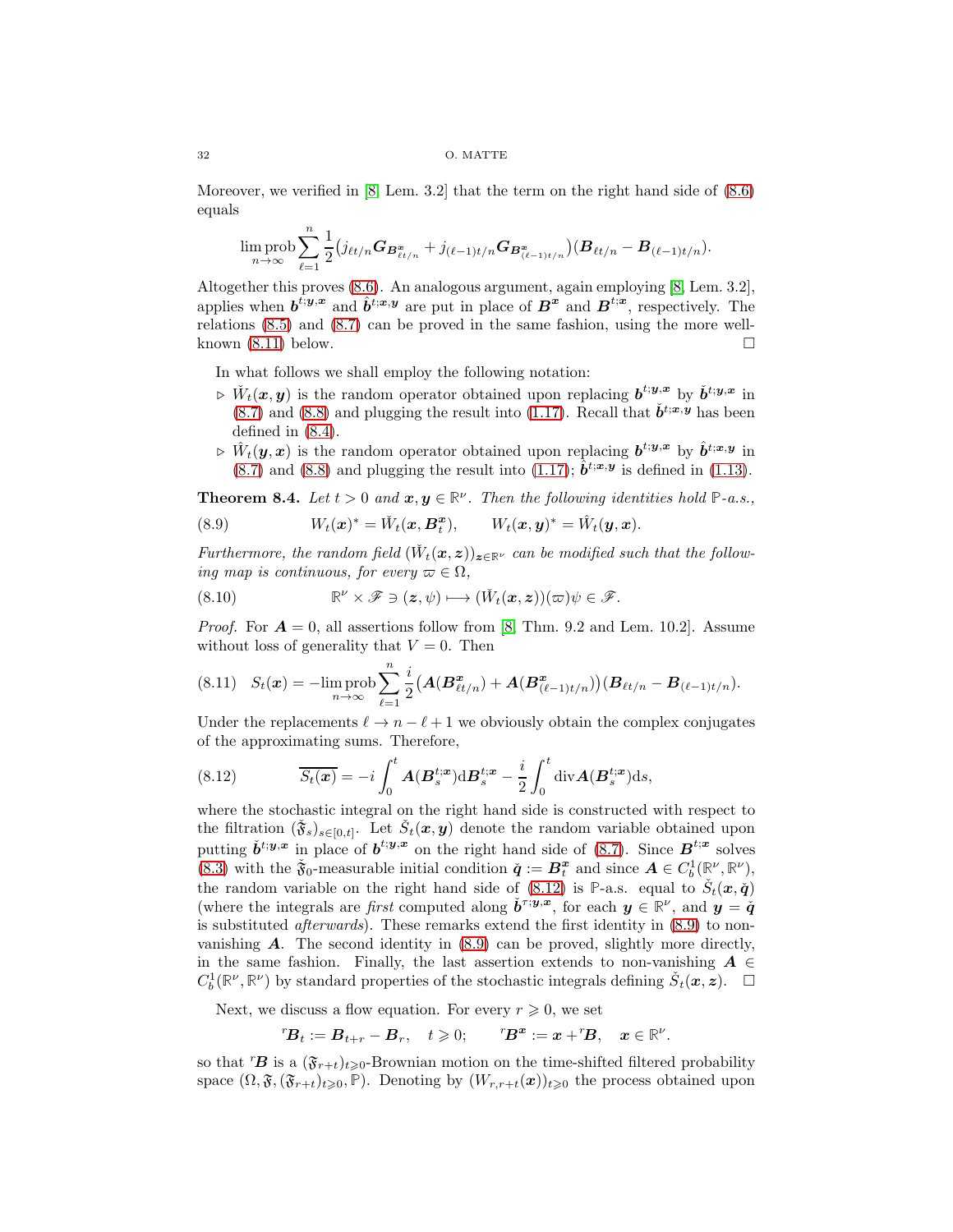Moreover, we verified in [8, Lem. 3.2] that the term on the right hand side of (8.6) equals

$$\lim_{n\to\infty}\text{prob}\sum_{\ell=1}^{n}\frac{1}{2}\big(j_{\ell t/n}\boldsymbol{G}_{\boldsymbol{B}^{\boldsymbol{x}}_{\ell t/n}}+j_{(\ell-1)t/n}\boldsymbol{G}_{\boldsymbol{B}^{\boldsymbol{x}}_{(\ell-1)t/n}}\big)(\boldsymbol{B}_{\ell t/n}-\boldsymbol{B}_{(\ell-1)t/n}).$$

Altogether this proves (8.6). An analogous argument, again employing [8, Lem. 3.2], applies when $\boldsymbol{b}^{t;\boldsymbol{y},\boldsymbol{x}}$ and $\hat{\boldsymbol{b}}^{t;\boldsymbol{x},\boldsymbol{y}}$ are put in place of $\boldsymbol{B}^{\boldsymbol{x}}$ and $\boldsymbol{B}^{t;\boldsymbol{x}}$, respectively. The relations (8.5) and (8.7) can be proved in the same fashion, using the more well-known (8.11) below. $\square$

In what follows we shall employ the following notation:

- ▷ $\check{W}_t(\boldsymbol{x},\boldsymbol{y})$ is the random operator obtained upon replacing $\boldsymbol{b}^{t;\boldsymbol{y},\boldsymbol{x}}$ by $\check{\boldsymbol{b}}^{t;\boldsymbol{y},\boldsymbol{x}}$ in (8.7) and (8.8) and plugging the result into (1.17). Recall that $\check{\boldsymbol{b}}^{t;\boldsymbol{x},\boldsymbol{y}}$ has been defined in (8.4).
- ▷ $\hat{W}_t(\boldsymbol{y},\boldsymbol{x})$ is the random operator obtained upon replacing $\boldsymbol{b}^{t;\boldsymbol{y},\boldsymbol{x}}$ by $\hat{\boldsymbol{b}}^{t;\boldsymbol{x},\boldsymbol{y}}$ in (8.7) and (8.8) and plugging the result into (1.17); $\hat{\boldsymbol{b}}^{t;\boldsymbol{x},\boldsymbol{y}}$ is defined in (1.13).

**Theorem 8.4.** *Let $t>0$ and $\boldsymbol{x},\boldsymbol{y}\in\mathbb{R}^\nu$. Then the following identities hold $\mathbb{P}$-a.s.,*

$$W_t(\boldsymbol{x})^*=\check{W}_t(\boldsymbol{x},\boldsymbol{B}^{\boldsymbol{x}}_t),\qquad W_t(\boldsymbol{x},\boldsymbol{y})^*=\hat{W}_t(\boldsymbol{y},\boldsymbol{x}). \tag{8.9}$$

*Furthermore, the random field $(\check{W}_t(\boldsymbol{x},\boldsymbol{z}))_{\boldsymbol{z}\in\mathbb{R}^\nu}$ can be modified such that the following map is continuous, for every $\varpi\in\Omega$,*

$$\mathbb{R}^\nu\times\mathscr{F}\ni(\boldsymbol{z},\psi)\longmapsto(\check{W}_t(\boldsymbol{x},\boldsymbol{z}))(\varpi)\psi\in\mathscr{F}. \tag{8.10}$$

*Proof.* For $\boldsymbol{A}=0$, all assertions follow from [8, Thm. 9.2 and Lem. 10.2]. Assume without loss of generality that $V=0$. Then

$$S_t(\boldsymbol{x})=-\lim_{n\to\infty}\text{prob}\sum_{\ell=1}^{n}\frac{i}{2}\big(\boldsymbol{A}(\boldsymbol{B}^{\boldsymbol{x}}_{\ell t/n})+\boldsymbol{A}(\boldsymbol{B}^{\boldsymbol{x}}_{(\ell-1)t/n})\big)(\boldsymbol{B}_{\ell t/n}-\boldsymbol{B}_{(\ell-1)t/n}). \tag{8.11}$$

Under the replacements $\ell\to n-\ell+1$ we obviously obtain the complex conjugates of the approximating sums. Therefore,

$$\overline{S_t(\boldsymbol{x})}=-i\int_0^t\boldsymbol{A}(\boldsymbol{B}^{t;\boldsymbol{x}}_s)\mathrm{d}\boldsymbol{B}^{t;\boldsymbol{x}}_s-\frac{i}{2}\int_0^t\mathrm{div}\boldsymbol{A}(\boldsymbol{B}^{t;\boldsymbol{x}}_s)\mathrm{d}s, \tag{8.12}$$

where the stochastic integral on the right hand side is constructed with respect to the filtration $(\check{\mathfrak{F}}_s)_{s\in[0,t]}$. Let $\check{S}_t(\boldsymbol{x},\boldsymbol{y})$ denote the random variable obtained upon putting $\check{\boldsymbol{b}}^{t;\boldsymbol{y},\boldsymbol{x}}$ in place of $\boldsymbol{b}^{t;\boldsymbol{y},\boldsymbol{x}}$ on the right hand side of (8.7). Since $\boldsymbol{B}^{t;\boldsymbol{x}}$ solves (8.3) with the $\check{\mathfrak{F}}_0$-measurable initial condition $\check{\boldsymbol{q}}:=\boldsymbol{B}^{\boldsymbol{x}}_t$ and since $\boldsymbol{A}\in C^1_b(\mathbb{R}^\nu,\mathbb{R}^\nu)$, the random variable on the right hand side of (8.12) is $\mathbb{P}$-a.s. equal to $\check{S}_t(\boldsymbol{x},\check{\boldsymbol{q}})$ (where the integrals are *first* computed along $\check{\boldsymbol{b}}^{\tau;\boldsymbol{y},\boldsymbol{x}}$, for each $\boldsymbol{y}\in\mathbb{R}^\nu$, and $\boldsymbol{y}=\check{\boldsymbol{q}}$ is substituted *afterwards*). These remarks extend the first identity in (8.9) to non-vanishing $\boldsymbol{A}$. The second identity in (8.9) can be proved, slightly more directly, in the same fashion. Finally, the last assertion extends to non-vanishing $\boldsymbol{A}\in C^1_b(\mathbb{R}^\nu,\mathbb{R}^\nu)$ by standard properties of the stochastic integrals defining $\check{S}_t(\boldsymbol{x},\boldsymbol{z})$. $\square$

Next, we discuss a flow equation. For every $r\geqslant 0$, we set

$${}^r\boldsymbol{B}_t:=\boldsymbol{B}_{t+r}-\boldsymbol{B}_r,\quad t\geqslant 0;\qquad {}^r\boldsymbol{B}^{\boldsymbol{x}}:=\boldsymbol{x}+{}^r\boldsymbol{B},\quad \boldsymbol{x}\in\mathbb{R}^\nu.$$

so that ${}^r\boldsymbol{B}$ is a $(\mathfrak{F}_{r+t})_{t\geqslant 0}$-Brownian motion on the time-shifted filtered probability space $(\Omega,\mathfrak{F},(\mathfrak{F}_{r+t})_{t\geqslant 0},\mathbb{P})$. Denoting by $(W_{r,r+t}(\boldsymbol{x}))_{t\geqslant 0}$ the process obtained upon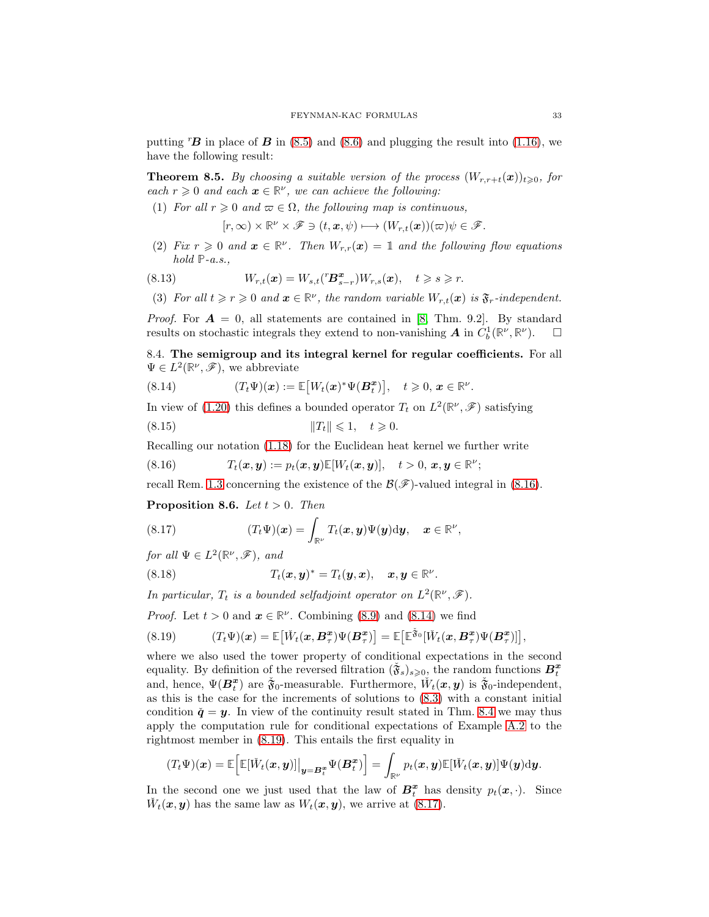putting ${}^r\boldsymbol{B}$ in place of $\boldsymbol{B}$ in (8.5) and (8.6) and plugging the result into (1.16), we have the following result:

**Theorem 8.5.** *By choosing a suitable version of the process $(W_{r,r+t}(\boldsymbol{x}))_{t\geqslant 0}$, for each $r \geqslant 0$ and each $\boldsymbol{x} \in \mathbb{R}^\nu$, we can achieve the following:*

(1) *For all $r \geqslant 0$ and $\varpi \in \Omega$, the following map is continuous,*

$$[r,\infty) \times \mathbb{R}^\nu \times \mathscr{F} \ni (t, \boldsymbol{x}, \psi) \longmapsto (W_{r,t}(\boldsymbol{x}))(\varpi)\psi \in \mathscr{F}.$$

(2) *Fix $r \geqslant 0$ and $\boldsymbol{x} \in \mathbb{R}^\nu$. Then $W_{r,r}(\boldsymbol{x}) = \mathbb{1}$ and the following flow equations hold $\mathbb{P}$-a.s.,*

$$W_{r,t}(\boldsymbol{x}) = W_{s,t}({}^r\boldsymbol{B}^{\boldsymbol{x}}_{s-r})W_{r,s}(\boldsymbol{x}), \quad t \geqslant s \geqslant r. \tag{8.13}$$

(3) *For all $t \geqslant r \geqslant 0$ and $\boldsymbol{x} \in \mathbb{R}^\nu$, the random variable $W_{r,t}(\boldsymbol{x})$ is $\mathfrak{F}_r$-independent.*

*Proof.* For $\boldsymbol{A} = 0$, all statements are contained in [8, Thm. 9.2]. By standard results on stochastic integrals they extend to non-vanishing $\boldsymbol{A}$ in $C^1_b(\mathbb{R}^\nu, \mathbb{R}^\nu)$. $\square$

8.4. **The semigroup and its integral kernel for regular coefficients.** For all $\Psi \in L^2(\mathbb{R}^\nu, \mathscr{F})$, we abbreviate

$$(T_t\Psi)(\boldsymbol{x}) := \mathbb{E}\big[W_t(\boldsymbol{x})^*\Psi(\boldsymbol{B}^{\boldsymbol{x}}_t)\big], \quad t \geqslant 0,\ \boldsymbol{x} \in \mathbb{R}^\nu. \tag{8.14}$$

In view of (1.20) this defines a bounded operator $T_t$ on $L^2(\mathbb{R}^\nu, \mathscr{F})$ satisfying

$$\|T_t\| \leqslant 1, \quad t \geqslant 0. \tag{8.15}$$

Recalling our notation (1.18) for the Euclidean heat kernel we further write

$$T_t(\boldsymbol{x}, \boldsymbol{y}) := p_t(\boldsymbol{x}, \boldsymbol{y})\mathbb{E}[W_t(\boldsymbol{x}, \boldsymbol{y})], \quad t > 0,\ \boldsymbol{x}, \boldsymbol{y} \in \mathbb{R}^\nu; \tag{8.16}$$

recall Rem. 1.3 concerning the existence of the $\mathcal{B}(\mathscr{F})$-valued integral in (8.16).

**Proposition 8.6.** *Let $t > 0$. Then*

$$(T_t\Psi)(\boldsymbol{x}) = \int_{\mathbb{R}^\nu} T_t(\boldsymbol{x}, \boldsymbol{y})\Psi(\boldsymbol{y})\mathrm{d}\boldsymbol{y}, \quad \boldsymbol{x} \in \mathbb{R}^\nu, \tag{8.17}$$

*for all $\Psi \in L^2(\mathbb{R}^\nu, \mathscr{F})$, and*

$$T_t(\boldsymbol{x}, \boldsymbol{y})^* = T_t(\boldsymbol{y}, \boldsymbol{x}), \quad \boldsymbol{x}, \boldsymbol{y} \in \mathbb{R}^\nu. \tag{8.18}$$

*In particular, $T_t$ is a bounded selfadjoint operator on $L^2(\mathbb{R}^\nu, \mathscr{F})$.*

*Proof.* Let $t > 0$ and $\boldsymbol{x} \in \mathbb{R}^\nu$. Combining (8.9) and (8.14) we find

$$(T_t\Psi)(\boldsymbol{x}) = \mathbb{E}\big[\check{W}_t(\boldsymbol{x}, \boldsymbol{B}^{\boldsymbol{x}}_\tau)\Psi(\boldsymbol{B}^{\boldsymbol{x}}_\tau)\big] = \mathbb{E}\big[\mathbb{E}^{\tilde{\mathfrak{F}}_0}[\check{W}_t(\boldsymbol{x}, \boldsymbol{B}^{\boldsymbol{x}}_\tau)\Psi(\boldsymbol{B}^{\boldsymbol{x}}_\tau)]\big], \tag{8.19}$$

where we also used the tower property of conditional expectations in the second equality. By definition of the reversed filtration $(\tilde{\mathfrak{F}}_s)_{s\geqslant 0}$, the random functions $\boldsymbol{B}^{\boldsymbol{x}}_t$ and, hence, $\Psi(\boldsymbol{B}^{\boldsymbol{x}}_t)$ are $\tilde{\mathfrak{F}}_0$-measurable. Furthermore, $\check{W}_t(\boldsymbol{x}, \boldsymbol{y})$ is $\tilde{\mathfrak{F}}_0$-independent, as this is the case for the increments of solutions to (8.3) with a constant initial condition $\check{\boldsymbol{q}} = \boldsymbol{y}$. In view of the continuity result stated in Thm. 8.4 we may thus apply the computation rule for conditional expectations of Example A.2 to the rightmost member in (8.19). This entails the first equality in

$$(T_t\Psi)(\boldsymbol{x}) = \mathbb{E}\Big[\mathbb{E}[\check{W}_t(\boldsymbol{x}, \boldsymbol{y})]\big|_{\boldsymbol{y}=\boldsymbol{B}^{\boldsymbol{x}}_t}\Psi(\boldsymbol{B}^{\boldsymbol{x}}_t)\Big] = \int_{\mathbb{R}^\nu} p_t(\boldsymbol{x}, \boldsymbol{y})\mathbb{E}[\check{W}_t(\boldsymbol{x}, \boldsymbol{y})]\Psi(\boldsymbol{y})\mathrm{d}\boldsymbol{y}.$$

In the second one we just used that the law of $\boldsymbol{B}^{\boldsymbol{x}}_t$ has density $p_t(\boldsymbol{x}, \cdot)$. Since $\check{W}_t(\boldsymbol{x}, \boldsymbol{y})$ has the same law as $W_t(\boldsymbol{x}, \boldsymbol{y})$, we arrive at (8.17).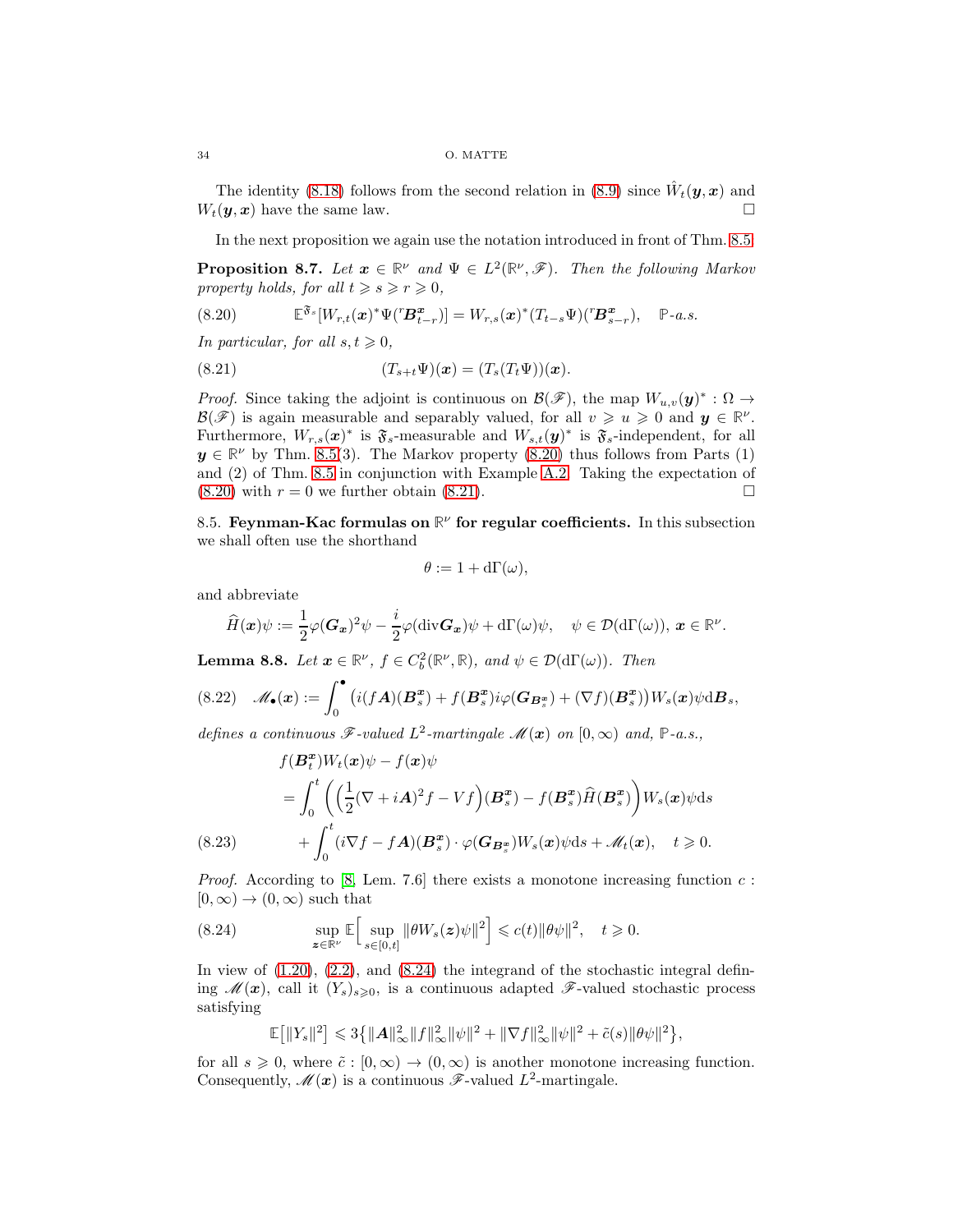The identity (8.18) follows from the second relation in (8.9) since $\hat{W}_t(\boldsymbol{y},\boldsymbol{x})$ and $W_t(\boldsymbol{y},\boldsymbol{x})$ have the same law. □

In the next proposition we again use the notation introduced in front of Thm. 8.5.

**Proposition 8.7.** *Let $\boldsymbol{x}\in\mathbb{R}^\nu$ and $\Psi\in L^2(\mathbb{R}^\nu,\mathscr{F})$. Then the following Markov property holds, for all $t\geqslant s\geqslant r\geqslant 0$,*

$$
\mathbb{E}^{\mathfrak{F}_s}[W_{r,t}(\boldsymbol{x})^*\Psi({}^r\boldsymbol{B}^{\boldsymbol{x}}_{t-r})]=W_{r,s}(\boldsymbol{x})^*(T_{t-s}\Psi)({}^r\boldsymbol{B}^{\boldsymbol{x}}_{s-r}),\quad \mathbb{P}\text{-a.s.} \tag{8.20}
$$

*In particular, for all $s,t\geqslant 0$,*

$$
(T_{s+t}\Psi)(\boldsymbol{x})=(T_s(T_t\Psi))(\boldsymbol{x}). \tag{8.21}
$$

*Proof.* Since taking the adjoint is continuous on $\mathcal{B}(\mathscr{F})$, the map $W_{u,v}(\boldsymbol{y})^*:\Omega\to\mathcal{B}(\mathscr{F})$ is again measurable and separably valued, for all $v\geqslant u\geqslant 0$ and $\boldsymbol{y}\in\mathbb{R}^\nu$. Furthermore, $W_{r,s}(\boldsymbol{x})^*$ is $\mathfrak{F}_s$-measurable and $W_{s,t}(\boldsymbol{y})^*$ is $\mathfrak{F}_s$-independent, for all $\boldsymbol{y}\in\mathbb{R}^\nu$ by Thm. 8.5(3). The Markov property (8.20) thus follows from Parts (1) and (2) of Thm. 8.5 in conjunction with Example A.2. Taking the expectation of (8.20) with $r=0$ we further obtain (8.21). □

8.5. **Feynman-Kac formulas on $\mathbb{R}^\nu$ for regular coefficients.** In this subsection we shall often use the shorthand

$$
\theta:=1+\mathrm{d}\Gamma(\omega),
$$

and abbreviate

$$
\widehat{H}(\boldsymbol{x})\psi:=\frac{1}{2}\varphi(\boldsymbol{G}_{\boldsymbol{x}})^2\psi-\frac{i}{2}\varphi(\mathrm{div}\boldsymbol{G}_{\boldsymbol{x}})\psi+\mathrm{d}\Gamma(\omega)\psi,\quad \psi\in\mathcal{D}(\mathrm{d}\Gamma(\omega)),\ \boldsymbol{x}\in\mathbb{R}^\nu.
$$

**Lemma 8.8.** *Let $\boldsymbol{x}\in\mathbb{R}^\nu$, $f\in C_b^2(\mathbb{R}^\nu,\mathbb{R})$, and $\psi\in\mathcal{D}(\mathrm{d}\Gamma(\omega))$. Then*

$$
\mathscr{M}_\bullet(\boldsymbol{x}):=\int_0^\bullet\big(i(f\boldsymbol{A})(\boldsymbol{B}^{\boldsymbol{x}}_s)+f(\boldsymbol{B}^{\boldsymbol{x}}_s)i\varphi(\boldsymbol{G}_{\boldsymbol{B}^{\boldsymbol{x}}_s})+(\nabla f)(\boldsymbol{B}^{\boldsymbol{x}}_s)\big)W_s(\boldsymbol{x})\psi\mathrm{d}\boldsymbol{B}_s, \tag{8.22}
$$

*defines a continuous $\mathscr{F}$-valued $L^2$-martingale $\mathscr{M}(\boldsymbol{x})$ on $[0,\infty)$ and, $\mathbb{P}$-a.s.,*

$$
\begin{aligned}
&f(\boldsymbol{B}^{\boldsymbol{x}}_t)W_t(\boldsymbol{x})\psi-f(\boldsymbol{x})\psi\\
&=\int_0^t\bigg(\Big(\frac{1}{2}(\nabla+i\boldsymbol{A})^2f-Vf\Big)(\boldsymbol{B}^{\boldsymbol{x}}_s)-f(\boldsymbol{B}^{\boldsymbol{x}}_s)\widehat{H}(\boldsymbol{B}^{\boldsymbol{x}}_s)\bigg)W_s(\boldsymbol{x})\psi\mathrm{d}s\\
&\quad+\int_0^t(i\nabla f-f\boldsymbol{A})(\boldsymbol{B}^{\boldsymbol{x}}_s)\cdot\varphi(\boldsymbol{G}_{\boldsymbol{B}^{\boldsymbol{x}}_s})W_s(\boldsymbol{x})\psi\mathrm{d}s+\mathscr{M}_t(\boldsymbol{x}),\quad t\geqslant 0.
\end{aligned} \tag{8.23}
$$

*Proof.* According to [8, Lem. 7.6] there exists a monotone increasing function $c:[0,\infty)\to(0,\infty)$ such that

$$
\sup_{\boldsymbol{z}\in\mathbb{R}^\nu}\mathbb{E}\Big[\sup_{s\in[0,t]}\|\theta W_s(\boldsymbol{z})\psi\|^2\Big]\leqslant c(t)\|\theta\psi\|^2,\quad t\geqslant 0. \tag{8.24}
$$

In view of (1.20), (2.2), and (8.24) the integrand of the stochastic integral defining $\mathscr{M}(\boldsymbol{x})$, call it $(Y_s)_{s\geqslant 0}$, is a continuous adapted $\mathscr{F}$-valued stochastic process satisfying

$$
\mathbb{E}\big[\|Y_s\|^2\big]\leqslant 3\big\{\|\boldsymbol{A}\|_\infty^2\|f\|_\infty^2\|\psi\|^2+\|\nabla f\|_\infty^2\|\psi\|^2+\tilde{c}(s)\|\theta\psi\|^2\big\},
$$

for all $s\geqslant 0$, where $\tilde{c}:[0,\infty)\to(0,\infty)$ is another monotone increasing function. Consequently, $\mathscr{M}(\boldsymbol{x})$ is a continuous $\mathscr{F}$-valued $L^2$-martingale.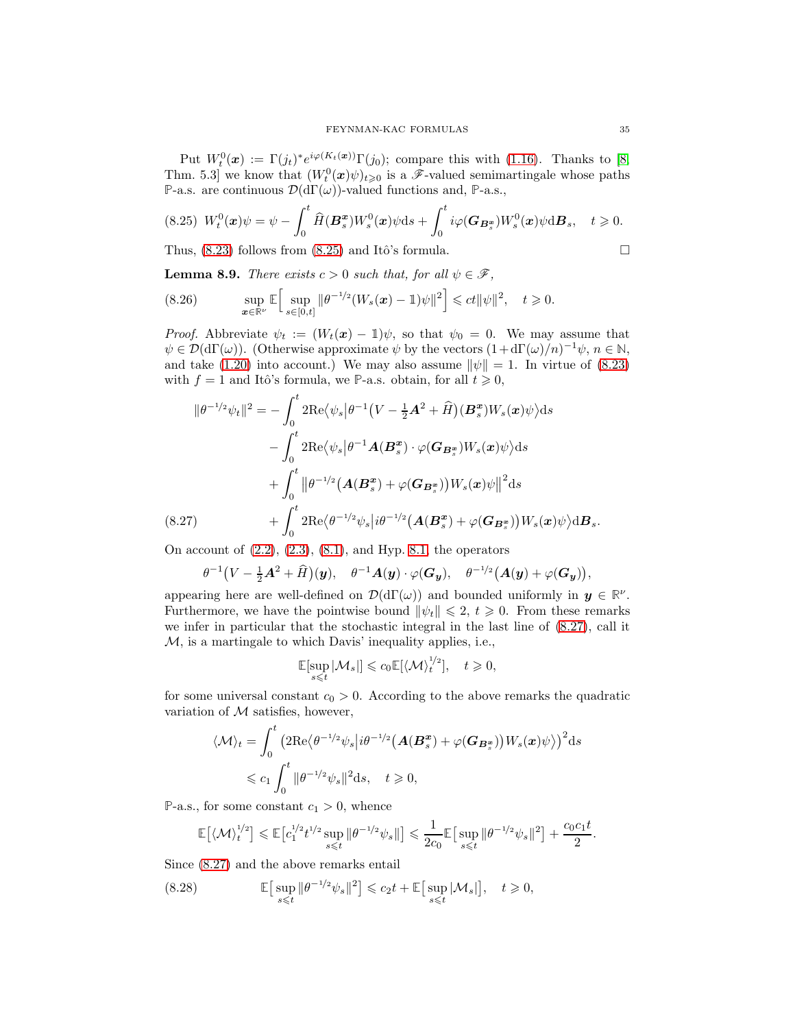Put $W_t^0(\boldsymbol{x}) := \Gamma(j_t)^* e^{i\varphi(K_t(\boldsymbol{x}))}\Gamma(j_0)$; compare this with (1.16). Thanks to [8, Thm. 5.3] we know that $(W_t^0(\boldsymbol{x})\psi)_{t\geqslant 0}$ is a $\mathscr{F}$-valued semimartingale whose paths $\mathbb{P}$-a.s. are continuous $\mathcal{D}(\mathrm{d}\Gamma(\omega))$-valued functions and, $\mathbb{P}$-a.s.,

$$
W_t^0(\boldsymbol{x})\psi = \psi - \int_0^t \widehat{H}(\boldsymbol{B}_s^{\boldsymbol{x}})W_s^0(\boldsymbol{x})\psi\mathrm{d}s + \int_0^t i\varphi(\boldsymbol{G}_{\boldsymbol{B}_s^{\boldsymbol{x}}})W_s^0(\boldsymbol{x})\psi\mathrm{d}\boldsymbol{B}_s, \quad t\geqslant 0. \tag{8.25}
$$

Thus, (8.23) follows from (8.25) and Itô's formula. □

**Lemma 8.9.** *There exists $c>0$ such that, for all $\psi\in\mathscr{F}$,*

$$
\sup_{\boldsymbol{x}\in\mathbb{R}^\nu}\mathbb{E}\Big[\sup_{s\in[0,t]}\|\theta^{-1/2}(W_s(\boldsymbol{x})-\mathbb{1})\psi\|^2\Big]\leqslant ct\|\psi\|^2, \quad t\geqslant 0. \tag{8.26}
$$

*Proof.* Abbreviate $\psi_t := (W_t(\boldsymbol{x})-\mathbb{1})\psi$, so that $\psi_0=0$. We may assume that $\psi\in\mathcal{D}(\mathrm{d}\Gamma(\omega))$. (Otherwise approximate $\psi$ by the vectors $(1+\mathrm{d}\Gamma(\omega)/n)^{-1}\psi$, $n\in\mathbb{N}$, and take (1.20) into account.) We may also assume $\|\psi\|=1$. In virtue of (8.23) with $f=1$ and Itô's formula, we $\mathbb{P}$-a.s. obtain, for all $t\geqslant 0$,

$$
\begin{aligned}
\|\theta^{-1/2}\psi_t\|^2 = &-\int_0^t 2\mathrm{Re}\big\langle\psi_s\big|\theta^{-1}\big(V-\tfrac{1}{2}\boldsymbol{A}^2+\widehat{H}\big)(\boldsymbol{B}_s^{\boldsymbol{x}})W_s(\boldsymbol{x})\psi\big\rangle\mathrm{d}s\\
&-\int_0^t 2\mathrm{Re}\big\langle\psi_s\big|\theta^{-1}\boldsymbol{A}(\boldsymbol{B}_s^{\boldsymbol{x}})\cdot\varphi(\boldsymbol{G}_{\boldsymbol{B}_s^{\boldsymbol{x}}})W_s(\boldsymbol{x})\psi\big\rangle\mathrm{d}s\\
&+\int_0^t\big\|\theta^{-1/2}\big(\boldsymbol{A}(\boldsymbol{B}_s^{\boldsymbol{x}})+\varphi(\boldsymbol{G}_{\boldsymbol{B}_s^{\boldsymbol{x}}})\big)W_s(\boldsymbol{x})\psi\big\|^2\mathrm{d}s\\
&+\int_0^t 2\mathrm{Re}\big\langle\theta^{-1/2}\psi_s\big|i\theta^{-1/2}\big(\boldsymbol{A}(\boldsymbol{B}_s^{\boldsymbol{x}})+\varphi(\boldsymbol{G}_{\boldsymbol{B}_s^{\boldsymbol{x}}})\big)W_s(\boldsymbol{x})\psi\big\rangle\mathrm{d}\boldsymbol{B}_s.
\end{aligned} \tag{8.27}
$$

On account of (2.2), (2.3), (8.1), and Hyp. 8.1, the operators

$$
\theta^{-1}\big(V-\tfrac{1}{2}\boldsymbol{A}^2+\widehat{H}\big)(\boldsymbol{y}),\quad \theta^{-1}\boldsymbol{A}(\boldsymbol{y})\cdot\varphi(\boldsymbol{G}_{\boldsymbol{y}}),\quad \theta^{-1/2}\big(\boldsymbol{A}(\boldsymbol{y})+\varphi(\boldsymbol{G}_{\boldsymbol{y}})\big),
$$

appearing here are well-defined on $\mathcal{D}(\mathrm{d}\Gamma(\omega))$ and bounded uniformly in $\boldsymbol{y}\in\mathbb{R}^\nu$. Furthermore, we have the pointwise bound $\|\psi_t\|\leqslant 2$, $t\geqslant 0$. From these remarks we infer in particular that the stochastic integral in the last line of (8.27), call it $\mathcal{M}$, is a martingale to which Davis' inequality applies, i.e.,

$$
\mathbb{E}[\sup_{s\leqslant t}|\mathcal{M}_s|]\leqslant c_0\mathbb{E}[\langle\mathcal{M}\rangle_t^{1/2}], \quad t\geqslant 0,
$$

for some universal constant $c_0>0$. According to the above remarks the quadratic variation of $\mathcal{M}$ satisfies, however,

$$
\begin{aligned}
\langle\mathcal{M}\rangle_t &= \int_0^t\big(2\mathrm{Re}\big\langle\theta^{-1/2}\psi_s\big|i\theta^{-1/2}\big(\boldsymbol{A}(\boldsymbol{B}_s^{\boldsymbol{x}})+\varphi(\boldsymbol{G}_{\boldsymbol{B}_s^{\boldsymbol{x}}})\big)W_s(\boldsymbol{x})\psi\big\rangle\big)^2\mathrm{d}s\\
&\leqslant c_1\int_0^t\|\theta^{-1/2}\psi_s\|^2\mathrm{d}s, \quad t\geqslant 0,
\end{aligned}
$$

$\mathbb{P}$-a.s., for some constant $c_1>0$, whence

$$
\mathbb{E}\big[\langle\mathcal{M}\rangle_t^{1/2}\big]\leqslant\mathbb{E}\big[c_1^{1/2}t^{1/2}\sup_{s\leqslant t}\|\theta^{-1/2}\psi_s\|\big]\leqslant\frac{1}{2c_0}\mathbb{E}\big[\sup_{s\leqslant t}\|\theta^{-1/2}\psi_s\|^2\big]+\frac{c_0c_1t}{2}.
$$

Since (8.27) and the above remarks entail

$$
\mathbb{E}\big[\sup_{s\leqslant t}\|\theta^{-1/2}\psi_s\|^2\big]\leqslant c_2t+\mathbb{E}\big[\sup_{s\leqslant t}|\mathcal{M}_s|\big], \quad t\geqslant 0, \tag{8.28}
$$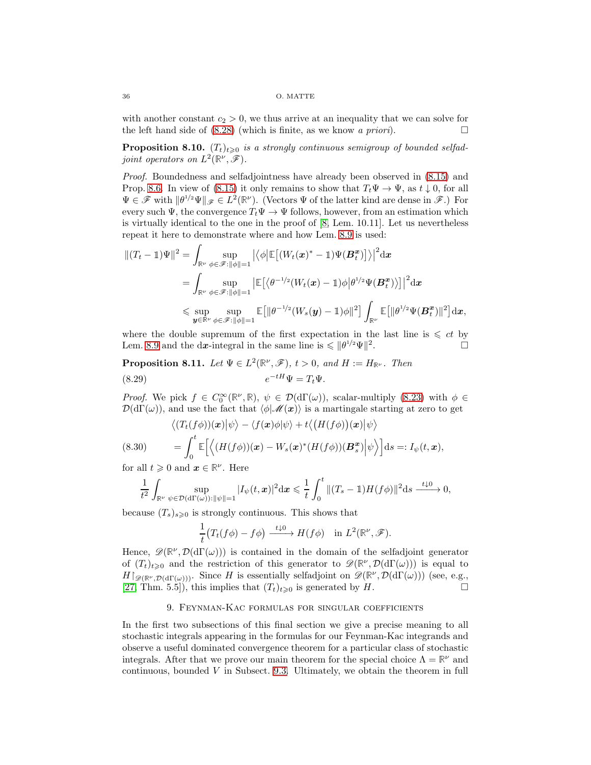with another constant $c_2 > 0$, we thus arrive at an inequality that we can solve for the left hand side of (8.28) (which is finite, as we know *a priori*). □

**Proposition 8.10.** *$(T_t)_{t\geqslant 0}$ is a strongly continuous semigroup of bounded selfadjoint operators on $L^2(\mathbb{R}^\nu, \mathscr{F})$.*

*Proof.* Boundedness and selfadjointness have already been observed in (8.15) and Prop. 8.6. In view of (8.15) it only remains to show that $T_t\Psi \to \Psi$, as $t \downarrow 0$, for all $\Psi \in \mathscr{F}$ with $\|\theta^{1/2}\Psi\|_{\mathscr{F}} \in L^2(\mathbb{R}^\nu)$. (Vectors $\Psi$ of the latter kind are dense in $\mathscr{F}$.) For every such $\Psi$, the convergence $T_t\Psi \to \Psi$ follows, however, from an estimation which is virtually identical to the one in the proof of [8, Lem. 10.11]. Let us nevertheless repeat it here to demonstrate where and how Lem. 8.9 is used:

$$
\begin{aligned}
\|(T_t - \mathbb{1})\Psi\|^2 &= \int_{\mathbb{R}^\nu} \sup_{\phi\in\mathscr{F}:\|\phi\|=1} \big|\big\langle \phi\big|\mathbb{E}\big[(W_t(\boldsymbol{x})^* - \mathbb{1})\Psi(\boldsymbol{B}_t^{\boldsymbol{x}})\big]\big\rangle\big|^2 \mathrm{d}\boldsymbol{x} \\
&= \int_{\mathbb{R}^\nu} \sup_{\phi\in\mathscr{F}:\|\phi\|=1} \big|\mathbb{E}\big[\big\langle \theta^{-1/2}(W_t(\boldsymbol{x}) - \mathbb{1})\phi\big|\theta^{1/2}\Psi(\boldsymbol{B}_t^{\boldsymbol{x}})\big\rangle\big]\big|^2 \mathrm{d}\boldsymbol{x} \\
&\leqslant \sup_{\boldsymbol{y}\in\mathbb{R}^\nu} \sup_{\phi\in\mathscr{F}:\|\phi\|=1} \mathbb{E}\big[\|\theta^{-1/2}(W_s(\boldsymbol{y}) - \mathbb{1})\phi\|^2\big] \int_{\mathbb{R}^\nu} \mathbb{E}\big[\|\theta^{1/2}\Psi(\boldsymbol{B}_t^{\boldsymbol{x}})\|^2\big]\,\mathrm{d}\boldsymbol{x},
\end{aligned}
$$

where the double supremum of the first expectation in the last line is $\leqslant ct$ by Lem. 8.9 and the $\mathrm{d}\boldsymbol{x}$-integral in the same line is $\leqslant \|\theta^{1/2}\Psi\|^2$. □

**Proposition 8.11.** *Let $\Psi \in L^2(\mathbb{R}^\nu, \mathscr{F})$, $t > 0$, and $H := H_{\mathbb{R}^\nu}$. Then*

$$
e^{-tH}\Psi = T_t\Psi. \tag{8.29}
$$

*Proof.* We pick $f \in C_0^\infty(\mathbb{R}^\nu, \mathbb{R})$, $\psi \in \mathcal{D}(\mathrm{d}\Gamma(\omega))$, scalar-multiply (8.23) with $\phi \in \mathcal{D}(\mathrm{d}\Gamma(\omega))$, and use the fact that $\langle \phi|\mathscr{M}(\boldsymbol{x})\rangle$ is a martingale starting at zero to get

$$
\begin{aligned}
&\big\langle (T_t(f\phi))(\boldsymbol{x})\big|\psi\big\rangle - \langle f(\boldsymbol{x})\phi|\psi\rangle + t\big\langle \big(H(f\phi)\big)(\boldsymbol{x})\big|\psi\big\rangle \\
&\quad = \int_0^t \mathbb{E}\Big[\Big\langle (H(f\phi))(\boldsymbol{x}) - W_s(\boldsymbol{x})^*(H(f\phi))(\boldsymbol{B}_s^{\boldsymbol{x}})\Big|\psi\Big\rangle\Big]\mathrm{d}s =: I_\psi(t,\boldsymbol{x}),
\end{aligned} \tag{8.30}
$$

for all $t \geqslant 0$ and $\boldsymbol{x} \in \mathbb{R}^\nu$. Here

$$
\frac{1}{t^2}\int_{\mathbb{R}^\nu} \sup_{\psi\in\mathcal{D}(\mathrm{d}\Gamma(\omega)):\|\psi\|=1} |I_\psi(t,\boldsymbol{x})|^2 \mathrm{d}\boldsymbol{x} \leqslant \frac{1}{t}\int_0^t \|(T_s - \mathbb{1})H(f\phi)\|^2 \mathrm{d}s \xrightarrow{t\downarrow 0} 0,
$$

because $(T_s)_{s\geqslant 0}$ is strongly continuous. This shows that

$$
\frac{1}{t}\big(T_t(f\phi) - f\phi\big) \xrightarrow{t\downarrow 0} H(f\phi) \quad \text{in } L^2(\mathbb{R}^\nu, \mathscr{F}).
$$

Hence, $\mathscr{D}(\mathbb{R}^\nu, \mathcal{D}(\mathrm{d}\Gamma(\omega)))$ is contained in the domain of the selfadjoint generator of $(T_t)_{t\geqslant 0}$ and the restriction of this generator to $\mathscr{D}(\mathbb{R}^\nu, \mathcal{D}(\mathrm{d}\Gamma(\omega)))$ is equal to $H{\restriction}_{\mathscr{D}(\mathbb{R}^\nu,\mathcal{D}(\mathrm{d}\Gamma(\omega)))}$. Since $H$ is essentially selfadjoint on $\mathscr{D}(\mathbb{R}^\nu, \mathcal{D}(\mathrm{d}\Gamma(\omega)))$ (see, e.g., [27, Thm. 5.5]), this implies that $(T_t)_{t\geqslant 0}$ is generated by $H$. □

## 9. Feynman-Kac formulas for singular coefficients

In the first two subsections of this final section we give a precise meaning to all stochastic integrals appearing in the formulas for our Feynman-Kac integrands and observe a useful dominated convergence theorem for a particular class of stochastic integrals. After that we prove our main theorem for the special choice $\Lambda = \mathbb{R}^\nu$ and continuous, bounded $V$ in Subsect. 9.3. Ultimately, we obtain the theorem in full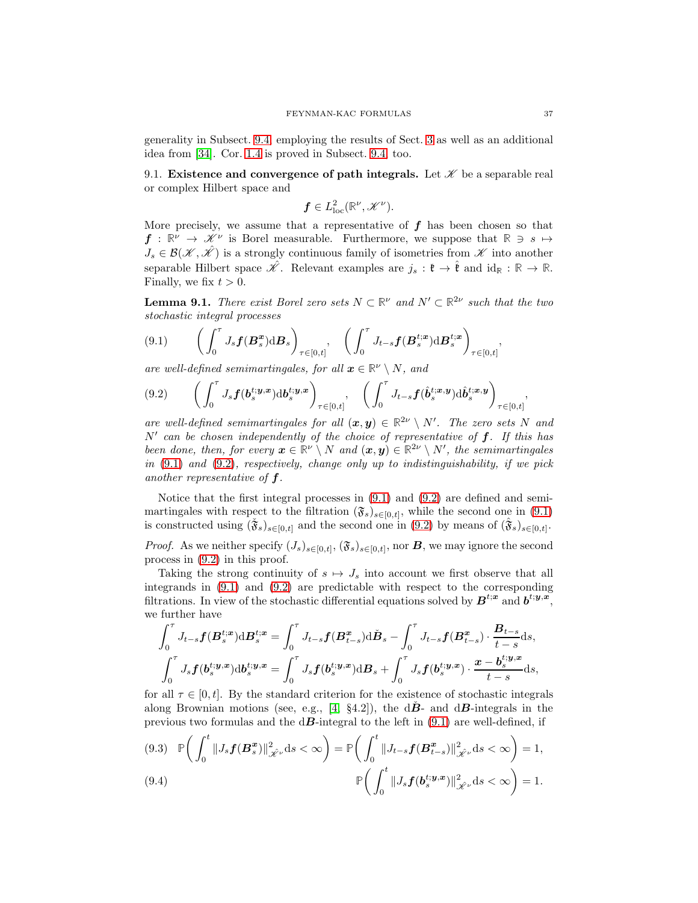generality in Subsect. 9.4 employing the results of Sect. 3 as well as an additional idea from [34]. Cor. 1.4 is proved in Subsect. 9.4, too.

9.1. **Existence and convergence of path integrals.** Let $\mathscr{K}$ be a separable real or complex Hilbert space and

$$\boldsymbol{f} \in L^2_{\mathrm{loc}}(\mathbb{R}^\nu, \mathscr{K}^\nu).$$

More precisely, we assume that a representative of $\boldsymbol{f}$ has been chosen so that $\boldsymbol{f} : \mathbb{R}^\nu \to \mathscr{K}^\nu$ is Borel measurable. Furthermore, we suppose that $\mathbb{R} \ni s \mapsto J_s \in \mathcal{B}(\mathscr{K}, \hat{\mathscr{K}})$ is a strongly continuous family of isometries from $\mathscr{K}$ into another separable Hilbert space $\hat{\mathscr{K}}$. Relevant examples are $j_s : \mathfrak{k} \to \hat{\mathfrak{k}}$ and $\mathrm{id}_{\mathbb{R}} : \mathbb{R} \to \mathbb{R}$. Finally, we fix $t > 0$.

**Lemma 9.1.** *There exist Borel zero sets $N \subset \mathbb{R}^\nu$ and $N' \subset \mathbb{R}^{2\nu}$ such that the two stochastic integral processes*

$$\left( \int_0^\tau J_s \boldsymbol{f}(\boldsymbol{B}_s^{\boldsymbol{x}}) \mathrm{d}\boldsymbol{B}_s \right)_{\tau \in [0,t]}, \quad \left( \int_0^\tau J_{t-s} \boldsymbol{f}(\boldsymbol{B}_s^{t;\boldsymbol{x}}) \mathrm{d}\boldsymbol{B}_s^{t;\boldsymbol{x}} \right)_{\tau \in [0,t]}, \tag{9.1}$$

*are well-defined semimartingales, for all $\boldsymbol{x} \in \mathbb{R}^\nu \setminus N$, and*

$$\left( \int_0^\tau J_s \boldsymbol{f}(\boldsymbol{b}_s^{t;\boldsymbol{y},\boldsymbol{x}}) \mathrm{d}\boldsymbol{b}_s^{t;\boldsymbol{y},\boldsymbol{x}} \right)_{\tau \in [0,t]}, \quad \left( \int_0^\tau J_{t-s} \boldsymbol{f}(\hat{\boldsymbol{b}}_s^{t;\boldsymbol{x},\boldsymbol{y}}) \mathrm{d}\hat{\boldsymbol{b}}_s^{t;\boldsymbol{x},\boldsymbol{y}} \right)_{\tau \in [0,t]}, \tag{9.2}$$

*are well-defined semimartingales for all $(\boldsymbol{x},\boldsymbol{y}) \in \mathbb{R}^{2\nu} \setminus N'$. The zero sets $N$ and $N'$ can be chosen independently of the choice of representative of $\boldsymbol{f}$. If this has been done, then, for every $\boldsymbol{x} \in \mathbb{R}^\nu \setminus N$ and $(\boldsymbol{x},\boldsymbol{y}) \in \mathbb{R}^{2\nu} \setminus N'$, the semimartingales in (9.1) and (9.2), respectively, change only up to indistinguishability, if we pick another representative of $\boldsymbol{f}$.*

Notice that the first integral processes in (9.1) and (9.2) are defined and semimartingales with respect to the filtration $(\mathfrak{F}_s)_{s \in [0,t]}$, while the second one in (9.1) is constructed using $(\check{\mathfrak{F}}_s)_{s \in [0,t]}$ and the second one in (9.2) by means of $(\hat{\mathfrak{F}}_s)_{s \in [0,t]}$.

*Proof.* As we neither specify $(J_s)_{s \in [0,t]}$, $(\mathfrak{F}_s)_{s \in [0,t]}$, nor $\boldsymbol{B}$, we may ignore the second process in (9.2) in this proof.

Taking the strong continuity of $s \mapsto J_s$ into account we first observe that all integrands in (9.1) and (9.2) are predictable with respect to the corresponding filtrations. In view of the stochastic differential equations solved by $\boldsymbol{B}^{t;\boldsymbol{x}}$ and $\boldsymbol{b}^{t;\boldsymbol{y},\boldsymbol{x}}$, we further have

$$\int_0^\tau J_{t-s} \boldsymbol{f}(\boldsymbol{B}_s^{t;\boldsymbol{x}}) \mathrm{d}\boldsymbol{B}_s^{t;\boldsymbol{x}} = \int_0^\tau J_{t-s} \boldsymbol{f}(\boldsymbol{B}_{t-s}^{\boldsymbol{x}}) \mathrm{d}\check{\boldsymbol{B}}_s - \int_0^\tau J_{t-s} \boldsymbol{f}(\boldsymbol{B}_{t-s}^{\boldsymbol{x}}) \cdot \frac{\boldsymbol{B}_{t-s}}{t-s} \mathrm{d}s,$$

$$\int_0^\tau J_s \boldsymbol{f}(\boldsymbol{b}_s^{t;\boldsymbol{y},\boldsymbol{x}}) \mathrm{d}\boldsymbol{b}_s^{t;\boldsymbol{y},\boldsymbol{x}} = \int_0^\tau J_s \boldsymbol{f}(\boldsymbol{b}_s^{t;\boldsymbol{y},\boldsymbol{x}}) \mathrm{d}\boldsymbol{B}_s + \int_0^\tau J_s \boldsymbol{f}(\boldsymbol{b}_s^{t;\boldsymbol{y},\boldsymbol{x}}) \cdot \frac{\boldsymbol{x} - \boldsymbol{b}_s^{t;\boldsymbol{y},\boldsymbol{x}}}{t-s} \mathrm{d}s,$$

for all $\tau \in [0,t]$. By the standard criterion for the existence of stochastic integrals along Brownian motions (see, e.g., [4, §4.2]), the $\mathrm{d}\check{\boldsymbol{B}}$- and $\mathrm{d}\boldsymbol{B}$-integrals in the previous two formulas and the $\mathrm{d}\boldsymbol{B}$-integral to the left in (9.1) are well-defined, if

$$\mathbb{P}\bigg( \int_0^t \| J_s \boldsymbol{f}(\boldsymbol{B}_s^{\boldsymbol{x}}) \|^2_{\hat{\mathscr{K}}^\nu} \mathrm{d}s < \infty \bigg) = \mathbb{P}\bigg( \int_0^t \| J_{t-s} \boldsymbol{f}(\boldsymbol{B}_{t-s}^{\boldsymbol{x}}) \|^2_{\hat{\mathscr{K}}^\nu} \mathrm{d}s < \infty \bigg) = 1, \tag{9.3}$$

$$\mathbb{P}\bigg( \int_0^t \| J_s \boldsymbol{f}(\boldsymbol{b}_s^{t;\boldsymbol{y},\boldsymbol{x}}) \|^2_{\hat{\mathscr{K}}^\nu} \mathrm{d}s < \infty \bigg) = 1. \tag{9.4}$$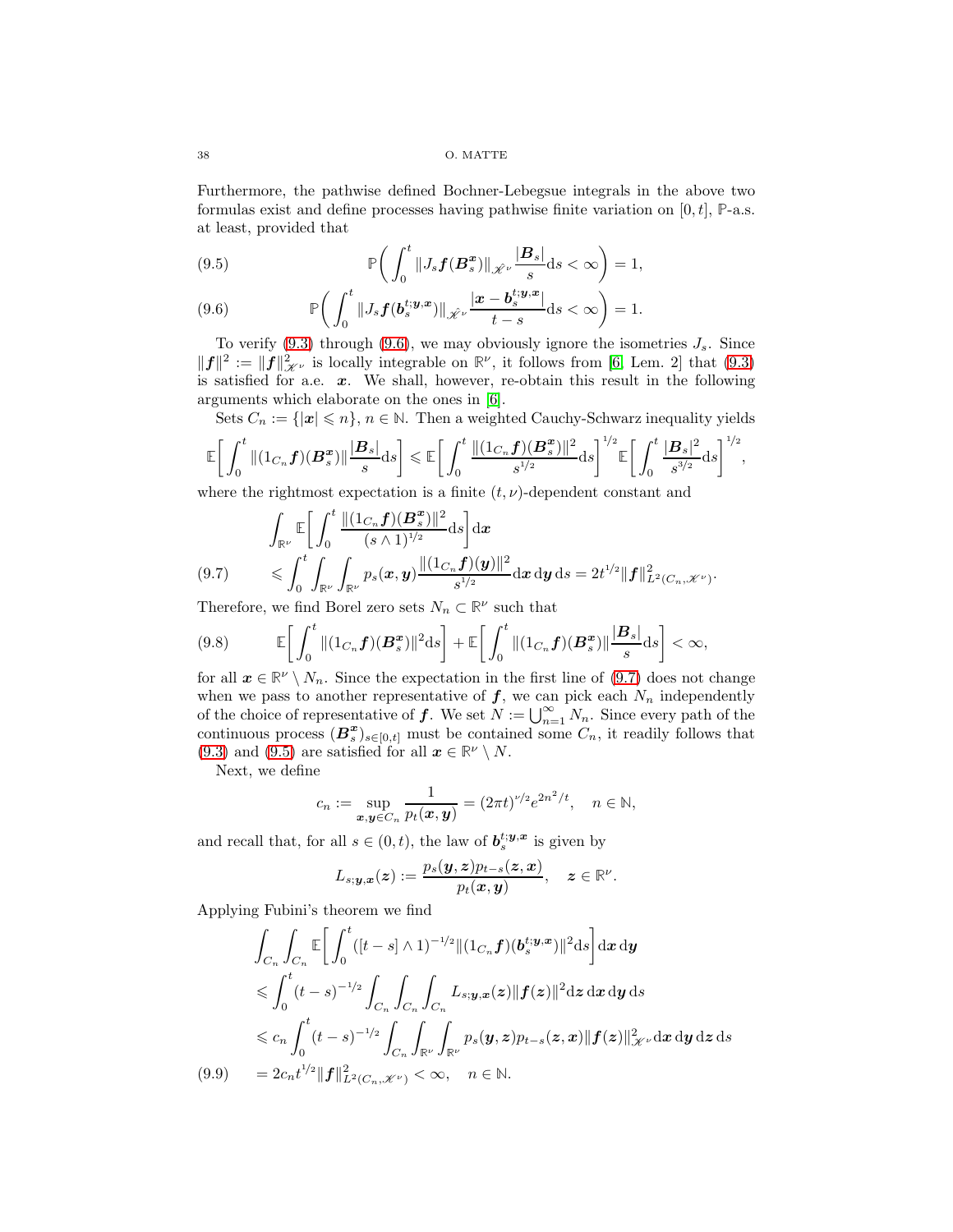Furthermore, the pathwise defined Bochner-Lebegsue integrals in the above two formulas exist and define processes having pathwise finite variation on $[0,t]$, $\mathbb{P}$-a.s. at least, provided that

$$\mathbb{P}\bigg(\int_0^t \|J_s\boldsymbol{f}(\boldsymbol{B}_s^{\boldsymbol{x}})\|_{\hat{\mathscr{K}}^\nu}\frac{|\boldsymbol{B}_s|}{s}\mathrm{d}s<\infty\bigg)=1, \tag{9.5}$$

$$\mathbb{P}\bigg(\int_0^t \|J_s\boldsymbol{f}(\boldsymbol{b}_s^{t;\boldsymbol{y},\boldsymbol{x}})\|_{\hat{\mathscr{K}}^\nu}\frac{|\boldsymbol{x}-\boldsymbol{b}_s^{t;\boldsymbol{y},\boldsymbol{x}}|}{t-s}\mathrm{d}s<\infty\bigg)=1. \tag{9.6}$$

To verify (9.3) through (9.6), we may obviously ignore the isometries $J_s$. Since $\|\boldsymbol{f}\|^2:=\|\boldsymbol{f}\|_{\mathscr{K}^\nu}^2$ is locally integrable on $\mathbb{R}^\nu$, it follows from [6, Lem. 2] that (9.3) is satisfied for a.e. $\boldsymbol{x}$. We shall, however, re-obtain this result in the following arguments which elaborate on the ones in [6].

Sets $C_n:=\{|\boldsymbol{x}|\leqslant n\}$, $n\in\mathbb{N}$. Then a weighted Cauchy-Schwarz inequality yields

$$\mathbb{E}\bigg[\int_0^t\|(1_{C_n}\boldsymbol{f})(\boldsymbol{B}_s^{\boldsymbol{x}})\|\frac{|\boldsymbol{B}_s|}{s}\mathrm{d}s\bigg]\leqslant\mathbb{E}\bigg[\int_0^t\frac{\|(1_{C_n}\boldsymbol{f})(\boldsymbol{B}_s^{\boldsymbol{x}})\|^2}{s^{1/2}}\mathrm{d}s\bigg]^{1/2}\mathbb{E}\bigg[\int_0^t\frac{|\boldsymbol{B}_s|^2}{s^{3/2}}\mathrm{d}s\bigg]^{1/2},$$

where the rightmost expectation is a finite $(t,\nu)$-dependent constant and

$$\begin{aligned}&\int_{\mathbb{R}^\nu}\mathbb{E}\bigg[\int_0^t\frac{\|(1_{C_n}\boldsymbol{f})(\boldsymbol{B}_s^{\boldsymbol{x}})\|^2}{(s\wedge1)^{1/2}}\mathrm{d}s\bigg]\mathrm{d}\boldsymbol{x}\\&\leqslant\int_0^t\int_{\mathbb{R}^\nu}\int_{\mathbb{R}^\nu}p_s(\boldsymbol{x},\boldsymbol{y})\frac{\|(1_{C_n}\boldsymbol{f})(\boldsymbol{y})\|^2}{s^{1/2}}\mathrm{d}\boldsymbol{x}\,\mathrm{d}\boldsymbol{y}\,\mathrm{d}s=2t^{1/2}\|\boldsymbol{f}\|^2_{L^2(C_n,\mathscr{K}^\nu)}.\end{aligned}\tag{9.7}$$

Therefore, we find Borel zero sets $N_n\subset\mathbb{R}^\nu$ such that

$$\mathbb{E}\bigg[\int_0^t\|(1_{C_n}\boldsymbol{f})(\boldsymbol{B}_s^{\boldsymbol{x}})\|^2\mathrm{d}s\bigg]+\mathbb{E}\bigg[\int_0^t\|(1_{C_n}\boldsymbol{f})(\boldsymbol{B}_s^{\boldsymbol{x}})\|\frac{|\boldsymbol{B}_s|}{s}\mathrm{d}s\bigg]<\infty,\tag{9.8}$$

for all $\boldsymbol{x}\in\mathbb{R}^\nu\setminus N_n$. Since the expectation in the first line of (9.7) does not change when we pass to another representative of $\boldsymbol{f}$, we can pick each $N_n$ independently of the choice of representative of $\boldsymbol{f}$. We set $N:=\bigcup_{n=1}^\infty N_n$. Since every path of the continuous process $(\boldsymbol{B}_s^{\boldsymbol{x}})_{s\in[0,t]}$ must be contained some $C_n$, it readily follows that (9.3) and (9.5) are satisfied for all $\boldsymbol{x}\in\mathbb{R}^\nu\setminus N$.

Next, we define

$$c_n:=\sup_{\boldsymbol{x},\boldsymbol{y}\in C_n}\frac{1}{p_t(\boldsymbol{x},\boldsymbol{y})}=(2\pi t)^{\nu/2}e^{2n^2/t},\quad n\in\mathbb{N},$$

and recall that, for all $s\in(0,t)$, the law of $\boldsymbol{b}_s^{t;\boldsymbol{y},\boldsymbol{x}}$ is given by

$$L_{s;\boldsymbol{y},\boldsymbol{x}}(\boldsymbol{z}):=\frac{p_s(\boldsymbol{y},\boldsymbol{z})p_{t-s}(\boldsymbol{z},\boldsymbol{x})}{p_t(\boldsymbol{x},\boldsymbol{y})},\quad\boldsymbol{z}\in\mathbb{R}^\nu.$$

Applying Fubini's theorem we find

$$\begin{aligned}&\int_{C_n}\int_{C_n}\mathbb{E}\bigg[\int_0^t([t-s]\wedge1)^{-1/2}\|(1_{C_n}\boldsymbol{f})(\boldsymbol{b}_s^{t;\boldsymbol{y},\boldsymbol{x}})\|^2\mathrm{d}s\bigg]\mathrm{d}\boldsymbol{x}\,\mathrm{d}\boldsymbol{y}\\&\leqslant\int_0^t(t-s)^{-1/2}\int_{C_n}\int_{C_n}\int_{C_n}L_{s;\boldsymbol{y},\boldsymbol{x}}(\boldsymbol{z})\|\boldsymbol{f}(\boldsymbol{z})\|^2\mathrm{d}\boldsymbol{z}\,\mathrm{d}\boldsymbol{x}\,\mathrm{d}\boldsymbol{y}\,\mathrm{d}s\\&\leqslant c_n\int_0^t(t-s)^{-1/2}\int_{C_n}\int_{\mathbb{R}^\nu}\int_{\mathbb{R}^\nu}p_s(\boldsymbol{y},\boldsymbol{z})p_{t-s}(\boldsymbol{z},\boldsymbol{x})\|\boldsymbol{f}(\boldsymbol{z})\|^2_{\mathscr{K}^\nu}\mathrm{d}\boldsymbol{x}\,\mathrm{d}\boldsymbol{y}\,\mathrm{d}\boldsymbol{z}\,\mathrm{d}s\\&=2c_nt^{1/2}\|\boldsymbol{f}\|^2_{L^2(C_n,\mathscr{K}^\nu)}<\infty,\quad n\in\mathbb{N}.\end{aligned}\tag{9.9}$$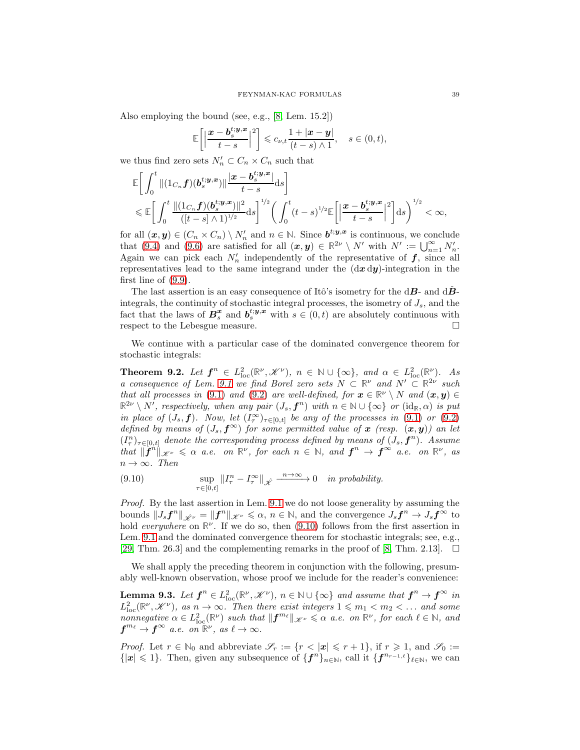Also employing the bound (see, e.g., [8, Lem. 15.2])

$$\mathbb{E}\Big[\Big|\frac{\boldsymbol{x}-\boldsymbol{b}_s^{t;\boldsymbol{y},\boldsymbol{x}}}{t-s}\Big|^2\Big] \leqslant c_{\nu,t}\frac{1+|\boldsymbol{x}-\boldsymbol{y}|}{(t-s)\wedge 1}, \quad s\in(0,t),$$

we thus find zero sets $N_n' \subset C_n \times C_n$ such that

$$\begin{aligned}
&\mathbb{E}\bigg[\int_0^t \|(1_{C_n}\boldsymbol{f})(\boldsymbol{b}_s^{t;\boldsymbol{y},\boldsymbol{x}})\|\frac{|\boldsymbol{x}-\boldsymbol{b}_s^{t;\boldsymbol{y},\boldsymbol{x}}|}{t-s}\mathrm{d}s\bigg] \\
&\leqslant \mathbb{E}\bigg[\int_0^t \frac{\|(1_{C_n}\boldsymbol{f})(\boldsymbol{b}_s^{t;\boldsymbol{y},\boldsymbol{x}})\|^2}{([t-s]\wedge 1)^{1/2}}\mathrm{d}s\bigg]^{1/2}\bigg(\int_0^t (t-s)^{1/2}\mathbb{E}\Big[\Big|\frac{\boldsymbol{x}-\boldsymbol{b}_s^{t;\boldsymbol{y},\boldsymbol{x}}}{t-s}\Big|^2\Big]\mathrm{d}s\bigg)^{1/2} < \infty,
\end{aligned}$$

for all $(\boldsymbol{x},\boldsymbol{y}) \in (C_n\times C_n)\setminus N_n'$ and $n\in\mathbb{N}$. Since $\boldsymbol{b}^{t;\boldsymbol{y},\boldsymbol{x}}$ is continuous, we conclude that (9.4) and (9.6) are satisfied for all $(\boldsymbol{x},\boldsymbol{y})\in\mathbb{R}^{2\nu}\setminus N'$ with $N' := \bigcup_{n=1}^\infty N_n'$. Again we can pick each $N_n'$ independently of the representative of $\boldsymbol{f}$, since all representatives lead to the same integrand under the $(\mathrm{d}\boldsymbol{x}\,\mathrm{d}\boldsymbol{y})$-integration in the first line of (9.9).

The last assertion is an easy consequence of Itô's isometry for the $\mathrm{d}\boldsymbol{B}$- and $\mathrm{d}\check{\boldsymbol{B}}$-integrals, the continuity of stochastic integral processes, the isometry of $J_s$, and the fact that the laws of $\boldsymbol{B}_s^{\boldsymbol{x}}$ and $\boldsymbol{b}_s^{t;\boldsymbol{y},\boldsymbol{x}}$ with $s\in(0,t)$ are absolutely continuous with respect to the Lebesgue measure. □

We continue with a particular case of the dominated convergence theorem for stochastic integrals:

**Theorem 9.2.** *Let $\boldsymbol{f}^n \in L^2_{\mathrm{loc}}(\mathbb{R}^\nu,\mathscr{K}^\nu)$, $n\in\mathbb{N}\cup\{\infty\}$, and $\alpha\in L^2_{\mathrm{loc}}(\mathbb{R}^\nu)$. As a consequence of Lem. 9.1 we find Borel zero sets $N\subset\mathbb{R}^\nu$ and $N'\subset\mathbb{R}^{2\nu}$ such that all processes in (9.1) and (9.2) are well-defined, for $\boldsymbol{x}\in\mathbb{R}^\nu\setminus N$ and $(\boldsymbol{x},\boldsymbol{y})\in\mathbb{R}^{2\nu}\setminus N'$, respectively, when any pair $(J_s,\boldsymbol{f}^n)$ with $n\in\mathbb{N}\cup\{\infty\}$ or $(\mathrm{id}_{\mathbb{R}},\alpha)$ is put in place of $(J_s,\boldsymbol{f})$. Now, let $(I_\tau^\infty)_{\tau\in[0,t]}$ be any of the processes in (9.1) or (9.2) defined by means of $(J_s,\boldsymbol{f}^\infty)$ for some permitted value of $\boldsymbol{x}$ (resp. $(\boldsymbol{x},\boldsymbol{y})$) an let $(I_\tau^n)_{\tau\in[0,t]}$ denote the corresponding process defined by means of $(J_s,\boldsymbol{f}^n)$. Assume that $\|\boldsymbol{f}^n\|_{\mathscr{K}^\nu}\leqslant\alpha$ a.e. on $\mathbb{R}^\nu$, for each $n\in\mathbb{N}$, and $\boldsymbol{f}^n\to\boldsymbol{f}^\infty$ a.e. on $\mathbb{R}^\nu$, as $n\to\infty$. Then*

$$\sup_{\tau\in[0,t]}\|I_\tau^n - I_\tau^\infty\|_{\hat{\mathscr{K}}} \xrightarrow{n\to\infty} 0 \quad \textit{in probability.} \tag{9.10}$$

*Proof.* By the last assertion in Lem. 9.1 we do not loose generality by assuming the bounds $\|J_s\boldsymbol{f}^n\|_{\hat{\mathscr{K}}^\nu} = \|\boldsymbol{f}^n\|_{\mathscr{K}^\nu}\leqslant\alpha$, $n\in\mathbb{N}$, and the convergence $J_s\boldsymbol{f}^n\to J_s\boldsymbol{f}^\infty$ to hold *everywhere* on $\mathbb{R}^\nu$. If we do so, then (9.10) follows from the first assertion in Lem. 9.1 and the dominated convergence theorem for stochastic integrals; see, e.g., [29, Thm. 26.3] and the complementing remarks in the proof of [8, Thm. 2.13]. □

We shall apply the preceding theorem in conjunction with the following, presumably well-known observation, whose proof we include for the reader's convenience:

**Lemma 9.3.** *Let $\boldsymbol{f}^n\in L^2_{\mathrm{loc}}(\mathbb{R}^\nu,\mathscr{K}^\nu)$, $n\in\mathbb{N}\cup\{\infty\}$ and assume that $\boldsymbol{f}^n\to\boldsymbol{f}^\infty$ in $L^2_{\mathrm{loc}}(\mathbb{R}^\nu,\mathscr{K}^\nu)$, as $n\to\infty$. Then there exist integers $1\leqslant m_1<m_2<\dots$ and some nonnegative $\alpha\in L^2_{\mathrm{loc}}(\mathbb{R}^\nu)$ such that $\|\boldsymbol{f}^{m_\ell}\|_{\mathscr{K}^\nu}\leqslant\alpha$ a.e. on $\mathbb{R}^\nu$, for each $\ell\in\mathbb{N}$, and $\boldsymbol{f}^{m_\ell}\to\boldsymbol{f}^\infty$ a.e. on $\mathbb{R}^\nu$, as $\ell\to\infty$.*

*Proof.* Let $r\in\mathbb{N}_0$ and abbreviate $\mathscr{S}_r := \{r<|\boldsymbol{x}|\leqslant r+1\}$, if $r\geqslant 1$, and $\mathscr{S}_0 := \{|\boldsymbol{x}|\leqslant 1\}$. Then, given any subsequence of $\{\boldsymbol{f}^n\}_{n\in\mathbb{N}}$, call it $\{\boldsymbol{f}^{n_{r-1,\ell}}\}_{\ell\in\mathbb{N}}$, we can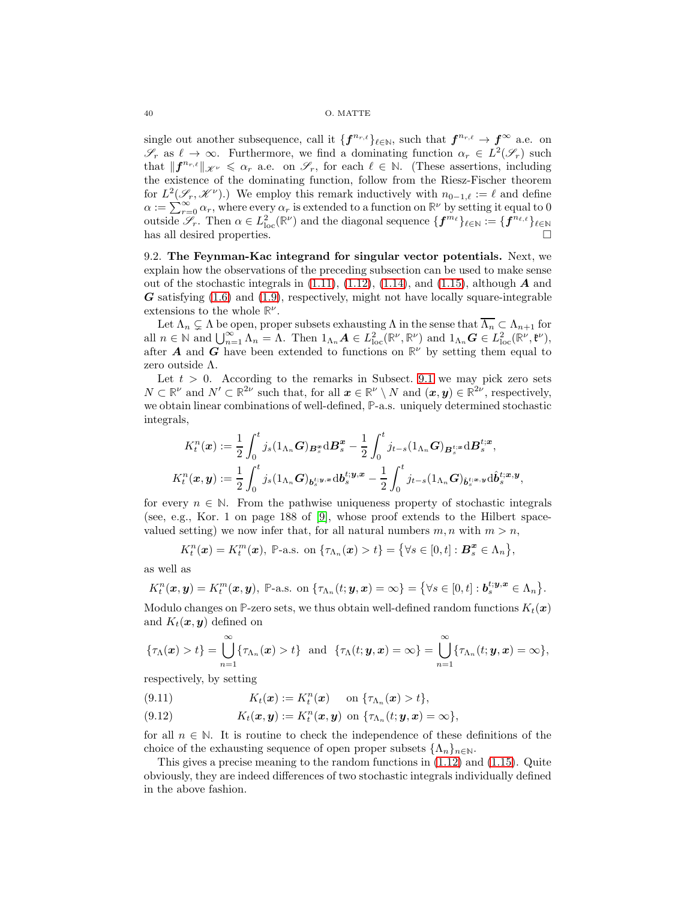single out another subsequence, call it $\{\boldsymbol{f}^{n_{r,\ell}}\}_{\ell\in\mathbb{N}}$, such that $\boldsymbol{f}^{n_{r,\ell}} \to \boldsymbol{f}^\infty$ a.e. on $\mathscr{S}_r$ as $\ell \to \infty$. Furthermore, we find a dominating function $\alpha_r \in L^2(\mathscr{S}_r)$ such that $\|\boldsymbol{f}^{n_{r,\ell}}\|_{\mathscr{K}^\nu} \leqslant \alpha_r$ a.e. on $\mathscr{S}_r$, for each $\ell \in \mathbb{N}$. (These assertions, including the existence of the dominating function, follow from the Riesz-Fischer theorem for $L^2(\mathscr{S}_r, \mathscr{K}^\nu)$.) We employ this remark inductively with $n_{0-1,\ell} := \ell$ and define $\alpha := \sum_{r=0}^\infty \alpha_r$, where every $\alpha_r$ is extended to a function on $\mathbb{R}^\nu$ by setting it equal to 0 outside $\mathscr{S}_r$. Then $\alpha \in L^2_{\mathrm{loc}}(\mathbb{R}^\nu)$ and the diagonal sequence $\{\boldsymbol{f}^{m_\ell}\}_{\ell\in\mathbb{N}} := \{\boldsymbol{f}^{n_{\ell,\ell}}\}_{\ell\in\mathbb{N}}$ has all desired properties. □

9.2. **The Feynman-Kac integrand for singular vector potentials.** Next, we explain how the observations of the preceding subsection can be used to make sense out of the stochastic integrals in (1.11), (1.12), (1.14), and (1.15), although $\boldsymbol{A}$ and $\boldsymbol{G}$ satisfying (1.6) and (1.9), respectively, might not have locally square-integrable extensions to the whole $\mathbb{R}^\nu$.

Let $\Lambda_n \subsetneq \Lambda$ be open, proper subsets exhausting $\Lambda$ in the sense that $\overline{\Lambda_n} \subset \Lambda_{n+1}$ for all $n \in \mathbb{N}$ and $\bigcup_{n=1}^\infty \Lambda_n = \Lambda$. Then $1_{\Lambda_n}\boldsymbol{A} \in L^2_{\mathrm{loc}}(\mathbb{R}^\nu, \mathbb{R}^\nu)$ and $1_{\Lambda_n}\boldsymbol{G} \in L^2_{\mathrm{loc}}(\mathbb{R}^\nu, \mathfrak{k}^\nu)$, after $\boldsymbol{A}$ and $\boldsymbol{G}$ have been extended to functions on $\mathbb{R}^\nu$ by setting them equal to zero outside $\Lambda$.

Let $t > 0$. According to the remarks in Subsect. 9.1 we may pick zero sets $N \subset \mathbb{R}^\nu$ and $N' \subset \mathbb{R}^{2\nu}$ such that, for all $\boldsymbol{x} \in \mathbb{R}^\nu \setminus N$ and $(\boldsymbol{x},\boldsymbol{y}) \in \mathbb{R}^{2\nu}$, respectively, we obtain linear combinations of well-defined, $\mathbb{P}$-a.s. uniquely determined stochastic integrals,

$$
\begin{aligned}
K_t^n(\boldsymbol{x}) &:= \frac{1}{2}\int_0^t j_s(1_{\Lambda_n}\boldsymbol{G})_{\boldsymbol{B}_s^{\boldsymbol{x}}}\mathrm{d}\boldsymbol{B}_s^{\boldsymbol{x}} - \frac{1}{2}\int_0^t j_{t-s}(1_{\Lambda_n}\boldsymbol{G})_{\boldsymbol{B}_s^{t;\boldsymbol{x}}}\mathrm{d}\boldsymbol{B}_s^{t;\boldsymbol{x}}, \\
K_t^n(\boldsymbol{x},\boldsymbol{y}) &:= \frac{1}{2}\int_0^t j_s(1_{\Lambda_n}\boldsymbol{G})_{\boldsymbol{b}_s^{t;\boldsymbol{y},\boldsymbol{x}}}\mathrm{d}\boldsymbol{b}_s^{t;\boldsymbol{y},\boldsymbol{x}} - \frac{1}{2}\int_0^t j_{t-s}(1_{\Lambda_n}\boldsymbol{G})_{\hat{\boldsymbol{b}}_s^{t;\boldsymbol{x},\boldsymbol{y}}}\mathrm{d}\hat{\boldsymbol{b}}_s^{t;\boldsymbol{x},\boldsymbol{y}},
\end{aligned}
$$

for every $n \in \mathbb{N}$. From the pathwise uniqueness property of stochastic integrals (see, e.g., Kor. 1 on page 188 of [9], whose proof extends to the Hilbert space-valued setting) we now infer that, for all natural numbers $m, n$ with $m > n$,

$$
K_t^n(\boldsymbol{x}) = K_t^m(\boldsymbol{x}),\ \mathbb{P}\text{-a.s. on } \{\tau_{\Lambda_n}(\boldsymbol{x}) > t\} = \big\{\forall s \in [0,t] : \boldsymbol{B}_s^{\boldsymbol{x}} \in \Lambda_n\big\},
$$

as well as

$$
K_t^n(\boldsymbol{x},\boldsymbol{y}) = K_t^m(\boldsymbol{x},\boldsymbol{y}),\ \mathbb{P}\text{-a.s. on } \{\tau_{\Lambda_n}(t;\boldsymbol{y},\boldsymbol{x}) = \infty\} = \big\{\forall s \in [0,t] : \boldsymbol{b}_s^{t;\boldsymbol{y},\boldsymbol{x}} \in \Lambda_n\big\}.
$$

Modulo changes on $\mathbb{P}$-zero sets, we thus obtain well-defined random functions $K_t(\boldsymbol{x})$ and $K_t(\boldsymbol{x},\boldsymbol{y})$ defined on

$$
\{\tau_\Lambda(\boldsymbol{x}) > t\} = \bigcup_{n=1}^\infty \{\tau_{\Lambda_n}(\boldsymbol{x}) > t\} \quad\text{and}\quad \{\tau_\Lambda(t;\boldsymbol{y},\boldsymbol{x}) = \infty\} = \bigcup_{n=1}^\infty \{\tau_{\Lambda_n}(t;\boldsymbol{y},\boldsymbol{x}) = \infty\},
$$

respectively, by setting

$$
K_t(\boldsymbol{x}) := K_t^n(\boldsymbol{x}) \quad \text{on } \{\tau_{\Lambda_n}(\boldsymbol{x}) > t\}, \tag{9.11}
$$

$$
K_t(\boldsymbol{x},\boldsymbol{y}) := K_t^n(\boldsymbol{x},\boldsymbol{y}) \text{ on } \{\tau_{\Lambda_n}(t;\boldsymbol{y},\boldsymbol{x}) = \infty\}, \tag{9.12}
$$

for all $n \in \mathbb{N}$. It is routine to check the independence of these definitions of the choice of the exhausting sequence of open proper subsets $\{\Lambda_n\}_{n\in\mathbb{N}}$.

This gives a precise meaning to the random functions in (1.12) and (1.15). Quite obviously, they are indeed differences of two stochastic integrals individually defined in the above fashion.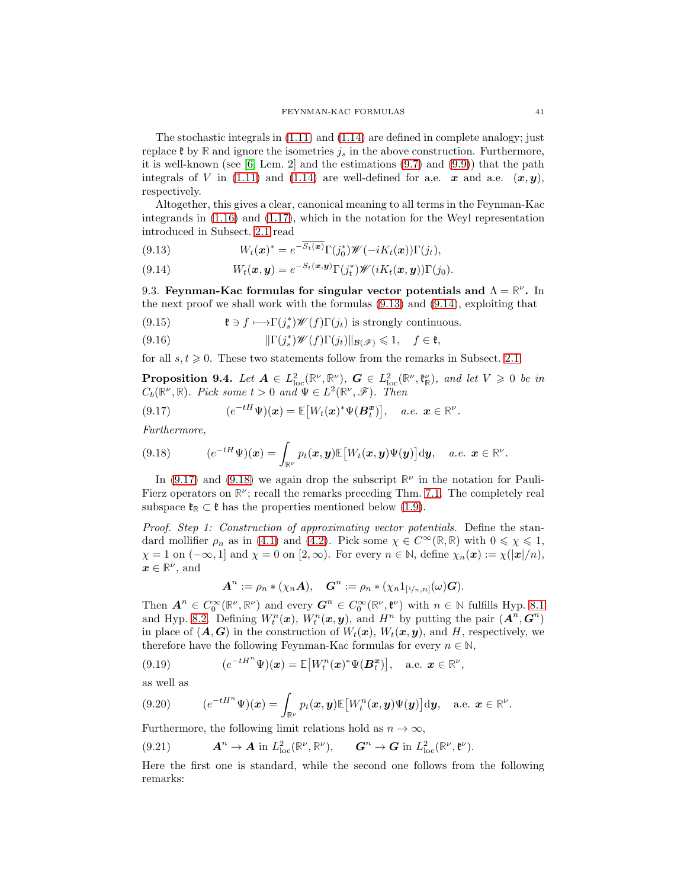The stochastic integrals in (1.11) and (1.14) are defined in complete analogy; just replace $\mathfrak{k}$ by $\mathbb{R}$ and ignore the isometries $j_s$ in the above construction. Furthermore, it is well-known (see [6, Lem. 2] and the estimations (9.7) and (9.9)) that the path integrals of $V$ in (1.11) and (1.14) are well-defined for a.e. $\boldsymbol{x}$ and a.e. $(\boldsymbol{x},\boldsymbol{y})$, respectively.

Altogether, this gives a clear, canonical meaning to all terms in the Feynman-Kac integrands in (1.16) and (1.17), which in the notation for the Weyl representation introduced in Subsect. 2.1 read

$$W_t(\boldsymbol{x})^* = e^{-\overline{S_t(\boldsymbol{x})}}\Gamma(j_0^*)\mathscr{W}(-iK_t(\boldsymbol{x}))\Gamma(j_t), \tag{9.13}$$

$$W_t(\boldsymbol{x},\boldsymbol{y}) = e^{-S_t(\boldsymbol{x},\boldsymbol{y})}\Gamma(j_t^*)\mathscr{W}(iK_t(\boldsymbol{x},\boldsymbol{y}))\Gamma(j_0). \tag{9.14}$$

9.3. **Feynman-Kac formulas for singular vector potentials and $\Lambda = \mathbb{R}^\nu$.** In the next proof we shall work with the formulas (9.13) and (9.14), exploiting that

$$\mathfrak{k} \ni f \longmapsto \Gamma(j_s^*)\mathscr{W}(f)\Gamma(j_t) \text{ is strongly continuous.} \tag{9.15}$$

$$\|\Gamma(j_s^*)\mathscr{W}(f)\Gamma(j_t)\|_{\mathscr{B}(\mathscr{F})} \leqslant 1, \quad f \in \mathfrak{k}, \tag{9.16}$$

for all $s, t \geqslant 0$. These two statements follow from the remarks in Subsect. 2.1.

**Proposition 9.4.** *Let $\boldsymbol{A} \in L^2_{\mathrm{loc}}(\mathbb{R}^\nu,\mathbb{R}^\nu)$, $\boldsymbol{G} \in L^2_{\mathrm{loc}}(\mathbb{R}^\nu,\mathfrak{k}^\nu_{\mathbb{R}})$, and let $V \geqslant 0$ be in $C_b(\mathbb{R}^\nu,\mathbb{R})$. Pick some $t > 0$ and $\Psi \in L^2(\mathbb{R}^\nu,\mathscr{F})$. Then*

$$(e^{-tH}\Psi)(\boldsymbol{x}) = \mathbb{E}\big[W_t(\boldsymbol{x})^*\Psi(\boldsymbol{B}_t^{\boldsymbol{x}})\big], \quad a.e.\ \boldsymbol{x} \in \mathbb{R}^\nu. \tag{9.17}$$

*Furthermore,*

$$(e^{-tH}\Psi)(\boldsymbol{x}) = \int_{\mathbb{R}^\nu} p_t(\boldsymbol{x},\boldsymbol{y})\mathbb{E}\big[W_t(\boldsymbol{x},\boldsymbol{y})\Psi(\boldsymbol{y})\big]\mathrm{d}\boldsymbol{y}, \quad a.e.\ \boldsymbol{x} \in \mathbb{R}^\nu. \tag{9.18}$$

In (9.17) and (9.18) we again drop the subscript $\mathbb{R}^\nu$ in the notation for Pauli-Fierz operators on $\mathbb{R}^\nu$; recall the remarks preceding Thm. 7.1. The completely real subspace $\mathfrak{k}_{\mathbb{R}} \subset \mathfrak{k}$ has the properties mentioned below (1.9).

*Proof. Step 1: Construction of approximating vector potentials.* Define the standard mollifier $\rho_n$ as in (4.1) and (4.2). Pick some $\chi \in C^\infty(\mathbb{R},\mathbb{R})$ with $0 \leqslant \chi \leqslant 1$, $\chi = 1$ on $(-\infty, 1]$ and $\chi = 0$ on $[2,\infty)$. For every $n \in \mathbb{N}$, define $\chi_n(\boldsymbol{x}) := \chi(|\boldsymbol{x}|/n)$, $\boldsymbol{x} \in \mathbb{R}^\nu$, and

$$\boldsymbol{A}^n := \rho_n * (\chi_n\boldsymbol{A}), \quad \boldsymbol{G}^n := \rho_n * (\chi_n 1_{[1/n,n]}(\omega)\boldsymbol{G}).$$

Then $\boldsymbol{A}^n \in C_0^\infty(\mathbb{R}^\nu,\mathbb{R}^\nu)$ and every $\boldsymbol{G}^n \in C_0^\infty(\mathbb{R}^\nu,\mathfrak{k}^\nu)$ with $n \in \mathbb{N}$ fulfills Hyp. 8.1 and Hyp. 8.2. Defining $W_t^n(\boldsymbol{x})$, $W_t^n(\boldsymbol{x},\boldsymbol{y})$, and $H^n$ by putting the pair $(\boldsymbol{A}^n,\boldsymbol{G}^n)$ in place of $(\boldsymbol{A},\boldsymbol{G})$ in the construction of $W_t(\boldsymbol{x})$, $W_t(\boldsymbol{x},\boldsymbol{y})$, and $H$, respectively, we therefore have the following Feynman-Kac formulas for every $n \in \mathbb{N}$,

$$(e^{-tH^n}\Psi)(\boldsymbol{x}) = \mathbb{E}\big[W_t^n(\boldsymbol{x})^*\Psi(\boldsymbol{B}_t^{\boldsymbol{x}})\big], \quad \text{a.e. } \boldsymbol{x} \in \mathbb{R}^\nu, \tag{9.19}$$

as well as

$$(e^{-tH^n}\Psi)(\boldsymbol{x}) = \int_{\mathbb{R}^\nu} p_t(\boldsymbol{x},\boldsymbol{y})\mathbb{E}\big[W_t^n(\boldsymbol{x},\boldsymbol{y})\Psi(\boldsymbol{y})\big]\mathrm{d}\boldsymbol{y}, \quad \text{a.e. } \boldsymbol{x} \in \mathbb{R}^\nu. \tag{9.20}$$

Furthermore, the following limit relations hold as $n \to \infty$,

$$\boldsymbol{A}^n \to \boldsymbol{A} \text{ in } L^2_{\mathrm{loc}}(\mathbb{R}^\nu,\mathbb{R}^\nu), \qquad \boldsymbol{G}^n \to \boldsymbol{G} \text{ in } L^2_{\mathrm{loc}}(\mathbb{R}^\nu,\mathfrak{k}^\nu). \tag{9.21}$$

Here the first one is standard, while the second one follows from the following remarks: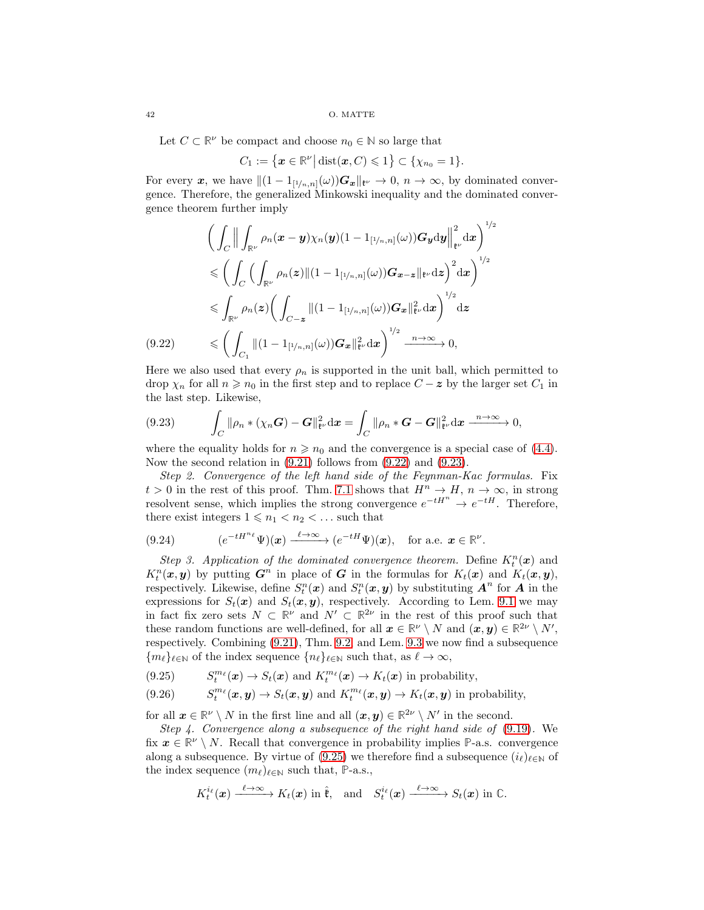Let $C \subset \mathbb{R}^\nu$ be compact and choose $n_0 \in \mathbb{N}$ so large that

$$C_1 := \{\boldsymbol{x} \in \mathbb{R}^\nu \,|\, \mathrm{dist}(\boldsymbol{x}, C) \leqslant 1\} \subset \{\chi_{n_0} = 1\}.$$

For every $\boldsymbol{x}$, we have $\|(1 - 1_{[1/n,n]}(\omega))\boldsymbol{G}_{\boldsymbol{x}}\|_{\mathfrak{k}^\nu} \to 0$, $n \to \infty$, by dominated convergence. Therefore, the generalized Minkowski inequality and the dominated convergence theorem further imply

$$
\begin{aligned}
&\bigg(\int_C \Big\| \int_{\mathbb{R}^\nu} \rho_n(\boldsymbol{x}-\boldsymbol{y})\chi_n(\boldsymbol{y})(1 - 1_{[1/n,n]}(\omega))\boldsymbol{G}_{\boldsymbol{y}} \mathrm{d}\boldsymbol{y}\Big\|_{\mathfrak{k}^\nu}^2 \mathrm{d}\boldsymbol{x}\bigg)^{1/2} \\
&\leqslant \bigg(\int_C \Big(\int_{\mathbb{R}^\nu} \rho_n(\boldsymbol{z})\|(1 - 1_{[1/n,n]}(\omega))\boldsymbol{G}_{\boldsymbol{x}-\boldsymbol{z}}\|_{\mathfrak{k}^\nu} \mathrm{d}\boldsymbol{z}\Big)^2 \mathrm{d}\boldsymbol{x}\bigg)^{1/2} \\
&\leqslant \int_{\mathbb{R}^\nu} \rho_n(\boldsymbol{z})\bigg(\int_{C-\boldsymbol{z}} \|(1 - 1_{[1/n,n]}(\omega))\boldsymbol{G}_{\boldsymbol{x}}\|_{\mathfrak{k}^\nu}^2 \mathrm{d}\boldsymbol{x}\bigg)^{1/2} \mathrm{d}\boldsymbol{z} \\
&\leqslant \bigg(\int_{C_1} \|(1 - 1_{[1/n,n]}(\omega))\boldsymbol{G}_{\boldsymbol{x}}\|_{\mathfrak{k}^\nu}^2 \mathrm{d}\boldsymbol{x}\bigg)^{1/2} \xrightarrow{n\to\infty} 0, 
\end{aligned} \tag{9.22}
$$

Here we also used that every $\rho_n$ is supported in the unit ball, which permitted to drop $\chi_n$ for all $n \geqslant n_0$ in the first step and to replace $C - \boldsymbol{z}$ by the larger set $C_1$ in the last step. Likewise,

$$\int_C \|\rho_n * (\chi_n \boldsymbol{G}) - \boldsymbol{G}\|_{\mathfrak{k}^\nu}^2 \mathrm{d}\boldsymbol{x} = \int_C \|\rho_n * \boldsymbol{G} - \boldsymbol{G}\|_{\mathfrak{k}^\nu}^2 \mathrm{d}\boldsymbol{x} \xrightarrow{n\to\infty} 0, \tag{9.23}$$

where the equality holds for $n \geqslant n_0$ and the convergence is a special case of (4.4). Now the second relation in (9.21) follows from (9.22) and (9.23).

*Step 2. Convergence of the left hand side of the Feynman-Kac formulas.* Fix $t > 0$ in the rest of this proof. Thm. 7.1 shows that $H^n \to H$, $n \to \infty$, in strong resolvent sense, which implies the strong convergence $e^{-tH^n} \to e^{-tH}$. Therefore, there exist integers $1 \leqslant n_1 < n_2 < \dots$ such that

$$(e^{-tH^{n_\ell}}\Psi)(\boldsymbol{x}) \xrightarrow{\ell\to\infty} (e^{-tH}\Psi)(\boldsymbol{x}), \quad \text{for a.e. } \boldsymbol{x} \in \mathbb{R}^\nu. \tag{9.24}$$

*Step 3. Application of the dominated convergence theorem.* Define $K_t^n(\boldsymbol{x})$ and $K_t^n(\boldsymbol{x}, \boldsymbol{y})$ by putting $\boldsymbol{G}^n$ in place of $\boldsymbol{G}$ in the formulas for $K_t(\boldsymbol{x})$ and $K_t(\boldsymbol{x}, \boldsymbol{y})$, respectively. Likewise, define $S_t^n(\boldsymbol{x})$ and $S_t^n(\boldsymbol{x}, \boldsymbol{y})$ by substituting $\boldsymbol{A}^n$ for $\boldsymbol{A}$ in the expressions for $S_t(\boldsymbol{x})$ and $S_t(\boldsymbol{x}, \boldsymbol{y})$, respectively. According to Lem. 9.1 we may in fact fix zero sets $N \subset \mathbb{R}^\nu$ and $N' \subset \mathbb{R}^{2\nu}$ in the rest of this proof such that these random functions are well-defined, for all $\boldsymbol{x} \in \mathbb{R}^\nu \setminus N$ and $(\boldsymbol{x}, \boldsymbol{y}) \in \mathbb{R}^{2\nu} \setminus N'$, respectively. Combining (9.21), Thm. 9.2, and Lem. 9.3 we now find a subsequence $\{m_\ell\}_{\ell\in\mathbb{N}}$ of the index sequence $\{n_\ell\}_{\ell\in\mathbb{N}}$ such that, as $\ell \to \infty$,

$$S_t^{m_\ell}(\boldsymbol{x}) \to S_t(\boldsymbol{x}) \text{ and } K_t^{m_\ell}(\boldsymbol{x}) \to K_t(\boldsymbol{x}) \text{ in probability,} \tag{9.25}$$

$$S_t^{m_\ell}(\boldsymbol{x}, \boldsymbol{y}) \to S_t(\boldsymbol{x}, \boldsymbol{y}) \text{ and } K_t^{m_\ell}(\boldsymbol{x}, \boldsymbol{y}) \to K_t(\boldsymbol{x}, \boldsymbol{y}) \text{ in probability,} \tag{9.26}$$

for all $\boldsymbol{x} \in \mathbb{R}^\nu \setminus N$ in the first line and all $(\boldsymbol{x}, \boldsymbol{y}) \in \mathbb{R}^{2\nu} \setminus N'$ in the second.

*Step 4. Convergence along a subsequence of the right hand side of (9.19).* We fix $\boldsymbol{x} \in \mathbb{R}^\nu \setminus N$. Recall that convergence in probability implies $\mathbb{P}$-a.s. convergence along a subsequence. By virtue of (9.25) we therefore find a subsequence $(i_\ell)_{\ell\in\mathbb{N}}$ of the index sequence $(m_\ell)_{\ell\in\mathbb{N}}$ such that, $\mathbb{P}$-a.s.,

$$K_t^{i_\ell}(\boldsymbol{x}) \xrightarrow{\ell\to\infty} K_t(\boldsymbol{x}) \text{ in } \hat{\mathfrak{k}}, \quad \text{and} \quad S_t^{i_\ell}(\boldsymbol{x}) \xrightarrow{\ell\to\infty} S_t(\boldsymbol{x}) \text{ in } \mathbb{C}.$$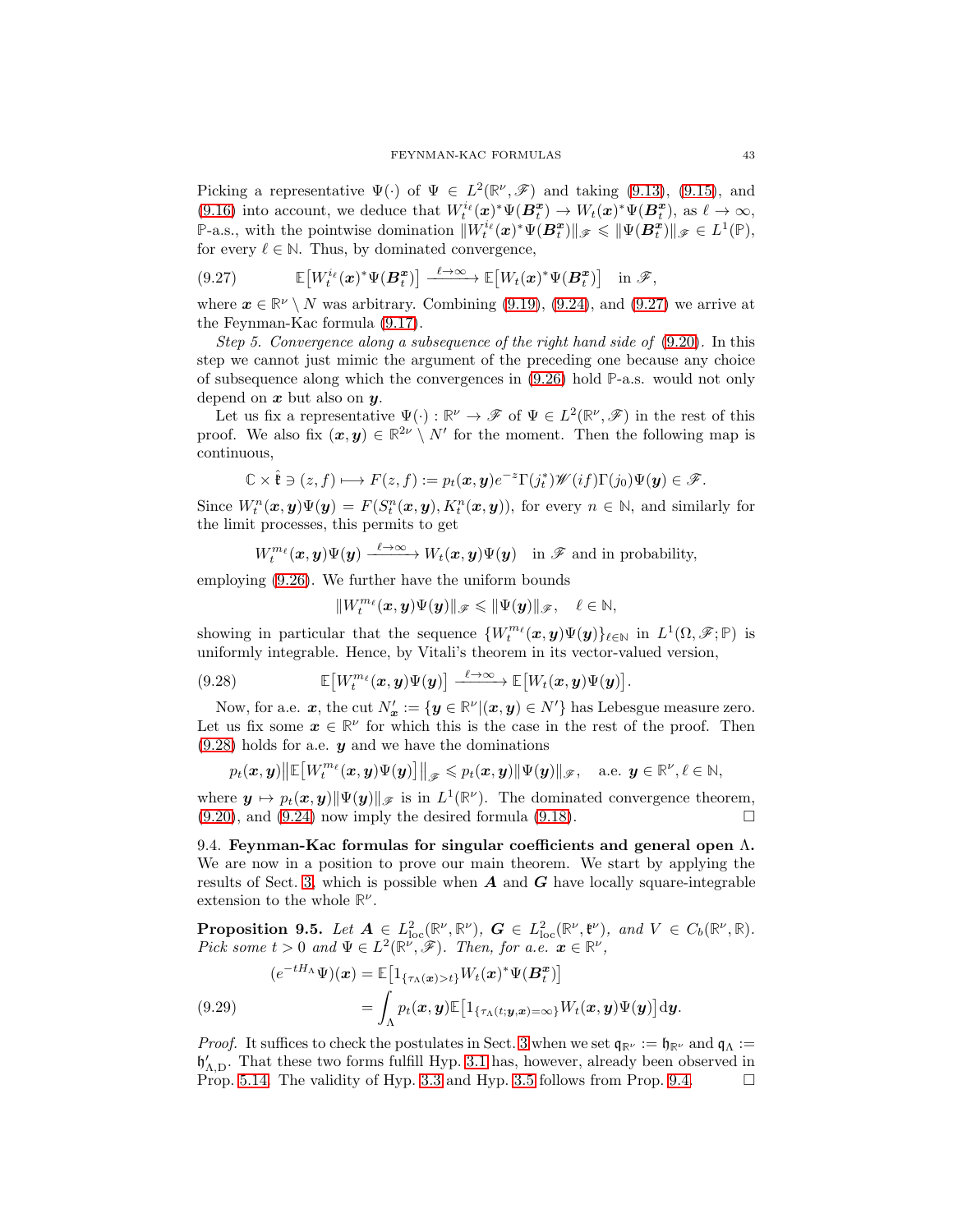Picking a representative $\Psi(\cdot)$ of $\Psi \in L^2(\mathbb{R}^\nu, \mathscr{F})$ and taking (9.13), (9.15), and (9.16) into account, we deduce that $W_t^{i_\ell}(\boldsymbol{x})^*\Psi(\boldsymbol{B}_t^{\boldsymbol{x}}) \to W_t(\boldsymbol{x})^*\Psi(\boldsymbol{B}_t^{\boldsymbol{x}})$, as $\ell \to \infty$, $\mathbb{P}$-a.s., with the pointwise domination $\|W_t^{i_\ell}(\boldsymbol{x})^*\Psi(\boldsymbol{B}_t^{\boldsymbol{x}})\|_{\mathscr{F}} \leqslant \|\Psi(\boldsymbol{B}_t^{\boldsymbol{x}})\|_{\mathscr{F}} \in L^1(\mathbb{P})$, for every $\ell \in \mathbb{N}$. Thus, by dominated convergence,

$$
\mathbb{E}\big[W_t^{i_\ell}(\boldsymbol{x})^*\Psi(\boldsymbol{B}_t^{\boldsymbol{x}})\big] \xrightarrow{\ell\to\infty} \mathbb{E}\big[W_t(\boldsymbol{x})^*\Psi(\boldsymbol{B}_t^{\boldsymbol{x}})\big] \quad \text{in } \mathscr{F}, \tag{9.27}
$$

where $\boldsymbol{x} \in \mathbb{R}^\nu \setminus N$ was arbitrary. Combining (9.19), (9.24), and (9.27) we arrive at the Feynman-Kac formula (9.17).

*Step 5. Convergence along a subsequence of the right hand side of* (9.20). In this step we cannot just mimic the argument of the preceding one because any choice of subsequence along which the convergences in (9.26) hold $\mathbb{P}$-a.s. would not only depend on $\boldsymbol{x}$ but also on $\boldsymbol{y}$.

Let us fix a representative $\Psi(\cdot) : \mathbb{R}^\nu \to \mathscr{F}$ of $\Psi \in L^2(\mathbb{R}^\nu, \mathscr{F})$ in the rest of this proof. We also fix $(\boldsymbol{x}, \boldsymbol{y}) \in \mathbb{R}^{2\nu} \setminus N'$ for the moment. Then the following map is continuous,

$$
\mathbb{C} \times \hat{\mathfrak{k}} \ni (z, f) \longmapsto F(z, f) := p_t(\boldsymbol{x}, \boldsymbol{y}) e^{-z}\Gamma(j_t^*)\mathscr{W}(if)\Gamma(j_0)\Psi(\boldsymbol{y}) \in \mathscr{F}.
$$

Since $W_t^n(\boldsymbol{x}, \boldsymbol{y})\Psi(\boldsymbol{y}) = F(S_t^n(\boldsymbol{x}, \boldsymbol{y}), K_t^n(\boldsymbol{x}, \boldsymbol{y}))$, for every $n \in \mathbb{N}$, and similarly for the limit processes, this permits to get

$$
W_t^{m_\ell}(\boldsymbol{x}, \boldsymbol{y})\Psi(\boldsymbol{y}) \xrightarrow{\ell\to\infty} W_t(\boldsymbol{x}, \boldsymbol{y})\Psi(\boldsymbol{y}) \quad \text{in } \mathscr{F} \text{ and in probability},
$$

employing (9.26). We further have the uniform bounds

$$
\|W_t^{m_\ell}(\boldsymbol{x}, \boldsymbol{y})\Psi(\boldsymbol{y})\|_{\mathscr{F}} \leqslant \|\Psi(\boldsymbol{y})\|_{\mathscr{F}}, \quad \ell \in \mathbb{N},
$$

showing in particular that the sequence $\{W_t^{m_\ell}(\boldsymbol{x}, \boldsymbol{y})\Psi(\boldsymbol{y})\}_{\ell\in\mathbb{N}}$ in $L^1(\Omega, \mathscr{F}; \mathbb{P})$ is uniformly integrable. Hence, by Vitali's theorem in its vector-valued version,

$$
\mathbb{E}\big[W_t^{m_\ell}(\boldsymbol{x}, \boldsymbol{y})\Psi(\boldsymbol{y})\big] \xrightarrow{\ell\to\infty} \mathbb{E}\big[W_t(\boldsymbol{x}, \boldsymbol{y})\Psi(\boldsymbol{y})\big]. \tag{9.28}
$$

Now, for a.e. $\boldsymbol{x}$, the cut $N'_{\boldsymbol{x}} := \{\boldsymbol{y} \in \mathbb{R}^\nu | (\boldsymbol{x}, \boldsymbol{y}) \in N'\}$ has Lebesgue measure zero. Let us fix some $\boldsymbol{x} \in \mathbb{R}^\nu$ for which this is the case in the rest of the proof. Then (9.28) holds for a.e. $\boldsymbol{y}$ and we have the dominations

$$
p_t(\boldsymbol{x}, \boldsymbol{y})\big\|\mathbb{E}\big[W_t^{m_\ell}(\boldsymbol{x}, \boldsymbol{y})\Psi(\boldsymbol{y})\big]\big\|_{\mathscr{F}} \leqslant p_t(\boldsymbol{x}, \boldsymbol{y})\|\Psi(\boldsymbol{y})\|_{\mathscr{F}}, \quad \text{a.e. } \boldsymbol{y} \in \mathbb{R}^\nu, \ell \in \mathbb{N},
$$

where $\boldsymbol{y} \mapsto p_t(\boldsymbol{x}, \boldsymbol{y})\|\Psi(\boldsymbol{y})\|_{\mathscr{F}}$ is in $L^1(\mathbb{R}^\nu)$. The dominated convergence theorem, (9.20), and (9.24) now imply the desired formula (9.18). $\square$

### 9.4. Feynman-Kac formulas for singular coefficients and general open $\Lambda$.

We are now in a position to prove our main theorem. We start by applying the results of Sect. 3, which is possible when $\boldsymbol{A}$ and $\boldsymbol{G}$ have locally square-integrable extension to the whole $\mathbb{R}^\nu$.

**Proposition 9.5.** *Let $\boldsymbol{A} \in L^2_{\mathrm{loc}}(\mathbb{R}^\nu, \mathbb{R}^\nu)$, $\boldsymbol{G} \in L^2_{\mathrm{loc}}(\mathbb{R}^\nu, \mathfrak{k}^\nu)$, and $V \in C_b(\mathbb{R}^\nu, \mathbb{R})$. Pick some $t > 0$ and $\Psi \in L^2(\mathbb{R}^\nu, \mathscr{F})$. Then, for a.e. $\boldsymbol{x} \in \mathbb{R}^\nu$,*

$$
\begin{aligned}
(e^{-tH_\Lambda}\Psi)(\boldsymbol{x}) &= \mathbb{E}\big[1_{\{\tau_\Lambda(\boldsymbol{x})>t\}}W_t(\boldsymbol{x})^*\Psi(\boldsymbol{B}_t^{\boldsymbol{x}})\big] \\
&= \int_\Lambda p_t(\boldsymbol{x}, \boldsymbol{y})\mathbb{E}\big[1_{\{\tau_\Lambda(t;\boldsymbol{y},\boldsymbol{x})=\infty\}}W_t(\boldsymbol{x}, \boldsymbol{y})\Psi(\boldsymbol{y})\big]\mathrm{d}\boldsymbol{y}.
\end{aligned} \tag{9.29}
$$

*Proof.* It suffices to check the postulates in Sect. 3 when we set $\mathfrak{q}_{\mathbb{R}^\nu} := \mathfrak{h}_{\mathbb{R}^\nu}$ and $\mathfrak{q}_\Lambda := \mathfrak{h}'_{\Lambda,\mathrm{D}}$. That these two forms fulfill Hyp. 3.1 has, however, already been observed in Prop. 5.14. The validity of Hyp. 3.3 and Hyp. 3.5 follows from Prop. 9.4. $\square$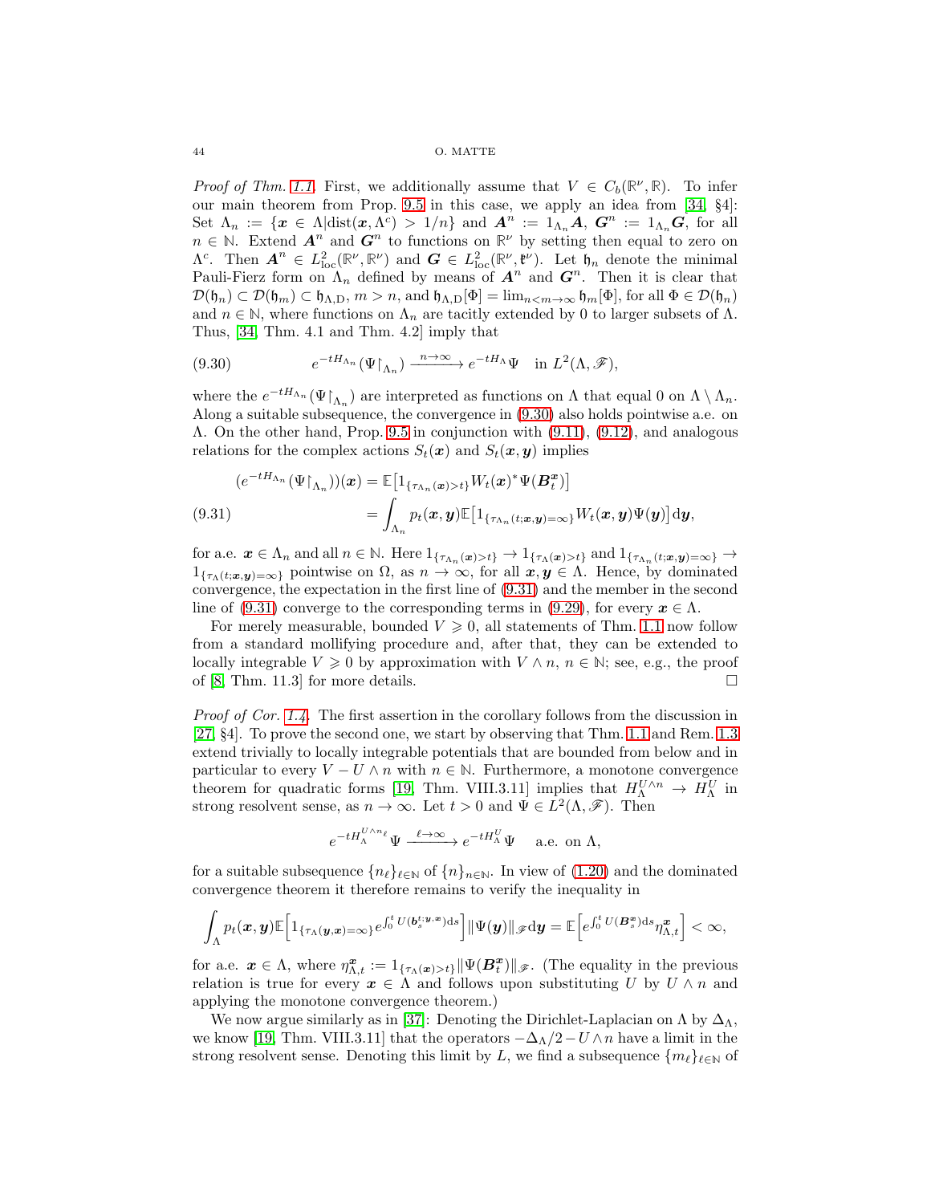*Proof of Thm. 1.1.* First, we additionally assume that $V \in C_b(\mathbb{R}^\nu, \mathbb{R})$. To infer our main theorem from Prop. 9.5 in this case, we apply an idea from [34, §4]: Set $\Lambda_n := \{\boldsymbol{x} \in \Lambda | \mathrm{dist}(\boldsymbol{x}, \Lambda^c) > 1/n\}$ and $\boldsymbol{A}^n := 1_{\Lambda_n}\boldsymbol{A}$, $\boldsymbol{G}^n := 1_{\Lambda_n}\boldsymbol{G}$, for all $n \in \mathbb{N}$. Extend $\boldsymbol{A}^n$ and $\boldsymbol{G}^n$ to functions on $\mathbb{R}^\nu$ by setting then equal to zero on $\Lambda^c$. Then $\boldsymbol{A}^n \in L^2_{\mathrm{loc}}(\mathbb{R}^\nu, \mathbb{R}^\nu)$ and $\boldsymbol{G} \in L^2_{\mathrm{loc}}(\mathbb{R}^\nu, \mathfrak{k}^\nu)$. Let $\mathfrak{h}_n$ denote the minimal Pauli-Fierz form on $\Lambda_n$ defined by means of $\boldsymbol{A}^n$ and $\boldsymbol{G}^n$. Then it is clear that $\mathcal{D}(\mathfrak{h}_n) \subset \mathcal{D}(\mathfrak{h}_m) \subset \mathfrak{h}_{\Lambda,\mathrm{D}}$, $m > n$, and $\mathfrak{h}_{\Lambda,\mathrm{D}}[\Phi] = \lim_{n<m\to\infty} \mathfrak{h}_m[\Phi]$, for all $\Phi \in \mathcal{D}(\mathfrak{h}_n)$ and $n \in \mathbb{N}$, where functions on $\Lambda_n$ are tacitly extended by 0 to larger subsets of $\Lambda$. Thus, [34, Thm. 4.1 and Thm. 4.2] imply that

$$
e^{-tH_{\Lambda_n}}(\Psi\restriction_{\Lambda_n}) \xrightarrow{n\to\infty} e^{-tH_\Lambda}\Psi \quad \text{in } L^2(\Lambda, \mathscr{F}), \tag{9.30}
$$

where the $e^{-tH_{\Lambda_n}}(\Psi\restriction_{\Lambda_n})$ are interpreted as functions on $\Lambda$ that equal 0 on $\Lambda \setminus \Lambda_n$. Along a suitable subsequence, the convergence in (9.30) also holds pointwise a.e. on $\Lambda$. On the other hand, Prop. 9.5 in conjunction with (9.11), (9.12), and analogous relations for the complex actions $S_t(\boldsymbol{x})$ and $S_t(\boldsymbol{x}, \boldsymbol{y})$ implies

$$
\begin{aligned}
(e^{-tH_{\Lambda_n}}(\Psi\restriction_{\Lambda_n}))(\boldsymbol{x}) &= \mathbb{E}\big[1_{\{\tau_{\Lambda_n}(\boldsymbol{x})>t\}} W_t(\boldsymbol{x})^* \Psi(\boldsymbol{B}_t^{\boldsymbol{x}})\big] \\
&= \int_{\Lambda_n} p_t(\boldsymbol{x}, \boldsymbol{y}) \mathbb{E}\big[1_{\{\tau_{\Lambda_n}(t;\boldsymbol{x},\boldsymbol{y})=\infty\}} W_t(\boldsymbol{x}, \boldsymbol{y}) \Psi(\boldsymbol{y})\big] \mathrm{d}\boldsymbol{y},
\end{aligned} \tag{9.31}
$$

for a.e. $\boldsymbol{x} \in \Lambda_n$ and all $n \in \mathbb{N}$. Here $1_{\{\tau_{\Lambda_n}(\boldsymbol{x})>t\}} \to 1_{\{\tau_\Lambda(\boldsymbol{x})>t\}}$ and $1_{\{\tau_{\Lambda_n}(t;\boldsymbol{x},\boldsymbol{y})=\infty\}} \to 1_{\{\tau_\Lambda(t;\boldsymbol{x},\boldsymbol{y})=\infty\}}$ pointwise on $\Omega$, as $n \to \infty$, for all $\boldsymbol{x}, \boldsymbol{y} \in \Lambda$. Hence, by dominated convergence, the expectation in the first line of (9.31) and the member in the second line of (9.31) converge to the corresponding terms in (9.29), for every $\boldsymbol{x} \in \Lambda$.

For merely measurable, bounded $V \geqslant 0$, all statements of Thm. 1.1 now follow from a standard mollifying procedure and, after that, they can be extended to locally integrable $V \geqslant 0$ by approximation with $V \wedge n$, $n \in \mathbb{N}$; see, e.g., the proof of [8, Thm. 11.3] for more details. $\square$

*Proof of Cor. 1.4.* The first assertion in the corollary follows from the discussion in [27, §4]. To prove the second one, we start by observing that Thm. 1.1 and Rem. 1.3 extend trivially to locally integrable potentials that are bounded from below and in particular to every $V - U \wedge n$ with $n \in \mathbb{N}$. Furthermore, a monotone convergence theorem for quadratic forms [19, Thm. VIII.3.11] implies that $H_\Lambda^{U\wedge n} \to H_\Lambda^U$ in strong resolvent sense, as $n \to \infty$. Let $t > 0$ and $\Psi \in L^2(\Lambda, \mathscr{F})$. Then

$$
e^{-tH_\Lambda^{U\wedge n_\ell}}\Psi \xrightarrow{\ell\to\infty} e^{-tH_\Lambda^U}\Psi \quad \text{a.e. on } \Lambda,
$$

for a suitable subsequence $\{n_\ell\}_{\ell\in\mathbb{N}}$ of $\{n\}_{n\in\mathbb{N}}$. In view of (1.20) and the dominated convergence theorem it therefore remains to verify the inequality in

$$
\int_\Lambda p_t(\boldsymbol{x}, \boldsymbol{y}) \mathbb{E}\Big[1_{\{\tau_\Lambda(\boldsymbol{y},\boldsymbol{x})=\infty\}} e^{\int_0^t U(\boldsymbol{b}_s^{t;\boldsymbol{y},\boldsymbol{x}})\mathrm{d}s}\Big] \|\Psi(\boldsymbol{y})\|_{\mathscr{F}} \mathrm{d}\boldsymbol{y} = \mathbb{E}\Big[e^{\int_0^t U(\boldsymbol{B}_s^{\boldsymbol{x}})\mathrm{d}s} \eta_{\Lambda,t}^{\boldsymbol{x}}\Big] < \infty,
$$

for a.e. $\boldsymbol{x} \in \Lambda$, where $\eta_{\Lambda,t}^{\boldsymbol{x}} := 1_{\{\tau_\Lambda(\boldsymbol{x})>t\}} \|\Psi(\boldsymbol{B}_t^{\boldsymbol{x}})\|_{\mathscr{F}}$. (The equality in the previous relation is true for every $\boldsymbol{x} \in \Lambda$ and follows upon substituting $U$ by $U \wedge n$ and applying the monotone convergence theorem.)

We now argue similarly as in [37]: Denoting the Dirichlet-Laplacian on $\Lambda$ by $\Delta_\Lambda$, we know [19, Thm. VIII.3.11] that the operators $-\Delta_\Lambda/2 - U \wedge n$ have a limit in the strong resolvent sense. Denoting this limit by $L$, we find a subsequence $\{m_\ell\}_{\ell\in\mathbb{N}}$ of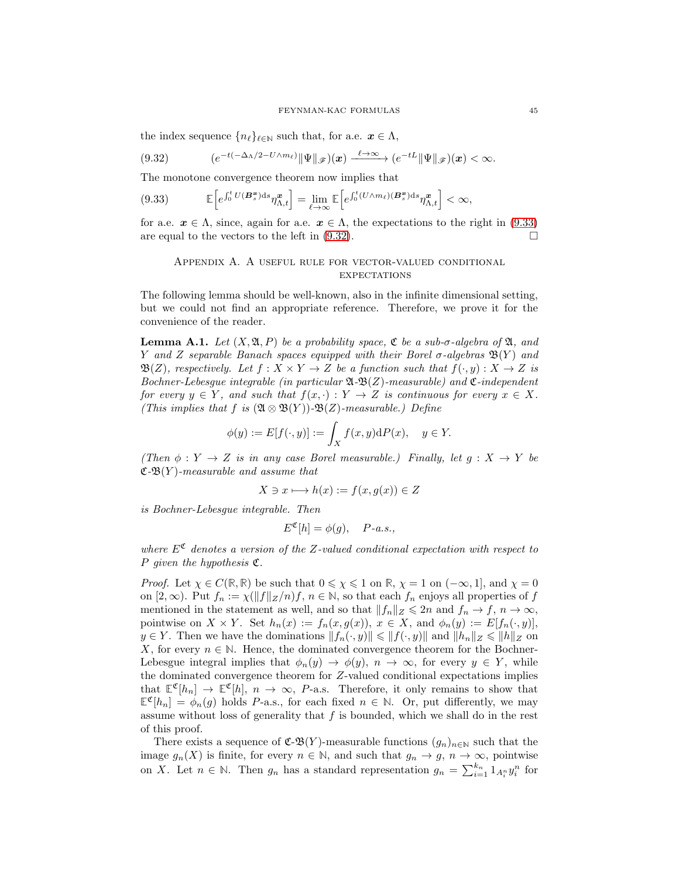the index sequence $\{n_\ell\}_{\ell\in\mathbb{N}}$ such that, for a.e. $\boldsymbol{x} \in \Lambda$,

$$(e^{-t(-\Delta_\Lambda/2-U\wedge m_\ell)}\|\Psi\|_{\mathscr{F}})(\boldsymbol{x}) \xrightarrow{\ell\to\infty} (e^{-tL}\|\Psi\|_{\mathscr{F}})(\boldsymbol{x}) < \infty. \tag{9.32}$$

The monotone convergence theorem now implies that

$$\mathbb{E}\Big[e^{\int_0^t U(\boldsymbol{B}_s^{\boldsymbol{x}})\mathrm{d}s}\eta_{\Lambda,t}^{\boldsymbol{x}}\Big] = \lim_{\ell\to\infty}\mathbb{E}\Big[e^{\int_0^t (U\wedge m_\ell)(\boldsymbol{B}_s^{\boldsymbol{x}})\mathrm{d}s}\eta_{\Lambda,t}^{\boldsymbol{x}}\Big] < \infty, \tag{9.33}$$

for a.e. $\boldsymbol{x} \in \Lambda$, since, again for a.e. $\boldsymbol{x} \in \Lambda$, the expectations to the right in (9.33) are equal to the vectors to the left in (9.32). $\square$

## Appendix A. A useful rule for vector-valued conditional expectations

The following lemma should be well-known, also in the infinite dimensional setting, but we could not find an appropriate reference. Therefore, we prove it for the convenience of the reader.

**Lemma A.1.** *Let $(X, \mathfrak{A}, P)$ be a probability space, $\mathfrak{C}$ be a sub-σ-algebra of $\mathfrak{A}$, and $Y$ and $Z$ separable Banach spaces equipped with their Borel σ-algebras $\mathfrak{B}(Y)$ and $\mathfrak{B}(Z)$, respectively. Let $f : X \times Y \to Z$ be a function such that $f(\cdot, y) : X \to Z$ is Bochner-Lebesgue integrable (in particular $\mathfrak{A}$-$\mathfrak{B}(Z)$-measurable) and $\mathfrak{C}$-independent for every $y \in Y$, and such that $f(x, \cdot) : Y \to Z$ is continuous for every $x \in X$. (This implies that $f$ is $(\mathfrak{A}\otimes\mathfrak{B}(Y))$-$\mathfrak{B}(Z)$-measurable.) Define*

$$\phi(y) := E[f(\cdot, y)] := \int_X f(x, y)\mathrm{d}P(x), \quad y \in Y.$$

*(Then $\phi : Y \to Z$ is in any case Borel measurable.) Finally, let $g : X \to Y$ be $\mathfrak{C}$-$\mathfrak{B}(Y)$-measurable and assume that*

$$X \ni x \longmapsto h(x) := f(x, g(x)) \in Z$$

*is Bochner-Lebesgue integrable. Then*

$$E^{\mathfrak{C}}[h] = \phi(g), \quad P\text{-a.s.},$$

*where $E^{\mathfrak{C}}$ denotes a version of the $Z$-valued conditional expectation with respect to $P$ given the hypothesis $\mathfrak{C}$.*

*Proof.* Let $\chi \in C(\mathbb{R}, \mathbb{R})$ be such that $0 \leqslant \chi \leqslant 1$ on $\mathbb{R}$, $\chi = 1$ on $(-\infty, 1]$, and $\chi = 0$ on $[2, \infty)$. Put $f_n := \chi(\|f\|_Z/n)f$, $n \in \mathbb{N}$, so that each $f_n$ enjoys all properties of $f$ mentioned in the statement as well, and so that $\|f_n\|_Z \leqslant 2n$ and $f_n \to f$, $n \to \infty$, pointwise on $X \times Y$. Set $h_n(x) := f_n(x, g(x))$, $x \in X$, and $\phi_n(y) := E[f_n(\cdot, y)]$, $y \in Y$. Then we have the dominations $\|f_n(\cdot, y)\| \leqslant \|f(\cdot, y)\|$ and $\|h_n\|_Z \leqslant \|h\|_Z$ on $X$, for every $n \in \mathbb{N}$. Hence, the dominated convergence theorem for the Bochner-Lebesgue integral implies that $\phi_n(y) \to \phi(y)$, $n \to \infty$, for every $y \in Y$, while the dominated convergence theorem for $Z$-valued conditional expectations implies that $\mathbb{E}^{\mathfrak{C}}[h_n] \to \mathbb{E}^{\mathfrak{C}}[h]$, $n \to \infty$, $P$-a.s. Therefore, it only remains to show that $\mathbb{E}^{\mathfrak{C}}[h_n] = \phi_n(g)$ holds $P$-a.s., for each fixed $n \in \mathbb{N}$. Or, put differently, we may assume without loss of generality that $f$ is bounded, which we shall do in the rest of this proof.

There exists a sequence of $\mathfrak{C}$-$\mathfrak{B}(Y)$-measurable functions $(g_n)_{n\in\mathbb{N}}$ such that the image $g_n(X)$ is finite, for every $n \in \mathbb{N}$, and such that $g_n \to g$, $n \to \infty$, pointwise on $X$. Let $n \in \mathbb{N}$. Then $g_n$ has a standard representation $g_n = \sum_{i=1}^{k_n} 1_{A_i^n} y_i^n$ for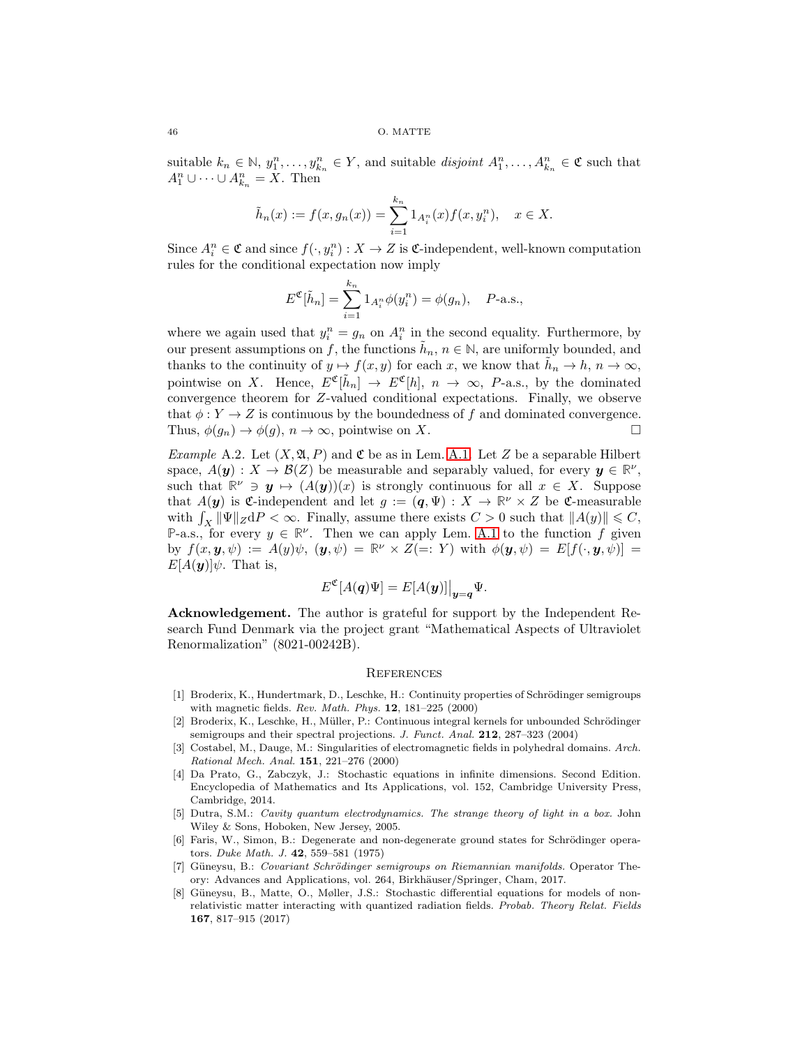suitable $k_n \in \mathbb{N}$, $y_1^n, \dots, y_{k_n}^n \in Y$, and suitable *disjoint* $A_1^n, \dots, A_{k_n}^n \in \mathfrak{C}$ such that $A_1^n \cup \dots \cup A_{k_n}^n = X$. Then

$$\tilde{h}_n(x) := f(x, g_n(x)) = \sum_{i=1}^{k_n} 1_{A_i^n}(x) f(x, y_i^n), \quad x \in X.$$

Since $A_i^n \in \mathfrak{C}$ and since $f(\cdot, y_i^n) : X \to Z$ is $\mathfrak{C}$-independent, well-known computation rules for the conditional expectation now imply

$$E^{\mathfrak{C}}[\tilde{h}_n] = \sum_{i=1}^{k_n} 1_{A_i^n} \phi(y_i^n) = \phi(g_n), \quad P\text{-a.s.},$$

where we again used that $y_i^n = g_n$ on $A_i^n$ in the second equality. Furthermore, by our present assumptions on $f$, the functions $\tilde{h}_n$, $n \in \mathbb{N}$, are uniformly bounded, and thanks to the continuity of $y \mapsto f(x, y)$ for each $x$, we know that $\tilde{h}_n \to h$, $n \to \infty$, pointwise on $X$. Hence, $E^{\mathfrak{C}}[\tilde{h}_n] \to E^{\mathfrak{C}}[h]$, $n \to \infty$, $P$-a.s., by the dominated convergence theorem for $Z$-valued conditional expectations. Finally, we observe that $\phi : Y \to Z$ is continuous by the boundedness of $f$ and dominated convergence. Thus, $\phi(g_n) \to \phi(g)$, $n \to \infty$, pointwise on $X$. $\square$

*Example* A.2. Let $(X, \mathfrak{A}, P)$ and $\mathfrak{C}$ be as in Lem. A.1. Let $Z$ be a separable Hilbert space, $A(\boldsymbol{y}) : X \to \mathcal{B}(Z)$ be measurable and separably valued, for every $\boldsymbol{y} \in \mathbb{R}^\nu$, such that $\mathbb{R}^\nu \ni \boldsymbol{y} \mapsto (A(\boldsymbol{y}))(x)$ is strongly continuous for all $x \in X$. Suppose that $A(\boldsymbol{y})$ is $\mathfrak{C}$-independent and let $g := (\boldsymbol{q}, \Psi) : X \to \mathbb{R}^\nu \times Z$ be $\mathfrak{C}$-measurable with $\int_X \|\Psi\|_Z \mathrm{d}P < \infty$. Finally, assume there exists $C > 0$ such that $\|A(y)\| \leqslant C$, $\mathbb{P}$-a.s., for every $y \in \mathbb{R}^\nu$. Then we can apply Lem. A.1 to the function $f$ given by $f(x, \boldsymbol{y}, \psi) := A(y)\psi$, $(\boldsymbol{y}, \psi) = \mathbb{R}^\nu \times Z(=: Y)$ with $\phi(\boldsymbol{y}, \psi) = E[f(\cdot, \boldsymbol{y}, \psi)] = E[A(\boldsymbol{y})]\psi$. That is,

$$E^{\mathfrak{C}}[A(\boldsymbol{q})\Psi] = E[A(\boldsymbol{y})]\big|_{\boldsymbol{y}=\boldsymbol{q}} \Psi.$$

**Acknowledgement.** The author is grateful for support by the Independent Research Fund Denmark via the project grant "Mathematical Aspects of Ultraviolet Renormalization" (8021-00242B).

## References

[1] Broderix, K., Hundertmark, D., Leschke, H.: Continuity properties of Schrödinger semigroups with magnetic fields. *Rev. Math. Phys.* **12**, 181–225 (2000)

[2] Broderix, K., Leschke, H., Müller, P.: Continuous integral kernels for unbounded Schrödinger semigroups and their spectral projections. *J. Funct. Anal.* **212**, 287–323 (2004)

[3] Costabel, M., Dauge, M.: Singularities of electromagnetic fields in polyhedral domains. *Arch. Rational Mech. Anal.* **151**, 221–276 (2000)

[4] Da Prato, G., Zabczyk, J.: Stochastic equations in infinite dimensions. Second Edition. Encyclopedia of Mathematics and Its Applications, vol. 152, Cambridge University Press, Cambridge, 2014.

[5] Dutra, S.M.: *Cavity quantum electrodynamics. The strange theory of light in a box.* John Wiley & Sons, Hoboken, New Jersey, 2005.

[6] Faris, W., Simon, B.: Degenerate and non-degenerate ground states for Schrödinger operators. *Duke Math. J.* **42**, 559–581 (1975)

[7] Güneysu, B.: *Covariant Schrödinger semigroups on Riemannian manifolds.* Operator Theory: Advances and Applications, vol. 264, Birkhäuser/Springer, Cham, 2017.

[8] Güneysu, B., Matte, O., Møller, J.S.: Stochastic differential equations for models of non-relativistic matter interacting with quantized radiation fields. *Probab. Theory Relat. Fields* **167**, 817–915 (2017)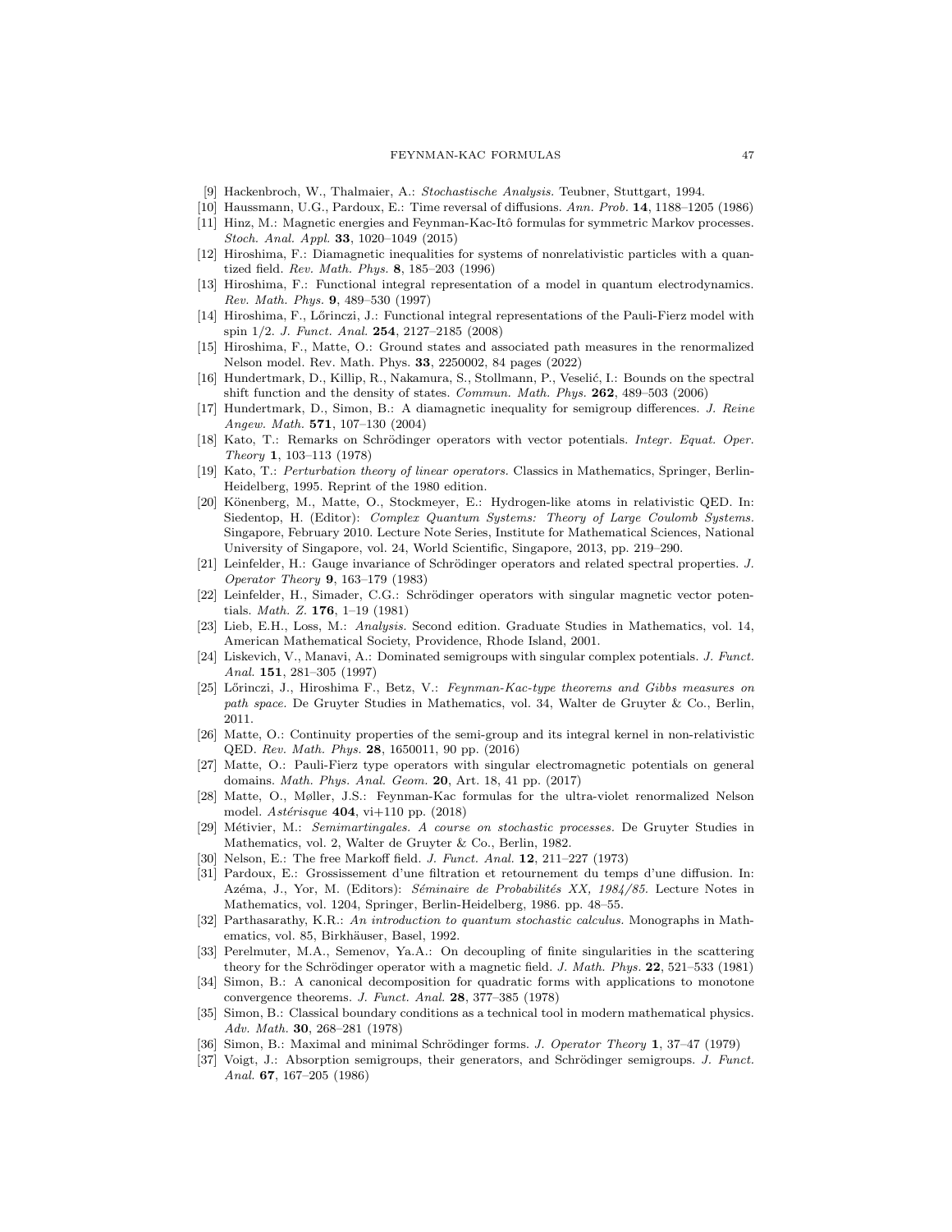[9] Hackenbroch, W., Thalmaier, A.: *Stochastische Analysis.* Teubner, Stuttgart, 1994.

[10] Haussmann, U.G., Pardoux, E.: Time reversal of diffusions. *Ann. Prob.* **14**, 1188–1205 (1986)

[11] Hinz, M.: Magnetic energies and Feynman-Kac-Itô formulas for symmetric Markov processes. *Stoch. Anal. Appl.* **33**, 1020–1049 (2015)

[12] Hiroshima, F.: Diamagnetic inequalities for systems of nonrelativistic particles with a quantized field. *Rev. Math. Phys.* **8**, 185–203 (1996)

[13] Hiroshima, F.: Functional integral representation of a model in quantum electrodynamics. *Rev. Math. Phys.* **9**, 489–530 (1997)

[14] Hiroshima, F., Lőrinczi, J.: Functional integral representations of the Pauli-Fierz model with spin 1/2. *J. Funct. Anal.* **254**, 2127–2185 (2008)

[15] Hiroshima, F., Matte, O.: Ground states and associated path measures in the renormalized Nelson model. Rev. Math. Phys. **33**, 2250002, 84 pages (2022)

[16] Hundertmark, D., Killip, R., Nakamura, S., Stollmann, P., Veselić, I.: Bounds on the spectral shift function and the density of states. *Commun. Math. Phys.* **262**, 489–503 (2006)

[17] Hundertmark, D., Simon, B.: A diamagnetic inequality for semigroup differences. *J. Reine Angew. Math.* **571**, 107–130 (2004)

[18] Kato, T.: Remarks on Schrödinger operators with vector potentials. *Integr. Equat. Oper. Theory* **1**, 103–113 (1978)

[19] Kato, T.: *Perturbation theory of linear operators.* Classics in Mathematics, Springer, Berlin-Heidelberg, 1995. Reprint of the 1980 edition.

[20] Könenberg, M., Matte, O., Stockmeyer, E.: Hydrogen-like atoms in relativistic QED. In: Siedentop, H. (Editor): *Complex Quantum Systems: Theory of Large Coulomb Systems.* Singapore, February 2010. Lecture Note Series, Institute for Mathematical Sciences, National University of Singapore, vol. 24, World Scientific, Singapore, 2013, pp. 219–290.

[21] Leinfelder, H.: Gauge invariance of Schrödinger operators and related spectral properties. *J. Operator Theory* **9**, 163–179 (1983)

[22] Leinfelder, H., Simader, C.G.: Schrödinger operators with singular magnetic vector potentials. *Math. Z.* **176**, 1–19 (1981)

[23] Lieb, E.H., Loss, M.: *Analysis.* Second edition. Graduate Studies in Mathematics, vol. 14, American Mathematical Society, Providence, Rhode Island, 2001.

[24] Liskevich, V., Manavi, A.: Dominated semigroups with singular complex potentials. *J. Funct. Anal.* **151**, 281–305 (1997)

[25] Lőrinczi, J., Hiroshima F., Betz, V.: *Feynman-Kac-type theorems and Gibbs measures on path space.* De Gruyter Studies in Mathematics, vol. 34, Walter de Gruyter & Co., Berlin, 2011.

[26] Matte, O.: Continuity properties of the semi-group and its integral kernel in non-relativistic QED. *Rev. Math. Phys.* **28**, 1650011, 90 pp. (2016)

[27] Matte, O.: Pauli-Fierz type operators with singular electromagnetic potentials on general domains. *Math. Phys. Anal. Geom.* **20**, Art. 18, 41 pp. (2017)

[28] Matte, O., Møller, J.S.: Feynman-Kac formulas for the ultra-violet renormalized Nelson model. *Astérisque* **404**, vi+110 pp. (2018)

[29] Métivier, M.: *Semimartingales. A course on stochastic processes.* De Gruyter Studies in Mathematics, vol. 2, Walter de Gruyter & Co., Berlin, 1982.

[30] Nelson, E.: The free Markoff field. *J. Funct. Anal.* **12**, 211–227 (1973)

[31] Pardoux, E.: Grossissement d'une filtration et retournement du temps d'une diffusion. In: Azéma, J., Yor, M. (Editors): *Séminaire de Probabilités XX, 1984/85.* Lecture Notes in Mathematics, vol. 1204, Springer, Berlin-Heidelberg, 1986. pp. 48–55.

[32] Parthasarathy, K.R.: *An introduction to quantum stochastic calculus.* Monographs in Mathematics, vol. 85, Birkhäuser, Basel, 1992.

[33] Perelmuter, M.A., Semenov, Ya.A.: On decoupling of finite singularities in the scattering theory for the Schrödinger operator with a magnetic field. *J. Math. Phys.* **22**, 521–533 (1981)

[34] Simon, B.: A canonical decomposition for quadratic forms with applications to monotone convergence theorems. *J. Funct. Anal.* **28**, 377–385 (1978)

[35] Simon, B.: Classical boundary conditions as a technical tool in modern mathematical physics. *Adv. Math.* **30**, 268–281 (1978)

[36] Simon, B.: Maximal and minimal Schrödinger forms. *J. Operator Theory* **1**, 37–47 (1979)

[37] Voigt, J.: Absorption semigroups, their generators, and Schrödinger semigroups. *J. Funct. Anal.* **67**, 167–205 (1986)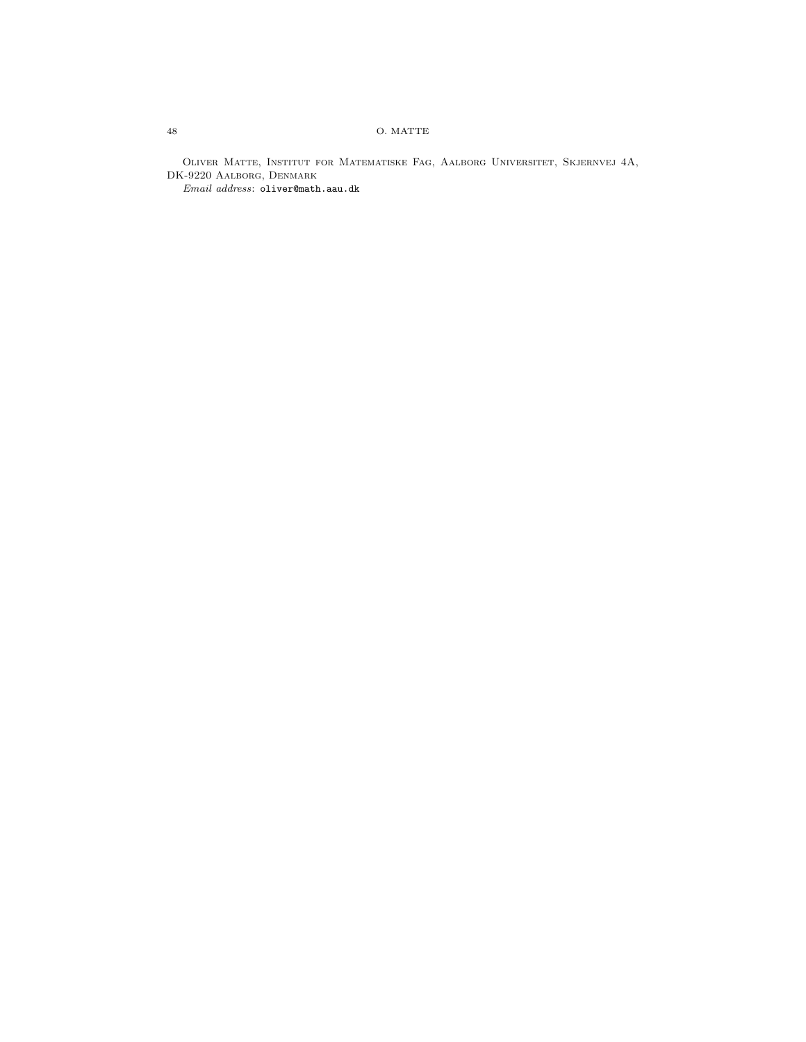Oliver Matte, Institut for Matematiske Fag, Aalborg Universitet, Skjernvej 4A, DK-9220 Aalborg, Denmark

*Email address*: oliver@math.aau.dk